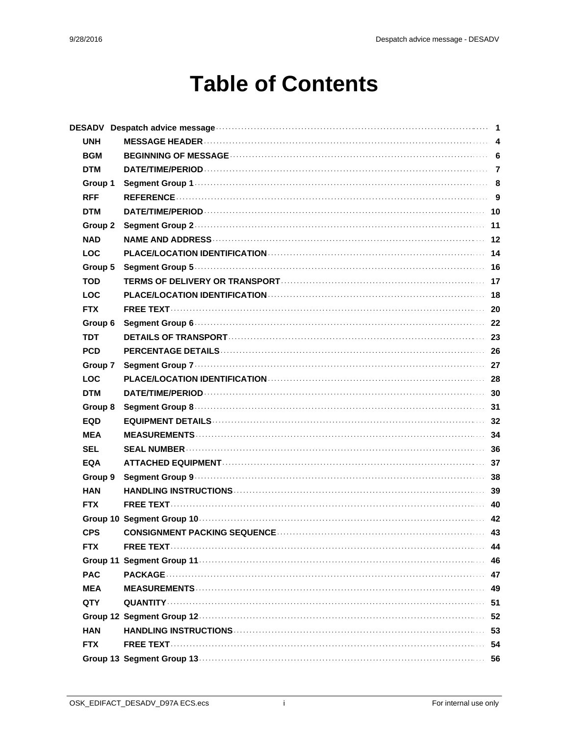# Table of Contents

| | | |
|---|---|---|
| **DESADV** | **Despatch advice message** | **1** |
| **UNH** | **MESSAGE HEADER** | **4** |
| **BGM** | **BEGINNING OF MESSAGE** | **6** |
| **DTM** | **DATE/TIME/PERIOD** | **7** |
| **Group 1** | **Segment Group 1** | **8** |
| **RFF** | **REFERENCE** | **9** |
| **DTM** | **DATE/TIME/PERIOD** | **10** |
| **Group 2** | **Segment Group 2** | **11** |
| **NAD** | **NAME AND ADDRESS** | **12** |
| **LOC** | **PLACE/LOCATION IDENTIFICATION** | **14** |
| **Group 5** | **Segment Group 5** | **16** |
| **TOD** | **TERMS OF DELIVERY OR TRANSPORT** | **17** |
| **LOC** | **PLACE/LOCATION IDENTIFICATION** | **18** |
| **FTX** | **FREE TEXT** | **20** |
| **Group 6** | **Segment Group 6** | **22** |
| **TDT** | **DETAILS OF TRANSPORT** | **23** |
| **PCD** | **PERCENTAGE DETAILS** | **26** |
| **Group 7** | **Segment Group 7** | **27** |
| **LOC** | **PLACE/LOCATION IDENTIFICATION** | **28** |
| **DTM** | **DATE/TIME/PERIOD** | **30** |
| **Group 8** | **Segment Group 8** | **31** |
| **EQD** | **EQUIPMENT DETAILS** | **32** |
| **MEA** | **MEASUREMENTS** | **34** |
| **SEL** | **SEAL NUMBER** | **36** |
| **EQA** | **ATTACHED EQUIPMENT** | **37** |
| **Group 9** | **Segment Group 9** | **38** |
| **HAN** | **HANDLING INSTRUCTIONS** | **39** |
| **FTX** | **FREE TEXT** | **40** |
| **Group 10** | **Segment Group 10** | **42** |
| **CPS** | **CONSIGNMENT PACKING SEQUENCE** | **43** |
| **FTX** | **FREE TEXT** | **44** |
| **Group 11** | **Segment Group 11** | **46** |
| **PAC** | **PACKAGE** | **47** |
| **MEA** | **MEASUREMENTS** | **49** |
| **QTY** | **QUANTITY** | **51** |
| **Group 12** | **Segment Group 12** | **52** |
| **HAN** | **HANDLING INSTRUCTIONS** | **53** |
| **FTX** | **FREE TEXT** | **54** |
| **Group 13** | **Segment Group 13** | **56** |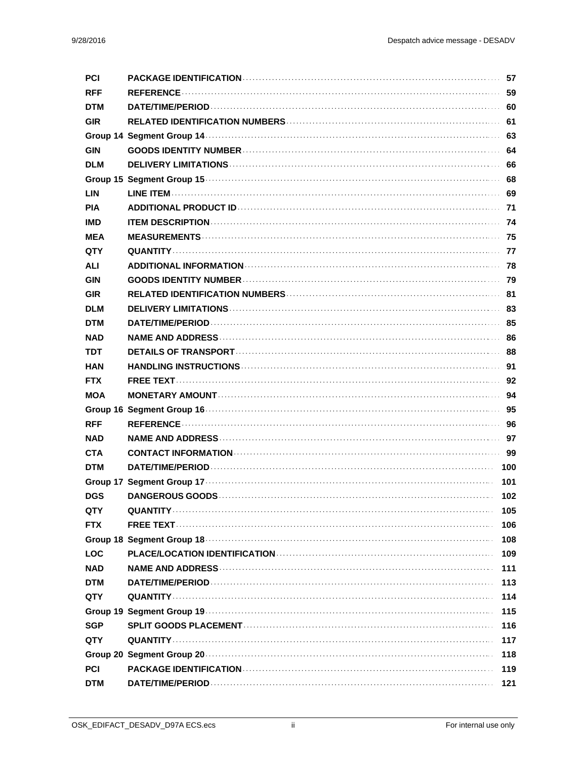| | | |
|---|---|---|
| PCI | PACKAGE IDENTIFICATION | 57 |
| RFF | REFERENCE | 59 |
| DTM | DATE/TIME/PERIOD | 60 |
| GIR | RELATED IDENTIFICATION NUMBERS | 61 |
| Group 14 | Segment Group 14 | 63 |
| GIN | GOODS IDENTITY NUMBER | 64 |
| DLM | DELIVERY LIMITATIONS | 66 |
| Group 15 | Segment Group 15 | 68 |
| LIN | LINE ITEM | 69 |
| PIA | ADDITIONAL PRODUCT ID | 71 |
| IMD | ITEM DESCRIPTION | 74 |
| MEA | MEASUREMENTS | 75 |
| QTY | QUANTITY | 77 |
| ALI | ADDITIONAL INFORMATION | 78 |
| GIN | GOODS IDENTITY NUMBER | 79 |
| GIR | RELATED IDENTIFICATION NUMBERS | 81 |
| DLM | DELIVERY LIMITATIONS | 83 |
| DTM | DATE/TIME/PERIOD | 85 |
| NAD | NAME AND ADDRESS | 86 |
| TDT | DETAILS OF TRANSPORT | 88 |
| HAN | HANDLING INSTRUCTIONS | 91 |
| FTX | FREE TEXT | 92 |
| MOA | MONETARY AMOUNT | 94 |
| Group 16 | Segment Group 16 | 95 |
| RFF | REFERENCE | 96 |
| NAD | NAME AND ADDRESS | 97 |
| CTA | CONTACT INFORMATION | 99 |
| DTM | DATE/TIME/PERIOD | 100 |
| Group 17 | Segment Group 17 | 101 |
| DGS | DANGEROUS GOODS | 102 |
| QTY | QUANTITY | 105 |
| FTX | FREE TEXT | 106 |
| Group 18 | Segment Group 18 | 108 |
| LOC | PLACE/LOCATION IDENTIFICATION | 109 |
| NAD | NAME AND ADDRESS | 111 |
| DTM | DATE/TIME/PERIOD | 113 |
| QTY | QUANTITY | 114 |
| Group 19 | Segment Group 19 | 115 |
| SGP | SPLIT GOODS PLACEMENT | 116 |
| QTY | QUANTITY | 117 |
| Group 20 | Segment Group 20 | 118 |
| PCI | PACKAGE IDENTIFICATION | 119 |
| DTM | DATE/TIME/PERIOD | 121 |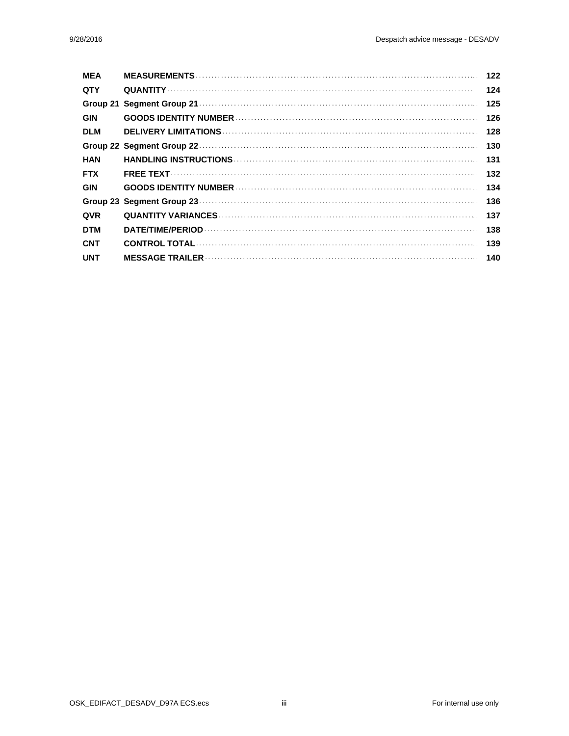| | | |
|---|---|---|
| **MEA** | **MEASUREMENTS** | **122** |
| **QTY** | **QUANTITY** | **124** |
| **Group 21** | **Segment Group 21** | **125** |
| **GIN** | **GOODS IDENTITY NUMBER** | **126** |
| **DLM** | **DELIVERY LIMITATIONS** | **128** |
| **Group 22** | **Segment Group 22** | **130** |
| **HAN** | **HANDLING INSTRUCTIONS** | **131** |
| **FTX** | **FREE TEXT** | **132** |
| **GIN** | **GOODS IDENTITY NUMBER** | **134** |
| **Group 23** | **Segment Group 23** | **136** |
| **QVR** | **QUANTITY VARIANCES** | **137** |
| **DTM** | **DATE/TIME/PERIOD** | **138** |
| **CNT** | **CONTROL TOTAL** | **139** |
| **UNT** | **MESSAGE TRAILER** | **140** |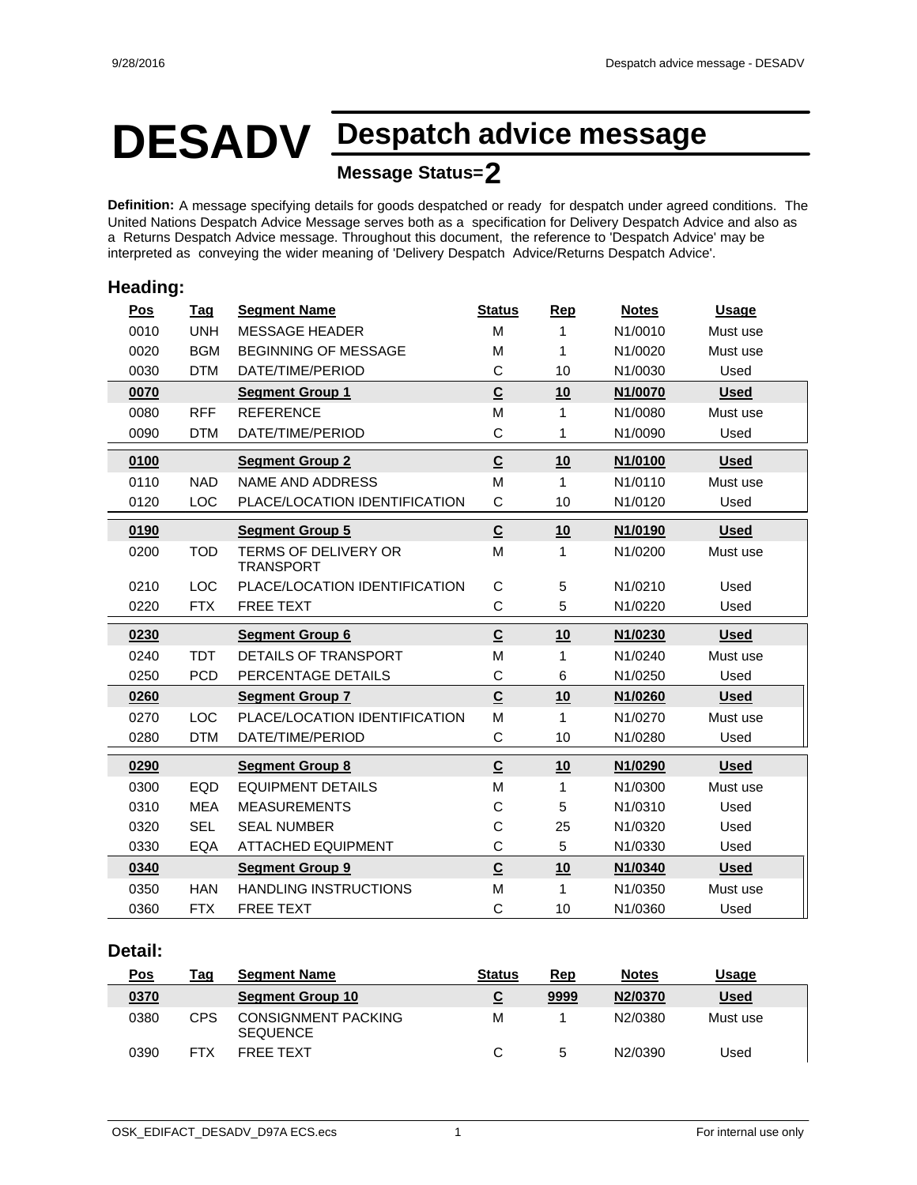# DESADV Despatch advice message

**Message Status=2**

**Definition:** A message specifying details for goods despatched or ready for despatch under agreed conditions. The United Nations Despatch Advice Message serves both as a specification for Delivery Despatch Advice and also as a Returns Despatch Advice message. Throughout this document, the reference to 'Despatch Advice' may be interpreted as conveying the wider meaning of 'Delivery Despatch Advice/Returns Despatch Advice'.

## Heading:

| Pos | Tag | Segment Name | Status | Rep | Notes | Usage |
|---|---|---|---|---|---|---|
| 0010 | UNH | MESSAGE HEADER | M | 1 | N1/0010 | Must use |
| 0020 | BGM | BEGINNING OF MESSAGE | M | 1 | N1/0020 | Must use |
| 0030 | DTM | DATE/TIME/PERIOD | C | 10 | N1/0030 | Used |
| **0070** | | **Segment Group 1** | **C** | **10** | **N1/0070** | **Used** |
| 0080 | RFF | REFERENCE | M | 1 | N1/0080 | Must use |
| 0090 | DTM | DATE/TIME/PERIOD | C | 1 | N1/0090 | Used |
| **0100** | | **Segment Group 2** | **C** | **10** | **N1/0100** | **Used** |
| 0110 | NAD | NAME AND ADDRESS | M | 1 | N1/0110 | Must use |
| 0120 | LOC | PLACE/LOCATION IDENTIFICATION | C | 10 | N1/0120 | Used |
| **0190** | | **Segment Group 5** | **C** | **10** | **N1/0190** | **Used** |
| 0200 | TOD | TERMS OF DELIVERY OR TRANSPORT | M | 1 | N1/0200 | Must use |
| 0210 | LOC | PLACE/LOCATION IDENTIFICATION | C | 5 | N1/0210 | Used |
| 0220 | FTX | FREE TEXT | C | 5 | N1/0220 | Used |
| **0230** | | **Segment Group 6** | **C** | **10** | **N1/0230** | **Used** |
| 0240 | TDT | DETAILS OF TRANSPORT | M | 1 | N1/0240 | Must use |
| 0250 | PCD | PERCENTAGE DETAILS | C | 6 | N1/0250 | Used |
| **0260** | | **Segment Group 7** | **C** | **10** | **N1/0260** | **Used** |
| 0270 | LOC | PLACE/LOCATION IDENTIFICATION | M | 1 | N1/0270 | Must use |
| 0280 | DTM | DATE/TIME/PERIOD | C | 10 | N1/0280 | Used |
| **0290** | | **Segment Group 8** | **C** | **10** | **N1/0290** | **Used** |
| 0300 | EQD | EQUIPMENT DETAILS | M | 1 | N1/0300 | Must use |
| 0310 | MEA | MEASUREMENTS | C | 5 | N1/0310 | Used |
| 0320 | SEL | SEAL NUMBER | C | 25 | N1/0320 | Used |
| 0330 | EQA | ATTACHED EQUIPMENT | C | 5 | N1/0330 | Used |
| **0340** | | **Segment Group 9** | **C** | **10** | **N1/0340** | **Used** |
| 0350 | HAN | HANDLING INSTRUCTIONS | M | 1 | N1/0350 | Must use |
| 0360 | FTX | FREE TEXT | C | 10 | N1/0360 | Used |

## Detail:

| Pos | Tag | Segment Name | Status | Rep | Notes | Usage |
|---|---|---|---|---|---|---|
| **0370** | | **Segment Group 10** | **C** | **9999** | **N2/0370** | **Used** |
| 0380 | CPS | CONSIGNMENT PACKING SEQUENCE | M | 1 | N2/0380 | Must use |
| 0390 | FTX | FREE TEXT | C | 5 | N2/0390 | Used |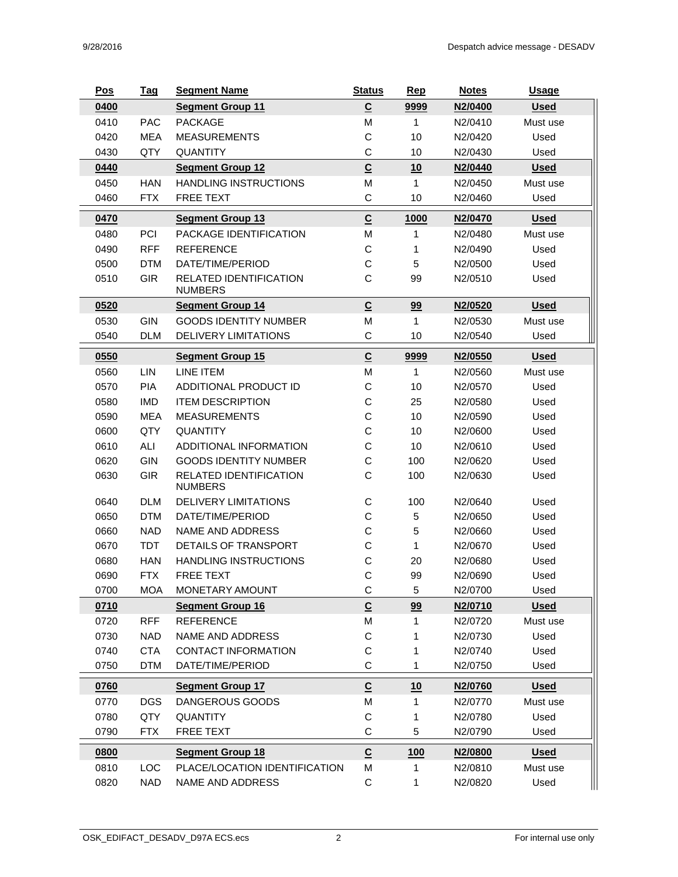| Pos | Tag | Segment Name | Status | Rep | Notes | Usage |
|---|---|---|---|---|---|---|
| **0400** | | **Segment Group 11** | **C** | **9999** | **N2/0400** | **Used** |
| 0410 | PAC | PACKAGE | M | 1 | N2/0410 | Must use |
| 0420 | MEA | MEASUREMENTS | C | 10 | N2/0420 | Used |
| 0430 | QTY | QUANTITY | C | 10 | N2/0430 | Used |
| **0440** | | **Segment Group 12** | **C** | **10** | **N2/0440** | **Used** |
| 0450 | HAN | HANDLING INSTRUCTIONS | M | 1 | N2/0450 | Must use |
| 0460 | FTX | FREE TEXT | C | 10 | N2/0460 | Used |
| **0470** | | **Segment Group 13** | **C** | **1000** | **N2/0470** | **Used** |
| 0480 | PCI | PACKAGE IDENTIFICATION | M | 1 | N2/0480 | Must use |
| 0490 | RFF | REFERENCE | C | 1 | N2/0490 | Used |
| 0500 | DTM | DATE/TIME/PERIOD | C | 5 | N2/0500 | Used |
| 0510 | GIR | RELATED IDENTIFICATION NUMBERS | C | 99 | N2/0510 | Used |
| **0520** | | **Segment Group 14** | **C** | **99** | **N2/0520** | **Used** |
| 0530 | GIN | GOODS IDENTITY NUMBER | M | 1 | N2/0530 | Must use |
| 0540 | DLM | DELIVERY LIMITATIONS | C | 10 | N2/0540 | Used |
| **0550** | | **Segment Group 15** | **C** | **9999** | **N2/0550** | **Used** |
| 0560 | LIN | LINE ITEM | M | 1 | N2/0560 | Must use |
| 0570 | PIA | ADDITIONAL PRODUCT ID | C | 10 | N2/0570 | Used |
| 0580 | IMD | ITEM DESCRIPTION | C | 25 | N2/0580 | Used |
| 0590 | MEA | MEASUREMENTS | C | 10 | N2/0590 | Used |
| 0600 | QTY | QUANTITY | C | 10 | N2/0600 | Used |
| 0610 | ALI | ADDITIONAL INFORMATION | C | 10 | N2/0610 | Used |
| 0620 | GIN | GOODS IDENTITY NUMBER | C | 100 | N2/0620 | Used |
| 0630 | GIR | RELATED IDENTIFICATION NUMBERS | C | 100 | N2/0630 | Used |
| 0640 | DLM | DELIVERY LIMITATIONS | C | 100 | N2/0640 | Used |
| 0650 | DTM | DATE/TIME/PERIOD | C | 5 | N2/0650 | Used |
| 0660 | NAD | NAME AND ADDRESS | C | 5 | N2/0660 | Used |
| 0670 | TDT | DETAILS OF TRANSPORT | C | 1 | N2/0670 | Used |
| 0680 | HAN | HANDLING INSTRUCTIONS | C | 20 | N2/0680 | Used |
| 0690 | FTX | FREE TEXT | C | 99 | N2/0690 | Used |
| 0700 | MOA | MONETARY AMOUNT | C | 5 | N2/0700 | Used |
| **0710** | | **Segment Group 16** | **C** | **99** | **N2/0710** | **Used** |
| 0720 | RFF | REFERENCE | M | 1 | N2/0720 | Must use |
| 0730 | NAD | NAME AND ADDRESS | C | 1 | N2/0730 | Used |
| 0740 | CTA | CONTACT INFORMATION | C | 1 | N2/0740 | Used |
| 0750 | DTM | DATE/TIME/PERIOD | C | 1 | N2/0750 | Used |
| **0760** | | **Segment Group 17** | **C** | **10** | **N2/0760** | **Used** |
| 0770 | DGS | DANGEROUS GOODS | M | 1 | N2/0770 | Must use |
| 0780 | QTY | QUANTITY | C | 1 | N2/0780 | Used |
| 0790 | FTX | FREE TEXT | C | 5 | N2/0790 | Used |
| **0800** | | **Segment Group 18** | **C** | **100** | **N2/0800** | **Used** |
| 0810 | LOC | PLACE/LOCATION IDENTIFICATION | M | 1 | N2/0810 | Must use |
| 0820 | NAD | NAME AND ADDRESS | C | 1 | N2/0820 | Used |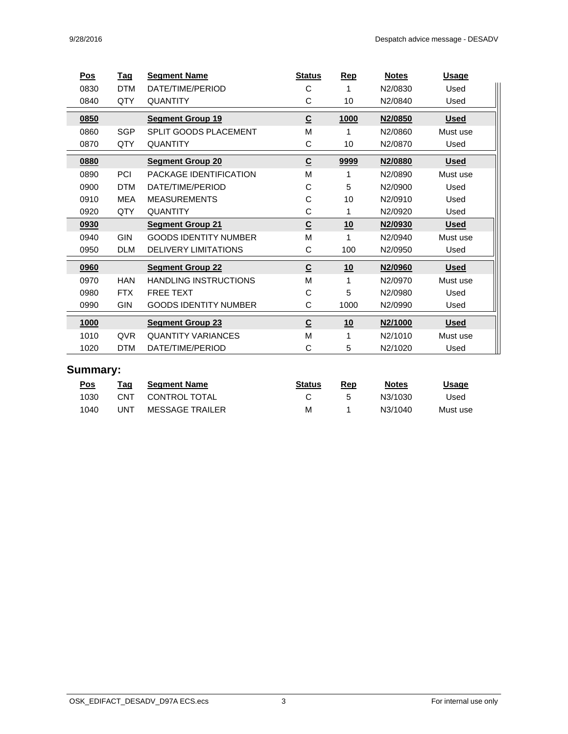| Pos | Tag | Segment Name | Status | Rep | Notes | Usage |
|---|---|---|---|---|---|---|
| 0830 | DTM | DATE/TIME/PERIOD | C | 1 | N2/0830 | Used |
| 0840 | QTY | QUANTITY | C | 10 | N2/0840 | Used |
| **0850** | | **Segment Group 19** | **C** | **1000** | **N2/0850** | **Used** |
| 0860 | SGP | SPLIT GOODS PLACEMENT | M | 1 | N2/0860 | Must use |
| 0870 | QTY | QUANTITY | C | 10 | N2/0870 | Used |
| **0880** | | **Segment Group 20** | **C** | **9999** | **N2/0880** | **Used** |
| 0890 | PCI | PACKAGE IDENTIFICATION | M | 1 | N2/0890 | Must use |
| 0900 | DTM | DATE/TIME/PERIOD | C | 5 | N2/0900 | Used |
| 0910 | MEA | MEASUREMENTS | C | 10 | N2/0910 | Used |
| 0920 | QTY | QUANTITY | C | 1 | N2/0920 | Used |
| **0930** | | **Segment Group 21** | **C** | **10** | **N2/0930** | **Used** |
| 0940 | GIN | GOODS IDENTITY NUMBER | M | 1 | N2/0940 | Must use |
| 0950 | DLM | DELIVERY LIMITATIONS | C | 100 | N2/0950 | Used |
| **0960** | | **Segment Group 22** | **C** | **10** | **N2/0960** | **Used** |
| 0970 | HAN | HANDLING INSTRUCTIONS | M | 1 | N2/0970 | Must use |
| 0980 | FTX | FREE TEXT | C | 5 | N2/0980 | Used |
| 0990 | GIN | GOODS IDENTITY NUMBER | C | 1000 | N2/0990 | Used |
| **1000** | | **Segment Group 23** | **C** | **10** | **N2/1000** | **Used** |
| 1010 | QVR | QUANTITY VARIANCES | M | 1 | N2/1010 | Must use |
| 1020 | DTM | DATE/TIME/PERIOD | C | 5 | N2/1020 | Used |

## Summary:

| Pos | Tag | Segment Name | Status | Rep | Notes | Usage |
|---|---|---|---|---|---|---|
| 1030 | CNT | CONTROL TOTAL | C | 5 | N3/1030 | Used |
| 1040 | UNT | MESSAGE TRAILER | M | 1 | N3/1040 | Must use |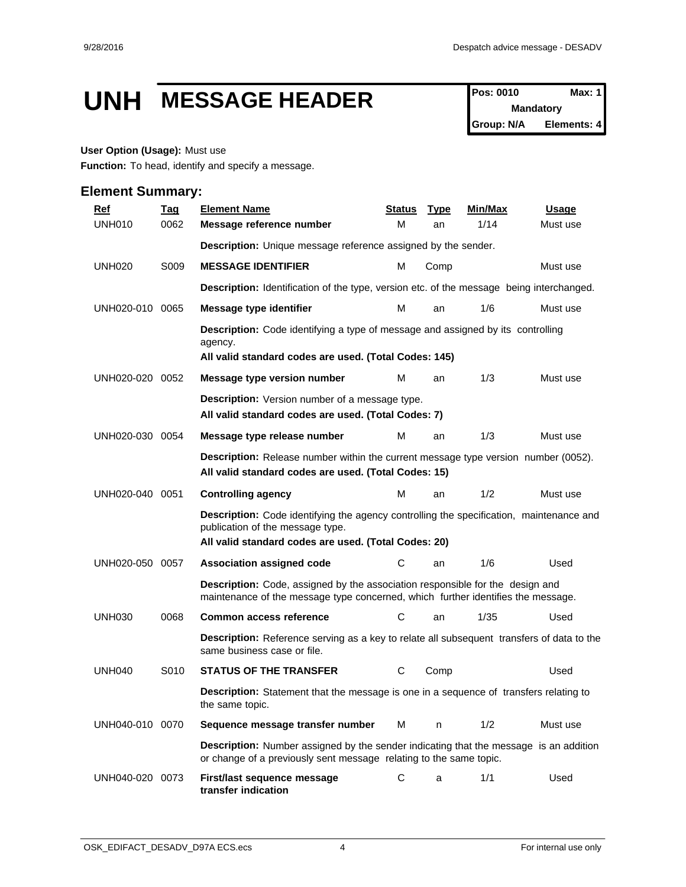# UNH MESSAGE HEADER

| Pos: 0010 | Max: 1 |
| --- | --- |
| Mandatory | |
| Group: N/A | Elements: 4 |

**User Option (Usage):** Must use

**Function:** To head, identify and specify a message.

## Element Summary:

| Ref | Tag | Element Name | Status | Type | Min/Max | Usage |
| --- | --- | --- | --- | --- | --- | --- |
| UNH010 | 0062 | **Message reference number** | M | an | 1/14 | Must use |
| | | **Description:** Unique message reference assigned by the sender. | | | | |
| UNH020 | S009 | **MESSAGE IDENTIFIER** | M | Comp | | Must use |
| | | **Description:** Identification of the type, version etc. of the message being interchanged. | | | | |
| UNH020-010 | 0065 | **Message type identifier** | M | an | 1/6 | Must use |
| | | **Description:** Code identifying a type of message and assigned by its controlling agency. **All valid standard codes are used. (Total Codes: 145)** | | | | |
| UNH020-020 | 0052 | **Message type version number** | M | an | 1/3 | Must use |
| | | **Description:** Version number of a message type. **All valid standard codes are used. (Total Codes: 7)** | | | | |
| UNH020-030 | 0054 | **Message type release number** | M | an | 1/3 | Must use |
| | | **Description:** Release number within the current message type version number (0052). **All valid standard codes are used. (Total Codes: 15)** | | | | |
| UNH020-040 | 0051 | **Controlling agency** | M | an | 1/2 | Must use |
| | | **Description:** Code identifying the agency controlling the specification, maintenance and publication of the message type. **All valid standard codes are used. (Total Codes: 20)** | | | | |
| UNH020-050 | 0057 | **Association assigned code** | C | an | 1/6 | Used |
| | | **Description:** Code, assigned by the association responsible for the design and maintenance of the message type concerned, which further identifies the message. | | | | |
| UNH030 | 0068 | **Common access reference** | C | an | 1/35 | Used |
| | | **Description:** Reference serving as a key to relate all subsequent transfers of data to the same business case or file. | | | | |
| UNH040 | S010 | **STATUS OF THE TRANSFER** | C | Comp | | Used |
| | | **Description:** Statement that the message is one in a sequence of transfers relating to the same topic. | | | | |
| UNH040-010 | 0070 | **Sequence message transfer number** | M | n | 1/2 | Must use |
| | | **Description:** Number assigned by the sender indicating that the message is an addition or change of a previously sent message relating to the same topic. | | | | |
| UNH040-020 | 0073 | **First/last sequence message transfer indication** | C | a | 1/1 | Used |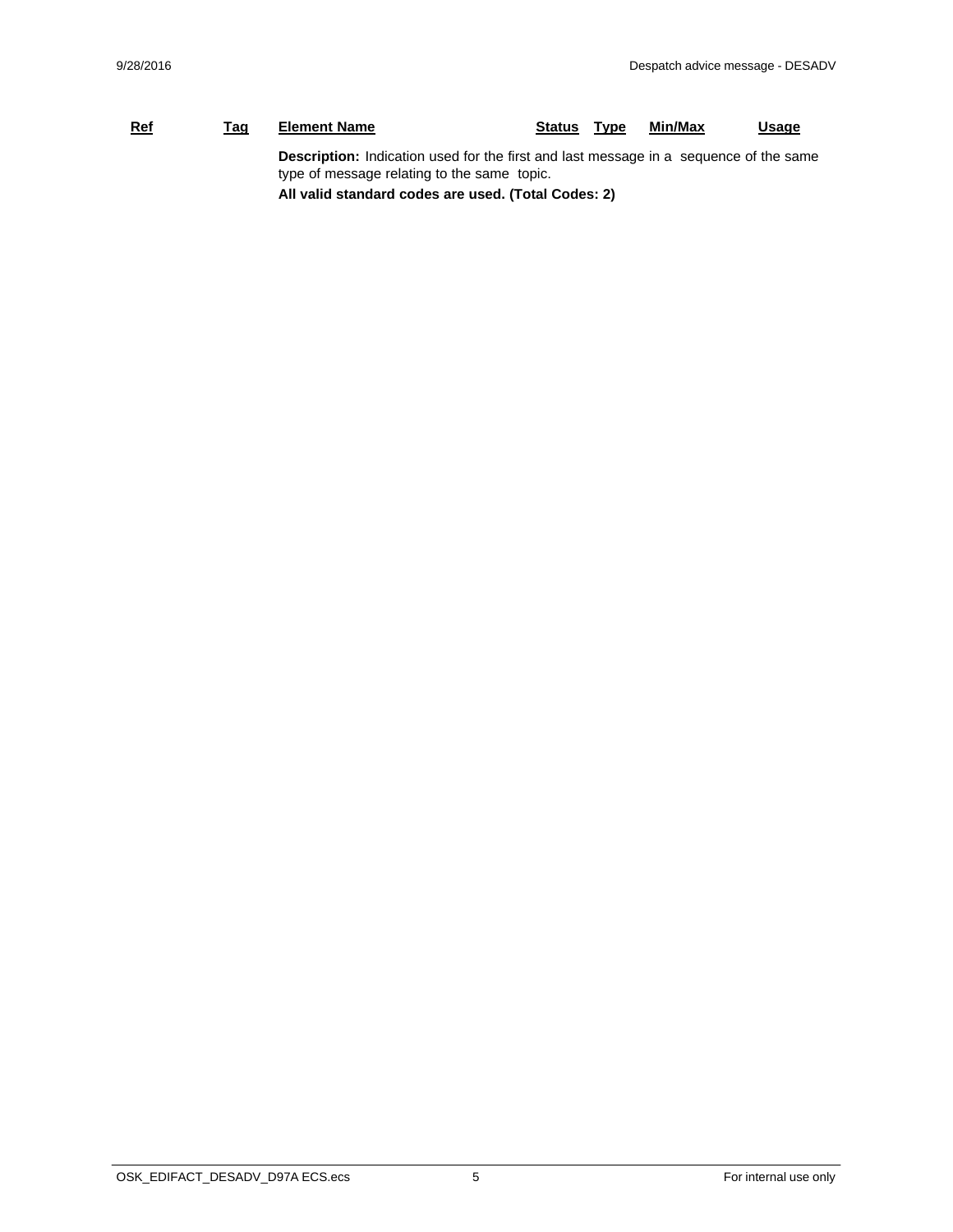| Ref | Tag | Element Name | Status | Type | Min/Max | Usage |
|---|---|---|---|---|---|---|

**Description:** Indication used for the first and last message in a sequence of the same type of message relating to the same topic.

**All valid standard codes are used. (Total Codes: 2)**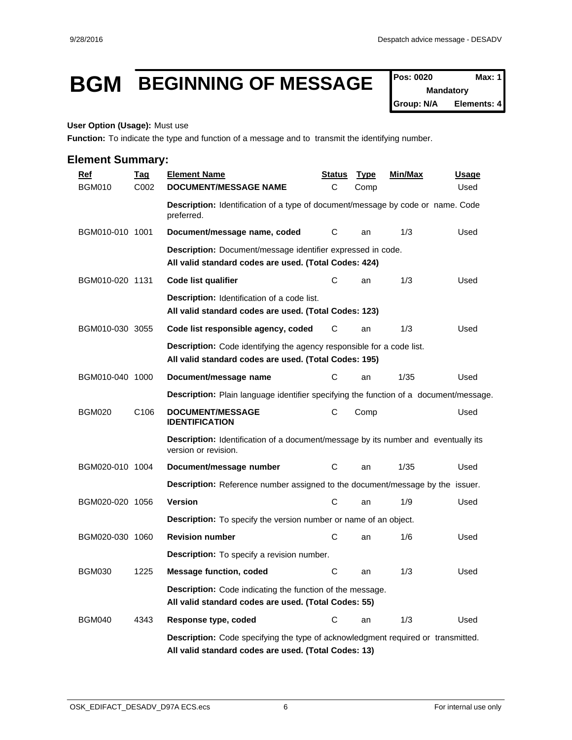# BGM BEGINNING OF MESSAGE

| Pos: 0020 | Max: 1 |
|---|---|
| Mandatory | |
| Group: N/A | Elements: 4 |

**User Option (Usage):** Must use

**Function:** To indicate the type and function of a message and to transmit the identifying number.

## Element Summary:

| Ref | Tag | Element Name | Status | Type | Min/Max | Usage |
|---|---|---|---|---|---|---|
| BGM010 | C002 | **DOCUMENT/MESSAGE NAME** | C | Comp | | Used |
| | | **Description:** Identification of a type of document/message by code or name. Code preferred. | | | | |
| BGM010-010 | 1001 | **Document/message name, coded** | C | an | 1/3 | Used |
| | | **Description:** Document/message identifier expressed in code. **All valid standard codes are used. (Total Codes: 424)** | | | | |
| BGM010-020 | 1131 | **Code list qualifier** | C | an | 1/3 | Used |
| | | **Description:** Identification of a code list. **All valid standard codes are used. (Total Codes: 123)** | | | | |
| BGM010-030 | 3055 | **Code list responsible agency, coded** | C | an | 1/3 | Used |
| | | **Description:** Code identifying the agency responsible for a code list. **All valid standard codes are used. (Total Codes: 195)** | | | | |
| BGM010-040 | 1000 | **Document/message name** | C | an | 1/35 | Used |
| | | **Description:** Plain language identifier specifying the function of a document/message. | | | | |
| BGM020 | C106 | **DOCUMENT/MESSAGE IDENTIFICATION** | C | Comp | | Used |
| | | **Description:** Identification of a document/message by its number and eventually its version or revision. | | | | |
| BGM020-010 | 1004 | **Document/message number** | C | an | 1/35 | Used |
| | | **Description:** Reference number assigned to the document/message by the issuer. | | | | |
| BGM020-020 | 1056 | **Version** | C | an | 1/9 | Used |
| | | **Description:** To specify the version number or name of an object. | | | | |
| BGM020-030 | 1060 | **Revision number** | C | an | 1/6 | Used |
| | | **Description:** To specify a revision number. | | | | |
| BGM030 | 1225 | **Message function, coded** | C | an | 1/3 | Used |
| | | **Description:** Code indicating the function of the message. **All valid standard codes are used. (Total Codes: 55)** | | | | |
| BGM040 | 4343 | **Response type, coded** | C | an | 1/3 | Used |
| | | **Description:** Code specifying the type of acknowledgment required or transmitted. **All valid standard codes are used. (Total Codes: 13)** | | | | |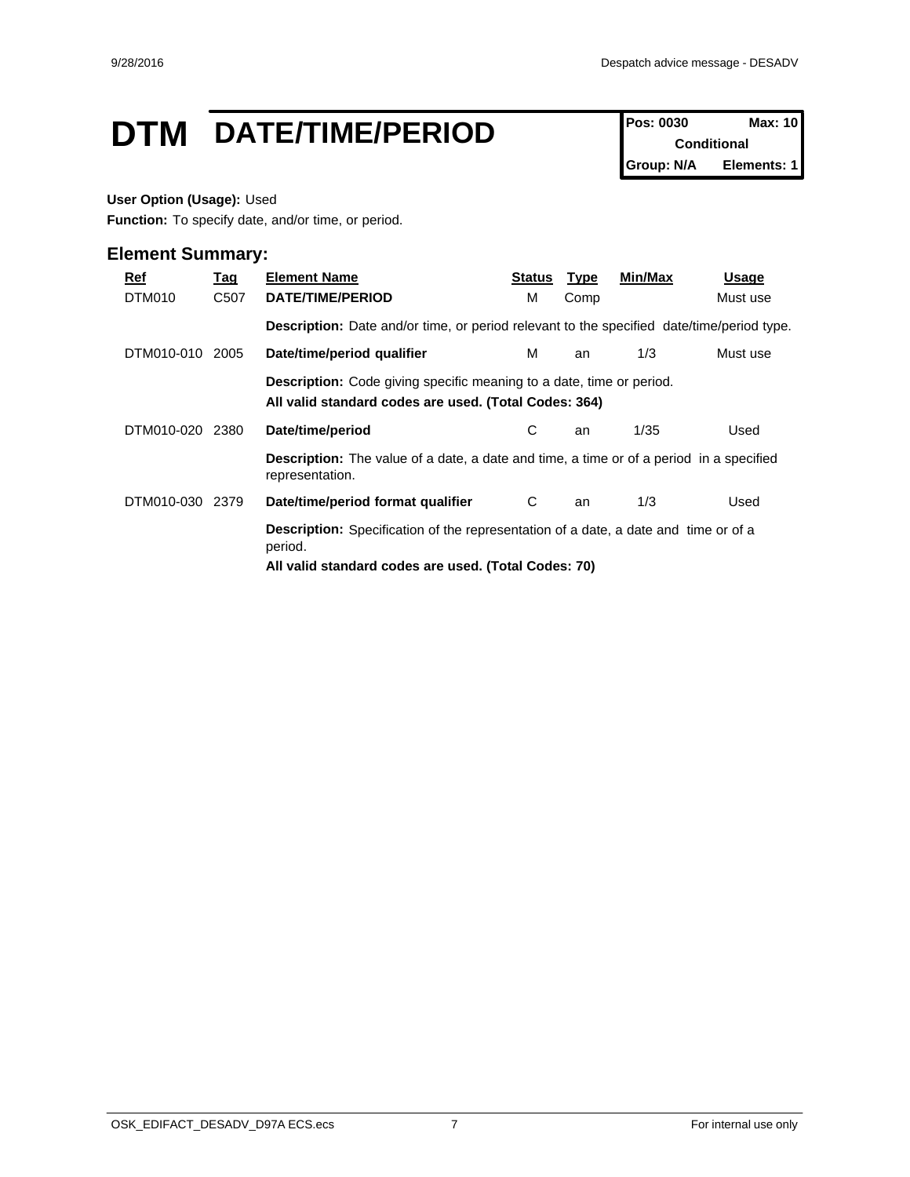# DTM DATE/TIME/PERIOD

| Pos: 0030 | Max: 10 |
|---|---|
| Conditional | |
| Group: N/A | Elements: 1 |

**User Option (Usage):** Used

**Function:** To specify date, and/or time, or period.

## Element Summary:

| Ref | Tag | Element Name | Status | Type | Min/Max | Usage |
|---|---|---|---|---|---|---|
| DTM010 | C507 | **DATE/TIME/PERIOD** | M | Comp | | Must use |
| | | **Description:** Date and/or time, or period relevant to the specified date/time/period type. | | | | |
| DTM010-010 | 2005 | **Date/time/period qualifier** | M | an | 1/3 | Must use |
| | | **Description:** Code giving specific meaning to a date, time or period. **All valid standard codes are used. (Total Codes: 364)** | | | | |
| DTM010-020 | 2380 | **Date/time/period** | C | an | 1/35 | Used |
| | | **Description:** The value of a date, a date and time, a time or of a period in a specified representation. | | | | |
| DTM010-030 | 2379 | **Date/time/period format qualifier** | C | an | 1/3 | Used |
| | | **Description:** Specification of the representation of a date, a date and time or of a period. **All valid standard codes are used. (Total Codes: 70)** | | | | |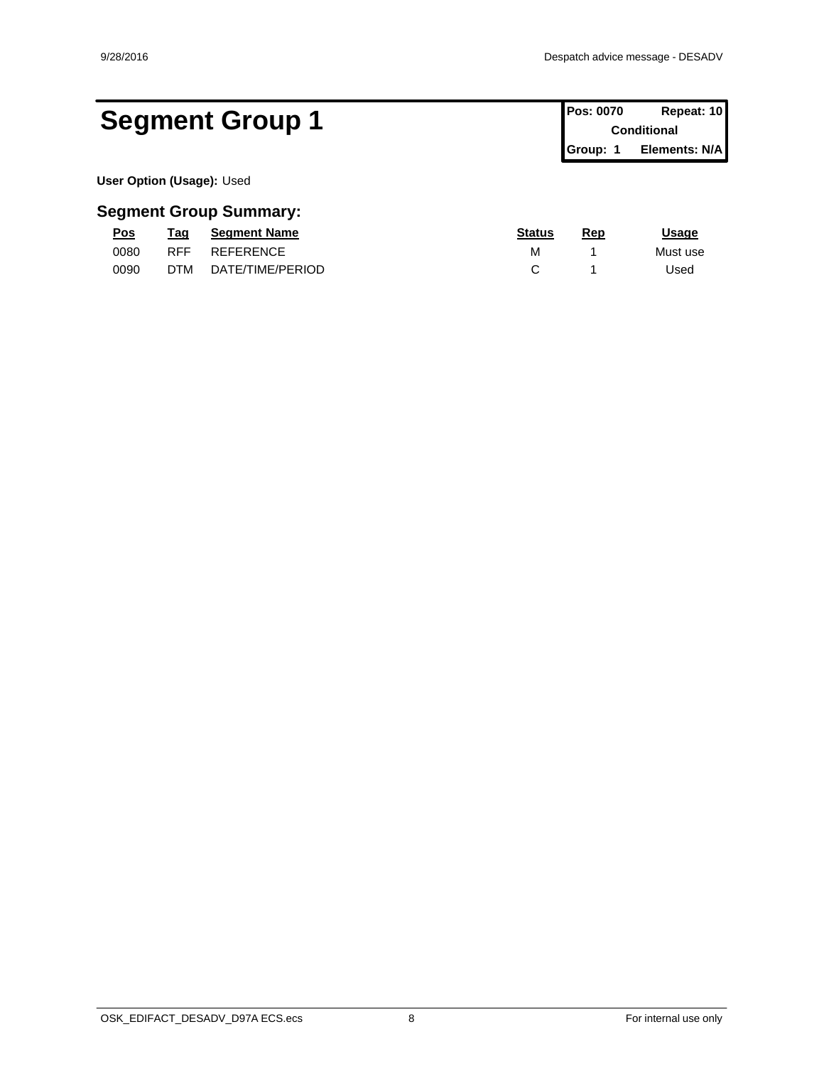# Segment Group 1

| Pos: 0070 | Repeat: 10 |
| --- | --- |
| Conditional | |
| Group: 1 | Elements: N/A |

**User Option (Usage):** Used

## Segment Group Summary:

| Pos | Tag | Segment Name | Status | Rep | Usage |
| --- | --- | --- | --- | --- | --- |
| 0080 | RFF | REFERENCE | M | 1 | Must use |
| 0090 | DTM | DATE/TIME/PERIOD | C | 1 | Used |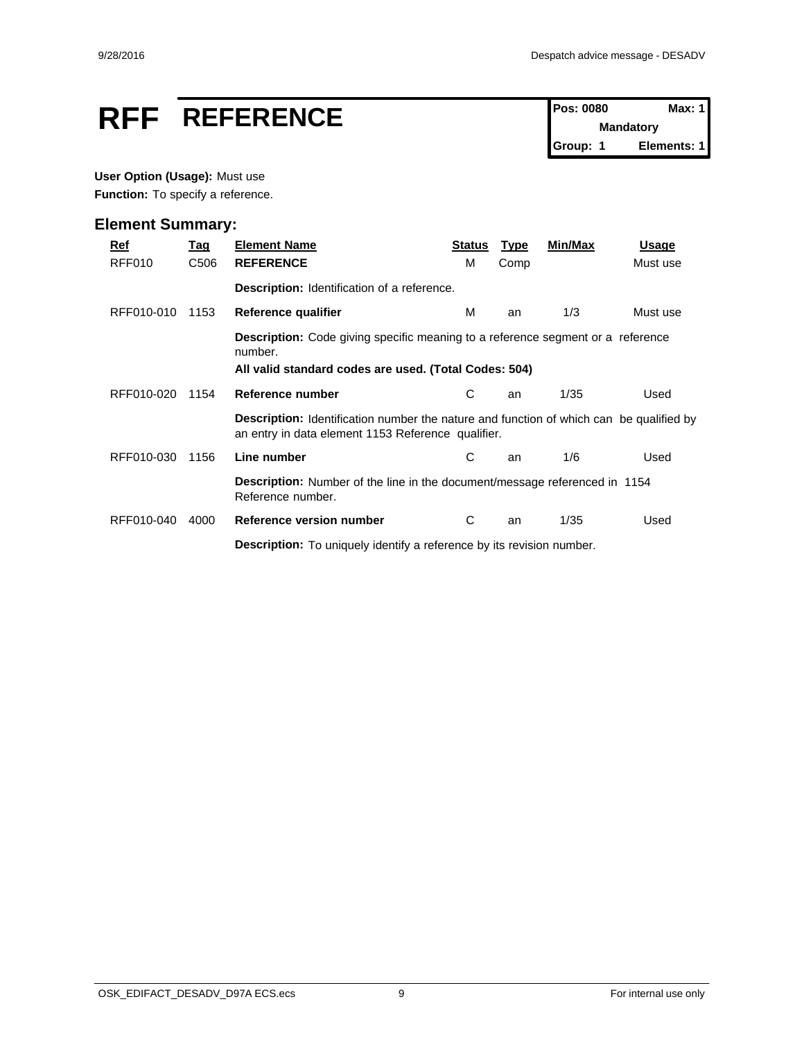# RFF REFERENCE

| Pos: 0080 | Max: 1 |
| --- | --- |
| Mandatory | |
| Group: 1 | Elements: 1 |

**User Option (Usage):** Must use

**Function:** To specify a reference.

## Element Summary:

| Ref | Tag | Element Name | Status | Type | Min/Max | Usage |
| --- | --- | --- | --- | --- | --- | --- |
| RFF010 | C506 | **REFERENCE** | M | Comp | | Must use |
| | | **Description:** Identification of a reference. | | | | |
| RFF010-010 | 1153 | **Reference qualifier** | M | an | 1/3 | Must use |
| | | **Description:** Code giving specific meaning to a reference segment or a reference number. **All valid standard codes are used. (Total Codes: 504)** | | | | |
| RFF010-020 | 1154 | **Reference number** | C | an | 1/35 | Used |
| | | **Description:** Identification number the nature and function of which can be qualified by an entry in data element 1153 Reference qualifier. | | | | |
| RFF010-030 | 1156 | **Line number** | C | an | 1/6 | Used |
| | | **Description:** Number of the line in the document/message referenced in 1154 Reference number. | | | | |
| RFF010-040 | 4000 | **Reference version number** | C | an | 1/35 | Used |
| | | **Description:** To uniquely identify a reference by its revision number. | | | | |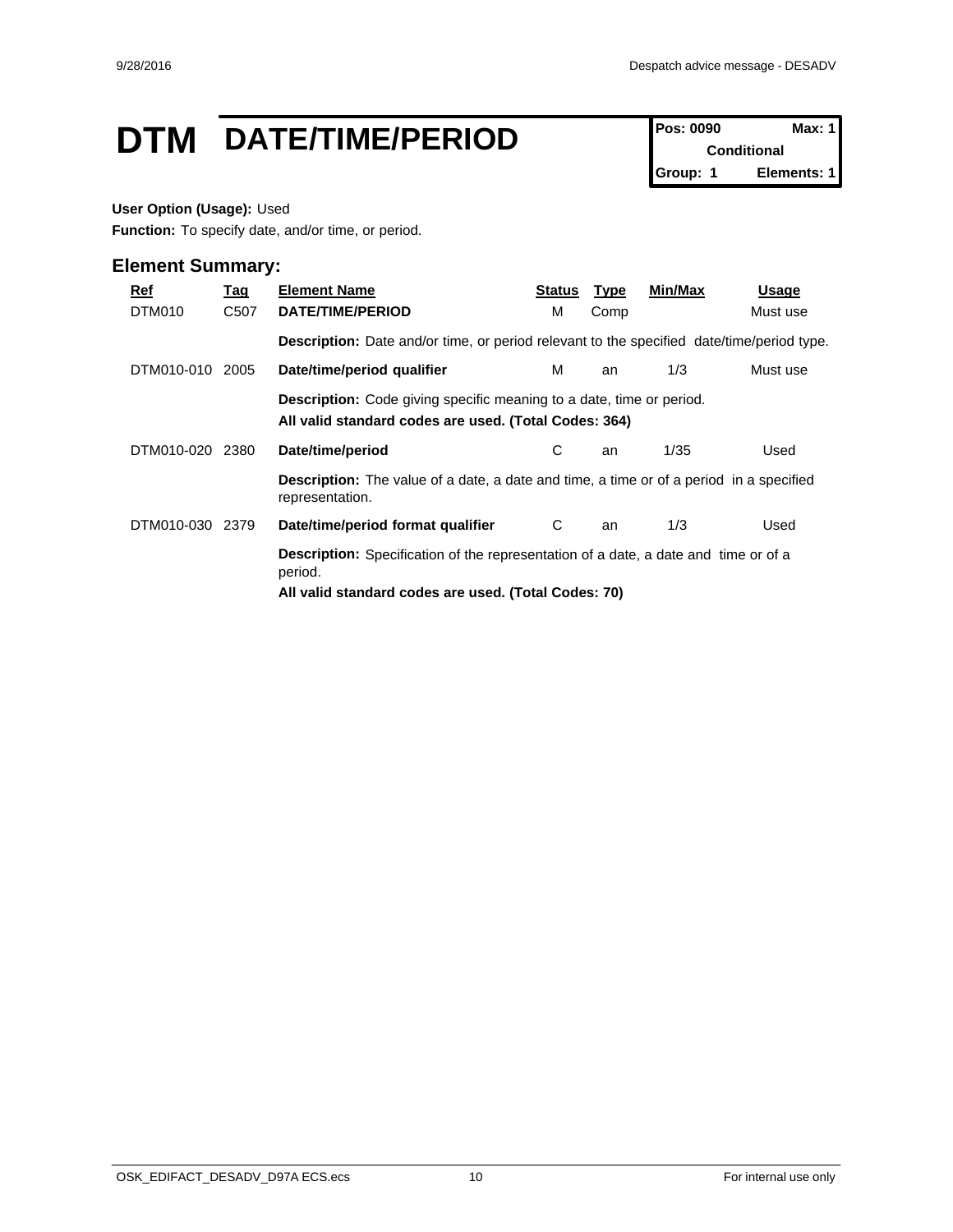# DTM DATE/TIME/PERIOD

| Pos: 0090 | Max: 1 |
|---|---|
| Conditional | |
| Group: 1 | Elements: 1 |

**User Option (Usage):** Used

**Function:** To specify date, and/or time, or period.

## Element Summary:

| Ref | Tag | Element Name | Status | Type | Min/Max | Usage |
|---|---|---|---|---|---|---|
| DTM010 | C507 | **DATE/TIME/PERIOD** | M | Comp | | Must use |
| | | **Description:** Date and/or time, or period relevant to the specified date/time/period type. | | | | |
| DTM010-010 | 2005 | **Date/time/period qualifier** | M | an | 1/3 | Must use |
| | | **Description:** Code giving specific meaning to a date, time or period. **All valid standard codes are used. (Total Codes: 364)** | | | | |
| DTM010-020 | 2380 | **Date/time/period** | C | an | 1/35 | Used |
| | | **Description:** The value of a date, a date and time, a time or of a period in a specified representation. | | | | |
| DTM010-030 | 2379 | **Date/time/period format qualifier** | C | an | 1/3 | Used |
| | | **Description:** Specification of the representation of a date, a date and time or of a period. **All valid standard codes are used. (Total Codes: 70)** | | | | |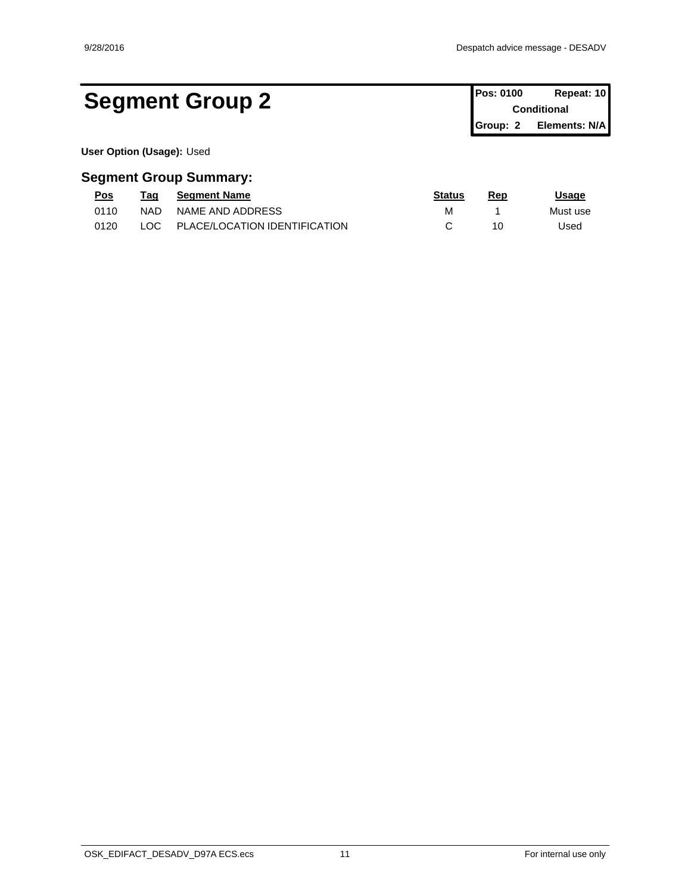# Segment Group 2

| Pos: 0100 | Repeat: 10 |
|---|---|
| Conditional | |
| Group: 2 | Elements: N/A |

**User Option (Usage):** Used

## Segment Group Summary:

| Pos | Tag | Segment Name | Status | Rep | Usage |
|---|---|---|---|---|---|
| 0110 | NAD | NAME AND ADDRESS | M | 1 | Must use |
| 0120 | LOC | PLACE/LOCATION IDENTIFICATION | C | 10 | Used |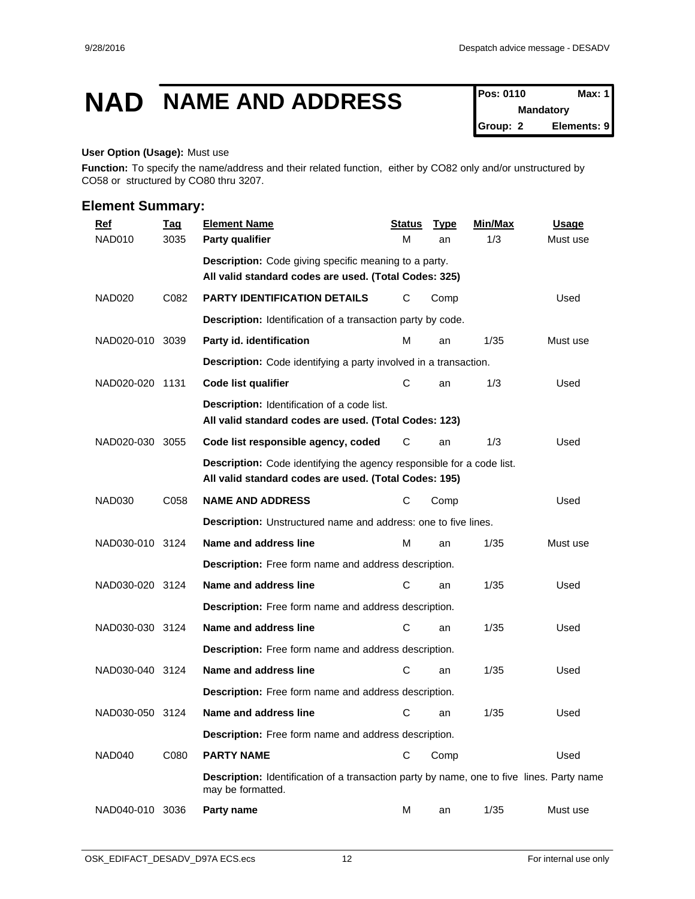# NAD NAME AND ADDRESS

| Pos: 0110 | Max: 1 |
|---|---|
| Mandatory | |
| Group: 2 | Elements: 9 |

**User Option (Usage):** Must use

**Function:** To specify the name/address and their related function, either by CO82 only and/or unstructured by CO58 or structured by CO80 thru 3207.

## Element Summary:

| Ref | Tag | Element Name | Status | Type | Min/Max | Usage |
|---|---|---|---|---|---|---|
| NAD010 | 3035 | **Party qualifier** | M | an | 1/3 | Must use |
| | | **Description:** Code giving specific meaning to a party.<br>**All valid standard codes are used. (Total Codes: 325)** | | | | |
| NAD020 | C082 | **PARTY IDENTIFICATION DETAILS** | C | Comp | | Used |
| | | **Description:** Identification of a transaction party by code. | | | | |
| NAD020-010 | 3039 | **Party id. identification** | M | an | 1/35 | Must use |
| | | **Description:** Code identifying a party involved in a transaction. | | | | |
| NAD020-020 | 1131 | **Code list qualifier** | C | an | 1/3 | Used |
| | | **Description:** Identification of a code list.<br>**All valid standard codes are used. (Total Codes: 123)** | | | | |
| NAD020-030 | 3055 | **Code list responsible agency, coded** | C | an | 1/3 | Used |
| | | **Description:** Code identifying the agency responsible for a code list.<br>**All valid standard codes are used. (Total Codes: 195)** | | | | |
| NAD030 | C058 | **NAME AND ADDRESS** | C | Comp | | Used |
| | | **Description:** Unstructured name and address: one to five lines. | | | | |
| NAD030-010 | 3124 | **Name and address line** | M | an | 1/35 | Must use |
| | | **Description:** Free form name and address description. | | | | |
| NAD030-020 | 3124 | **Name and address line** | C | an | 1/35 | Used |
| | | **Description:** Free form name and address description. | | | | |
| NAD030-030 | 3124 | **Name and address line** | C | an | 1/35 | Used |
| | | **Description:** Free form name and address description. | | | | |
| NAD030-040 | 3124 | **Name and address line** | C | an | 1/35 | Used |
| | | **Description:** Free form name and address description. | | | | |
| NAD030-050 | 3124 | **Name and address line** | C | an | 1/35 | Used |
| | | **Description:** Free form name and address description. | | | | |
| NAD040 | C080 | **PARTY NAME** | C | Comp | | Used |
| | | **Description:** Identification of a transaction party by name, one to five lines. Party name may be formatted. | | | | |
| NAD040-010 | 3036 | **Party name** | M | an | 1/35 | Must use |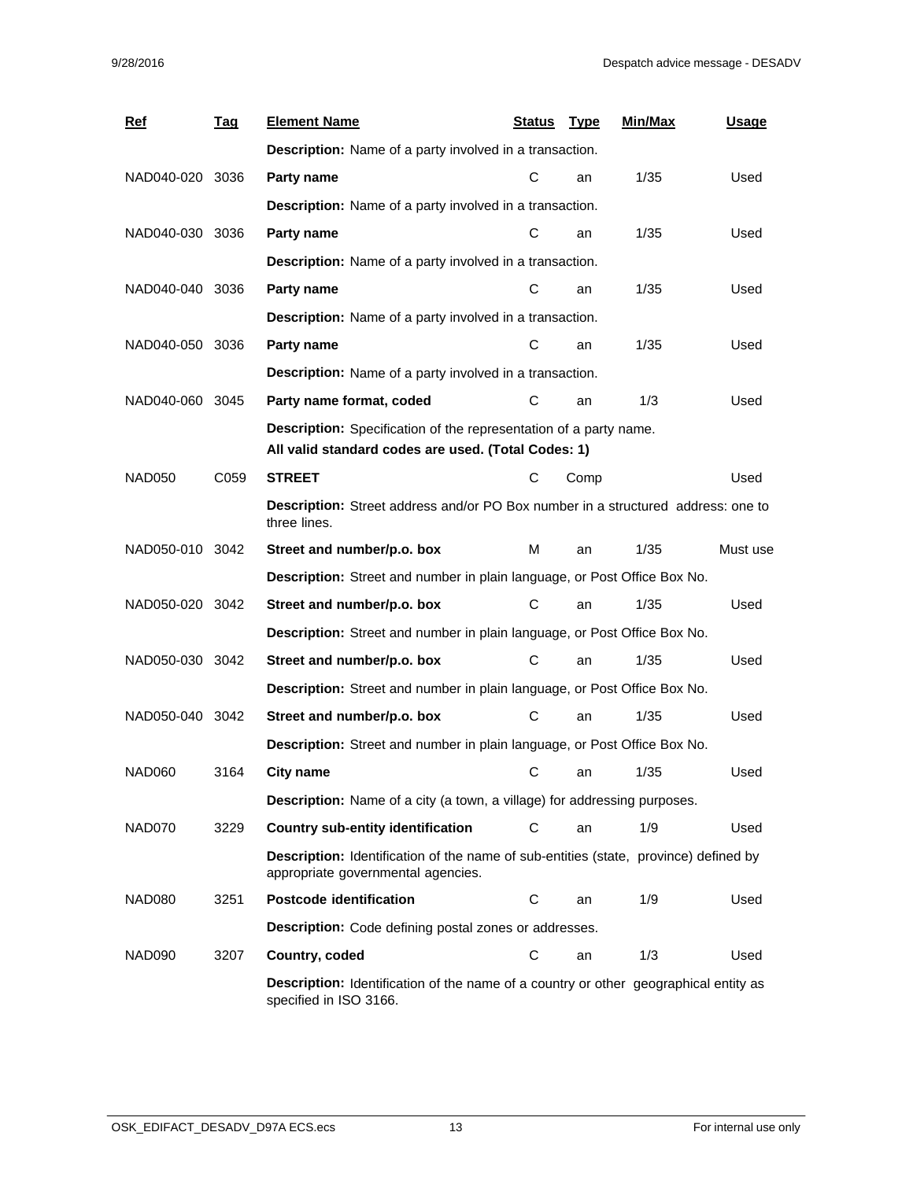| Ref | Tag | Element Name | Status | Type | Min/Max | Usage |
|---|---|---|---|---|---|---|
| | | **Description:** Name of a party involved in a transaction. | | | | |
| NAD040-020 | 3036 | **Party name** | C | an | 1/35 | Used |
| | | **Description:** Name of a party involved in a transaction. | | | | |
| NAD040-030 | 3036 | **Party name** | C | an | 1/35 | Used |
| | | **Description:** Name of a party involved in a transaction. | | | | |
| NAD040-040 | 3036 | **Party name** | C | an | 1/35 | Used |
| | | **Description:** Name of a party involved in a transaction. | | | | |
| NAD040-050 | 3036 | **Party name** | C | an | 1/35 | Used |
| | | **Description:** Name of a party involved in a transaction. | | | | |
| NAD040-060 | 3045 | **Party name format, coded** | C | an | 1/3 | Used |
| | | **Description:** Specification of the representation of a party name. **All valid standard codes are used. (Total Codes: 1)** | | | | |
| NAD050 | C059 | **STREET** | C | Comp | | Used |
| | | **Description:** Street address and/or PO Box number in a structured address: one to three lines. | | | | |
| NAD050-010 | 3042 | **Street and number/p.o. box** | M | an | 1/35 | Must use |
| | | **Description:** Street and number in plain language, or Post Office Box No. | | | | |
| NAD050-020 | 3042 | **Street and number/p.o. box** | C | an | 1/35 | Used |
| | | **Description:** Street and number in plain language, or Post Office Box No. | | | | |
| NAD050-030 | 3042 | **Street and number/p.o. box** | C | an | 1/35 | Used |
| | | **Description:** Street and number in plain language, or Post Office Box No. | | | | |
| NAD050-040 | 3042 | **Street and number/p.o. box** | C | an | 1/35 | Used |
| | | **Description:** Street and number in plain language, or Post Office Box No. | | | | |
| NAD060 | 3164 | **City name** | C | an | 1/35 | Used |
| | | **Description:** Name of a city (a town, a village) for addressing purposes. | | | | |
| NAD070 | 3229 | **Country sub-entity identification** | C | an | 1/9 | Used |
| | | **Description:** Identification of the name of sub-entities (state, province) defined by appropriate governmental agencies. | | | | |
| NAD080 | 3251 | **Postcode identification** | C | an | 1/9 | Used |
| | | **Description:** Code defining postal zones or addresses. | | | | |
| NAD090 | 3207 | **Country, coded** | C | an | 1/3 | Used |
| | | **Description:** Identification of the name of a country or other geographical entity as specified in ISO 3166. | | | | |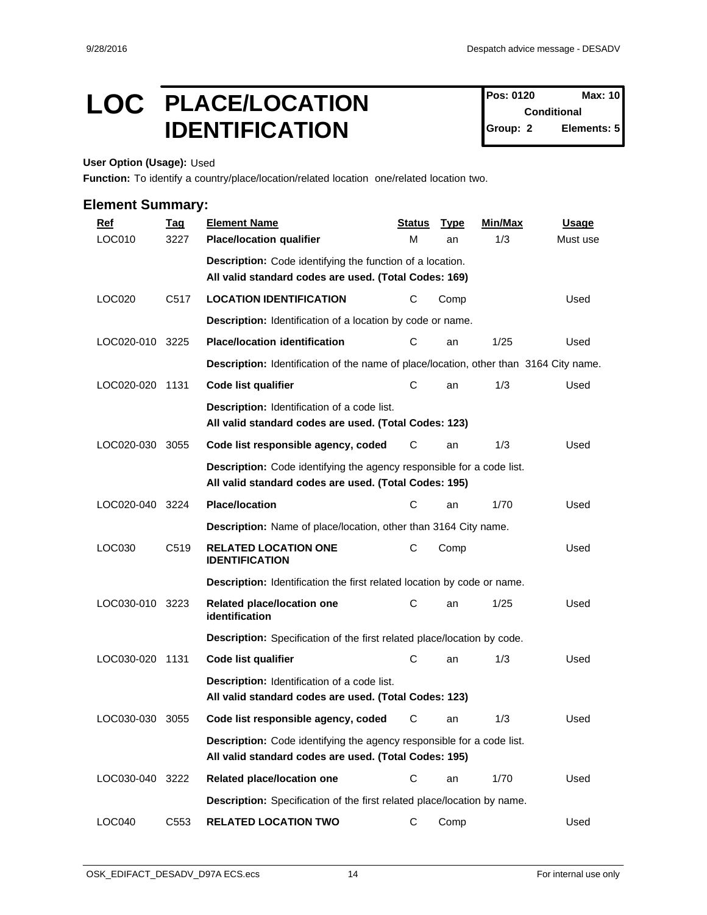# LOC PLACE/LOCATION IDENTIFICATION

| Pos: 0120 | Max: 10 |
|---|---|
| Conditional | |
| Group: 2 | Elements: 5 |

**User Option (Usage):** Used

**Function:** To identify a country/place/location/related location one/related location two.

## Element Summary:

| Ref | Tag | Element Name | Status | Type | Min/Max | Usage |
|---|---|---|---|---|---|---|
| LOC010 | 3227 | **Place/location qualifier** | M | an | 1/3 | Must use |
| | | **Description:** Code identifying the function of a location. **All valid standard codes are used. (Total Codes: 169)** | | | | |
| LOC020 | C517 | **LOCATION IDENTIFICATION** | C | Comp | | Used |
| | | **Description:** Identification of a location by code or name. | | | | |
| LOC020-010 | 3225 | **Place/location identification** | C | an | 1/25 | Used |
| | | **Description:** Identification of the name of place/location, other than 3164 City name. | | | | |
| LOC020-020 | 1131 | **Code list qualifier** | C | an | 1/3 | Used |
| | | **Description:** Identification of a code list. **All valid standard codes are used. (Total Codes: 123)** | | | | |
| LOC020-030 | 3055 | **Code list responsible agency, coded** | C | an | 1/3 | Used |
| | | **Description:** Code identifying the agency responsible for a code list. **All valid standard codes are used. (Total Codes: 195)** | | | | |
| LOC020-040 | 3224 | **Place/location** | C | an | 1/70 | Used |
| | | **Description:** Name of place/location, other than 3164 City name. | | | | |
| LOC030 | C519 | **RELATED LOCATION ONE IDENTIFICATION** | C | Comp | | Used |
| | | **Description:** Identification the first related location by code or name. | | | | |
| LOC030-010 | 3223 | **Related place/location one identification** | C | an | 1/25 | Used |
| | | **Description:** Specification of the first related place/location by code. | | | | |
| LOC030-020 | 1131 | **Code list qualifier** | C | an | 1/3 | Used |
| | | **Description:** Identification of a code list. **All valid standard codes are used. (Total Codes: 123)** | | | | |
| LOC030-030 | 3055 | **Code list responsible agency, coded** | C | an | 1/3 | Used |
| | | **Description:** Code identifying the agency responsible for a code list. **All valid standard codes are used. (Total Codes: 195)** | | | | |
| LOC030-040 | 3222 | **Related place/location one** | C | an | 1/70 | Used |
| | | **Description:** Specification of the first related place/location by name. | | | | |
| LOC040 | C553 | **RELATED LOCATION TWO** | C | Comp | | Used |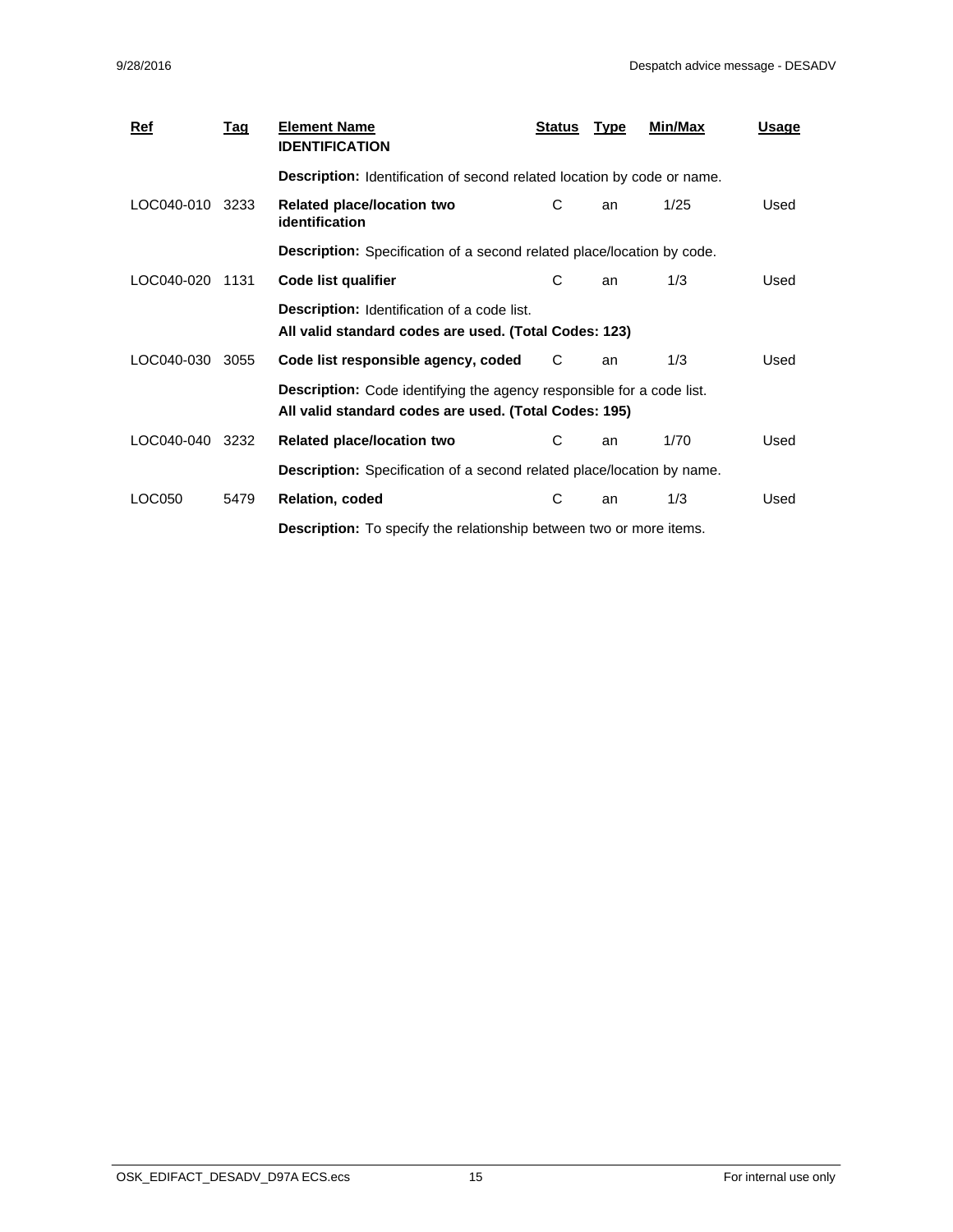| Ref | Tag | Element Name | Status | Type | Min/Max | Usage |
|---|---|---|---|---|---|---|
| | | **IDENTIFICATION** | | | | |
| | | **Description:** Identification of second related location by code or name. | | | | |
| LOC040-010 | 3233 | **Related place/location two identification** | C | an | 1/25 | Used |
| | | **Description:** Specification of a second related place/location by code. | | | | |
| LOC040-020 | 1131 | **Code list qualifier** | C | an | 1/3 | Used |
| | | **Description:** Identification of a code list.<br>**All valid standard codes are used. (Total Codes: 123)** | | | | |
| LOC040-030 | 3055 | **Code list responsible agency, coded** | C | an | 1/3 | Used |
| | | **Description:** Code identifying the agency responsible for a code list.<br>**All valid standard codes are used. (Total Codes: 195)** | | | | |
| LOC040-040 | 3232 | **Related place/location two** | C | an | 1/70 | Used |
| | | **Description:** Specification of a second related place/location by name. | | | | |
| LOC050 | 5479 | **Relation, coded** | C | an | 1/3 | Used |
| | | **Description:** To specify the relationship between two or more items. | | | | |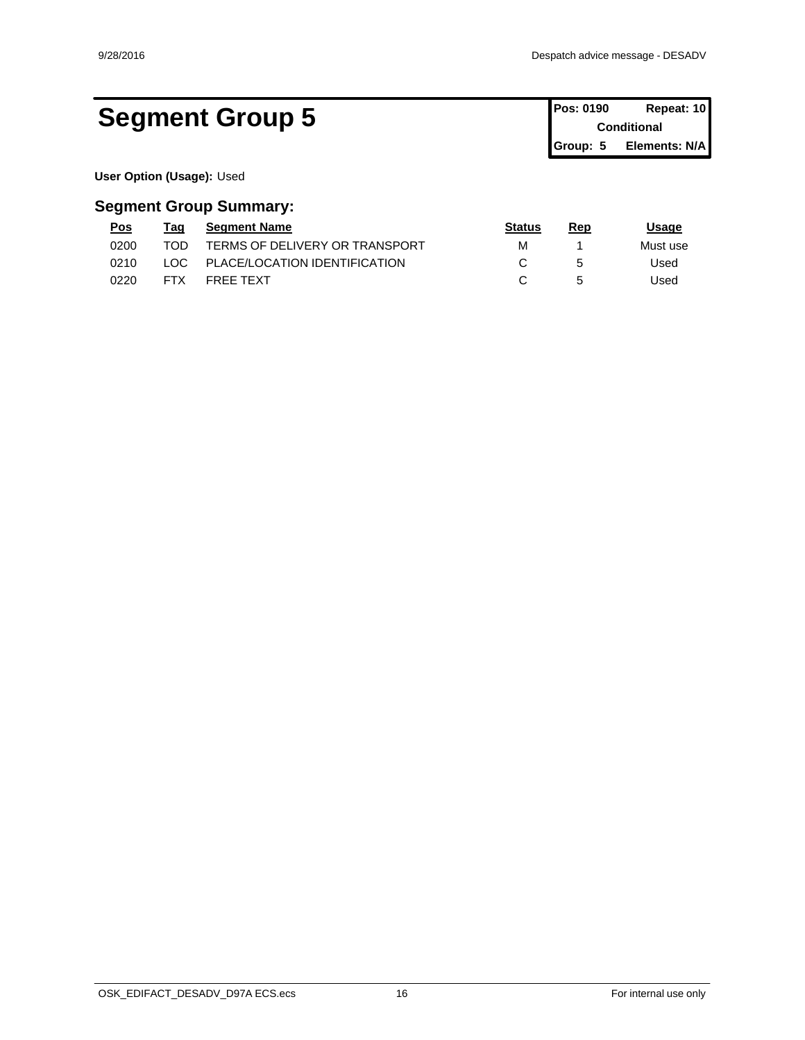# Segment Group 5

| Pos: 0190 | Repeat: 10 |
|---|---|
| Conditional | |
| Group: 5 | Elements: N/A |

**User Option (Usage):** Used

## Segment Group Summary:

| Pos | Tag | Segment Name | Status | Rep | Usage |
|---|---|---|---|---|---|
| 0200 | TOD | TERMS OF DELIVERY OR TRANSPORT | M | 1 | Must use |
| 0210 | LOC | PLACE/LOCATION IDENTIFICATION | C | 5 | Used |
| 0220 | FTX | FREE TEXT | C | 5 | Used |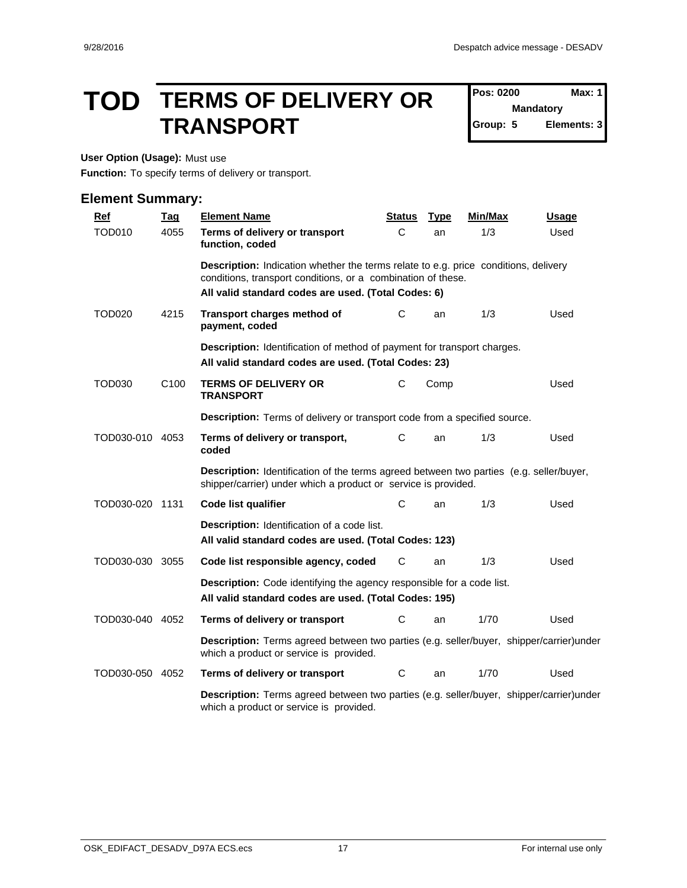# TOD TERMS OF DELIVERY OR TRANSPORT

| Pos: 0200 | Max: 1 |
| --- | --- |
| Mandatory | |
| Group: 5 | Elements: 3 |

**User Option (Usage):** Must use

**Function:** To specify terms of delivery or transport.

## Element Summary:

| Ref | Tag | Element Name | Status | Type | Min/Max | Usage |
| --- | --- | --- | --- | --- | --- | --- |
| TOD010 | 4055 | **Terms of delivery or transport function, coded** | C | an | 1/3 | Used |
| | | **Description:** Indication whether the terms relate to e.g. price conditions, delivery conditions, transport conditions, or a combination of these.<br>**All valid standard codes are used. (Total Codes: 6)** | | | | |
| TOD020 | 4215 | **Transport charges method of payment, coded** | C | an | 1/3 | Used |
| | | **Description:** Identification of method of payment for transport charges.<br>**All valid standard codes are used. (Total Codes: 23)** | | | | |
| TOD030 | C100 | **TERMS OF DELIVERY OR TRANSPORT** | C | Comp | | Used |
| | | **Description:** Terms of delivery or transport code from a specified source. | | | | |
| TOD030-010 | 4053 | **Terms of delivery or transport, coded** | C | an | 1/3 | Used |
| | | **Description:** Identification of the terms agreed between two parties (e.g. seller/buyer, shipper/carrier) under which a product or service is provided. | | | | |
| TOD030-020 | 1131 | **Code list qualifier** | C | an | 1/3 | Used |
| | | **Description:** Identification of a code list.<br>**All valid standard codes are used. (Total Codes: 123)** | | | | |
| TOD030-030 | 3055 | **Code list responsible agency, coded** | C | an | 1/3 | Used |
| | | **Description:** Code identifying the agency responsible for a code list.<br>**All valid standard codes are used. (Total Codes: 195)** | | | | |
| TOD030-040 | 4052 | **Terms of delivery or transport** | C | an | 1/70 | Used |
| | | **Description:** Terms agreed between two parties (e.g. seller/buyer, shipper/carrier)under which a product or service is provided. | | | | |
| TOD030-050 | 4052 | **Terms of delivery or transport** | C | an | 1/70 | Used |
| | | **Description:** Terms agreed between two parties (e.g. seller/buyer, shipper/carrier)under which a product or service is provided. | | | | |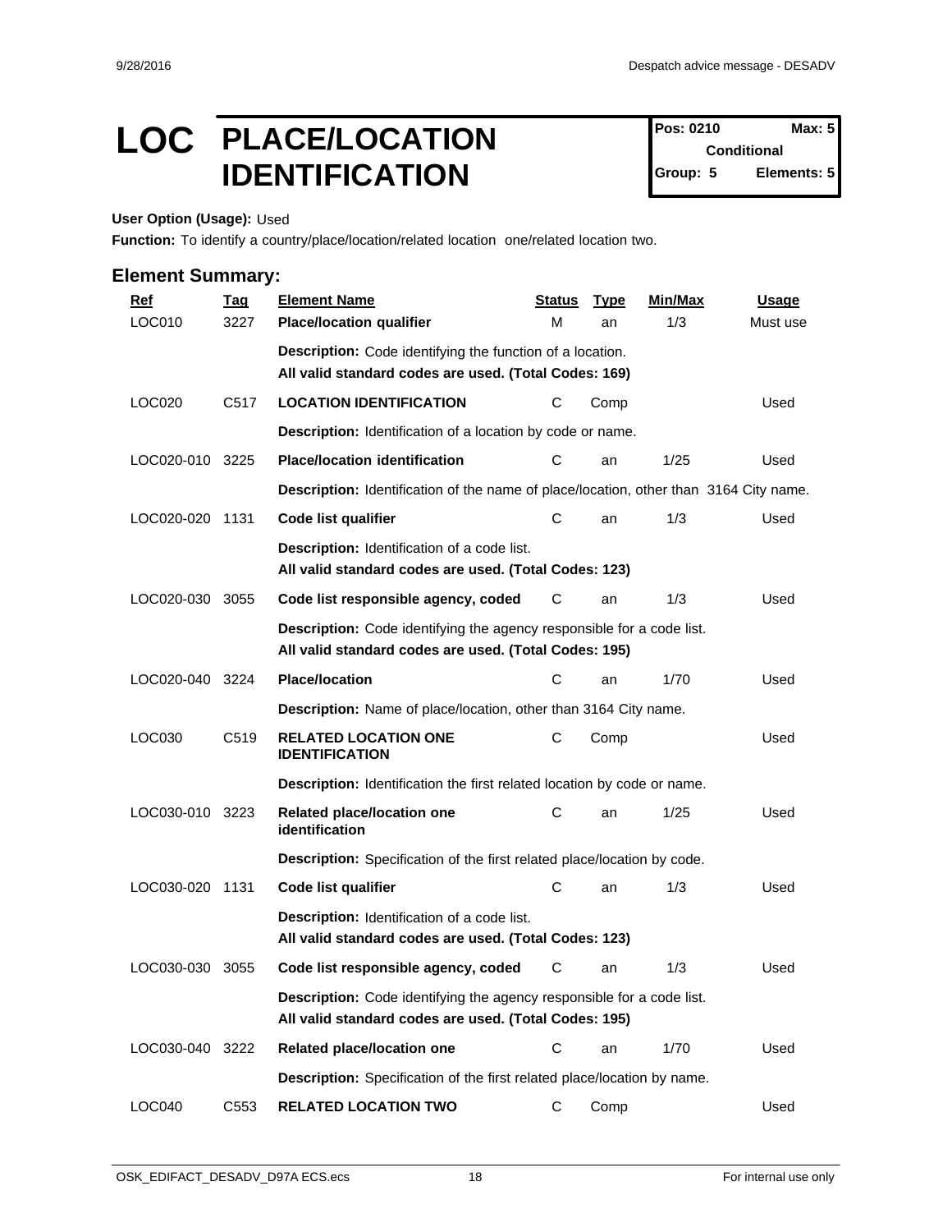# LOC PLACE/LOCATION IDENTIFICATION

| Pos: 0210 | Max: 5 |
|---|---|
| Conditional | |
| Group: 5 | Elements: 5 |

**User Option (Usage):** Used

**Function:** To identify a country/place/location/related location one/related location two.

## Element Summary:

| Ref | Tag | Element Name | Status | Type | Min/Max | Usage |
|---|---|---|---|---|---|---|
| LOC010 | 3227 | **Place/location qualifier** | M | an | 1/3 | Must use |
| | | **Description:** Code identifying the function of a location.<br>**All valid standard codes are used. (Total Codes: 169)** | | | | |
| LOC020 | C517 | **LOCATION IDENTIFICATION** | C | Comp | | Used |
| | | **Description:** Identification of a location by code or name. | | | | |
| LOC020-010 | 3225 | **Place/location identification** | C | an | 1/25 | Used |
| | | **Description:** Identification of the name of place/location, other than 3164 City name. | | | | |
| LOC020-020 | 1131 | **Code list qualifier** | C | an | 1/3 | Used |
| | | **Description:** Identification of a code list.<br>**All valid standard codes are used. (Total Codes: 123)** | | | | |
| LOC020-030 | 3055 | **Code list responsible agency, coded** | C | an | 1/3 | Used |
| | | **Description:** Code identifying the agency responsible for a code list.<br>**All valid standard codes are used. (Total Codes: 195)** | | | | |
| LOC020-040 | 3224 | **Place/location** | C | an | 1/70 | Used |
| | | **Description:** Name of place/location, other than 3164 City name. | | | | |
| LOC030 | C519 | **RELATED LOCATION ONE IDENTIFICATION** | C | Comp | | Used |
| | | **Description:** Identification the first related location by code or name. | | | | |
| LOC030-010 | 3223 | **Related place/location one identification** | C | an | 1/25 | Used |
| | | **Description:** Specification of the first related place/location by code. | | | | |
| LOC030-020 | 1131 | **Code list qualifier** | C | an | 1/3 | Used |
| | | **Description:** Identification of a code list.<br>**All valid standard codes are used. (Total Codes: 123)** | | | | |
| LOC030-030 | 3055 | **Code list responsible agency, coded** | C | an | 1/3 | Used |
| | | **Description:** Code identifying the agency responsible for a code list.<br>**All valid standard codes are used. (Total Codes: 195)** | | | | |
| LOC030-040 | 3222 | **Related place/location one** | C | an | 1/70 | Used |
| | | **Description:** Specification of the first related place/location by name. | | | | |
| LOC040 | C553 | **RELATED LOCATION TWO** | C | Comp | | Used |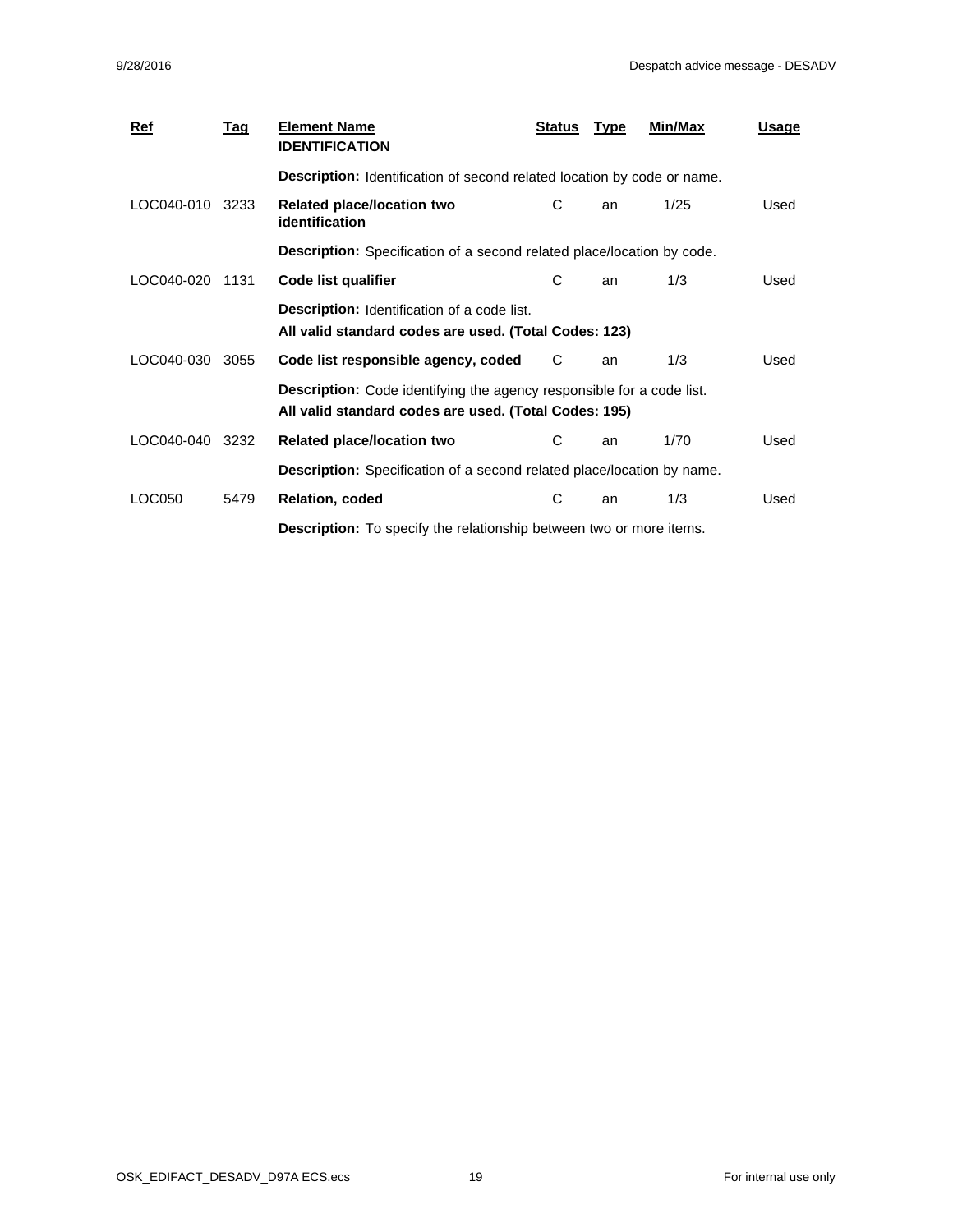| Ref | Tag | Element Name | Status | Type | Min/Max | Usage |
|---|---|---|---|---|---|---|
| | | **IDENTIFICATION** | | | | |
| | | **Description:** Identification of second related location by code or name. | | | | |
| LOC040-010 | 3233 | **Related place/location two identification** | C | an | 1/25 | Used |
| | | **Description:** Specification of a second related place/location by code. | | | | |
| LOC040-020 | 1131 | **Code list qualifier** | C | an | 1/3 | Used |
| | | **Description:** Identification of a code list. **All valid standard codes are used. (Total Codes: 123)** | | | | |
| LOC040-030 | 3055 | **Code list responsible agency, coded** | C | an | 1/3 | Used |
| | | **Description:** Code identifying the agency responsible for a code list. **All valid standard codes are used. (Total Codes: 195)** | | | | |
| LOC040-040 | 3232 | **Related place/location two** | C | an | 1/70 | Used |
| | | **Description:** Specification of a second related place/location by name. | | | | |
| LOC050 | 5479 | **Relation, coded** | C | an | 1/3 | Used |
| | | **Description:** To specify the relationship between two or more items. | | | | |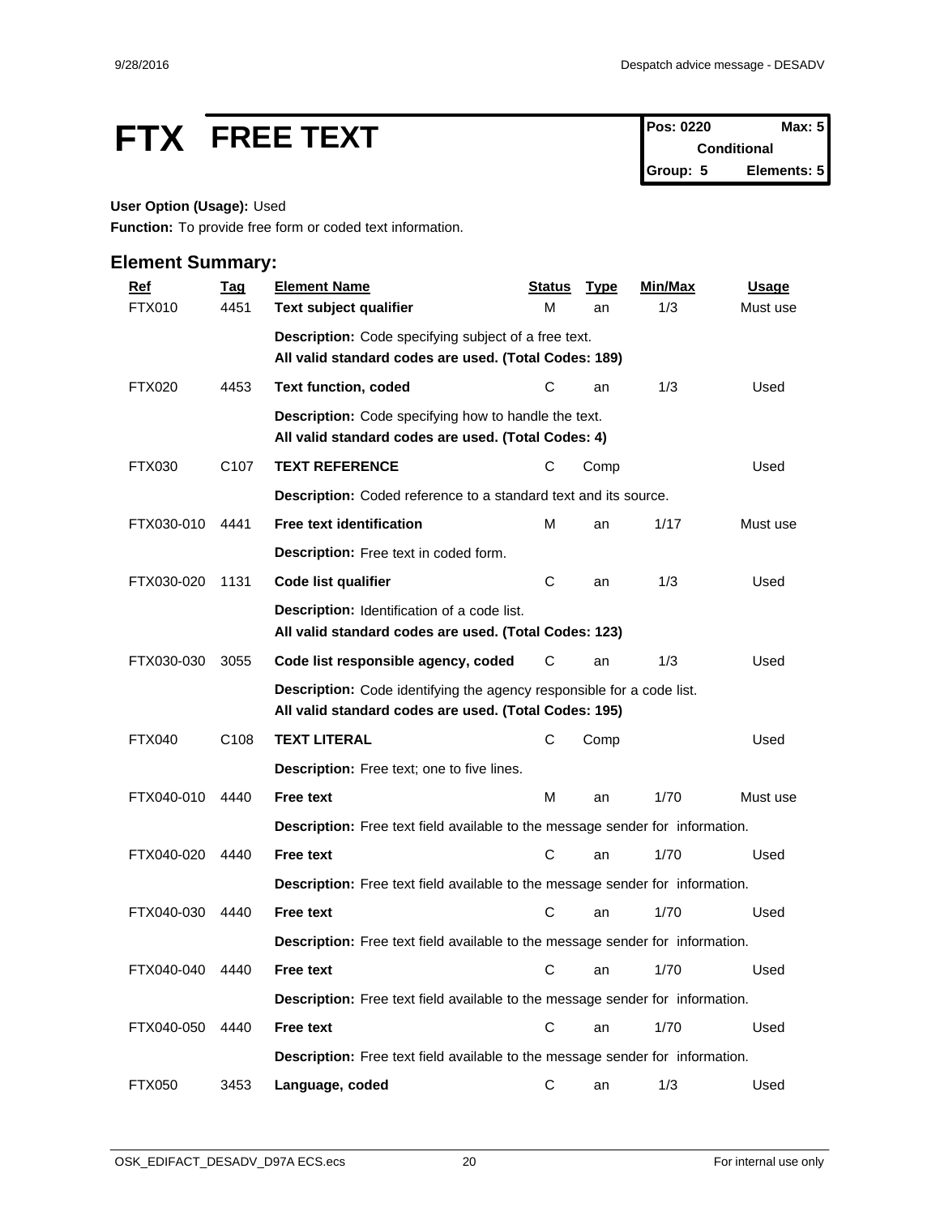# FTX FREE TEXT

| Pos: 0220 | Max: 5 |
|---|---|
| Conditional | |
| Group: 5 | Elements: 5 |

**User Option (Usage):** Used

**Function:** To provide free form or coded text information.

## Element Summary:

| Ref | Tag | Element Name | Status | Type | Min/Max | Usage |
|---|---|---|---|---|---|---|
| FTX010 | 4451 | **Text subject qualifier** | M | an | 1/3 | Must use |
| | | **Description:** Code specifying subject of a free text. **All valid standard codes are used. (Total Codes: 189)** | | | | |
| FTX020 | 4453 | **Text function, coded** | C | an | 1/3 | Used |
| | | **Description:** Code specifying how to handle the text. **All valid standard codes are used. (Total Codes: 4)** | | | | |
| FTX030 | C107 | **TEXT REFERENCE** | C | Comp | | Used |
| | | **Description:** Coded reference to a standard text and its source. | | | | |
| FTX030-010 | 4441 | **Free text identification** | M | an | 1/17 | Must use |
| | | **Description:** Free text in coded form. | | | | |
| FTX030-020 | 1131 | **Code list qualifier** | C | an | 1/3 | Used |
| | | **Description:** Identification of a code list. **All valid standard codes are used. (Total Codes: 123)** | | | | |
| FTX030-030 | 3055 | **Code list responsible agency, coded** | C | an | 1/3 | Used |
| | | **Description:** Code identifying the agency responsible for a code list. **All valid standard codes are used. (Total Codes: 195)** | | | | |
| FTX040 | C108 | **TEXT LITERAL** | C | Comp | | Used |
| | | **Description:** Free text; one to five lines. | | | | |
| FTX040-010 | 4440 | **Free text** | M | an | 1/70 | Must use |
| | | **Description:** Free text field available to the message sender for information. | | | | |
| FTX040-020 | 4440 | **Free text** | C | an | 1/70 | Used |
| | | **Description:** Free text field available to the message sender for information. | | | | |
| FTX040-030 | 4440 | **Free text** | C | an | 1/70 | Used |
| | | **Description:** Free text field available to the message sender for information. | | | | |
| FTX040-040 | 4440 | **Free text** | C | an | 1/70 | Used |
| | | **Description:** Free text field available to the message sender for information. | | | | |
| FTX040-050 | 4440 | **Free text** | C | an | 1/70 | Used |
| | | **Description:** Free text field available to the message sender for information. | | | | |
| FTX050 | 3453 | **Language, coded** | C | an | 1/3 | Used |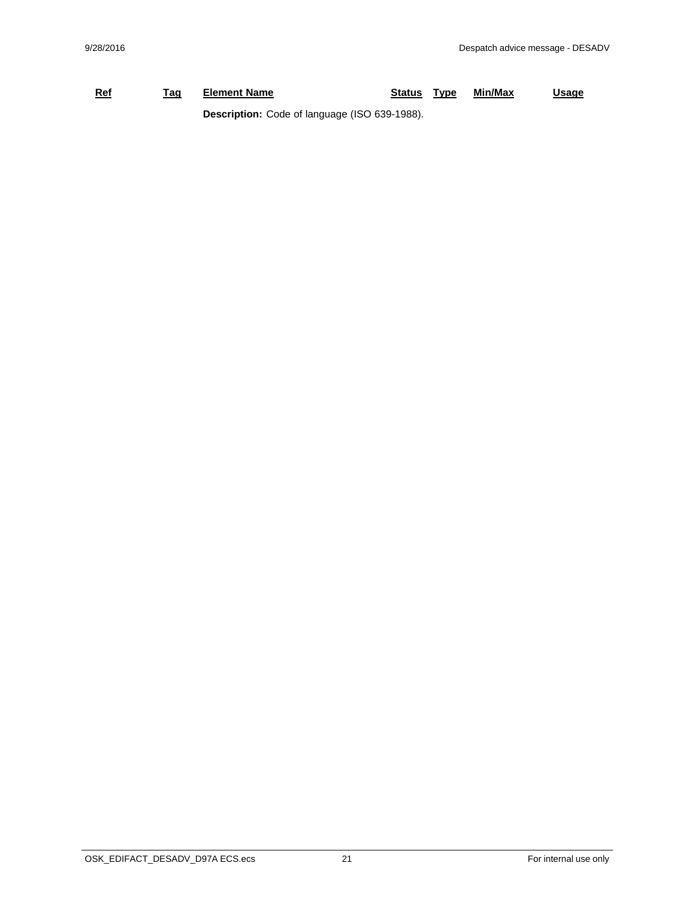| Ref | Tag | Element Name | Status | Type | Min/Max | Usage |
|---|---|---|---|---|---|---|
| | | **Description:** Code of language (ISO 639-1988). | | | | |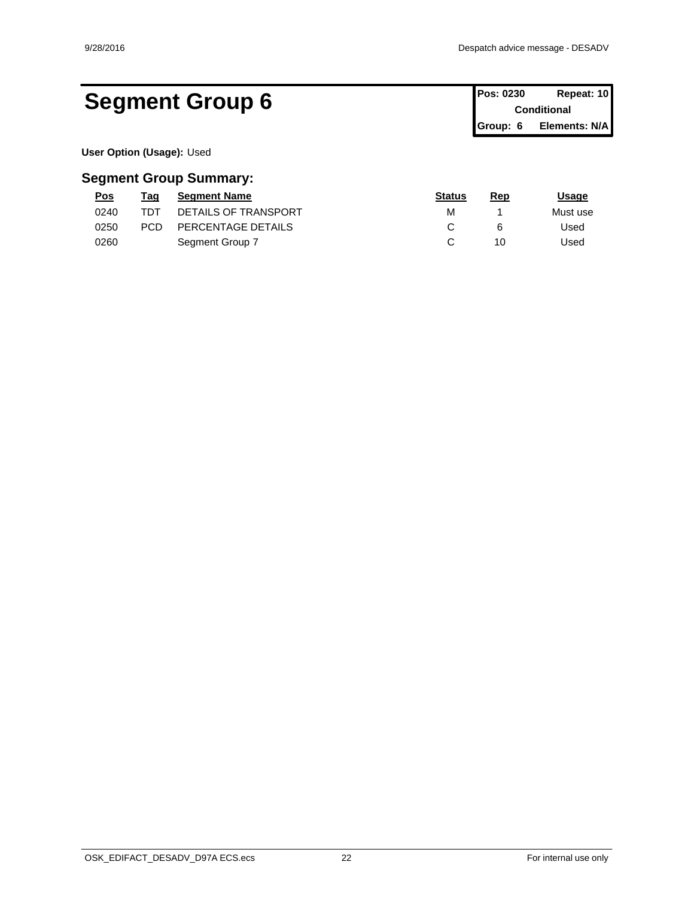# Segment Group 6

| Pos: 0230 | Repeat: 10 |
| --- | --- |
| Conditional | |
| Group: 6 | Elements: N/A |

**User Option (Usage):** Used

## Segment Group Summary:

| Pos | Tag | Segment Name | Status | Rep | Usage |
| --- | --- | --- | --- | --- | --- |
| 0240 | TDT | DETAILS OF TRANSPORT | M | 1 | Must use |
| 0250 | PCD | PERCENTAGE DETAILS | C | 6 | Used |
| 0260 | | Segment Group 7 | C | 10 | Used |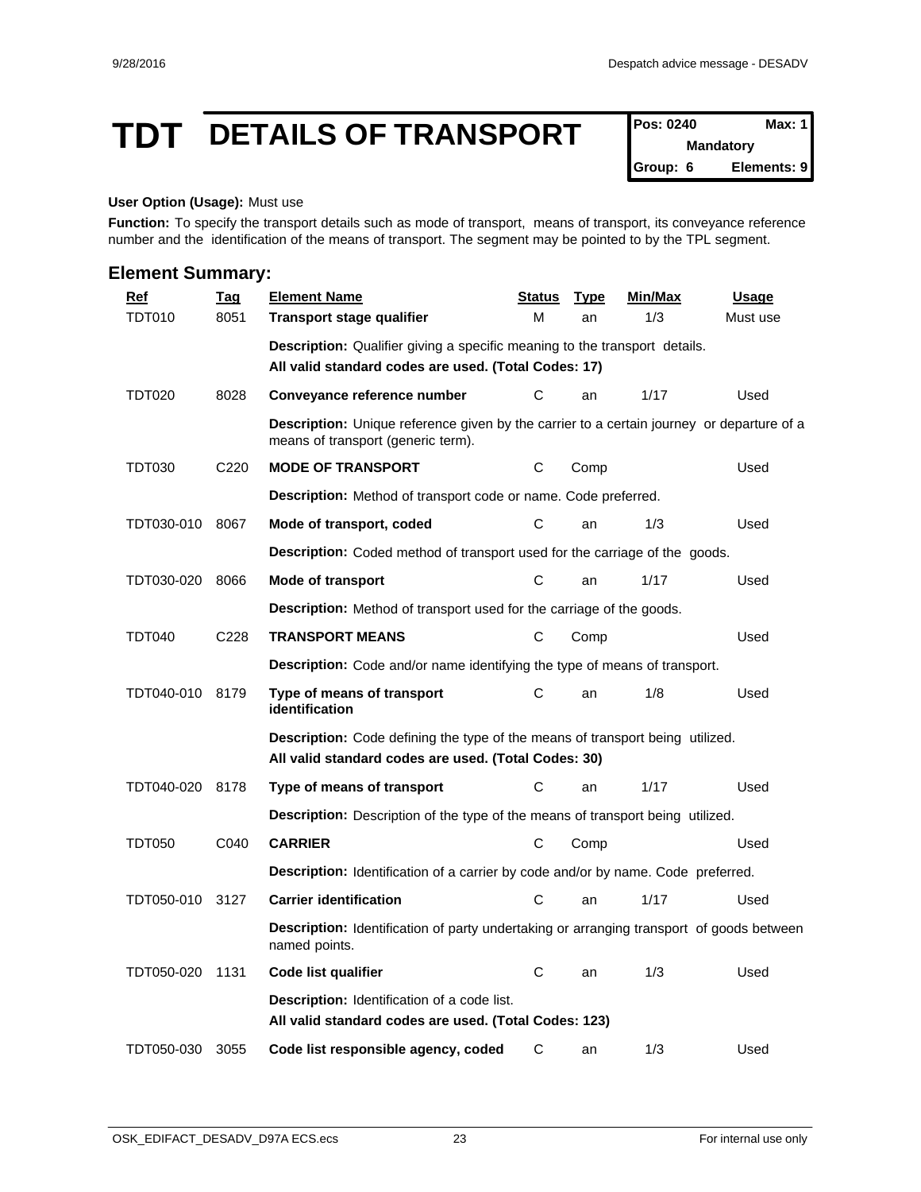# TDT DETAILS OF TRANSPORT

| Pos: 0240 | Max: 1 |
|---|---|
| Mandatory | |
| Group: 6 | Elements: 9 |

**User Option (Usage):** Must use

**Function:** To specify the transport details such as mode of transport, means of transport, its conveyance reference number and the identification of the means of transport. The segment may be pointed to by the TPL segment.

## Element Summary:

| Ref | Tag | Element Name | Status | Type | Min/Max | Usage |
|---|---|---|---|---|---|---|
| TDT010 | 8051 | **Transport stage qualifier** | M | an | 1/3 | Must use |
| | | **Description:** Qualifier giving a specific meaning to the transport details. **All valid standard codes are used. (Total Codes: 17)** | | | | |
| TDT020 | 8028 | **Conveyance reference number** | C | an | 1/17 | Used |
| | | **Description:** Unique reference given by the carrier to a certain journey or departure of a means of transport (generic term). | | | | |
| TDT030 | C220 | **MODE OF TRANSPORT** | C | Comp | | Used |
| | | **Description:** Method of transport code or name. Code preferred. | | | | |
| TDT030-010 | 8067 | **Mode of transport, coded** | C | an | 1/3 | Used |
| | | **Description:** Coded method of transport used for the carriage of the goods. | | | | |
| TDT030-020 | 8066 | **Mode of transport** | C | an | 1/17 | Used |
| | | **Description:** Method of transport used for the carriage of the goods. | | | | |
| TDT040 | C228 | **TRANSPORT MEANS** | C | Comp | | Used |
| | | **Description:** Code and/or name identifying the type of means of transport. | | | | |
| TDT040-010 | 8179 | **Type of means of transport identification** | C | an | 1/8 | Used |
| | | **Description:** Code defining the type of the means of transport being utilized. **All valid standard codes are used. (Total Codes: 30)** | | | | |
| TDT040-020 | 8178 | **Type of means of transport** | C | an | 1/17 | Used |
| | | **Description:** Description of the type of the means of transport being utilized. | | | | |
| TDT050 | C040 | **CARRIER** | C | Comp | | Used |
| | | **Description:** Identification of a carrier by code and/or by name. Code preferred. | | | | |
| TDT050-010 | 3127 | **Carrier identification** | C | an | 1/17 | Used |
| | | **Description:** Identification of party undertaking or arranging transport of goods between named points. | | | | |
| TDT050-020 | 1131 | **Code list qualifier** | C | an | 1/3 | Used |
| | | **Description:** Identification of a code list. **All valid standard codes are used. (Total Codes: 123)** | | | | |
| TDT050-030 | 3055 | **Code list responsible agency, coded** | C | an | 1/3 | Used |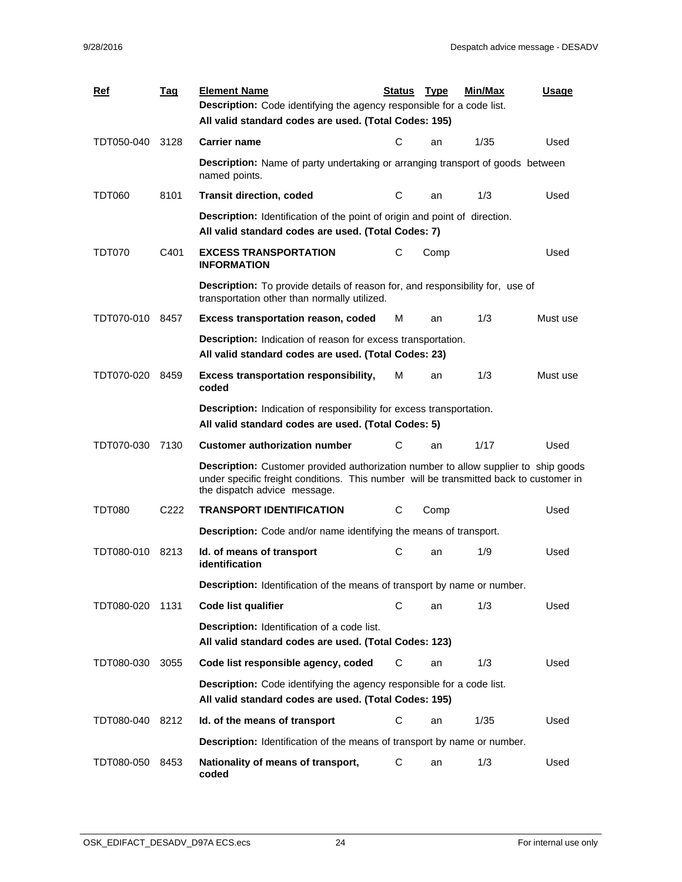| Ref | Tag | Element Name | Status | Type | Min/Max | Usage |
|---|---|---|---|---|---|---|
| | | **Description:** Code identifying the agency responsible for a code list. **All valid standard codes are used. (Total Codes: 195)** | | | | |
| TDT050-040 | 3128 | **Carrier name** | C | an | 1/35 | Used |
| | | **Description:** Name of party undertaking or arranging transport of goods between named points. | | | | |
| TDT060 | 8101 | **Transit direction, coded** | C | an | 1/3 | Used |
| | | **Description:** Identification of the point of origin and point of direction. **All valid standard codes are used. (Total Codes: 7)** | | | | |
| TDT070 | C401 | **EXCESS TRANSPORTATION INFORMATION** | C | Comp | | Used |
| | | **Description:** To provide details of reason for, and responsibility for, use of transportation other than normally utilized. | | | | |
| TDT070-010 | 8457 | **Excess transportation reason, coded** | M | an | 1/3 | Must use |
| | | **Description:** Indication of reason for excess transportation. **All valid standard codes are used. (Total Codes: 23)** | | | | |
| TDT070-020 | 8459 | **Excess transportation responsibility, coded** | M | an | 1/3 | Must use |
| | | **Description:** Indication of responsibility for excess transportation. **All valid standard codes are used. (Total Codes: 5)** | | | | |
| TDT070-030 | 7130 | **Customer authorization number** | C | an | 1/17 | Used |
| | | **Description:** Customer provided authorization number to allow supplier to ship goods under specific freight conditions. This number will be transmitted back to customer in the dispatch advice message. | | | | |
| TDT080 | C222 | **TRANSPORT IDENTIFICATION** | C | Comp | | Used |
| | | **Description:** Code and/or name identifying the means of transport. | | | | |
| TDT080-010 | 8213 | **Id. of means of transport identification** | C | an | 1/9 | Used |
| | | **Description:** Identification of the means of transport by name or number. | | | | |
| TDT080-020 | 1131 | **Code list qualifier** | C | an | 1/3 | Used |
| | | **Description:** Identification of a code list. **All valid standard codes are used. (Total Codes: 123)** | | | | |
| TDT080-030 | 3055 | **Code list responsible agency, coded** | C | an | 1/3 | Used |
| | | **Description:** Code identifying the agency responsible for a code list. **All valid standard codes are used. (Total Codes: 195)** | | | | |
| TDT080-040 | 8212 | **Id. of the means of transport** | C | an | 1/35 | Used |
| | | **Description:** Identification of the means of transport by name or number. | | | | |
| TDT080-050 | 8453 | **Nationality of means of transport, coded** | C | an | 1/3 | Used |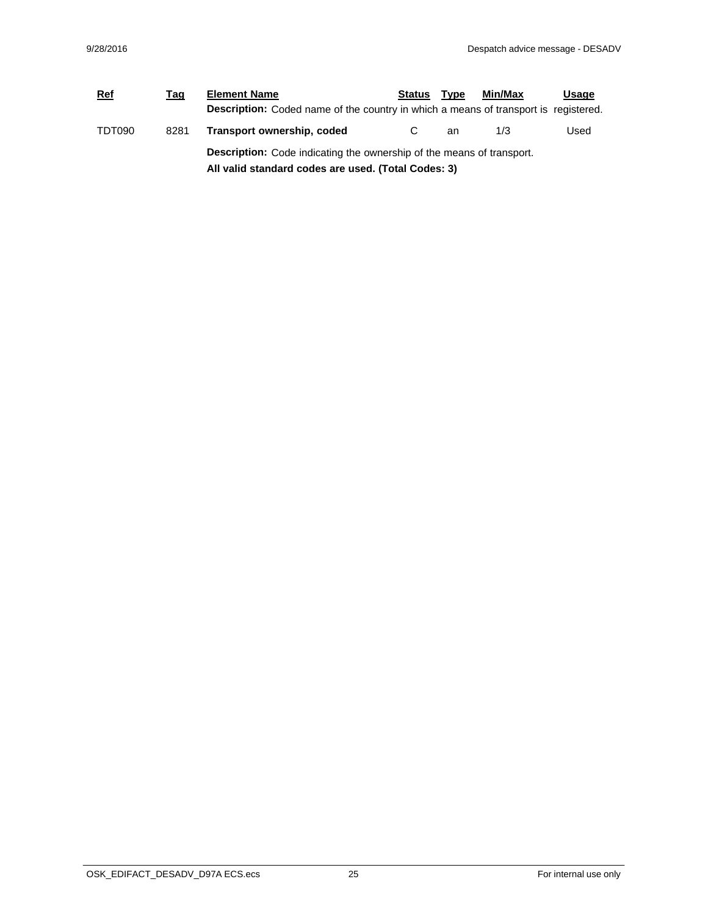| Ref | Tag | Element Name | Status | Type | Min/Max | Usage |
|---|---|---|---|---|---|---|
| | | **Description:** Coded name of the country in which a means of transport is registered. | | | | |
| TDT090 | 8281 | **Transport ownership, coded** | C | an | 1/3 | Used |
| | | **Description:** Code indicating the ownership of the means of transport. **All valid standard codes are used. (Total Codes: 3)** | | | | |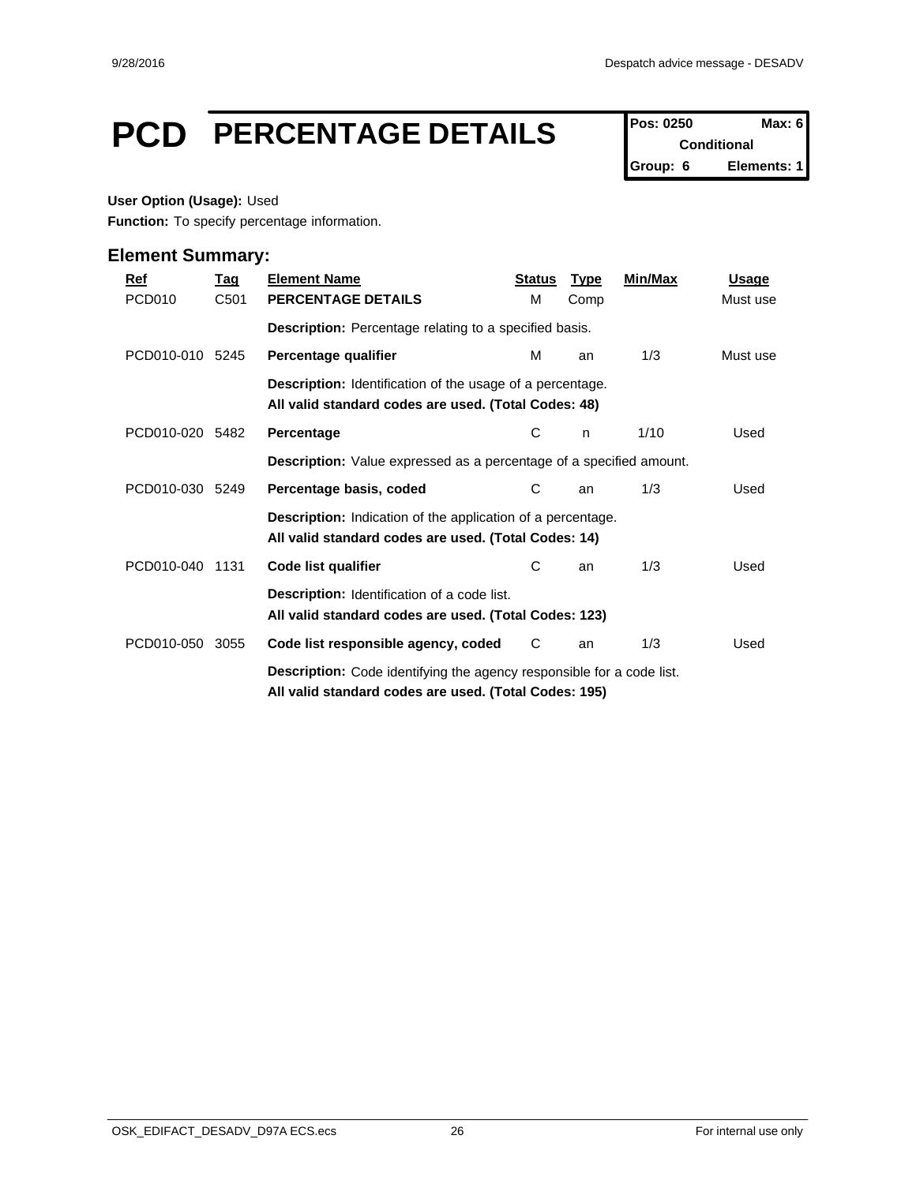# PCD PERCENTAGE DETAILS

| Pos: 0250 | Max: 6 |
|---|---|
| Conditional | |
| Group: 6 | Elements: 1 |

**User Option (Usage):** Used

**Function:** To specify percentage information.

## Element Summary:

| Ref | Tag | Element Name | Status | Type | Min/Max | Usage |
|---|---|---|---|---|---|---|
| PCD010 | C501 | **PERCENTAGE DETAILS** | M | Comp | | Must use |
| | | **Description:** Percentage relating to a specified basis. | | | | |
| PCD010-010 | 5245 | **Percentage qualifier** | M | an | 1/3 | Must use |
| | | **Description:** Identification of the usage of a percentage. **All valid standard codes are used. (Total Codes: 48)** | | | | |
| PCD010-020 | 5482 | **Percentage** | C | n | 1/10 | Used |
| | | **Description:** Value expressed as a percentage of a specified amount. | | | | |
| PCD010-030 | 5249 | **Percentage basis, coded** | C | an | 1/3 | Used |
| | | **Description:** Indication of the application of a percentage. **All valid standard codes are used. (Total Codes: 14)** | | | | |
| PCD010-040 | 1131 | **Code list qualifier** | C | an | 1/3 | Used |
| | | **Description:** Identification of a code list. **All valid standard codes are used. (Total Codes: 123)** | | | | |
| PCD010-050 | 3055 | **Code list responsible agency, coded** | C | an | 1/3 | Used |
| | | **Description:** Code identifying the agency responsible for a code list. **All valid standard codes are used. (Total Codes: 195)** | | | | |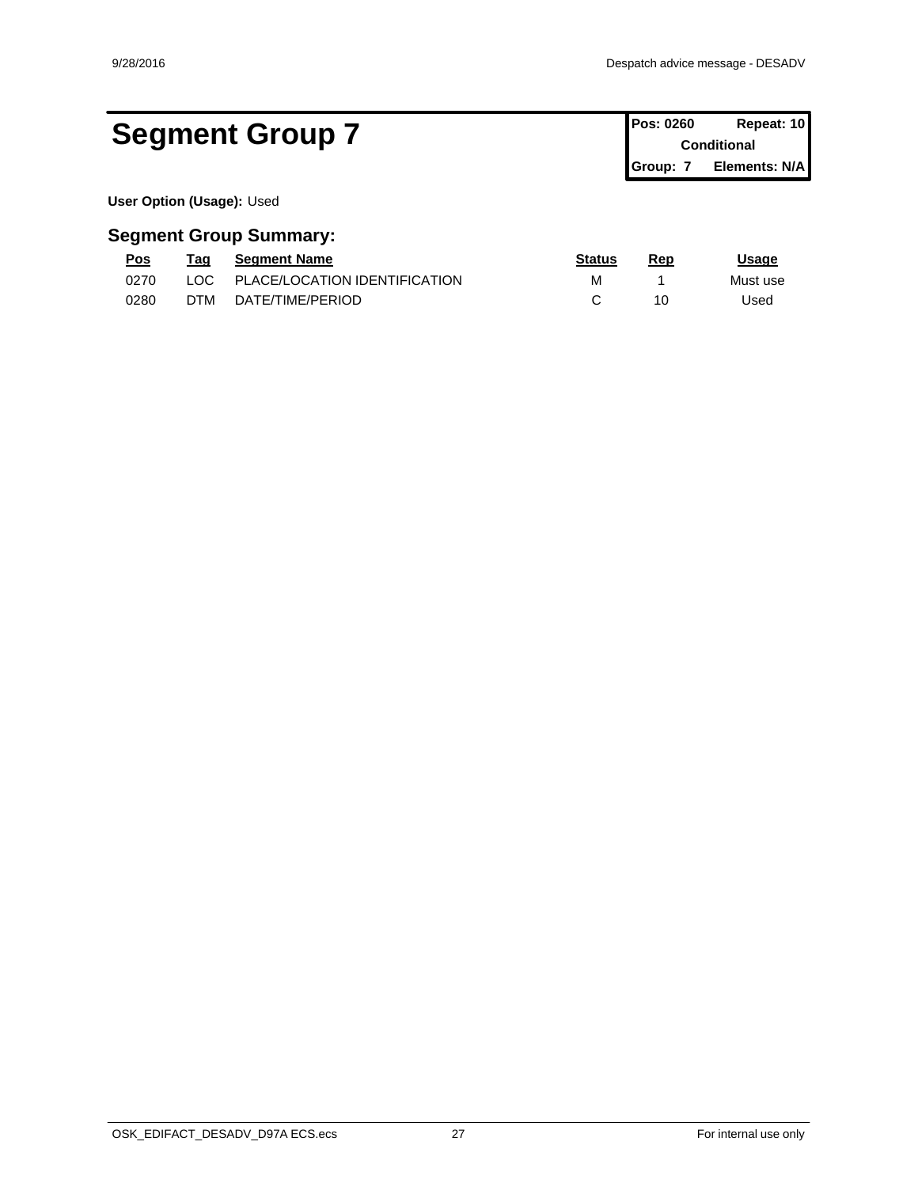# Segment Group 7

| Pos: 0260 | Repeat: 10 |
| --- | --- |
| Conditional | |
| Group: 7 | Elements: N/A |

**User Option (Usage):** Used

## Segment Group Summary:

| Pos | Tag | Segment Name | Status | Rep | Usage |
| --- | --- | --- | --- | --- | --- |
| 0270 | LOC | PLACE/LOCATION IDENTIFICATION | M | 1 | Must use |
| 0280 | DTM | DATE/TIME/PERIOD | C | 10 | Used |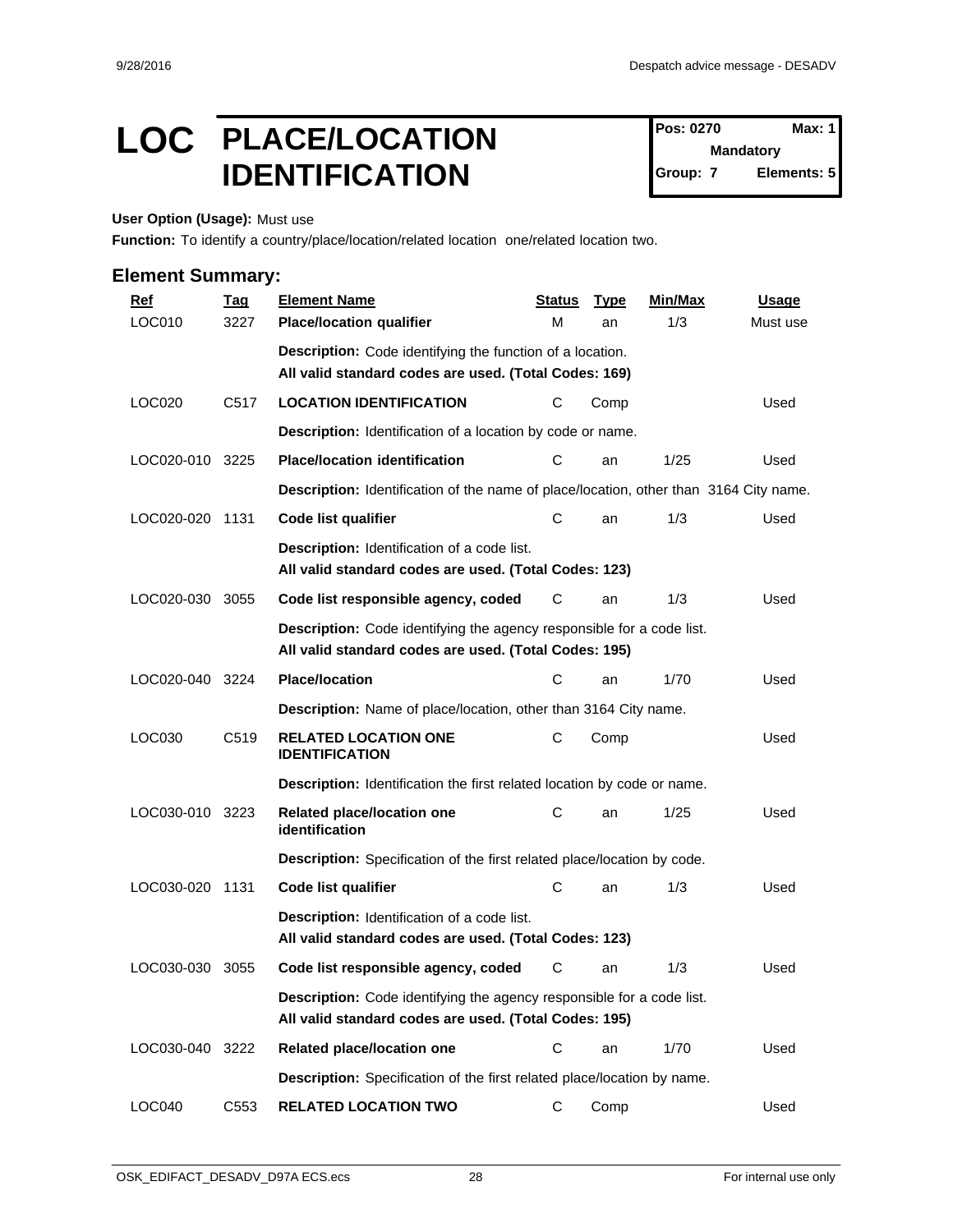# LOC PLACE/LOCATION IDENTIFICATION

| Pos: 0270 | Max: 1 |
|---|---|
| Mandatory | |
| Group: 7 | Elements: 5 |

**User Option (Usage):** Must use

**Function:** To identify a country/place/location/related location one/related location two.

## Element Summary:

| Ref | Tag | Element Name | Status | Type | Min/Max | Usage |
|---|---|---|---|---|---|---|
| LOC010 | 3227 | **Place/location qualifier** | M | an | 1/3 | Must use |
| | | **Description:** Code identifying the function of a location.<br>**All valid standard codes are used. (Total Codes: 169)** | | | | |
| LOC020 | C517 | **LOCATION IDENTIFICATION** | C | Comp | | Used |
| | | **Description:** Identification of a location by code or name. | | | | |
| LOC020-010 | 3225 | **Place/location identification** | C | an | 1/25 | Used |
| | | **Description:** Identification of the name of place/location, other than 3164 City name. | | | | |
| LOC020-020 | 1131 | **Code list qualifier** | C | an | 1/3 | Used |
| | | **Description:** Identification of a code list.<br>**All valid standard codes are used. (Total Codes: 123)** | | | | |
| LOC020-030 | 3055 | **Code list responsible agency, coded** | C | an | 1/3 | Used |
| | | **Description:** Code identifying the agency responsible for a code list.<br>**All valid standard codes are used. (Total Codes: 195)** | | | | |
| LOC020-040 | 3224 | **Place/location** | C | an | 1/70 | Used |
| | | **Description:** Name of place/location, other than 3164 City name. | | | | |
| LOC030 | C519 | **RELATED LOCATION ONE IDENTIFICATION** | C | Comp | | Used |
| | | **Description:** Identification the first related location by code or name. | | | | |
| LOC030-010 | 3223 | **Related place/location one identification** | C | an | 1/25 | Used |
| | | **Description:** Specification of the first related place/location by code. | | | | |
| LOC030-020 | 1131 | **Code list qualifier** | C | an | 1/3 | Used |
| | | **Description:** Identification of a code list.<br>**All valid standard codes are used. (Total Codes: 123)** | | | | |
| LOC030-030 | 3055 | **Code list responsible agency, coded** | C | an | 1/3 | Used |
| | | **Description:** Code identifying the agency responsible for a code list.<br>**All valid standard codes are used. (Total Codes: 195)** | | | | |
| LOC030-040 | 3222 | **Related place/location one** | C | an | 1/70 | Used |
| | | **Description:** Specification of the first related place/location by name. | | | | |
| LOC040 | C553 | **RELATED LOCATION TWO** | C | Comp | | Used |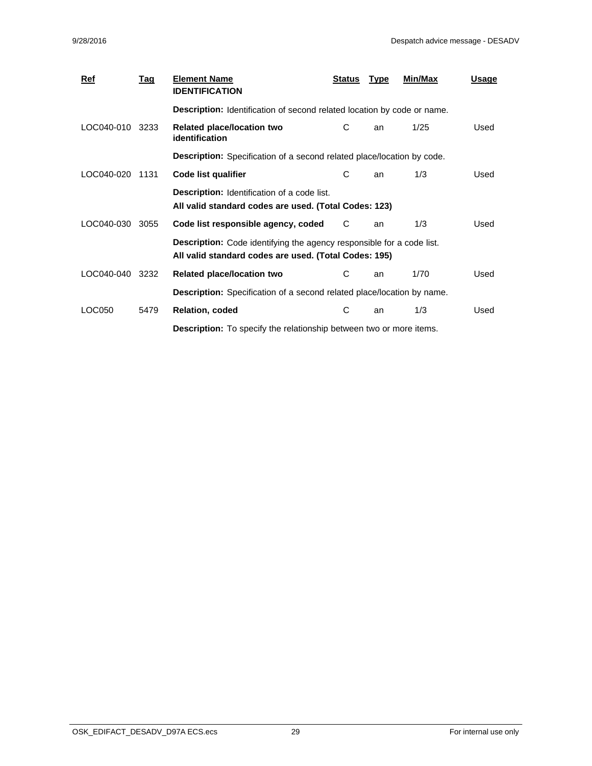| Ref | Tag | Element Name | Status | Type | Min/Max | Usage |
|---|---|---|---|---|---|---|
| | | **IDENTIFICATION** | | | | |
| | | **Description:** Identification of second related location by code or name. | | | | |
| LOC040-010 | 3233 | **Related place/location two identification** | C | an | 1/25 | Used |
| | | **Description:** Specification of a second related place/location by code. | | | | |
| LOC040-020 | 1131 | **Code list qualifier** | C | an | 1/3 | Used |
| | | **Description:** Identification of a code list. **All valid standard codes are used. (Total Codes: 123)** | | | | |
| LOC040-030 | 3055 | **Code list responsible agency, coded** | C | an | 1/3 | Used |
| | | **Description:** Code identifying the agency responsible for a code list. **All valid standard codes are used. (Total Codes: 195)** | | | | |
| LOC040-040 | 3232 | **Related place/location two** | C | an | 1/70 | Used |
| | | **Description:** Specification of a second related place/location by name. | | | | |
| LOC050 | 5479 | **Relation, coded** | C | an | 1/3 | Used |
| | | **Description:** To specify the relationship between two or more items. | | | | |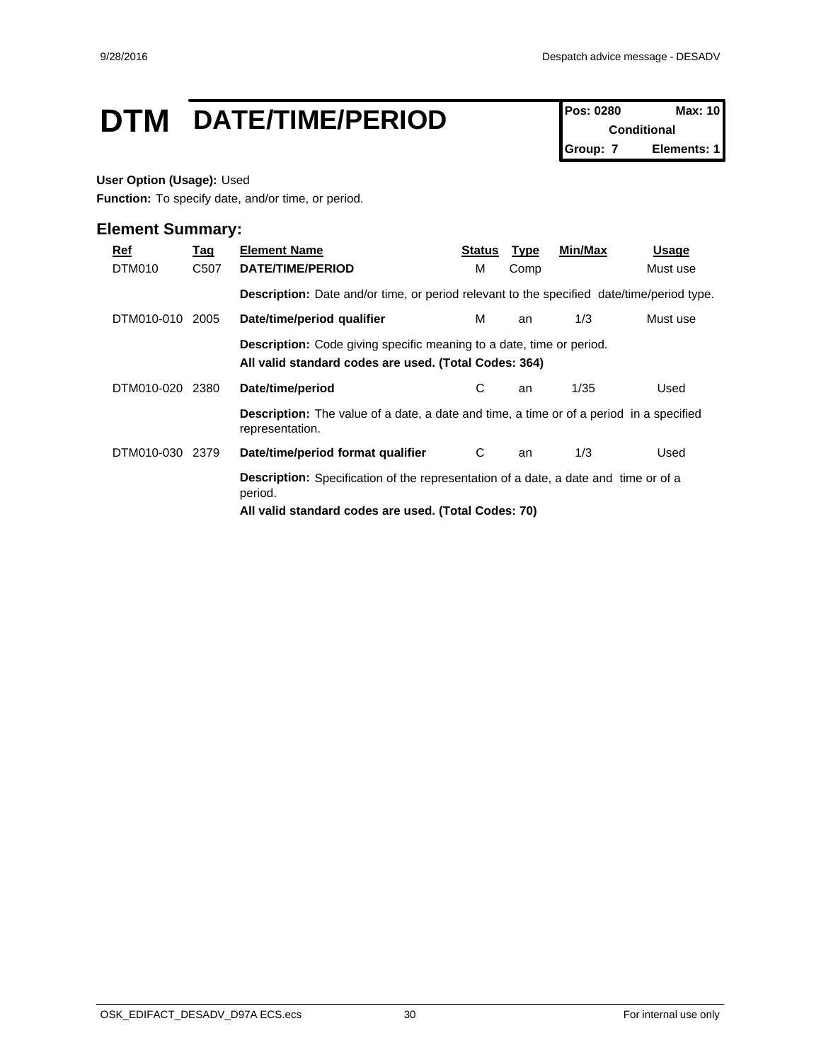# DTM DATE/TIME/PERIOD

| Pos: 0280 | Max: 10 |
|---|---|
| Conditional | |
| Group: 7 | Elements: 1 |

**User Option (Usage):** Used

**Function:** To specify date, and/or time, or period.

## Element Summary:

| Ref | Tag | Element Name | Status | Type | Min/Max | Usage |
|---|---|---|---|---|---|---|
| DTM010 | C507 | **DATE/TIME/PERIOD** | M | Comp | | Must use |
| | | **Description:** Date and/or time, or period relevant to the specified date/time/period type. | | | | |
| DTM010-010 | 2005 | **Date/time/period qualifier** | M | an | 1/3 | Must use |
| | | **Description:** Code giving specific meaning to a date, time or period. **All valid standard codes are used. (Total Codes: 364)** | | | | |
| DTM010-020 | 2380 | **Date/time/period** | C | an | 1/35 | Used |
| | | **Description:** The value of a date, a date and time, a time or of a period in a specified representation. | | | | |
| DTM010-030 | 2379 | **Date/time/period format qualifier** | C | an | 1/3 | Used |
| | | **Description:** Specification of the representation of a date, a date and time or of a period. **All valid standard codes are used. (Total Codes: 70)** | | | | |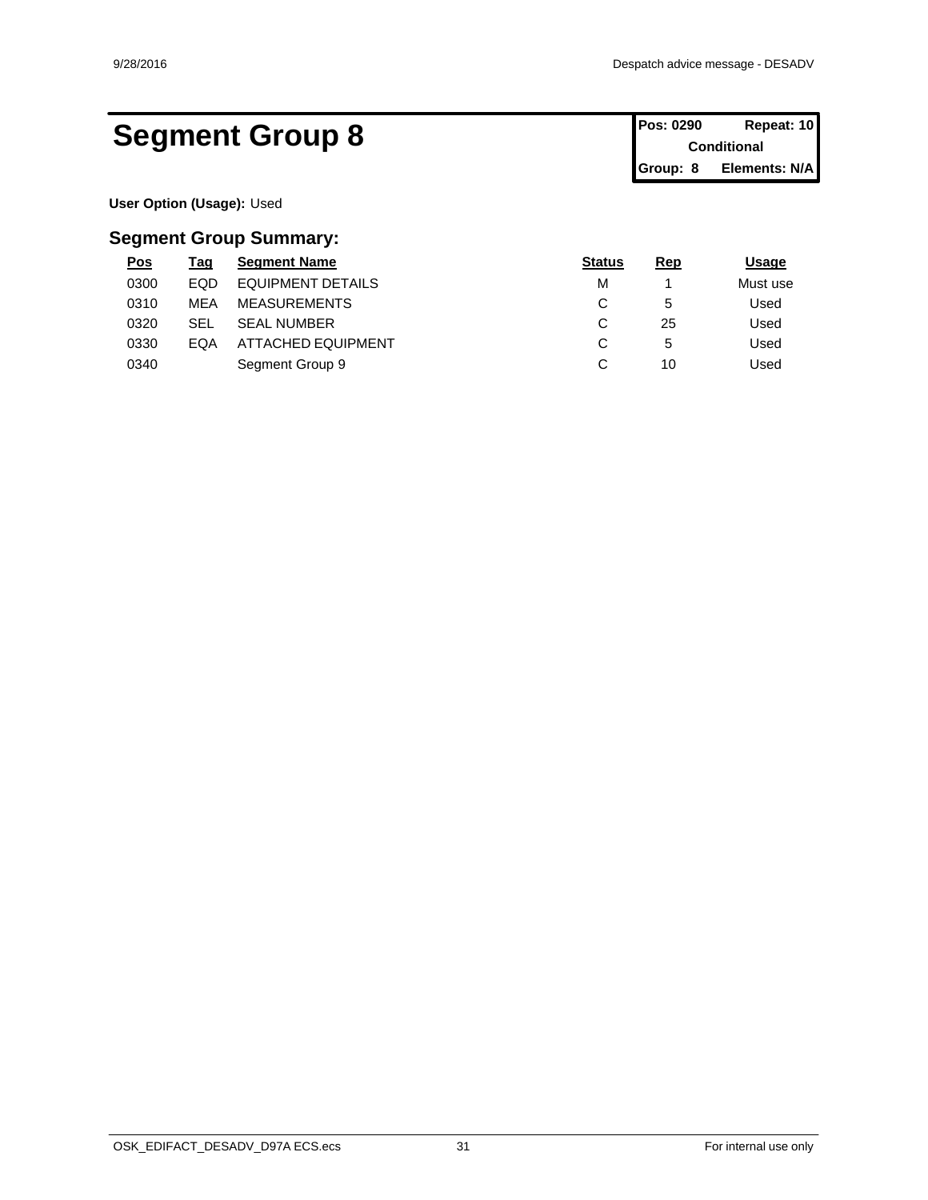# Segment Group 8

| Pos: 0290 | Repeat: 10 |
|---|---|
| Conditional | |
| Group: 8 | Elements: N/A |

**User Option (Usage):** Used

## Segment Group Summary:

| Pos | Tag | Segment Name | Status | Rep | Usage |
|---|---|---|---|---|---|
| 0300 | EQD | EQUIPMENT DETAILS | M | 1 | Must use |
| 0310 | MEA | MEASUREMENTS | C | 5 | Used |
| 0320 | SEL | SEAL NUMBER | C | 25 | Used |
| 0330 | EQA | ATTACHED EQUIPMENT | C | 5 | Used |
| 0340 | | Segment Group 9 | C | 10 | Used |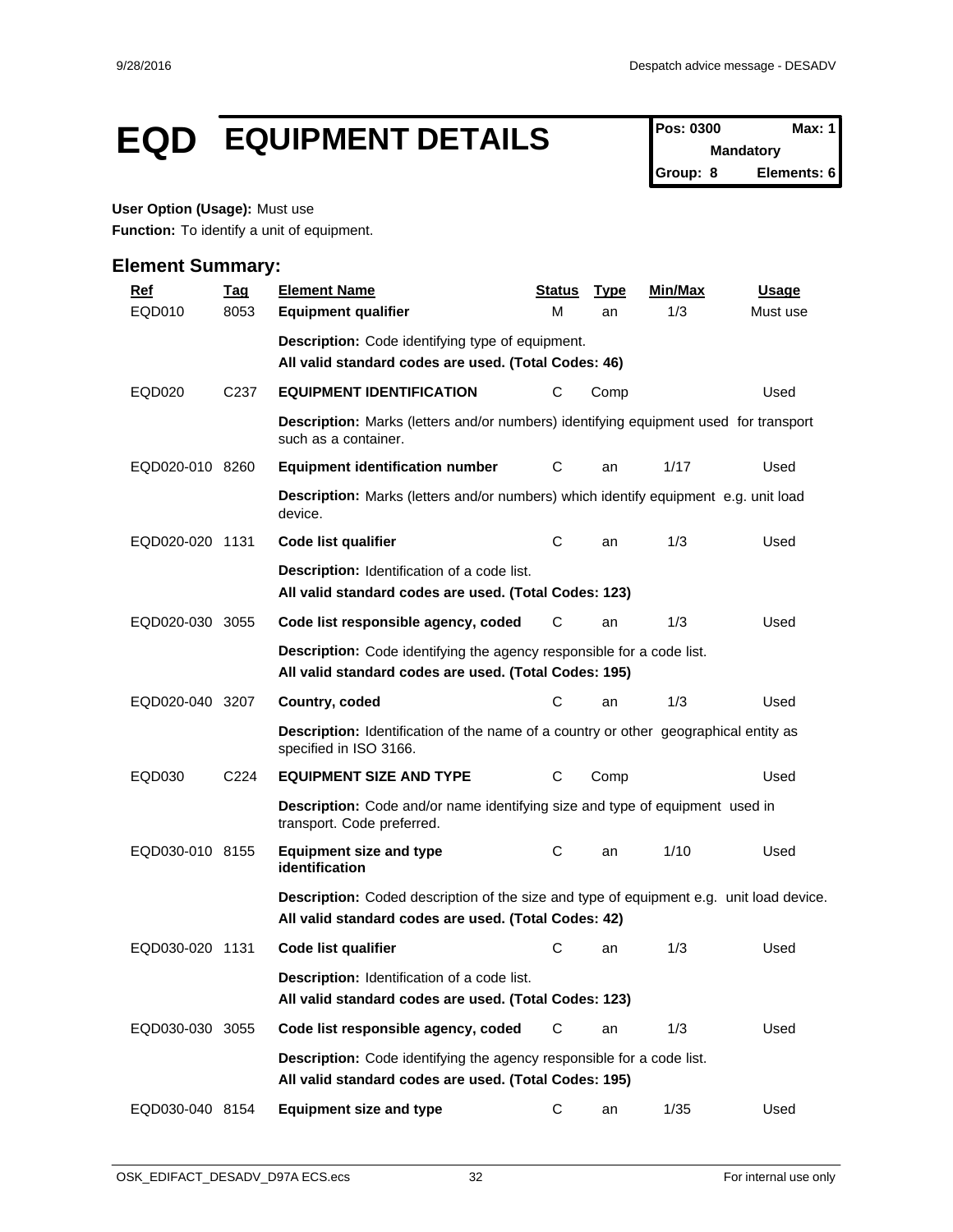# EQD EQUIPMENT DETAILS

| Pos: 0300 | Max: 1 |
|---|---|
| Mandatory | |
| Group: 8 | Elements: 6 |

**User Option (Usage):** Must use

**Function:** To identify a unit of equipment.

## Element Summary:

| Ref | Tag | Element Name | Status | Type | Min/Max | Usage |
|---|---|---|---|---|---|---|
| EQD010 | 8053 | **Equipment qualifier** | M | an | 1/3 | Must use |
| | | **Description:** Code identifying type of equipment. **All valid standard codes are used. (Total Codes: 46)** | | | | |
| EQD020 | C237 | **EQUIPMENT IDENTIFICATION** | C | Comp | | Used |
| | | **Description:** Marks (letters and/or numbers) identifying equipment used for transport such as a container. | | | | |
| EQD020-010 | 8260 | **Equipment identification number** | C | an | 1/17 | Used |
| | | **Description:** Marks (letters and/or numbers) which identify equipment e.g. unit load device. | | | | |
| EQD020-020 | 1131 | **Code list qualifier** | C | an | 1/3 | Used |
| | | **Description:** Identification of a code list. **All valid standard codes are used. (Total Codes: 123)** | | | | |
| EQD020-030 | 3055 | **Code list responsible agency, coded** | C | an | 1/3 | Used |
| | | **Description:** Code identifying the agency responsible for a code list. **All valid standard codes are used. (Total Codes: 195)** | | | | |
| EQD020-040 | 3207 | **Country, coded** | C | an | 1/3 | Used |
| | | **Description:** Identification of the name of a country or other geographical entity as specified in ISO 3166. | | | | |
| EQD030 | C224 | **EQUIPMENT SIZE AND TYPE** | C | Comp | | Used |
| | | **Description:** Code and/or name identifying size and type of equipment used in transport. Code preferred. | | | | |
| EQD030-010 | 8155 | **Equipment size and type identification** | C | an | 1/10 | Used |
| | | **Description:** Coded description of the size and type of equipment e.g. unit load device. **All valid standard codes are used. (Total Codes: 42)** | | | | |
| EQD030-020 | 1131 | **Code list qualifier** | C | an | 1/3 | Used |
| | | **Description:** Identification of a code list. **All valid standard codes are used. (Total Codes: 123)** | | | | |
| EQD030-030 | 3055 | **Code list responsible agency, coded** | C | an | 1/3 | Used |
| | | **Description:** Code identifying the agency responsible for a code list. **All valid standard codes are used. (Total Codes: 195)** | | | | |
| EQD030-040 | 8154 | **Equipment size and type** | C | an | 1/35 | Used |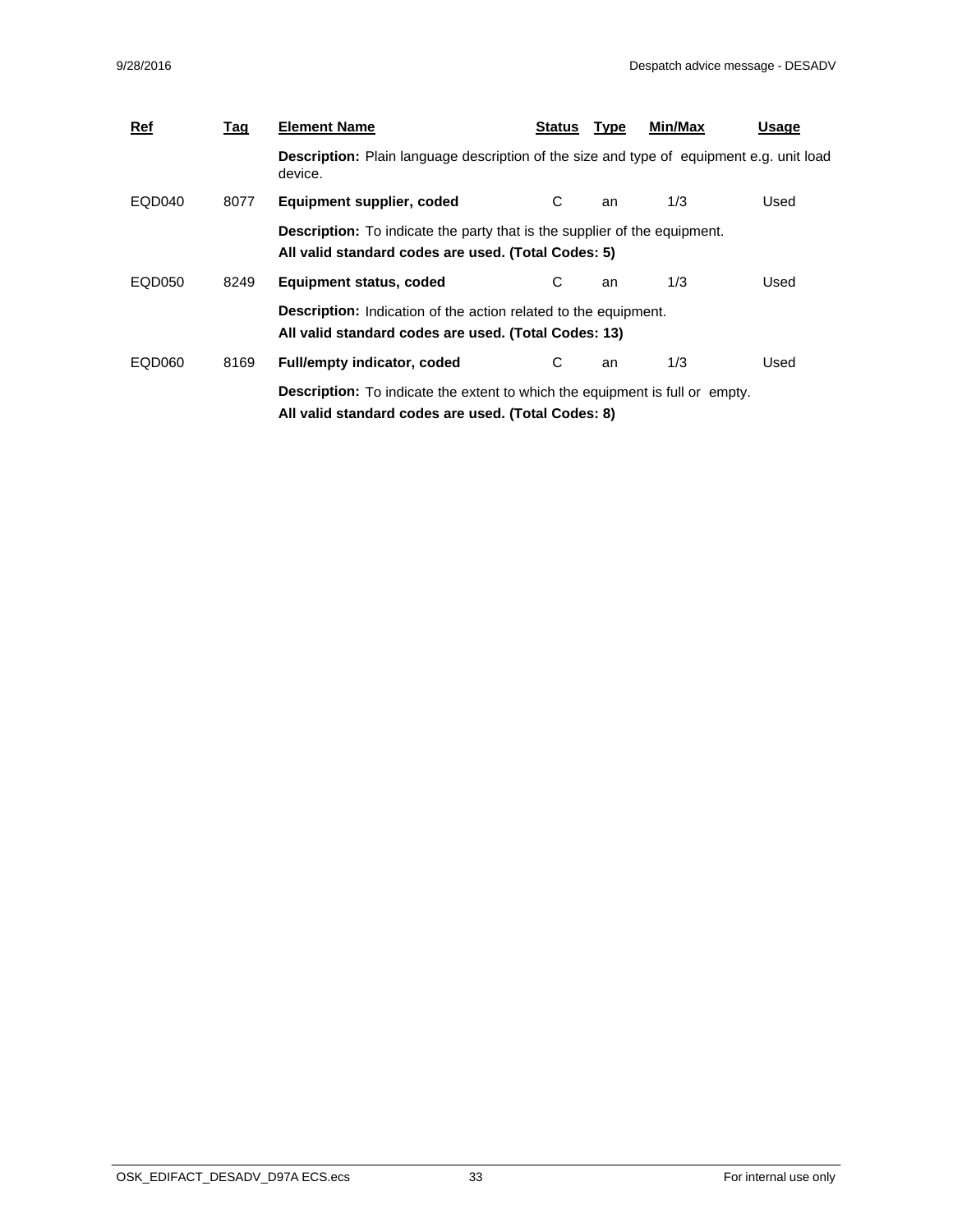| Ref | Tag | Element Name | Status | Type | Min/Max | Usage |
|---|---|---|---|---|---|---|
| | | **Description:** Plain language description of the size and type of equipment e.g. unit load device. | | | | |
| EQD040 | 8077 | **Equipment supplier, coded** | C | an | 1/3 | Used |
| | | **Description:** To indicate the party that is the supplier of the equipment. **All valid standard codes are used. (Total Codes: 5)** | | | | |
| EQD050 | 8249 | **Equipment status, coded** | C | an | 1/3 | Used |
| | | **Description:** Indication of the action related to the equipment. **All valid standard codes are used. (Total Codes: 13)** | | | | |
| EQD060 | 8169 | **Full/empty indicator, coded** | C | an | 1/3 | Used |
| | | **Description:** To indicate the extent to which the equipment is full or empty. **All valid standard codes are used. (Total Codes: 8)** | | | | |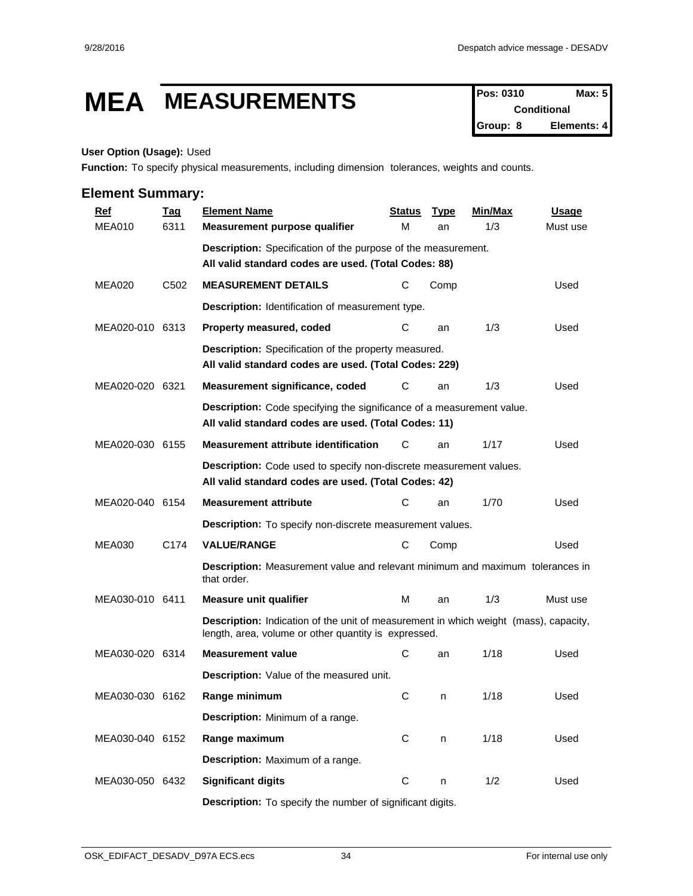# MEA MEASUREMENTS

| Pos: 0310 | Max: 5 |
|---|---|
| Conditional | |
| Group: 8 | Elements: 4 |

**User Option (Usage):** Used

**Function:** To specify physical measurements, including dimension tolerances, weights and counts.

## Element Summary:

| Ref | Tag | Element Name | Status | Type | Min/Max | Usage |
|---|---|---|---|---|---|---|
| MEA010 | 6311 | **Measurement purpose qualifier** | M | an | 1/3 | Must use |
| | | **Description:** Specification of the purpose of the measurement. **All valid standard codes are used. (Total Codes: 88)** | | | | |
| MEA020 | C502 | **MEASUREMENT DETAILS** | C | Comp | | Used |
| | | **Description:** Identification of measurement type. | | | | |
| MEA020-010 | 6313 | **Property measured, coded** | C | an | 1/3 | Used |
| | | **Description:** Specification of the property measured. **All valid standard codes are used. (Total Codes: 229)** | | | | |
| MEA020-020 | 6321 | **Measurement significance, coded** | C | an | 1/3 | Used |
| | | **Description:** Code specifying the significance of a measurement value. **All valid standard codes are used. (Total Codes: 11)** | | | | |
| MEA020-030 | 6155 | **Measurement attribute identification** | C | an | 1/17 | Used |
| | | **Description:** Code used to specify non-discrete measurement values. **All valid standard codes are used. (Total Codes: 42)** | | | | |
| MEA020-040 | 6154 | **Measurement attribute** | C | an | 1/70 | Used |
| | | **Description:** To specify non-discrete measurement values. | | | | |
| MEA030 | C174 | **VALUE/RANGE** | C | Comp | | Used |
| | | **Description:** Measurement value and relevant minimum and maximum tolerances in that order. | | | | |
| MEA030-010 | 6411 | **Measure unit qualifier** | M | an | 1/3 | Must use |
| | | **Description:** Indication of the unit of measurement in which weight (mass), capacity, length, area, volume or other quantity is expressed. | | | | |
| MEA030-020 | 6314 | **Measurement value** | C | an | 1/18 | Used |
| | | **Description:** Value of the measured unit. | | | | |
| MEA030-030 | 6162 | **Range minimum** | C | n | 1/18 | Used |
| | | **Description:** Minimum of a range. | | | | |
| MEA030-040 | 6152 | **Range maximum** | C | n | 1/18 | Used |
| | | **Description:** Maximum of a range. | | | | |
| MEA030-050 | 6432 | **Significant digits** | C | n | 1/2 | Used |
| | | **Description:** To specify the number of significant digits. | | | | |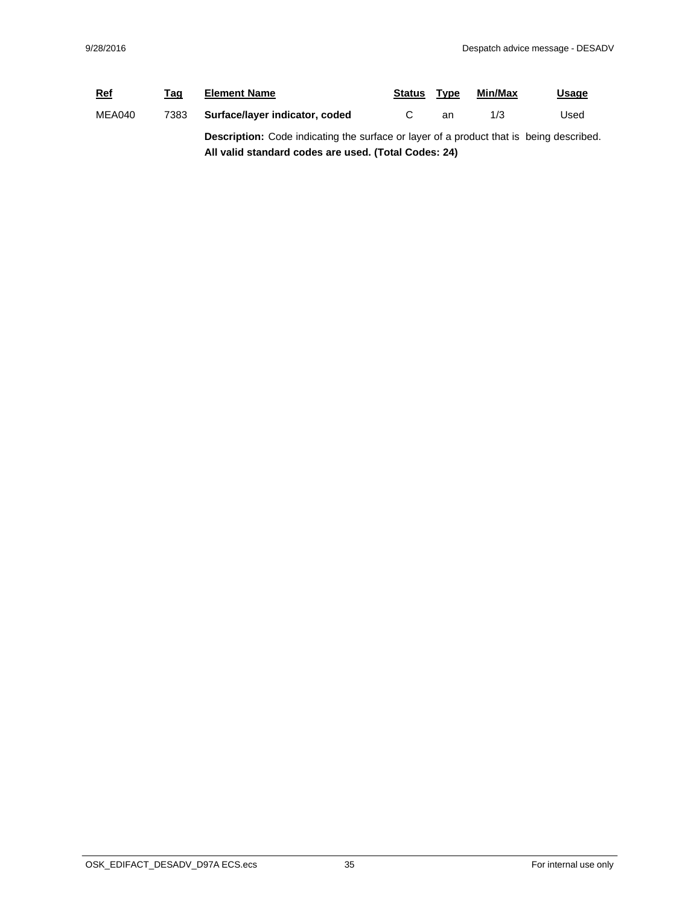| Ref | Tag | Element Name | Status | Type | Min/Max | Usage |
|---|---|---|---|---|---|---|
| MEA040 | 7383 | **Surface/layer indicator, coded** | C | an | 1/3 | Used |

**Description:** Code indicating the surface or layer of a product that is being described.
**All valid standard codes are used. (Total Codes: 24)**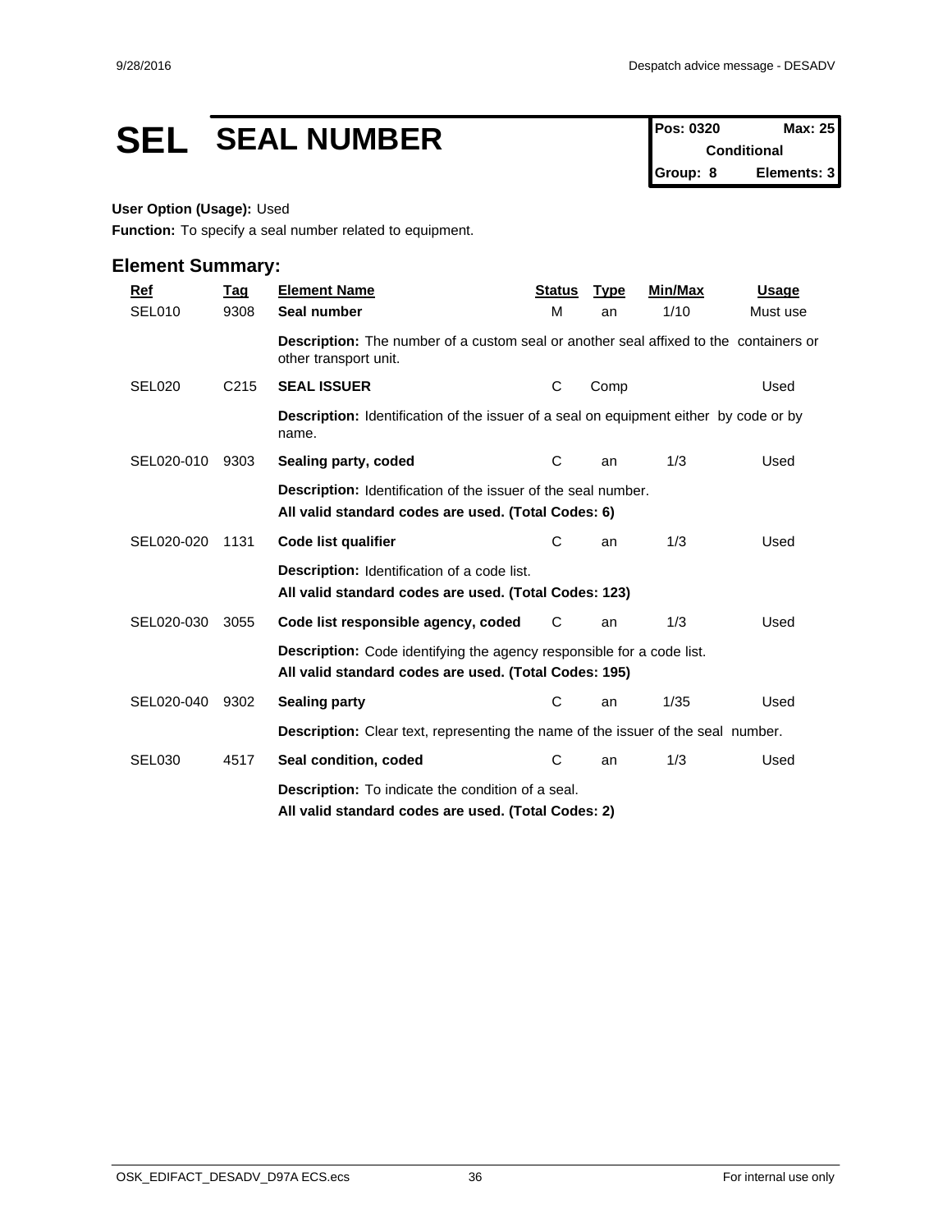# SEL SEAL NUMBER

| Pos: 0320 | Max: 25 |
|---|---|
| Conditional | |
| Group: 8 | Elements: 3 |

**User Option (Usage):** Used

**Function:** To specify a seal number related to equipment.

## Element Summary:

| Ref | Tag | Element Name | Status | Type | Min/Max | Usage |
|---|---|---|---|---|---|---|
| SEL010 | 9308 | **Seal number** | M | an | 1/10 | Must use |
| | | **Description:** The number of a custom seal or another seal affixed to the containers or other transport unit. | | | | |
| SEL020 | C215 | **SEAL ISSUER** | C | Comp | | Used |
| | | **Description:** Identification of the issuer of a seal on equipment either by code or by name. | | | | |
| SEL020-010 | 9303 | **Sealing party, coded** | C | an | 1/3 | Used |
| | | **Description:** Identification of the issuer of the seal number. **All valid standard codes are used. (Total Codes: 6)** | | | | |
| SEL020-020 | 1131 | **Code list qualifier** | C | an | 1/3 | Used |
| | | **Description:** Identification of a code list. **All valid standard codes are used. (Total Codes: 123)** | | | | |
| SEL020-030 | 3055 | **Code list responsible agency, coded** | C | an | 1/3 | Used |
| | | **Description:** Code identifying the agency responsible for a code list. **All valid standard codes are used. (Total Codes: 195)** | | | | |
| SEL020-040 | 9302 | **Sealing party** | C | an | 1/35 | Used |
| | | **Description:** Clear text, representing the name of the issuer of the seal number. | | | | |
| SEL030 | 4517 | **Seal condition, coded** | C | an | 1/3 | Used |
| | | **Description:** To indicate the condition of a seal. **All valid standard codes are used. (Total Codes: 2)** | | | | |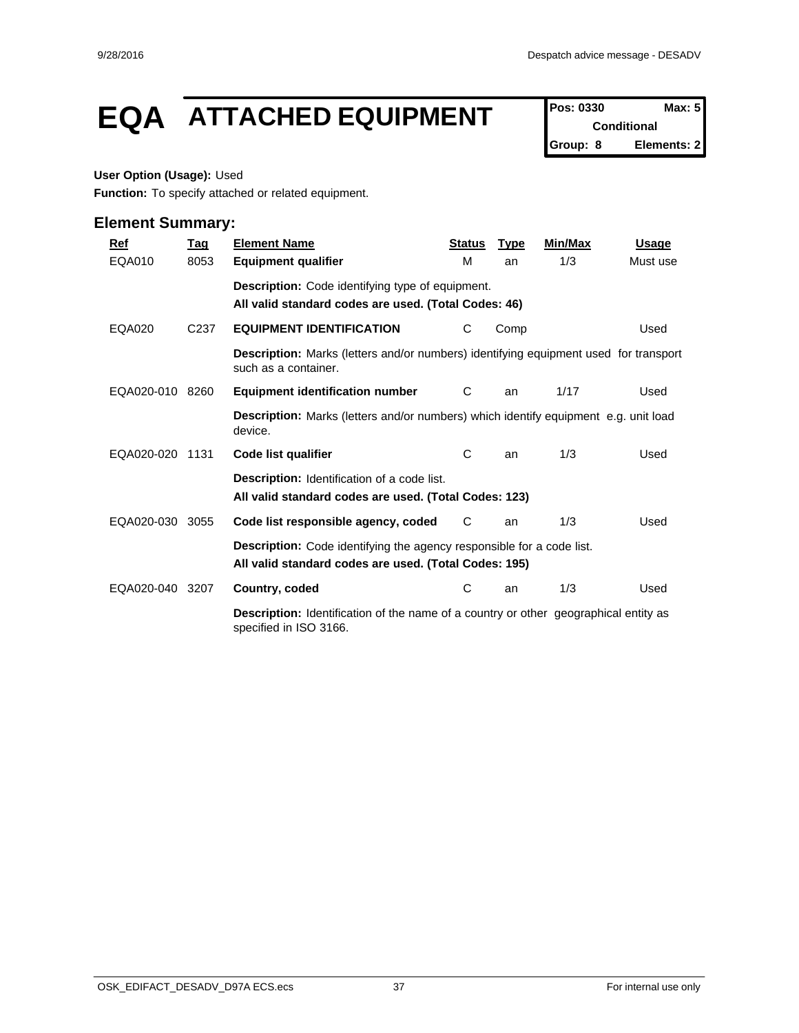# EQA ATTACHED EQUIPMENT

**Pos: 0330** **Max: 5**
**Conditional**
**Group: 8** **Elements: 2**

**User Option (Usage):** Used

**Function:** To specify attached or related equipment.

## Element Summary:

| Ref | Tag | Element Name | Status | Type | Min/Max | Usage |
|---|---|---|---|---|---|---|
| EQA010 | 8053 | **Equipment qualifier** | M | an | 1/3 | Must use |
| | | **Description:** Code identifying type of equipment. **All valid standard codes are used. (Total Codes: 46)** | | | | |
| EQA020 | C237 | **EQUIPMENT IDENTIFICATION** | C | Comp | | Used |
| | | **Description:** Marks (letters and/or numbers) identifying equipment used for transport such as a container. | | | | |
| EQA020-010 | 8260 | **Equipment identification number** | C | an | 1/17 | Used |
| | | **Description:** Marks (letters and/or numbers) which identify equipment e.g. unit load device. | | | | |
| EQA020-020 | 1131 | **Code list qualifier** | C | an | 1/3 | Used |
| | | **Description:** Identification of a code list. **All valid standard codes are used. (Total Codes: 123)** | | | | |
| EQA020-030 | 3055 | **Code list responsible agency, coded** | C | an | 1/3 | Used |
| | | **Description:** Code identifying the agency responsible for a code list. **All valid standard codes are used. (Total Codes: 195)** | | | | |
| EQA020-040 | 3207 | **Country, coded** | C | an | 1/3 | Used |
| | | **Description:** Identification of the name of a country or other geographical entity as specified in ISO 3166. | | | | |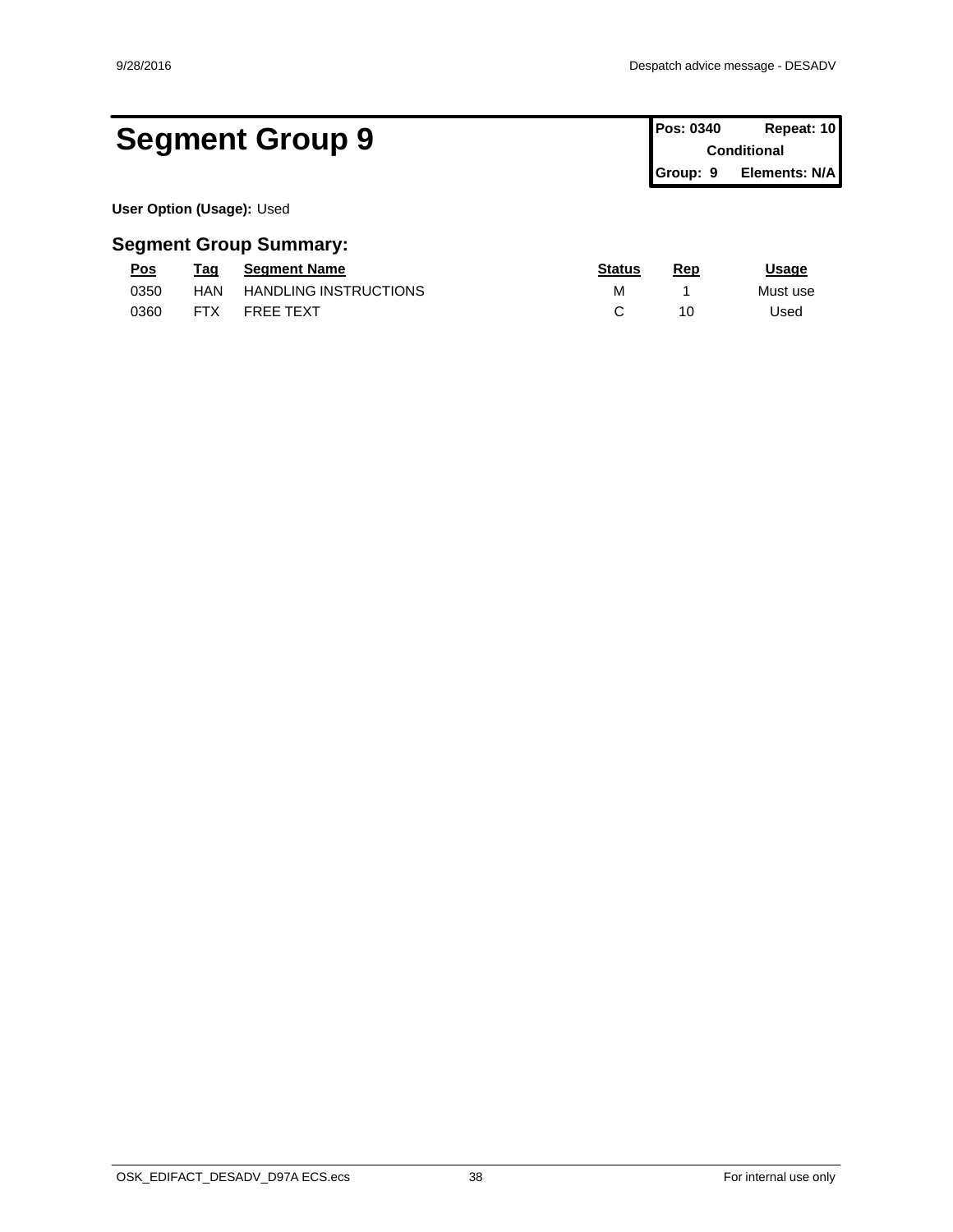# Segment Group 9

| Pos: 0340 | Repeat: 10 |
| --- | --- |
| Conditional | |
| Group: 9 | Elements: N/A |

**User Option (Usage):** Used

## Segment Group Summary:

| Pos | Tag | Segment Name | Status | Rep | Usage |
| --- | --- | --- | --- | --- | --- |
| 0350 | HAN | HANDLING INSTRUCTIONS | M | 1 | Must use |
| 0360 | FTX | FREE TEXT | C | 10 | Used |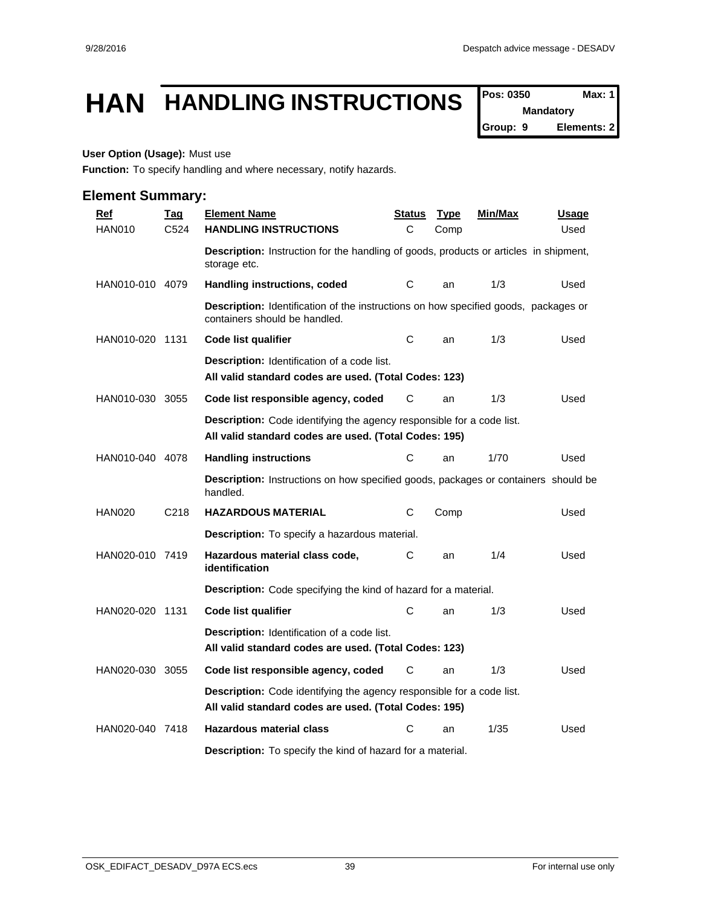# HAN HANDLING INSTRUCTIONS

| Pos: 0350 | Max: 1 |
|---|---|
| Mandatory | |
| Group: 9 | Elements: 2 |

**User Option (Usage):** Must use

**Function:** To specify handling and where necessary, notify hazards.

## Element Summary:

| Ref | Tag | Element Name | Status | Type | Min/Max | Usage |
|---|---|---|---|---|---|---|
| HAN010 | C524 | **HANDLING INSTRUCTIONS** | C | Comp | | Used |
| | | **Description:** Instruction for the handling of goods, products or articles in shipment, storage etc. | | | | |
| HAN010-010 | 4079 | **Handling instructions, coded** | C | an | 1/3 | Used |
| | | **Description:** Identification of the instructions on how specified goods, packages or containers should be handled. | | | | |
| HAN010-020 | 1131 | **Code list qualifier** | C | an | 1/3 | Used |
| | | **Description:** Identification of a code list. **All valid standard codes are used. (Total Codes: 123)** | | | | |
| HAN010-030 | 3055 | **Code list responsible agency, coded** | C | an | 1/3 | Used |
| | | **Description:** Code identifying the agency responsible for a code list. **All valid standard codes are used. (Total Codes: 195)** | | | | |
| HAN010-040 | 4078 | **Handling instructions** | C | an | 1/70 | Used |
| | | **Description:** Instructions on how specified goods, packages or containers should be handled. | | | | |
| HAN020 | C218 | **HAZARDOUS MATERIAL** | C | Comp | | Used |
| | | **Description:** To specify a hazardous material. | | | | |
| HAN020-010 | 7419 | **Hazardous material class code, identification** | C | an | 1/4 | Used |
| | | **Description:** Code specifying the kind of hazard for a material. | | | | |
| HAN020-020 | 1131 | **Code list qualifier** | C | an | 1/3 | Used |
| | | **Description:** Identification of a code list. **All valid standard codes are used. (Total Codes: 123)** | | | | |
| HAN020-030 | 3055 | **Code list responsible agency, coded** | C | an | 1/3 | Used |
| | | **Description:** Code identifying the agency responsible for a code list. **All valid standard codes are used. (Total Codes: 195)** | | | | |
| HAN020-040 | 7418 | **Hazardous material class** | C | an | 1/35 | Used |
| | | **Description:** To specify the kind of hazard for a material. | | | | |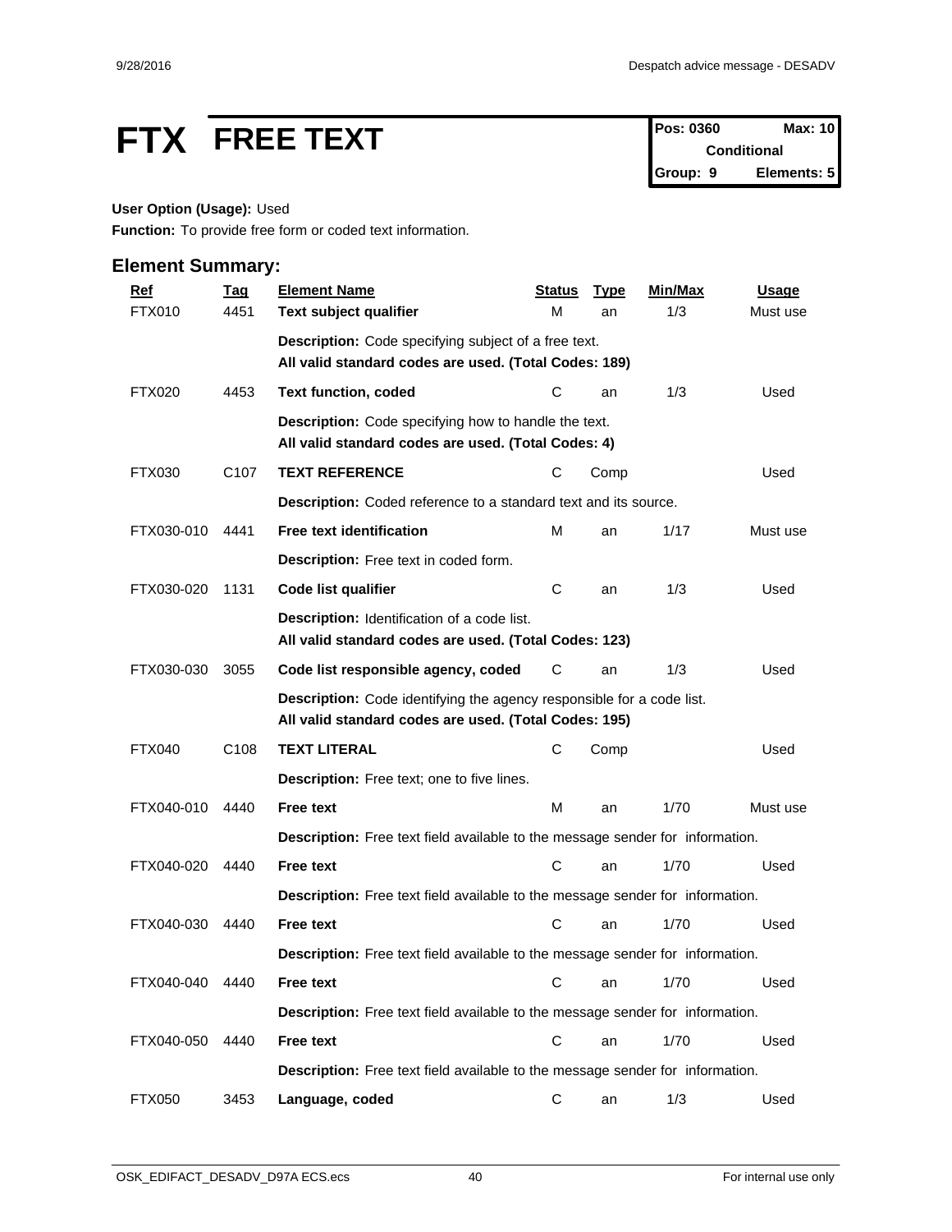# FTX FREE TEXT

| Pos: 0360 | Max: 10 |
|---|---|
| Conditional | |
| Group: 9 | Elements: 5 |

**User Option (Usage):** Used

**Function:** To provide free form or coded text information.

## Element Summary:

| Ref | Tag | Element Name | Status | Type | Min/Max | Usage |
|---|---|---|---|---|---|---|
| FTX010 | 4451 | **Text subject qualifier** | M | an | 1/3 | Must use |
| | | **Description:** Code specifying subject of a free text. **All valid standard codes are used. (Total Codes: 189)** | | | | |
| FTX020 | 4453 | **Text function, coded** | C | an | 1/3 | Used |
| | | **Description:** Code specifying how to handle the text. **All valid standard codes are used. (Total Codes: 4)** | | | | |
| FTX030 | C107 | **TEXT REFERENCE** | C | Comp | | Used |
| | | **Description:** Coded reference to a standard text and its source. | | | | |
| FTX030-010 | 4441 | **Free text identification** | M | an | 1/17 | Must use |
| | | **Description:** Free text in coded form. | | | | |
| FTX030-020 | 1131 | **Code list qualifier** | C | an | 1/3 | Used |
| | | **Description:** Identification of a code list. **All valid standard codes are used. (Total Codes: 123)** | | | | |
| FTX030-030 | 3055 | **Code list responsible agency, coded** | C | an | 1/3 | Used |
| | | **Description:** Code identifying the agency responsible for a code list. **All valid standard codes are used. (Total Codes: 195)** | | | | |
| FTX040 | C108 | **TEXT LITERAL** | C | Comp | | Used |
| | | **Description:** Free text; one to five lines. | | | | |
| FTX040-010 | 4440 | **Free text** | M | an | 1/70 | Must use |
| | | **Description:** Free text field available to the message sender for information. | | | | |
| FTX040-020 | 4440 | **Free text** | C | an | 1/70 | Used |
| | | **Description:** Free text field available to the message sender for information. | | | | |
| FTX040-030 | 4440 | **Free text** | C | an | 1/70 | Used |
| | | **Description:** Free text field available to the message sender for information. | | | | |
| FTX040-040 | 4440 | **Free text** | C | an | 1/70 | Used |
| | | **Description:** Free text field available to the message sender for information. | | | | |
| FTX040-050 | 4440 | **Free text** | C | an | 1/70 | Used |
| | | **Description:** Free text field available to the message sender for information. | | | | |
| FTX050 | 3453 | **Language, coded** | C | an | 1/3 | Used |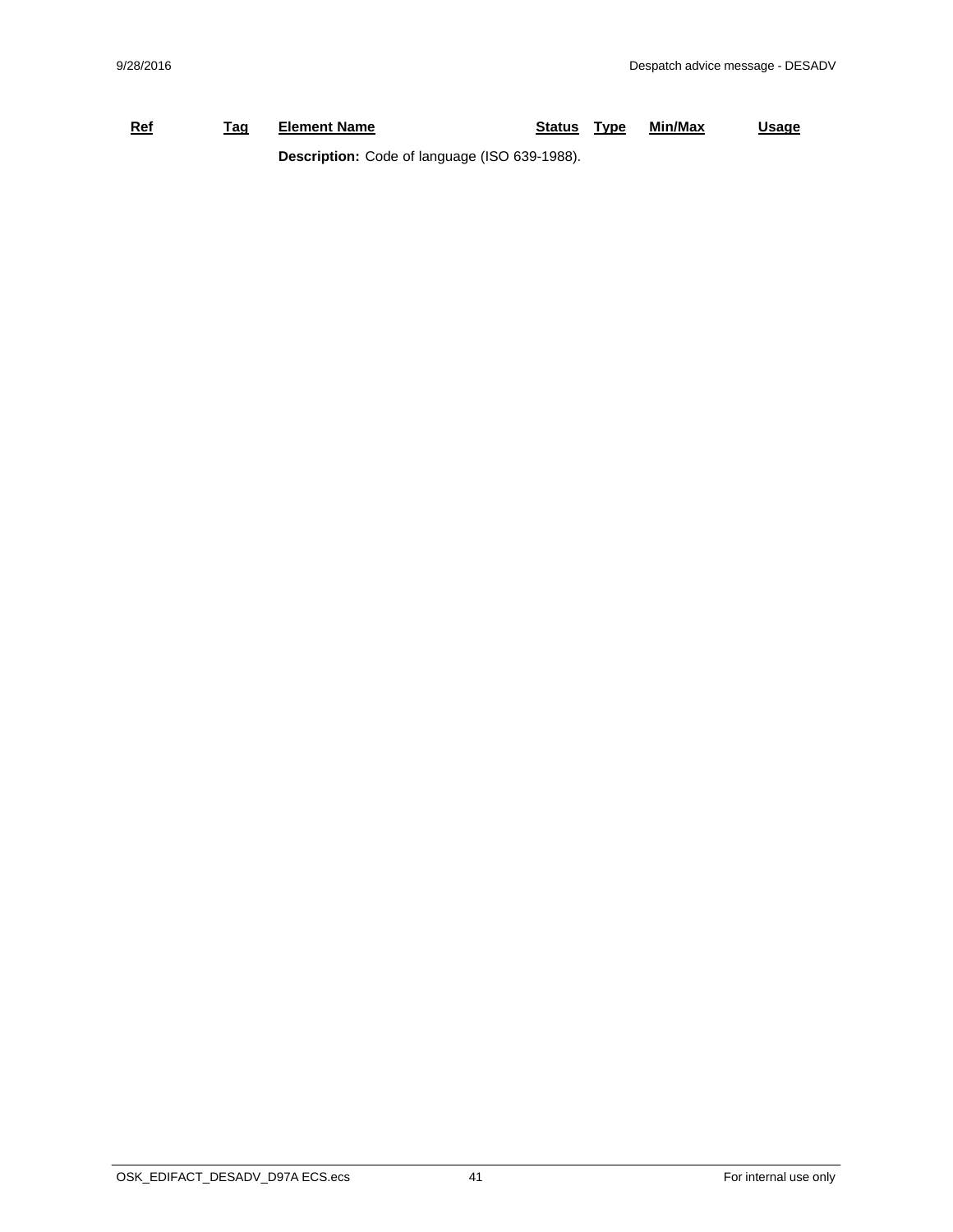| Ref | Tag | Element Name | Status | Type | Min/Max | Usage |
|---|---|---|---|---|---|---|
| | | **Description:** Code of language (ISO 639-1988). | | | | |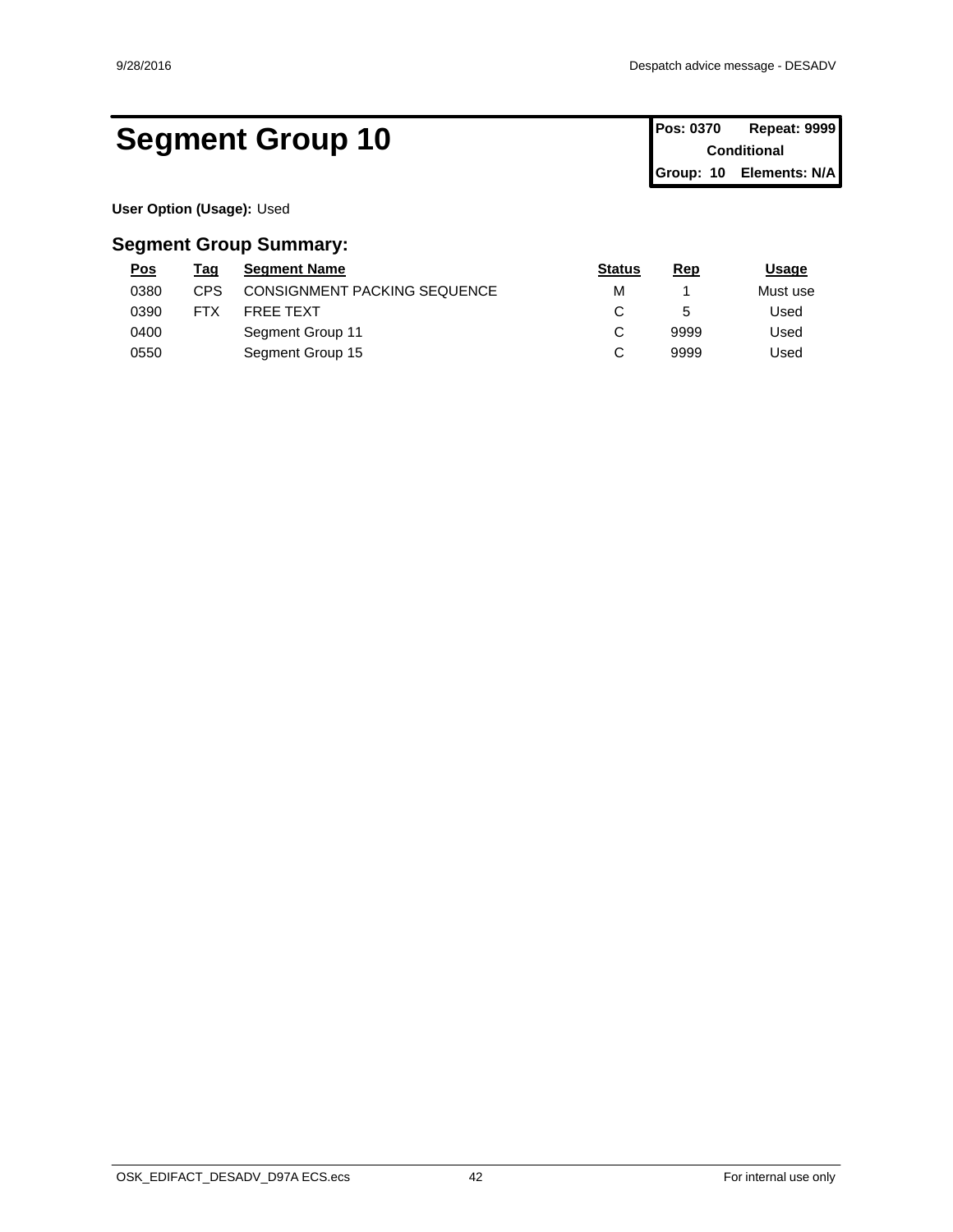# Segment Group 10

| Pos: 0370 | Repeat: 9999 |
| --- | --- |
| Conditional | |
| Group: 10 | Elements: N/A |

**User Option (Usage):** Used

## Segment Group Summary:

| Pos | Tag | Segment Name | Status | Rep | Usage |
| --- | --- | --- | --- | --- | --- |
| 0380 | CPS | CONSIGNMENT PACKING SEQUENCE | M | 1 | Must use |
| 0390 | FTX | FREE TEXT | C | 5 | Used |
| 0400 | | Segment Group 11 | C | 9999 | Used |
| 0550 | | Segment Group 15 | C | 9999 | Used |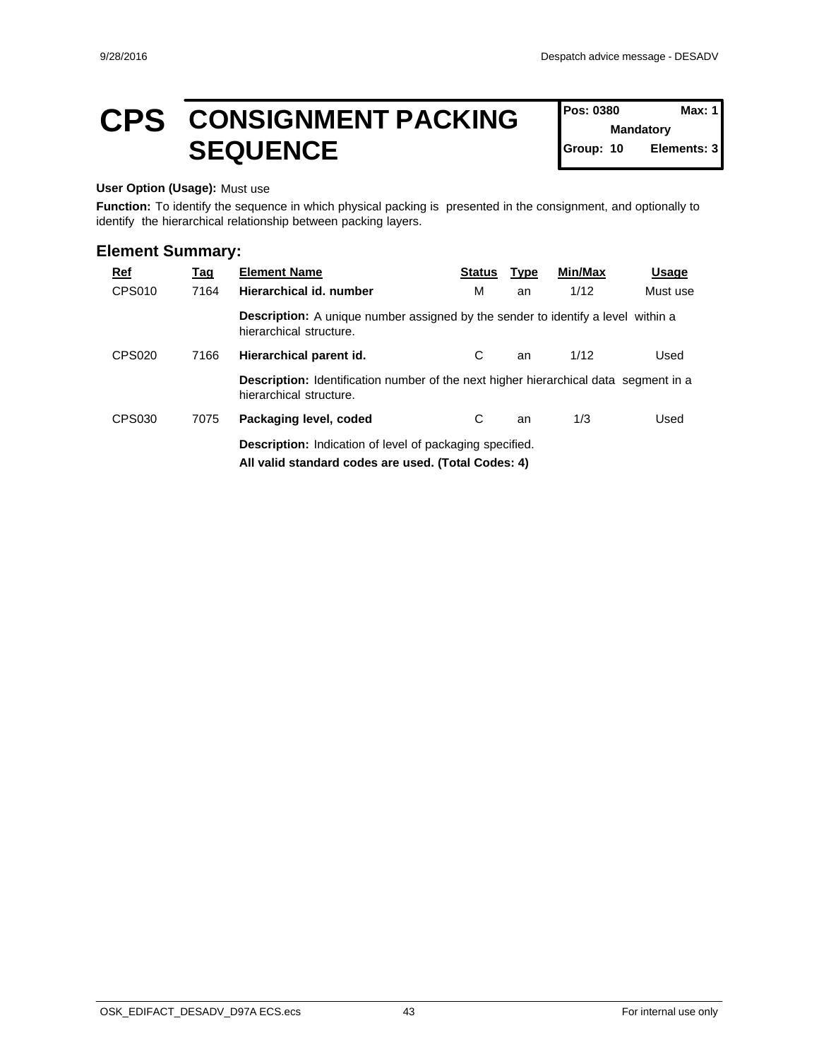# CPS CONSIGNMENT PACKING SEQUENCE

| Pos: 0380 | Max: 1 |
|---|---|
| Mandatory | |
| Group: 10 | Elements: 3 |

**User Option (Usage):** Must use

**Function:** To identify the sequence in which physical packing is presented in the consignment, and optionally to identify the hierarchical relationship between packing layers.

## Element Summary:

| Ref | Tag | Element Name | Status | Type | Min/Max | Usage |
|---|---|---|---|---|---|---|
| CPS010 | 7164 | **Hierarchical id. number** | M | an | 1/12 | Must use |
| | | **Description:** A unique number assigned by the sender to identify a level within a hierarchical structure. | | | | |
| CPS020 | 7166 | **Hierarchical parent id.** | C | an | 1/12 | Used |
| | | **Description:** Identification number of the next higher hierarchical data segment in a hierarchical structure. | | | | |
| CPS030 | 7075 | **Packaging level, coded** | C | an | 1/3 | Used |
| | | **Description:** Indication of level of packaging specified. **All valid standard codes are used. (Total Codes: 4)** | | | | |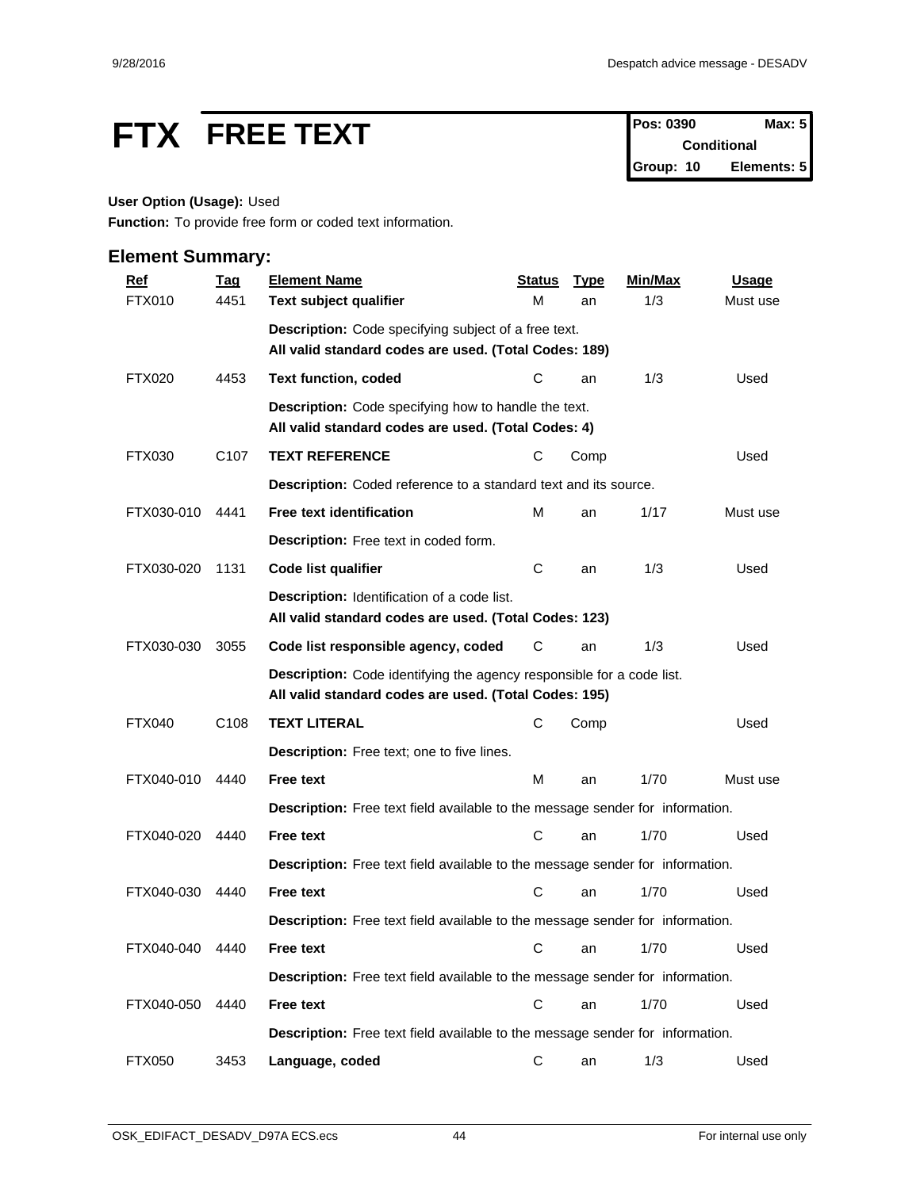# FTX FREE TEXT

| Pos: 0390 | Max: 5 |
|---|---|
| Conditional | |
| Group: 10 | Elements: 5 |

**User Option (Usage):** Used

**Function:** To provide free form or coded text information.

## Element Summary:

| Ref | Tag | Element Name | Status | Type | Min/Max | Usage |
|---|---|---|---|---|---|---|
| FTX010 | 4451 | **Text subject qualifier** | M | an | 1/3 | Must use |
| | | **Description:** Code specifying subject of a free text. **All valid standard codes are used. (Total Codes: 189)** | | | | |
| FTX020 | 4453 | **Text function, coded** | C | an | 1/3 | Used |
| | | **Description:** Code specifying how to handle the text. **All valid standard codes are used. (Total Codes: 4)** | | | | |
| FTX030 | C107 | **TEXT REFERENCE** | C | Comp | | Used |
| | | **Description:** Coded reference to a standard text and its source. | | | | |
| FTX030-010 | 4441 | **Free text identification** | M | an | 1/17 | Must use |
| | | **Description:** Free text in coded form. | | | | |
| FTX030-020 | 1131 | **Code list qualifier** | C | an | 1/3 | Used |
| | | **Description:** Identification of a code list. **All valid standard codes are used. (Total Codes: 123)** | | | | |
| FTX030-030 | 3055 | **Code list responsible agency, coded** | C | an | 1/3 | Used |
| | | **Description:** Code identifying the agency responsible for a code list. **All valid standard codes are used. (Total Codes: 195)** | | | | |
| FTX040 | C108 | **TEXT LITERAL** | C | Comp | | Used |
| | | **Description:** Free text; one to five lines. | | | | |
| FTX040-010 | 4440 | **Free text** | M | an | 1/70 | Must use |
| | | **Description:** Free text field available to the message sender for information. | | | | |
| FTX040-020 | 4440 | **Free text** | C | an | 1/70 | Used |
| | | **Description:** Free text field available to the message sender for information. | | | | |
| FTX040-030 | 4440 | **Free text** | C | an | 1/70 | Used |
| | | **Description:** Free text field available to the message sender for information. | | | | |
| FTX040-040 | 4440 | **Free text** | C | an | 1/70 | Used |
| | | **Description:** Free text field available to the message sender for information. | | | | |
| FTX040-050 | 4440 | **Free text** | C | an | 1/70 | Used |
| | | **Description:** Free text field available to the message sender for information. | | | | |
| FTX050 | 3453 | **Language, coded** | C | an | 1/3 | Used |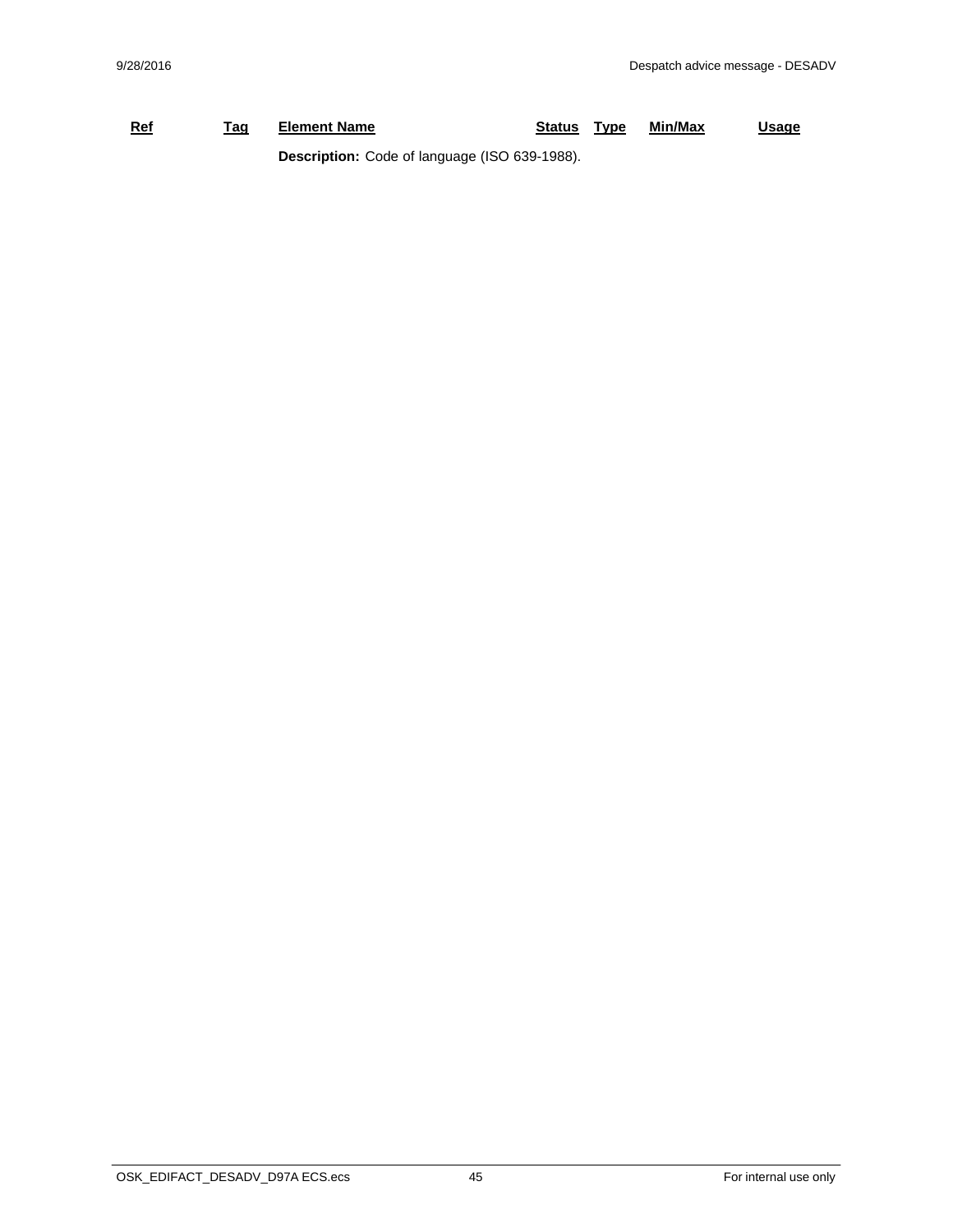| Ref | Tag | Element Name | Status | Type | Min/Max | Usage |
|---|---|---|---|---|---|---|
| | | **Description:** Code of language (ISO 639-1988). | | | | |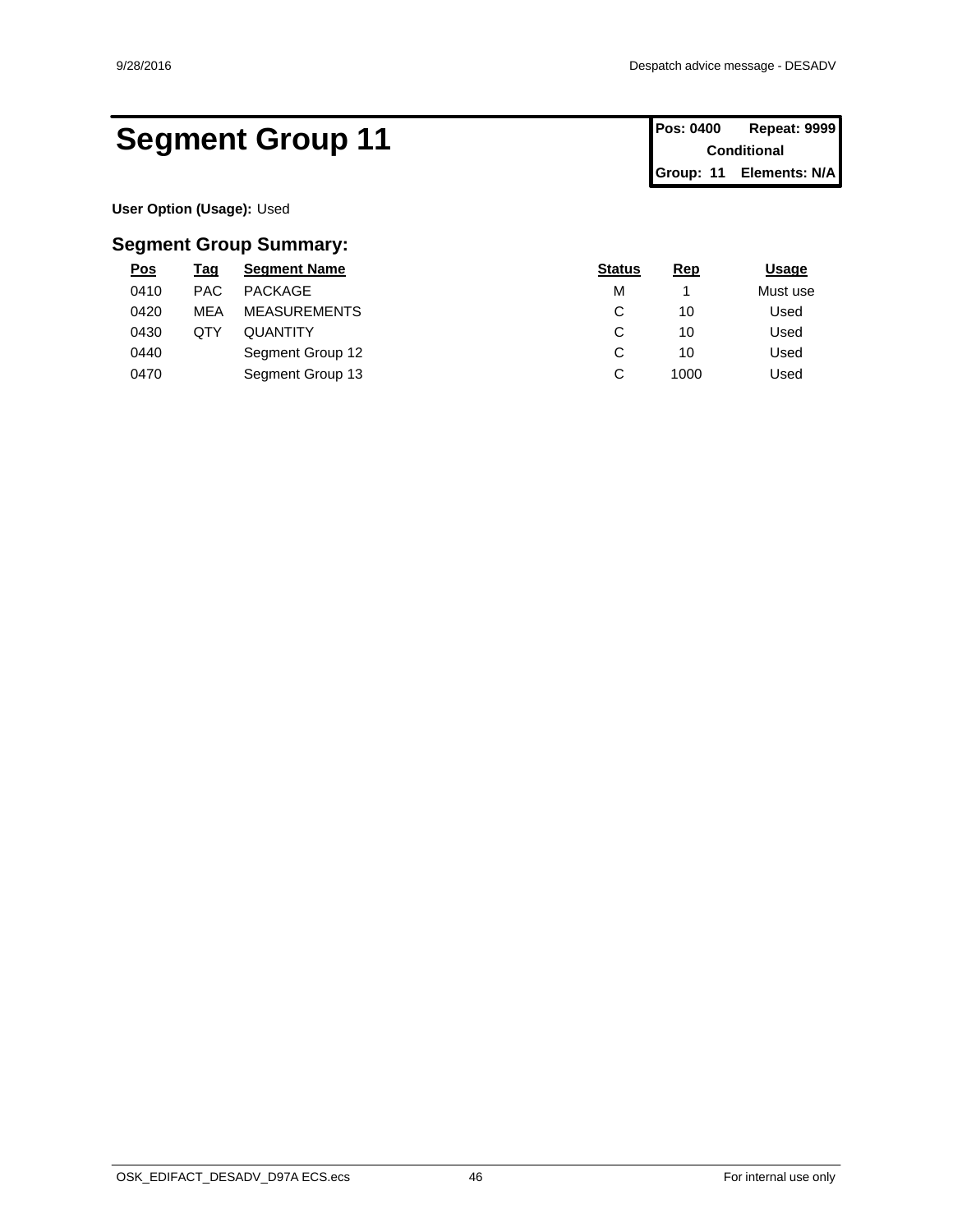# Segment Group 11

| Pos: 0400 | Repeat: 9999 |
| --- | --- |
| Conditional | |
| Group: 11 | Elements: N/A |

**User Option (Usage):** Used

## Segment Group Summary:

| Pos | Tag | Segment Name | Status | Rep | Usage |
| --- | --- | --- | --- | --- | --- |
| 0410 | PAC | PACKAGE | M | 1 | Must use |
| 0420 | MEA | MEASUREMENTS | C | 10 | Used |
| 0430 | QTY | QUANTITY | C | 10 | Used |
| 0440 | | Segment Group 12 | C | 10 | Used |
| 0470 | | Segment Group 13 | C | 1000 | Used |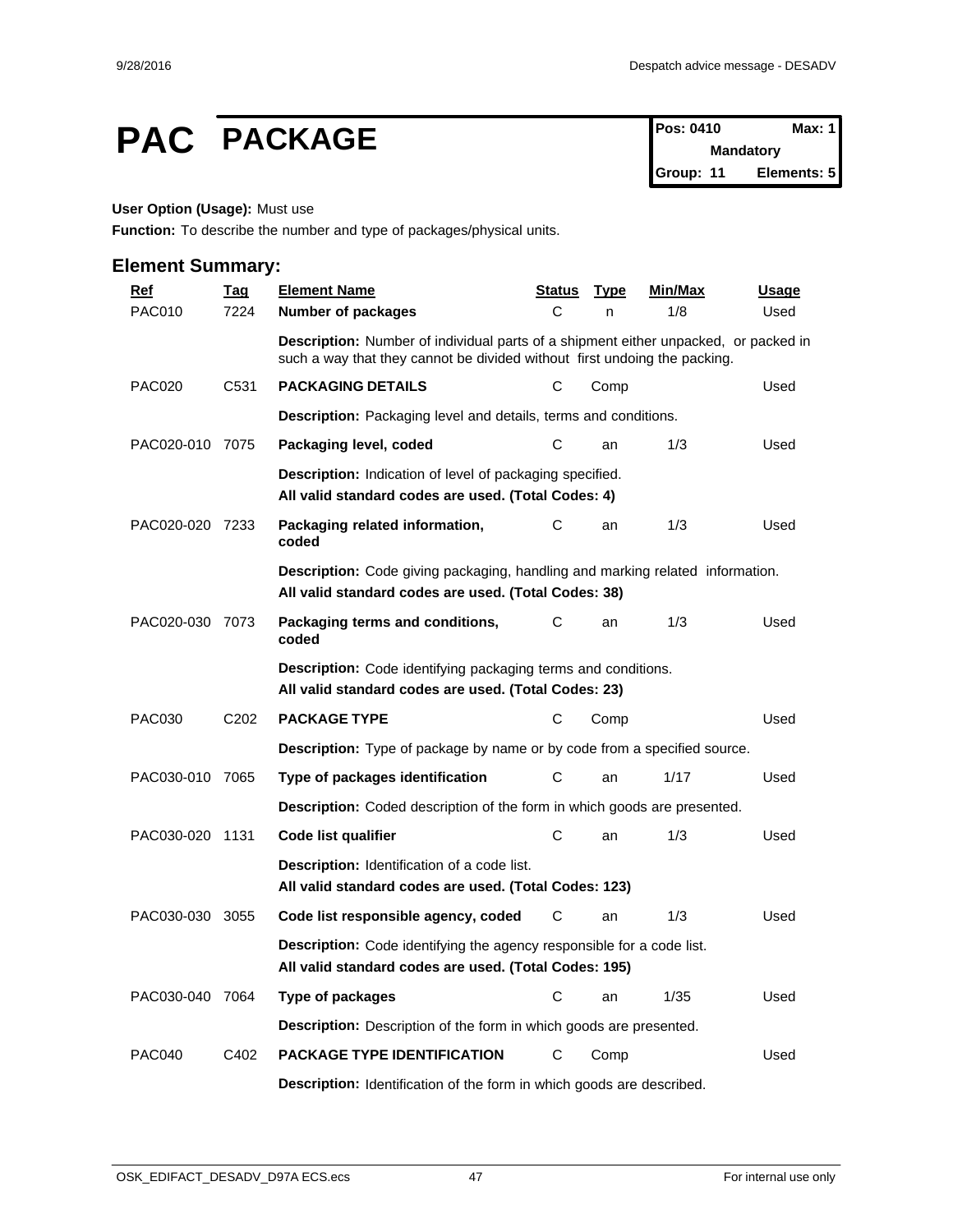# PAC PACKAGE

| Pos: 0410 | Max: 1 |
|---|---|
| Mandatory | |
| Group: 11 | Elements: 5 |

**User Option (Usage):** Must use

**Function:** To describe the number and type of packages/physical units.

## Element Summary:

| Ref | Tag | Element Name | Status | Type | Min/Max | Usage |
|---|---|---|---|---|---|---|
| PAC010 | 7224 | **Number of packages** | C | n | 1/8 | Used |
| | | **Description:** Number of individual parts of a shipment either unpacked, or packed in such a way that they cannot be divided without first undoing the packing. | | | | |
| PAC020 | C531 | **PACKAGING DETAILS** | C | Comp | | Used |
| | | **Description:** Packaging level and details, terms and conditions. | | | | |
| PAC020-010 | 7075 | **Packaging level, coded** | C | an | 1/3 | Used |
| | | **Description:** Indication of level of packaging specified. **All valid standard codes are used. (Total Codes: 4)** | | | | |
| PAC020-020 | 7233 | **Packaging related information, coded** | C | an | 1/3 | Used |
| | | **Description:** Code giving packaging, handling and marking related information. **All valid standard codes are used. (Total Codes: 38)** | | | | |
| PAC020-030 | 7073 | **Packaging terms and conditions, coded** | C | an | 1/3 | Used |
| | | **Description:** Code identifying packaging terms and conditions. **All valid standard codes are used. (Total Codes: 23)** | | | | |
| PAC030 | C202 | **PACKAGE TYPE** | C | Comp | | Used |
| | | **Description:** Type of package by name or by code from a specified source. | | | | |
| PAC030-010 | 7065 | **Type of packages identification** | C | an | 1/17 | Used |
| | | **Description:** Coded description of the form in which goods are presented. | | | | |
| PAC030-020 | 1131 | **Code list qualifier** | C | an | 1/3 | Used |
| | | **Description:** Identification of a code list. **All valid standard codes are used. (Total Codes: 123)** | | | | |
| PAC030-030 | 3055 | **Code list responsible agency, coded** | C | an | 1/3 | Used |
| | | **Description:** Code identifying the agency responsible for a code list. **All valid standard codes are used. (Total Codes: 195)** | | | | |
| PAC030-040 | 7064 | **Type of packages** | C | an | 1/35 | Used |
| | | **Description:** Description of the form in which goods are presented. | | | | |
| PAC040 | C402 | **PACKAGE TYPE IDENTIFICATION** | C | Comp | | Used |
| | | **Description:** Identification of the form in which goods are described. | | | | |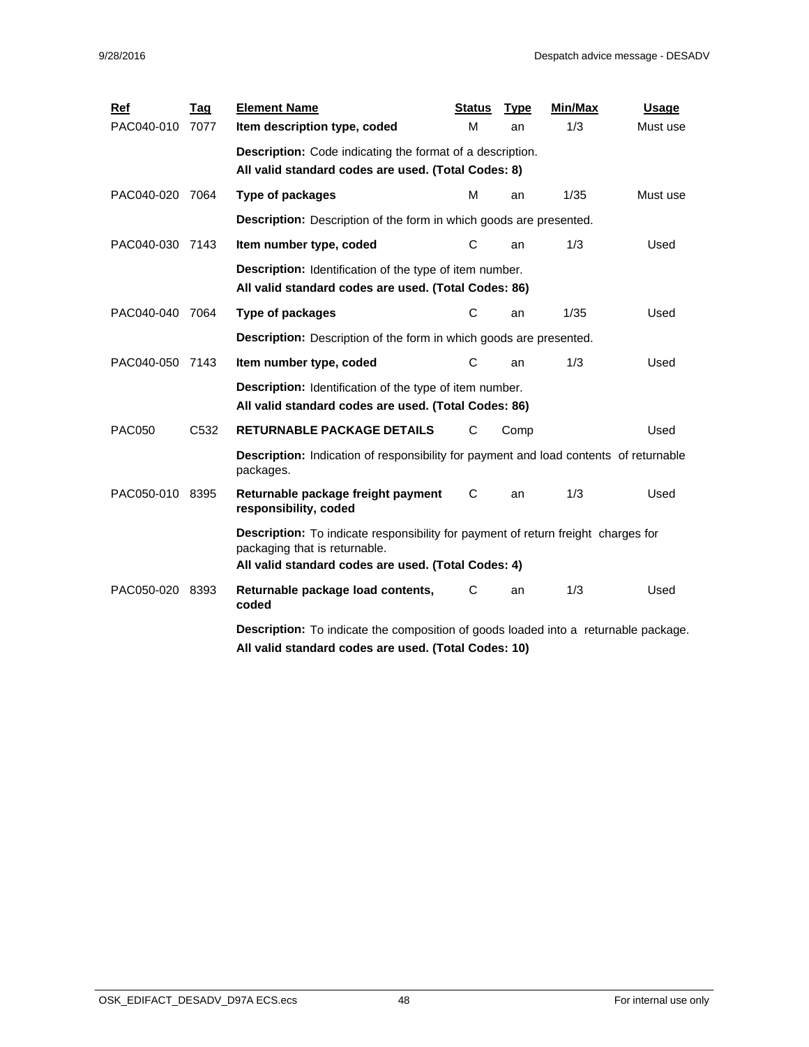| Ref | Tag | Element Name | Status | Type | Min/Max | Usage |
|---|---|---|---|---|---|---|
| PAC040-010 | 7077 | **Item description type, coded** | M | an | 1/3 | Must use |
| | | **Description:** Code indicating the format of a description.<br>**All valid standard codes are used. (Total Codes: 8)** | | | | |
| PAC040-020 | 7064 | **Type of packages** | M | an | 1/35 | Must use |
| | | **Description:** Description of the form in which goods are presented. | | | | |
| PAC040-030 | 7143 | **Item number type, coded** | C | an | 1/3 | Used |
| | | **Description:** Identification of the type of item number.<br>**All valid standard codes are used. (Total Codes: 86)** | | | | |
| PAC040-040 | 7064 | **Type of packages** | C | an | 1/35 | Used |
| | | **Description:** Description of the form in which goods are presented. | | | | |
| PAC040-050 | 7143 | **Item number type, coded** | C | an | 1/3 | Used |
| | | **Description:** Identification of the type of item number.<br>**All valid standard codes are used. (Total Codes: 86)** | | | | |
| PAC050 | C532 | **RETURNABLE PACKAGE DETAILS** | C | Comp | | Used |
| | | **Description:** Indication of responsibility for payment and load contents of returnable packages. | | | | |
| PAC050-010 | 8395 | **Returnable package freight payment responsibility, coded** | C | an | 1/3 | Used |
| | | **Description:** To indicate responsibility for payment of return freight charges for packaging that is returnable.<br>**All valid standard codes are used. (Total Codes: 4)** | | | | |
| PAC050-020 | 8393 | **Returnable package load contents, coded** | C | an | 1/3 | Used |
| | | **Description:** To indicate the composition of goods loaded into a returnable package.<br>**All valid standard codes are used. (Total Codes: 10)** | | | | |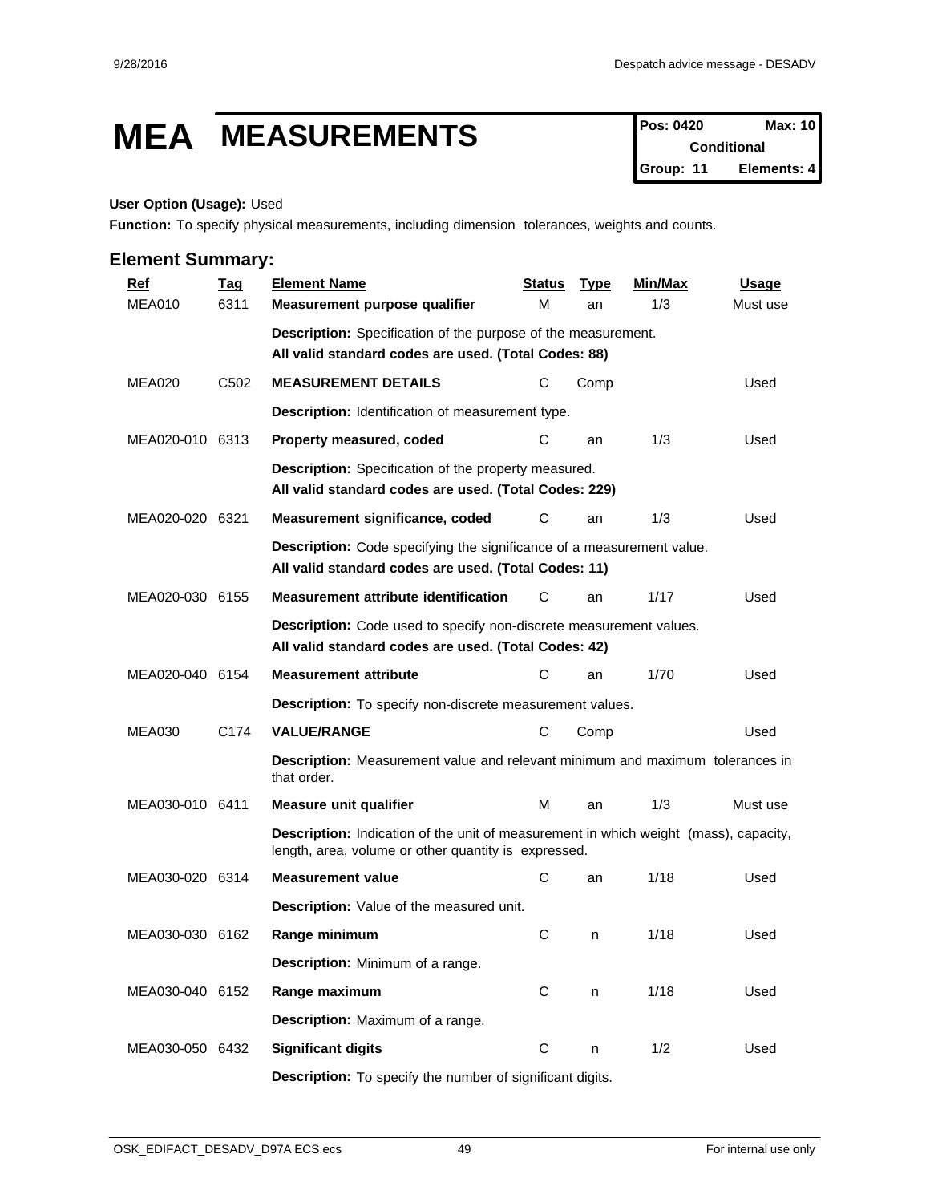# MEA MEASUREMENTS

| Pos: 0420 | Max: 10 |
| --- | --- |
| Conditional | |
| Group: 11 | Elements: 4 |

**User Option (Usage):** Used

**Function:** To specify physical measurements, including dimension tolerances, weights and counts.

## Element Summary:

| Ref | Tag | Element Name | Status | Type | Min/Max | Usage |
| --- | --- | --- | --- | --- | --- | --- |
| MEA010 | 6311 | **Measurement purpose qualifier** | M | an | 1/3 | Must use |
| | | **Description:** Specification of the purpose of the measurement.<br>**All valid standard codes are used. (Total Codes: 88)** | | | | |
| MEA020 | C502 | **MEASUREMENT DETAILS** | C | Comp | | Used |
| | | **Description:** Identification of measurement type. | | | | |
| MEA020-010 | 6313 | **Property measured, coded** | C | an | 1/3 | Used |
| | | **Description:** Specification of the property measured.<br>**All valid standard codes are used. (Total Codes: 229)** | | | | |
| MEA020-020 | 6321 | **Measurement significance, coded** | C | an | 1/3 | Used |
| | | **Description:** Code specifying the significance of a measurement value.<br>**All valid standard codes are used. (Total Codes: 11)** | | | | |
| MEA020-030 | 6155 | **Measurement attribute identification** | C | an | 1/17 | Used |
| | | **Description:** Code used to specify non-discrete measurement values.<br>**All valid standard codes are used. (Total Codes: 42)** | | | | |
| MEA020-040 | 6154 | **Measurement attribute** | C | an | 1/70 | Used |
| | | **Description:** To specify non-discrete measurement values. | | | | |
| MEA030 | C174 | **VALUE/RANGE** | C | Comp | | Used |
| | | **Description:** Measurement value and relevant minimum and maximum tolerances in that order. | | | | |
| MEA030-010 | 6411 | **Measure unit qualifier** | M | an | 1/3 | Must use |
| | | **Description:** Indication of the unit of measurement in which weight (mass), capacity, length, area, volume or other quantity is expressed. | | | | |
| MEA030-020 | 6314 | **Measurement value** | C | an | 1/18 | Used |
| | | **Description:** Value of the measured unit. | | | | |
| MEA030-030 | 6162 | **Range minimum** | C | n | 1/18 | Used |
| | | **Description:** Minimum of a range. | | | | |
| MEA030-040 | 6152 | **Range maximum** | C | n | 1/18 | Used |
| | | **Description:** Maximum of a range. | | | | |
| MEA030-050 | 6432 | **Significant digits** | C | n | 1/2 | Used |
| | | **Description:** To specify the number of significant digits. | | | | |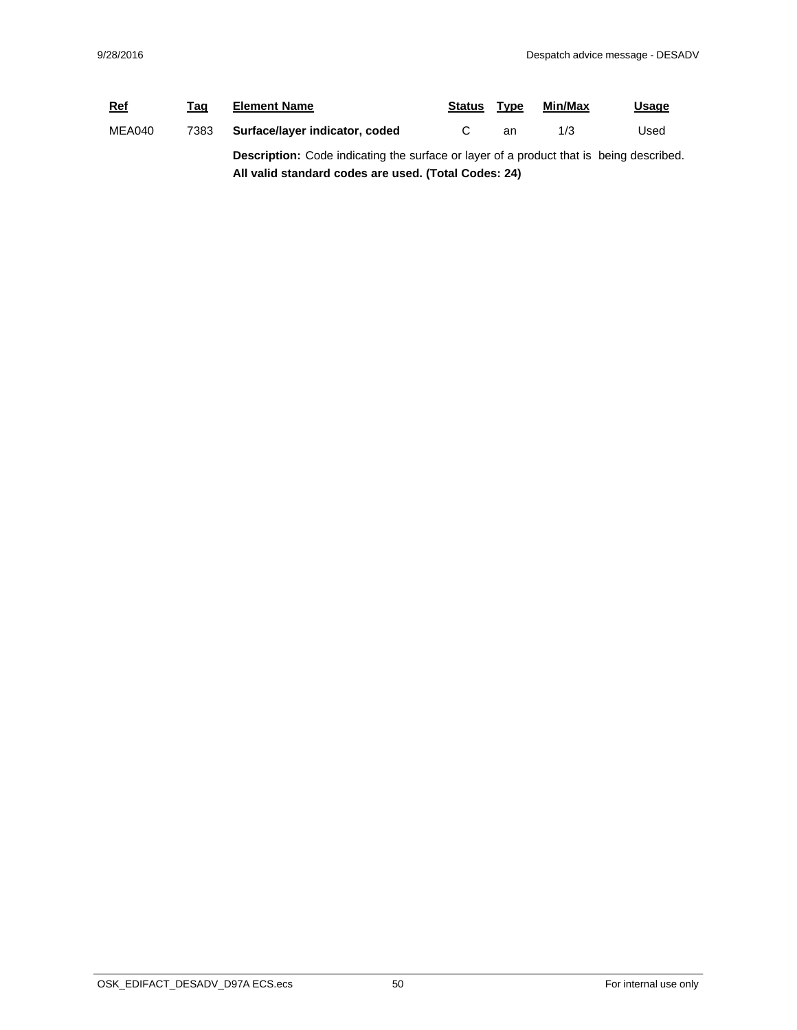| Ref | Tag | Element Name | Status | Type | Min/Max | Usage |
| --- | --- | --- | --- | --- | --- | --- |
| MEA040 | 7383 | **Surface/layer indicator, coded** | C | an | 1/3 | Used |

**Description:** Code indicating the surface or layer of a product that is being described.
**All valid standard codes are used. (Total Codes: 24)**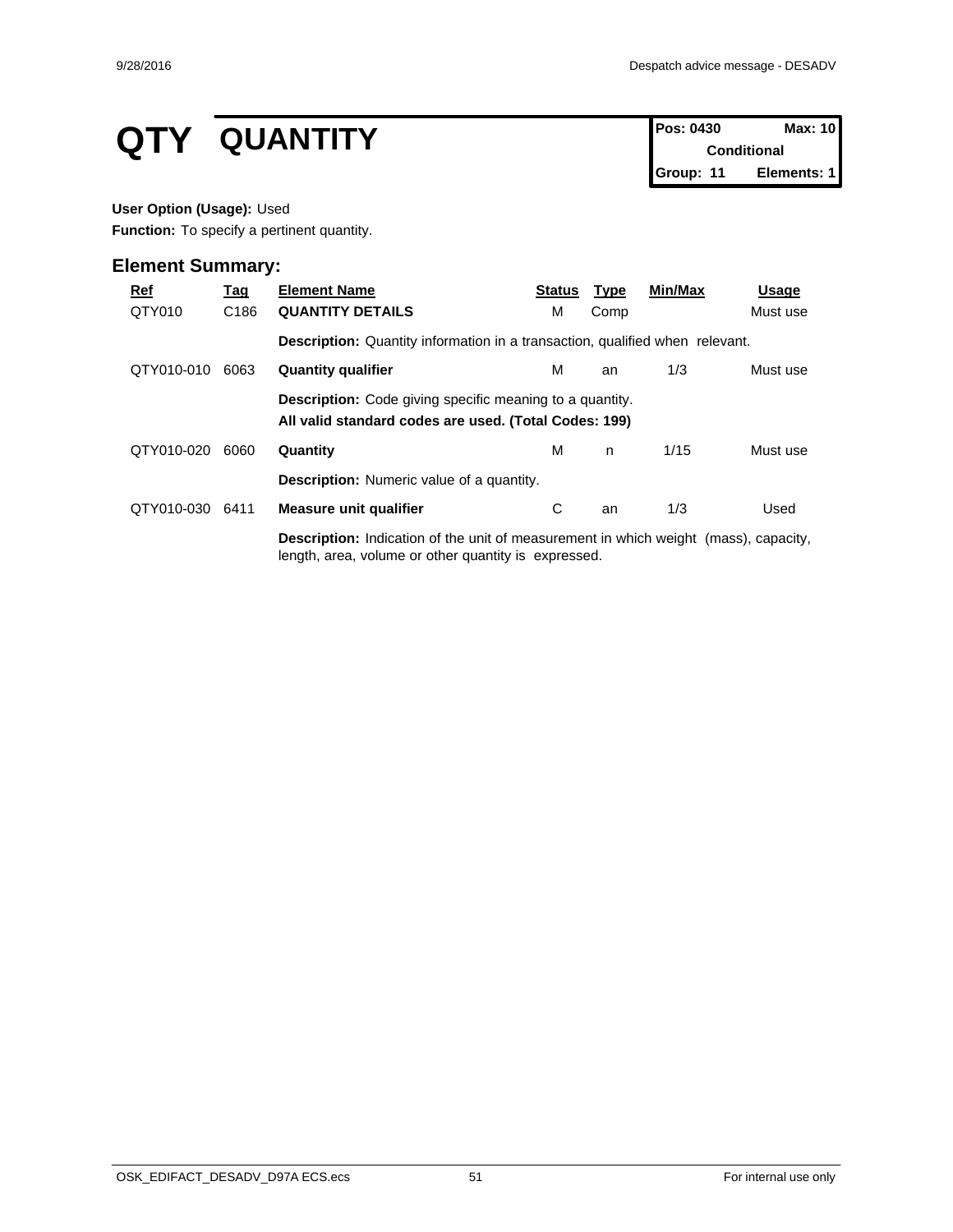# QTY QUANTITY

| Pos: 0430 | Max: 10 |
|---|---|
| Conditional | |
| Group: 11 | Elements: 1 |

**User Option (Usage):** Used

**Function:** To specify a pertinent quantity.

## Element Summary:

| Ref | Tag | Element Name | Status | Type | Min/Max | Usage |
|---|---|---|---|---|---|---|
| QTY010 | C186 | **QUANTITY DETAILS** | M | Comp | | Must use |
| | | **Description:** Quantity information in a transaction, qualified when relevant. | | | | |
| QTY010-010 | 6063 | **Quantity qualifier** | M | an | 1/3 | Must use |
| | | **Description:** Code giving specific meaning to a quantity. **All valid standard codes are used. (Total Codes: 199)** | | | | |
| QTY010-020 | 6060 | **Quantity** | M | n | 1/15 | Must use |
| | | **Description:** Numeric value of a quantity. | | | | |
| QTY010-030 | 6411 | **Measure unit qualifier** | C | an | 1/3 | Used |
| | | **Description:** Indication of the unit of measurement in which weight (mass), capacity, length, area, volume or other quantity is expressed. | | | | |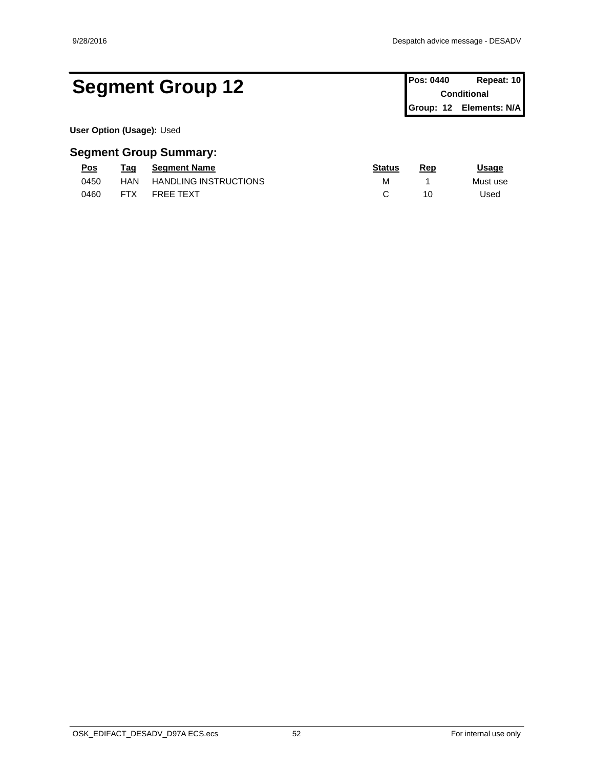# Segment Group 12

| Pos: 0440 | Repeat: 10 |
|---|---|
| Conditional | |
| Group: 12 | Elements: N/A |

**User Option (Usage):** Used

## Segment Group Summary:

| Pos | Tag | Segment Name | Status | Rep | Usage |
|---|---|---|---|---|---|
| 0450 | HAN | HANDLING INSTRUCTIONS | M | 1 | Must use |
| 0460 | FTX | FREE TEXT | C | 10 | Used |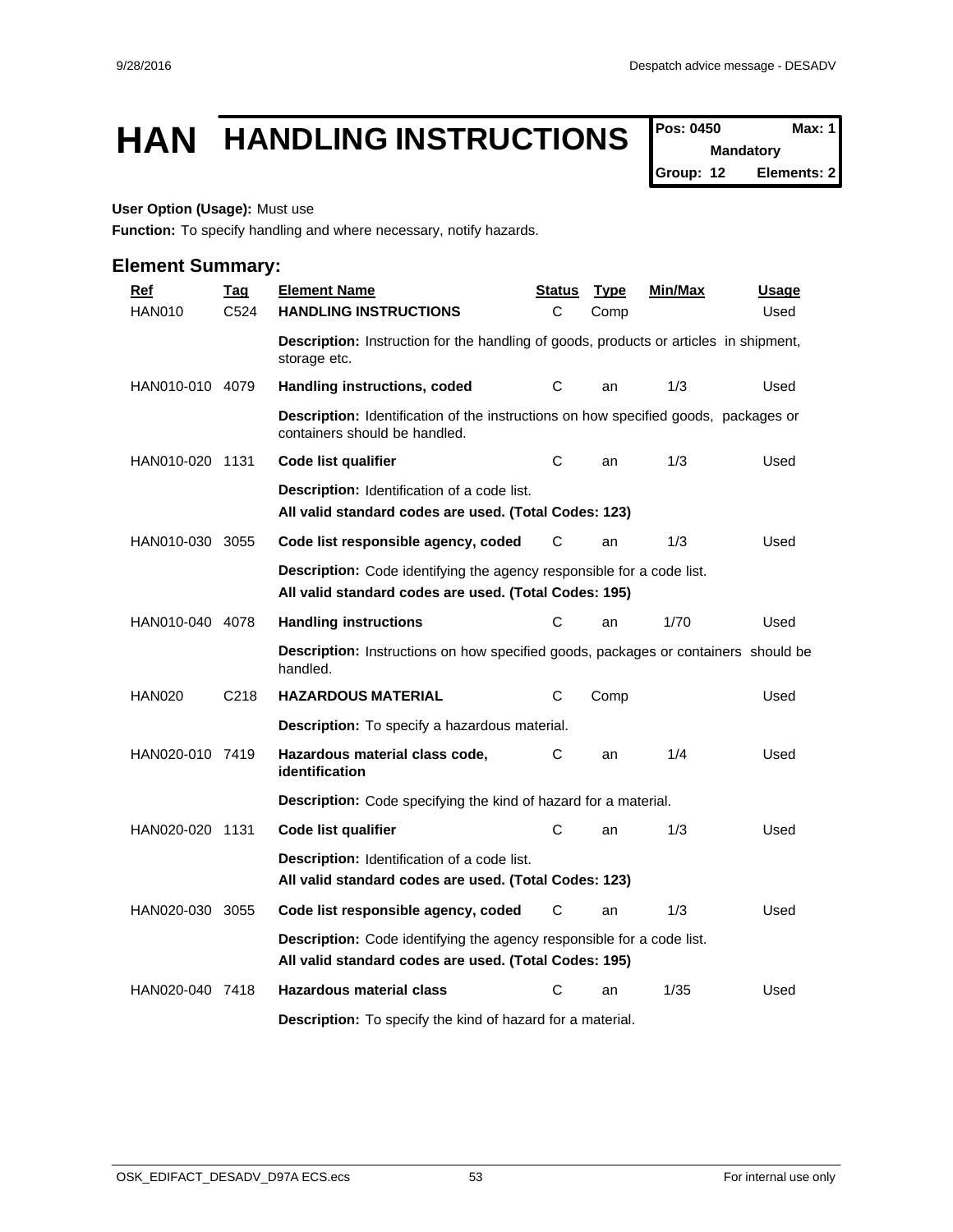# HAN HANDLING INSTRUCTIONS

| Pos: 0450 | Max: 1 |
|---|---|
| Mandatory | |
| Group: 12 | Elements: 2 |

**User Option (Usage):** Must use

**Function:** To specify handling and where necessary, notify hazards.

## Element Summary:

| Ref | Tag | Element Name | Status | Type | Min/Max | Usage |
|---|---|---|---|---|---|---|
| HAN010 | C524 | **HANDLING INSTRUCTIONS** | C | Comp | | Used |
| | | **Description:** Instruction for the handling of goods, products or articles in shipment, storage etc. | | | | |
| HAN010-010 | 4079 | **Handling instructions, coded** | C | an | 1/3 | Used |
| | | **Description:** Identification of the instructions on how specified goods, packages or containers should be handled. | | | | |
| HAN010-020 | 1131 | **Code list qualifier** | C | an | 1/3 | Used |
| | | **Description:** Identification of a code list.<br>**All valid standard codes are used. (Total Codes: 123)** | | | | |
| HAN010-030 | 3055 | **Code list responsible agency, coded** | C | an | 1/3 | Used |
| | | **Description:** Code identifying the agency responsible for a code list.<br>**All valid standard codes are used. (Total Codes: 195)** | | | | |
| HAN010-040 | 4078 | **Handling instructions** | C | an | 1/70 | Used |
| | | **Description:** Instructions on how specified goods, packages or containers should be handled. | | | | |
| HAN020 | C218 | **HAZARDOUS MATERIAL** | C | Comp | | Used |
| | | **Description:** To specify a hazardous material. | | | | |
| HAN020-010 | 7419 | **Hazardous material class code, identification** | C | an | 1/4 | Used |
| | | **Description:** Code specifying the kind of hazard for a material. | | | | |
| HAN020-020 | 1131 | **Code list qualifier** | C | an | 1/3 | Used |
| | | **Description:** Identification of a code list.<br>**All valid standard codes are used. (Total Codes: 123)** | | | | |
| HAN020-030 | 3055 | **Code list responsible agency, coded** | C | an | 1/3 | Used |
| | | **Description:** Code identifying the agency responsible for a code list.<br>**All valid standard codes are used. (Total Codes: 195)** | | | | |
| HAN020-040 | 7418 | **Hazardous material class** | C | an | 1/35 | Used |
| | | **Description:** To specify the kind of hazard for a material. | | | | |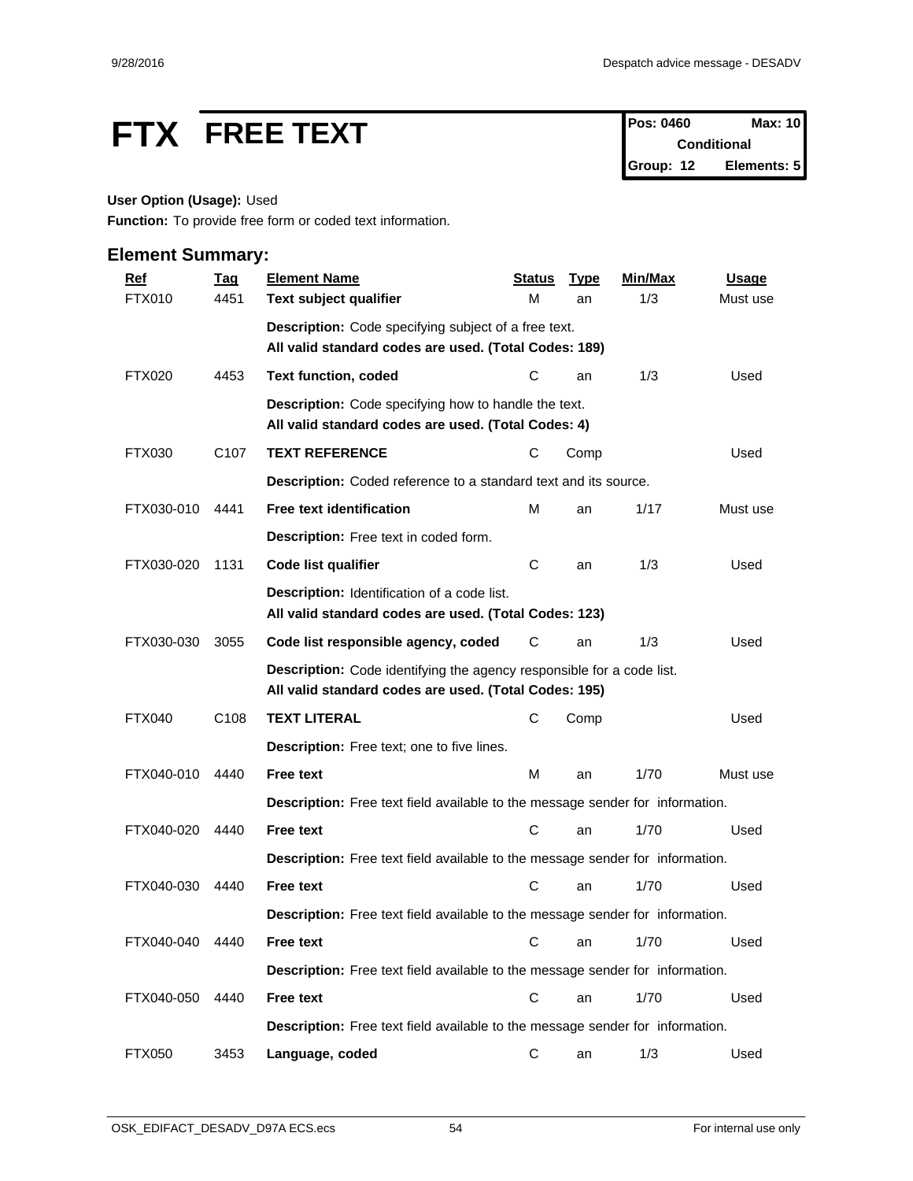# FTX FREE TEXT

| Pos: 0460 | Max: 10 |
| --- | --- |
| Conditional | |
| Group: 12 | Elements: 5 |

**User Option (Usage):** Used

**Function:** To provide free form or coded text information.

## Element Summary:

| Ref | Tag | Element Name | Status | Type | Min/Max | Usage |
| --- | --- | --- | --- | --- | --- | --- |
| FTX010 | 4451 | **Text subject qualifier** | M | an | 1/3 | Must use |
| | | **Description:** Code specifying subject of a free text.<br>**All valid standard codes are used. (Total Codes: 189)** | | | | |
| FTX020 | 4453 | **Text function, coded** | C | an | 1/3 | Used |
| | | **Description:** Code specifying how to handle the text.<br>**All valid standard codes are used. (Total Codes: 4)** | | | | |
| FTX030 | C107 | **TEXT REFERENCE** | C | Comp | | Used |
| | | **Description:** Coded reference to a standard text and its source. | | | | |
| FTX030-010 | 4441 | **Free text identification** | M | an | 1/17 | Must use |
| | | **Description:** Free text in coded form. | | | | |
| FTX030-020 | 1131 | **Code list qualifier** | C | an | 1/3 | Used |
| | | **Description:** Identification of a code list.<br>**All valid standard codes are used. (Total Codes: 123)** | | | | |
| FTX030-030 | 3055 | **Code list responsible agency, coded** | C | an | 1/3 | Used |
| | | **Description:** Code identifying the agency responsible for a code list.<br>**All valid standard codes are used. (Total Codes: 195)** | | | | |
| FTX040 | C108 | **TEXT LITERAL** | C | Comp | | Used |
| | | **Description:** Free text; one to five lines. | | | | |
| FTX040-010 | 4440 | **Free text** | M | an | 1/70 | Must use |
| | | **Description:** Free text field available to the message sender for information. | | | | |
| FTX040-020 | 4440 | **Free text** | C | an | 1/70 | Used |
| | | **Description:** Free text field available to the message sender for information. | | | | |
| FTX040-030 | 4440 | **Free text** | C | an | 1/70 | Used |
| | | **Description:** Free text field available to the message sender for information. | | | | |
| FTX040-040 | 4440 | **Free text** | C | an | 1/70 | Used |
| | | **Description:** Free text field available to the message sender for information. | | | | |
| FTX040-050 | 4440 | **Free text** | C | an | 1/70 | Used |
| | | **Description:** Free text field available to the message sender for information. | | | | |
| FTX050 | 3453 | **Language, coded** | C | an | 1/3 | Used |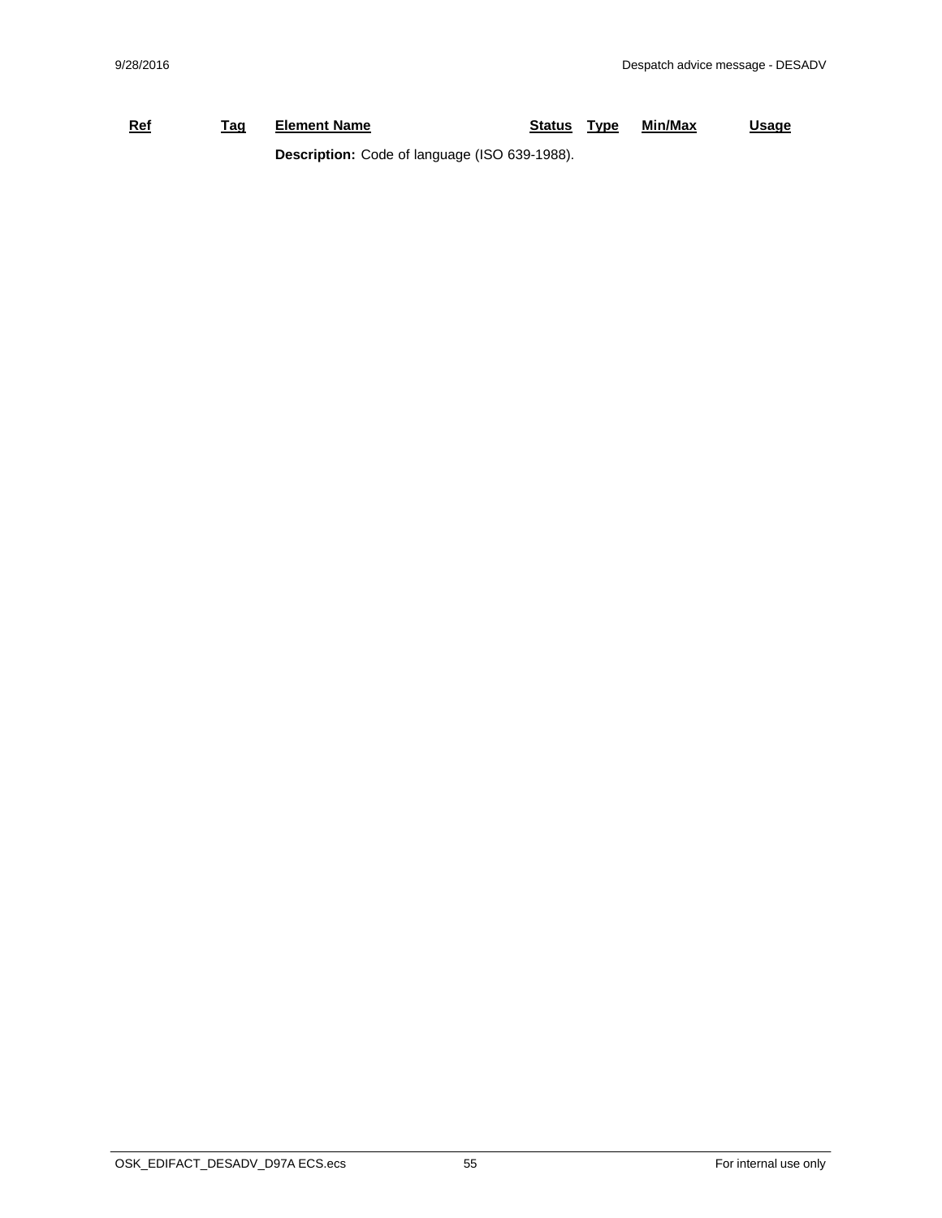| Ref | Tag | Element Name | Status | Type | Min/Max | Usage |
|---|---|---|---|---|---|---|
| | | **Description:** Code of language (ISO 639-1988). | | | | |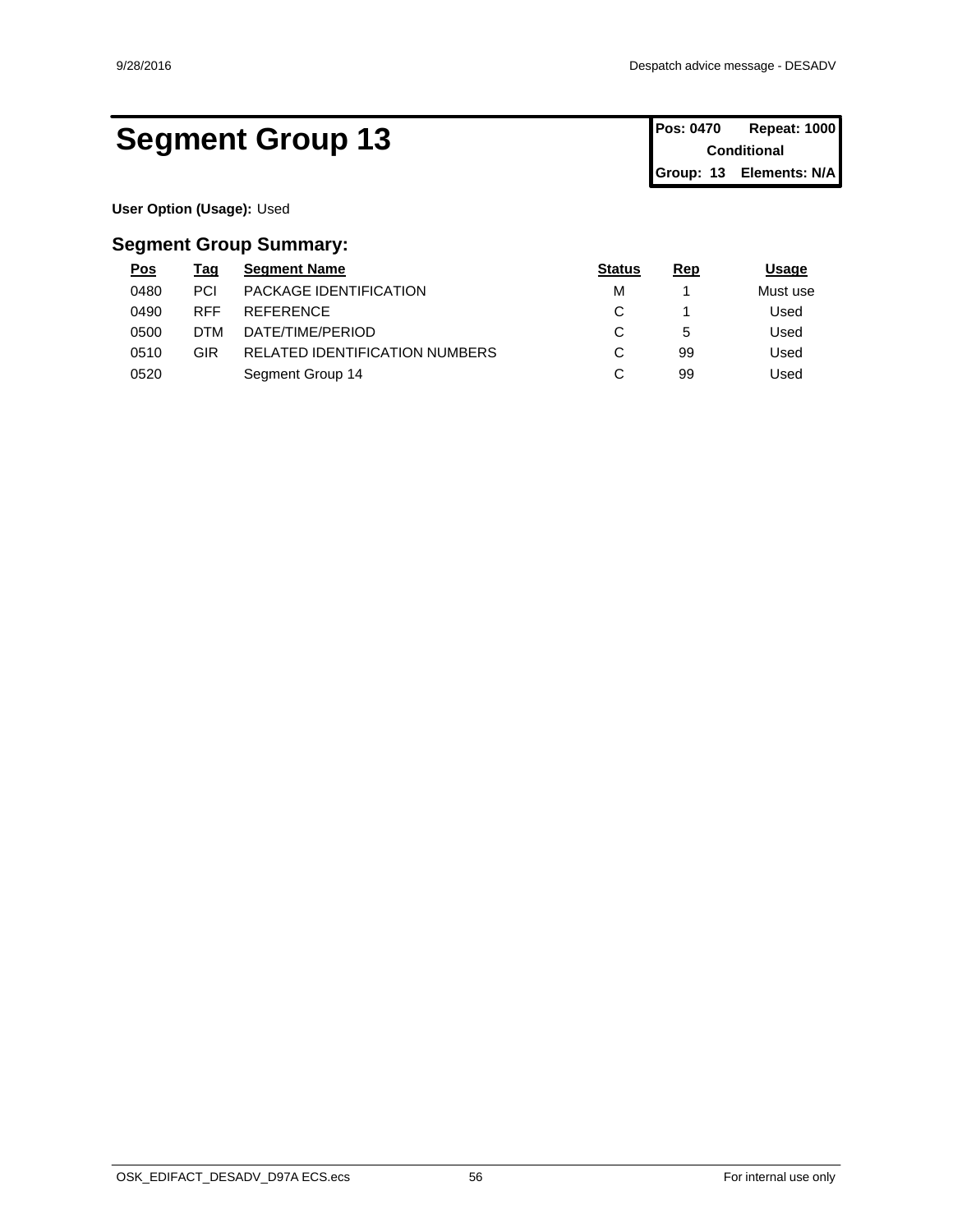# Segment Group 13

| Pos: 0470 | Repeat: 1000 |
|---|---|
| Conditional | |
| Group: 13 | Elements: N/A |

**User Option (Usage):** Used

## Segment Group Summary:

| Pos | Tag | Segment Name | Status | Rep | Usage |
|---|---|---|---|---|---|
| 0480 | PCI | PACKAGE IDENTIFICATION | M | 1 | Must use |
| 0490 | RFF | REFERENCE | C | 1 | Used |
| 0500 | DTM | DATE/TIME/PERIOD | C | 5 | Used |
| 0510 | GIR | RELATED IDENTIFICATION NUMBERS | C | 99 | Used |
| 0520 | | Segment Group 14 | C | 99 | Used |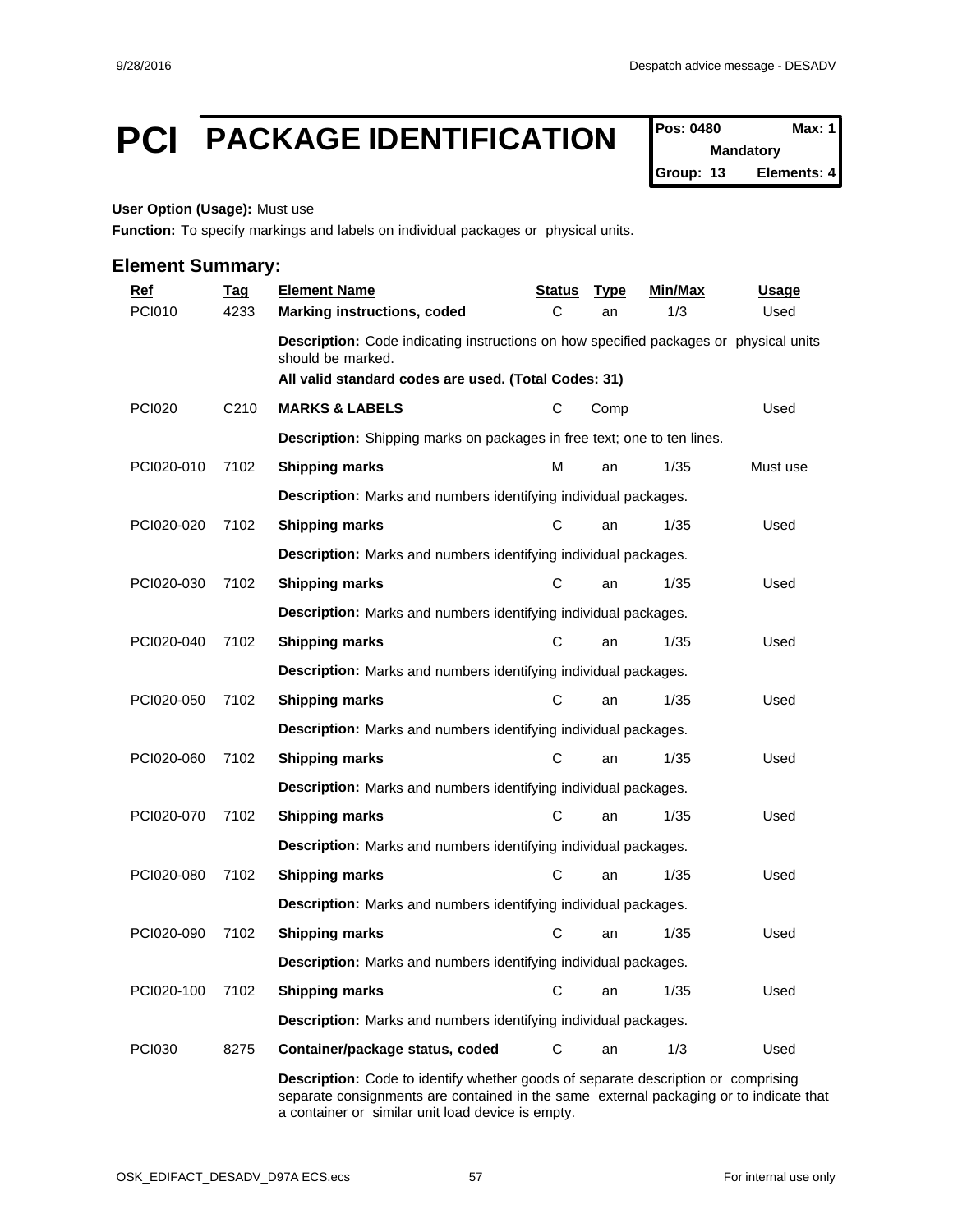# PCI PACKAGE IDENTIFICATION

| Pos: 0480 | Max: 1 |
|---|---|
| Mandatory | |
| Group: 13 | Elements: 4 |

**User Option (Usage):** Must use

**Function:** To specify markings and labels on individual packages or physical units.

## Element Summary:

| Ref | Tag | Element Name | Status | Type | Min/Max | Usage |
|---|---|---|---|---|---|---|
| PCI010 | 4233 | **Marking instructions, coded** | C | an | 1/3 | Used |
| | | **Description:** Code indicating instructions on how specified packages or physical units should be marked.<br>**All valid standard codes are used. (Total Codes: 31)** | | | | |
| PCI020 | C210 | **MARKS & LABELS** | C | Comp | | Used |
| | | **Description:** Shipping marks on packages in free text; one to ten lines. | | | | |
| PCI020-010 | 7102 | **Shipping marks** | M | an | 1/35 | Must use |
| | | **Description:** Marks and numbers identifying individual packages. | | | | |
| PCI020-020 | 7102 | **Shipping marks** | C | an | 1/35 | Used |
| | | **Description:** Marks and numbers identifying individual packages. | | | | |
| PCI020-030 | 7102 | **Shipping marks** | C | an | 1/35 | Used |
| | | **Description:** Marks and numbers identifying individual packages. | | | | |
| PCI020-040 | 7102 | **Shipping marks** | C | an | 1/35 | Used |
| | | **Description:** Marks and numbers identifying individual packages. | | | | |
| PCI020-050 | 7102 | **Shipping marks** | C | an | 1/35 | Used |
| | | **Description:** Marks and numbers identifying individual packages. | | | | |
| PCI020-060 | 7102 | **Shipping marks** | C | an | 1/35 | Used |
| | | **Description:** Marks and numbers identifying individual packages. | | | | |
| PCI020-070 | 7102 | **Shipping marks** | C | an | 1/35 | Used |
| | | **Description:** Marks and numbers identifying individual packages. | | | | |
| PCI020-080 | 7102 | **Shipping marks** | C | an | 1/35 | Used |
| | | **Description:** Marks and numbers identifying individual packages. | | | | |
| PCI020-090 | 7102 | **Shipping marks** | C | an | 1/35 | Used |
| | | **Description:** Marks and numbers identifying individual packages. | | | | |
| PCI020-100 | 7102 | **Shipping marks** | C | an | 1/35 | Used |
| | | **Description:** Marks and numbers identifying individual packages. | | | | |
| PCI030 | 8275 | **Container/package status, coded** | C | an | 1/3 | Used |
| | | **Description:** Code to identify whether goods of separate description or comprising separate consignments are contained in the same external packaging or to indicate that a container or similar unit load device is empty. | | | | |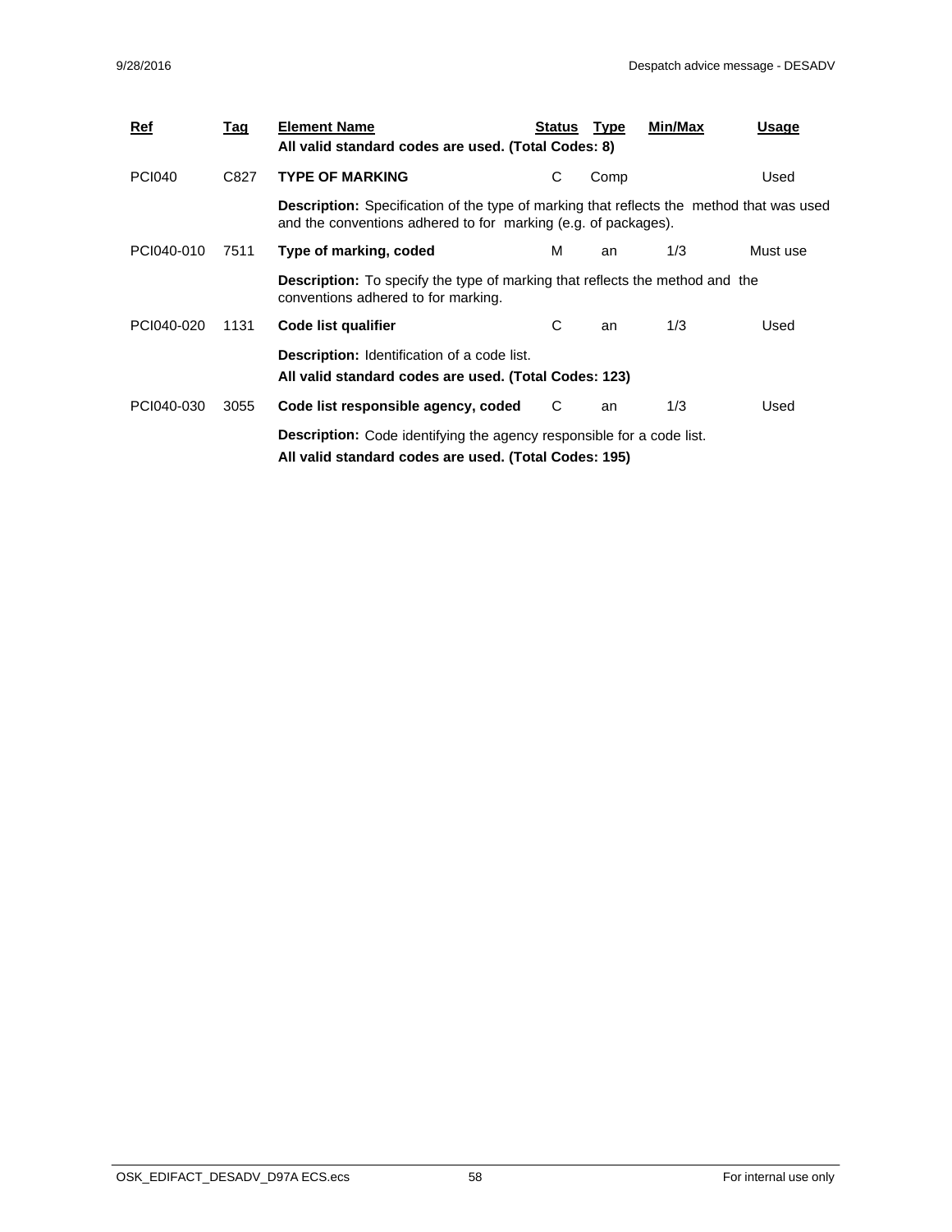| Ref | Tag | Element Name | Status | Type | Min/Max | Usage |
|---|---|---|---|---|---|---|
| | | **All valid standard codes are used. (Total Codes: 8)** | | | | |
| PCI040 | C827 | **TYPE OF MARKING** | C | Comp | | Used |
| | | **Description:** Specification of the type of marking that reflects the method that was used and the conventions adhered to for marking (e.g. of packages). | | | | |
| PCI040-010 | 7511 | **Type of marking, coded** | M | an | 1/3 | Must use |
| | | **Description:** To specify the type of marking that reflects the method and the conventions adhered to for marking. | | | | |
| PCI040-020 | 1131 | **Code list qualifier** | C | an | 1/3 | Used |
| | | **Description:** Identification of a code list. **All valid standard codes are used. (Total Codes: 123)** | | | | |
| PCI040-030 | 3055 | **Code list responsible agency, coded** | C | an | 1/3 | Used |
| | | **Description:** Code identifying the agency responsible for a code list. **All valid standard codes are used. (Total Codes: 195)** | | | | |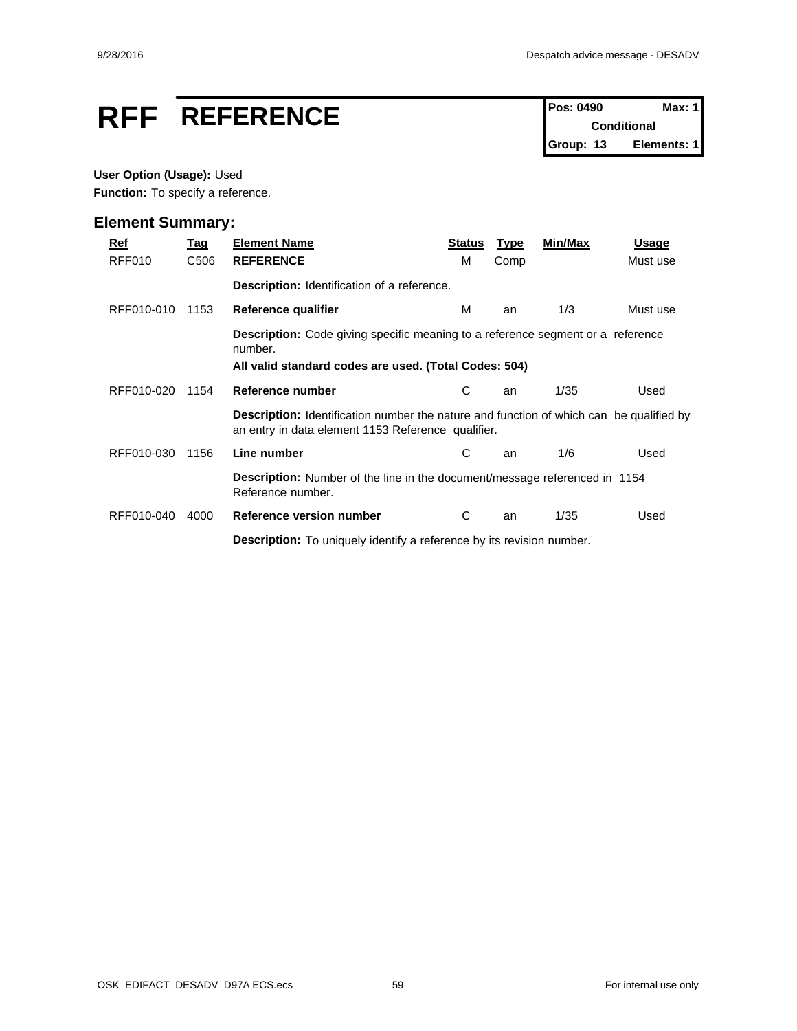# RFF REFERENCE

| Pos: 0490 | Max: 1 |
|---|---|
| Conditional | |
| Group: 13 | Elements: 1 |

**User Option (Usage):** Used

**Function:** To specify a reference.

## Element Summary:

| Ref | Tag | Element Name | Status | Type | Min/Max | Usage |
|---|---|---|---|---|---|---|
| RFF010 | C506 | **REFERENCE** | M | Comp | | Must use |
| | | **Description:** Identification of a reference. | | | | |
| RFF010-010 | 1153 | **Reference qualifier** | M | an | 1/3 | Must use |
| | | **Description:** Code giving specific meaning to a reference segment or a reference number. **All valid standard codes are used. (Total Codes: 504)** | | | | |
| RFF010-020 | 1154 | **Reference number** | C | an | 1/35 | Used |
| | | **Description:** Identification number the nature and function of which can be qualified by an entry in data element 1153 Reference qualifier. | | | | |
| RFF010-030 | 1156 | **Line number** | C | an | 1/6 | Used |
| | | **Description:** Number of the line in the document/message referenced in 1154 Reference number. | | | | |
| RFF010-040 | 4000 | **Reference version number** | C | an | 1/35 | Used |
| | | **Description:** To uniquely identify a reference by its revision number. | | | | |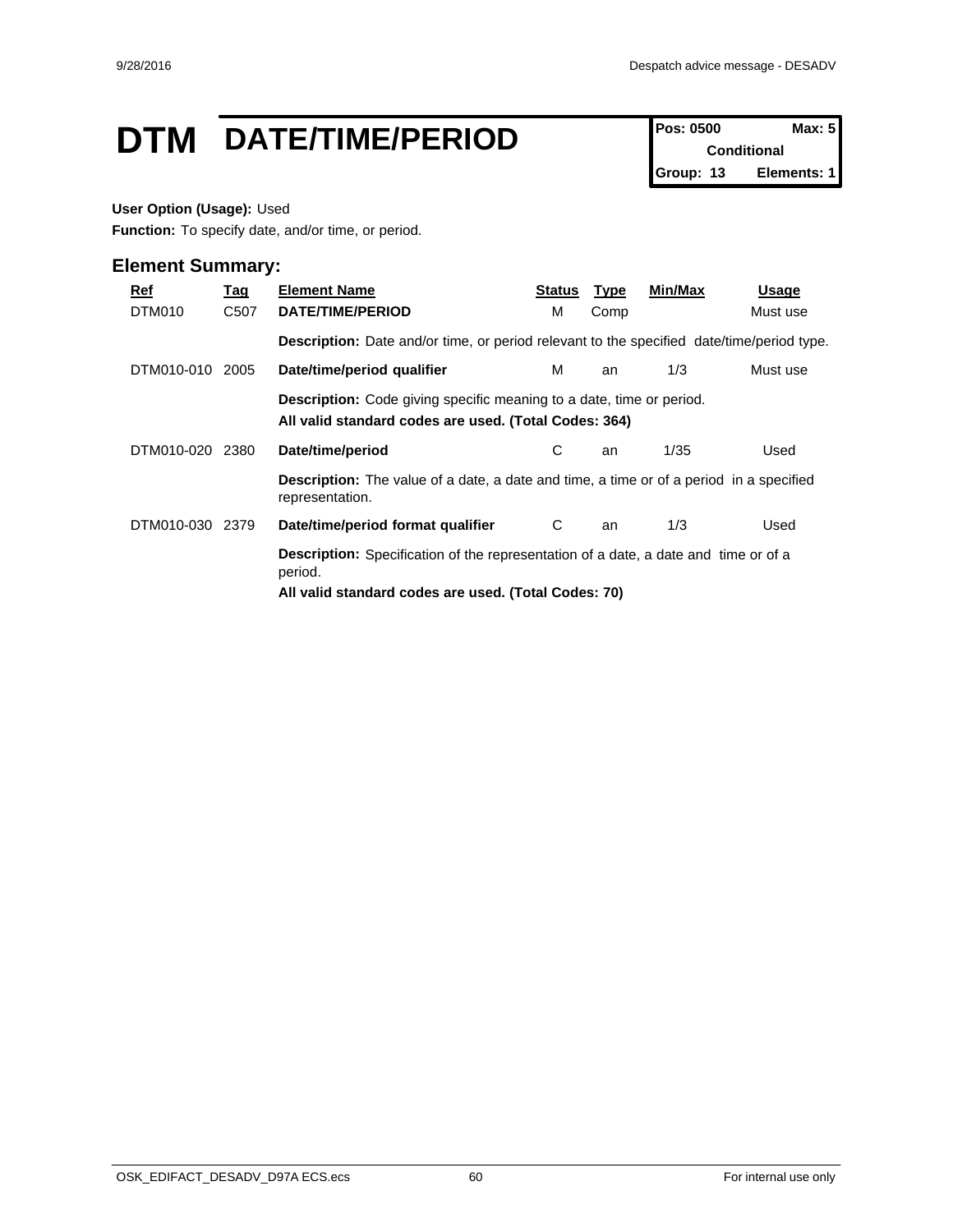# DTM DATE/TIME/PERIOD

| Pos: 0500 | Max: 5 |
| --- | --- |
| Conditional | |
| Group: 13 | Elements: 1 |

**User Option (Usage):** Used

**Function:** To specify date, and/or time, or period.

## Element Summary:

| Ref | Tag | Element Name | Status | Type | Min/Max | Usage |
| --- | --- | --- | --- | --- | --- | --- |
| DTM010 | C507 | **DATE/TIME/PERIOD** | M | Comp | | Must use |
| | | **Description:** Date and/or time, or period relevant to the specified date/time/period type. | | | | |
| DTM010-010 | 2005 | **Date/time/period qualifier** | M | an | 1/3 | Must use |
| | | **Description:** Code giving specific meaning to a date, time or period.<br>**All valid standard codes are used. (Total Codes: 364)** | | | | |
| DTM010-020 | 2380 | **Date/time/period** | C | an | 1/35 | Used |
| | | **Description:** The value of a date, a date and time, a time or of a period in a specified representation. | | | | |
| DTM010-030 | 2379 | **Date/time/period format qualifier** | C | an | 1/3 | Used |
| | | **Description:** Specification of the representation of a date, a date and time or of a period.<br>**All valid standard codes are used. (Total Codes: 70)** | | | | |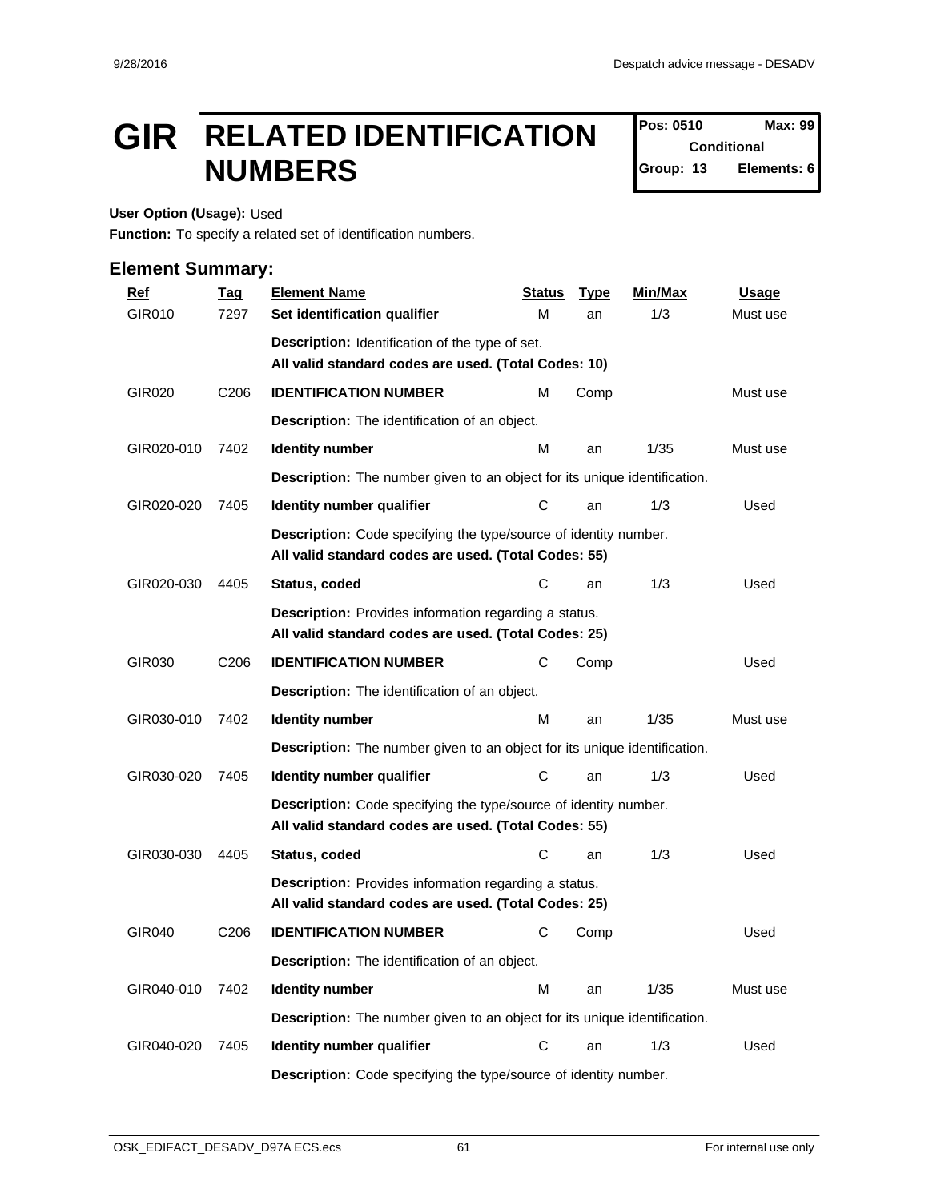# GIR RELATED IDENTIFICATION NUMBERS

| Pos: 0510 | Max: 99 |
|---|---|
| Conditional | |
| Group: 13 | Elements: 6 |

**User Option (Usage):** Used

**Function:** To specify a related set of identification numbers.

## Element Summary:

| Ref | Tag | Element Name | Status | Type | Min/Max | Usage |
|---|---|---|---|---|---|---|
| GIR010 | 7297 | **Set identification qualifier** | M | an | 1/3 | Must use |
| | | **Description:** Identification of the type of set. **All valid standard codes are used. (Total Codes: 10)** | | | | |
| GIR020 | C206 | **IDENTIFICATION NUMBER** | M | Comp | | Must use |
| | | **Description:** The identification of an object. | | | | |
| GIR020-010 | 7402 | **Identity number** | M | an | 1/35 | Must use |
| | | **Description:** The number given to an object for its unique identification. | | | | |
| GIR020-020 | 7405 | **Identity number qualifier** | C | an | 1/3 | Used |
| | | **Description:** Code specifying the type/source of identity number. **All valid standard codes are used. (Total Codes: 55)** | | | | |
| GIR020-030 | 4405 | **Status, coded** | C | an | 1/3 | Used |
| | | **Description:** Provides information regarding a status. **All valid standard codes are used. (Total Codes: 25)** | | | | |
| GIR030 | C206 | **IDENTIFICATION NUMBER** | C | Comp | | Used |
| | | **Description:** The identification of an object. | | | | |
| GIR030-010 | 7402 | **Identity number** | M | an | 1/35 | Must use |
| | | **Description:** The number given to an object for its unique identification. | | | | |
| GIR030-020 | 7405 | **Identity number qualifier** | C | an | 1/3 | Used |
| | | **Description:** Code specifying the type/source of identity number. **All valid standard codes are used. (Total Codes: 55)** | | | | |
| GIR030-030 | 4405 | **Status, coded** | C | an | 1/3 | Used |
| | | **Description:** Provides information regarding a status. **All valid standard codes are used. (Total Codes: 25)** | | | | |
| GIR040 | C206 | **IDENTIFICATION NUMBER** | C | Comp | | Used |
| | | **Description:** The identification of an object. | | | | |
| GIR040-010 | 7402 | **Identity number** | M | an | 1/35 | Must use |
| | | **Description:** The number given to an object for its unique identification. | | | | |
| GIR040-020 | 7405 | **Identity number qualifier** | C | an | 1/3 | Used |
| | | **Description:** Code specifying the type/source of identity number. | | | | |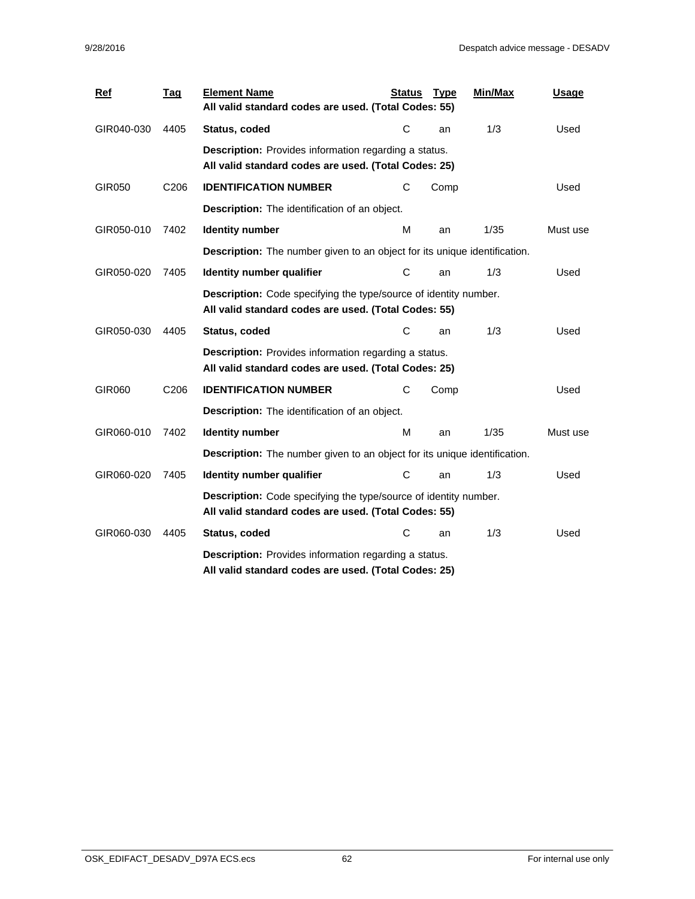| Ref | Tag | Element Name | Status | Type | Min/Max | Usage |
|---|---|---|---|---|---|---|
| | | **All valid standard codes are used. (Total Codes: 55)** | | | | |
| GIR040-030 | 4405 | **Status, coded** | C | an | 1/3 | Used |
| | | **Description:** Provides information regarding a status. **All valid standard codes are used. (Total Codes: 25)** | | | | |
| GIR050 | C206 | **IDENTIFICATION NUMBER** | C | Comp | | Used |
| | | **Description:** The identification of an object. | | | | |
| GIR050-010 | 7402 | **Identity number** | M | an | 1/35 | Must use |
| | | **Description:** The number given to an object for its unique identification. | | | | |
| GIR050-020 | 7405 | **Identity number qualifier** | C | an | 1/3 | Used |
| | | **Description:** Code specifying the type/source of identity number. **All valid standard codes are used. (Total Codes: 55)** | | | | |
| GIR050-030 | 4405 | **Status, coded** | C | an | 1/3 | Used |
| | | **Description:** Provides information regarding a status. **All valid standard codes are used. (Total Codes: 25)** | | | | |
| GIR060 | C206 | **IDENTIFICATION NUMBER** | C | Comp | | Used |
| | | **Description:** The identification of an object. | | | | |
| GIR060-010 | 7402 | **Identity number** | M | an | 1/35 | Must use |
| | | **Description:** The number given to an object for its unique identification. | | | | |
| GIR060-020 | 7405 | **Identity number qualifier** | C | an | 1/3 | Used |
| | | **Description:** Code specifying the type/source of identity number. **All valid standard codes are used. (Total Codes: 55)** | | | | |
| GIR060-030 | 4405 | **Status, coded** | C | an | 1/3 | Used |
| | | **Description:** Provides information regarding a status. **All valid standard codes are used. (Total Codes: 25)** | | | | |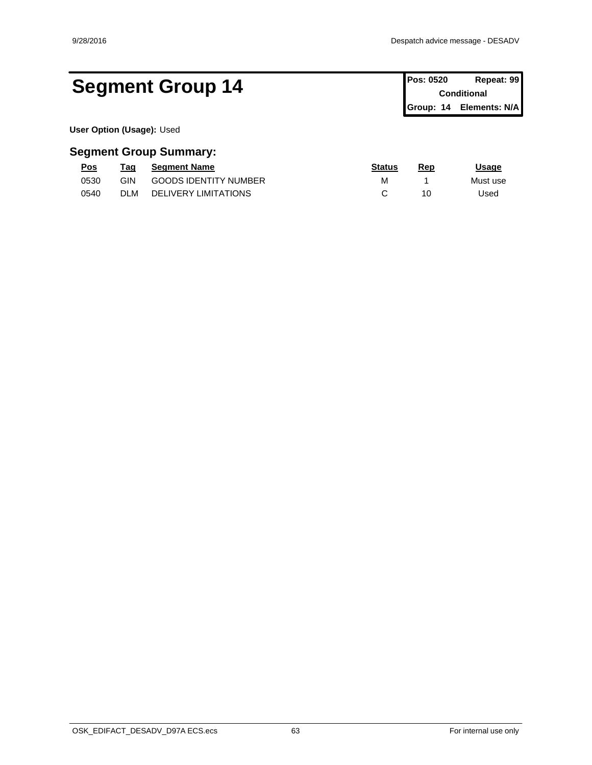# Segment Group 14

| Pos: 0520 | Repeat: 99 |
| --- | --- |
| Conditional | |
| Group: 14 | Elements: N/A |

**User Option (Usage):** Used

## Segment Group Summary:

| Pos | Tag | Segment Name | Status | Rep | Usage |
| --- | --- | --- | --- | --- | --- |
| 0530 | GIN | GOODS IDENTITY NUMBER | M | 1 | Must use |
| 0540 | DLM | DELIVERY LIMITATIONS | C | 10 | Used |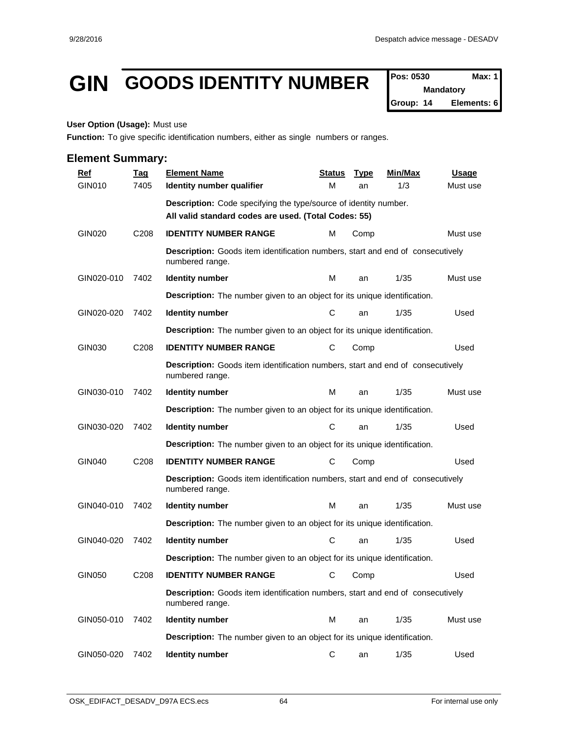# GIN GOODS IDENTITY NUMBER

| Pos: 0530 | Max: 1 |
|---|---|
| Mandatory | |
| Group: 14 | Elements: 6 |

**User Option (Usage):** Must use

**Function:** To give specific identification numbers, either as single numbers or ranges.

## Element Summary:

| Ref | Tag | Element Name | Status | Type | Min/Max | Usage |
|---|---|---|---|---|---|---|
| GIN010 | 7405 | **Identity number qualifier** | M | an | 1/3 | Must use |
| | | **Description:** Code specifying the type/source of identity number. **All valid standard codes are used. (Total Codes: 55)** | | | | |
| GIN020 | C208 | **IDENTITY NUMBER RANGE** | M | Comp | | Must use |
| | | **Description:** Goods item identification numbers, start and end of consecutively numbered range. | | | | |
| GIN020-010 | 7402 | **Identity number** | M | an | 1/35 | Must use |
| | | **Description:** The number given to an object for its unique identification. | | | | |
| GIN020-020 | 7402 | **Identity number** | C | an | 1/35 | Used |
| | | **Description:** The number given to an object for its unique identification. | | | | |
| GIN030 | C208 | **IDENTITY NUMBER RANGE** | C | Comp | | Used |
| | | **Description:** Goods item identification numbers, start and end of consecutively numbered range. | | | | |
| GIN030-010 | 7402 | **Identity number** | M | an | 1/35 | Must use |
| | | **Description:** The number given to an object for its unique identification. | | | | |
| GIN030-020 | 7402 | **Identity number** | C | an | 1/35 | Used |
| | | **Description:** The number given to an object for its unique identification. | | | | |
| GIN040 | C208 | **IDENTITY NUMBER RANGE** | C | Comp | | Used |
| | | **Description:** Goods item identification numbers, start and end of consecutively numbered range. | | | | |
| GIN040-010 | 7402 | **Identity number** | M | an | 1/35 | Must use |
| | | **Description:** The number given to an object for its unique identification. | | | | |
| GIN040-020 | 7402 | **Identity number** | C | an | 1/35 | Used |
| | | **Description:** The number given to an object for its unique identification. | | | | |
| GIN050 | C208 | **IDENTITY NUMBER RANGE** | C | Comp | | Used |
| | | **Description:** Goods item identification numbers, start and end of consecutively numbered range. | | | | |
| GIN050-010 | 7402 | **Identity number** | M | an | 1/35 | Must use |
| | | **Description:** The number given to an object for its unique identification. | | | | |
| GIN050-020 | 7402 | **Identity number** | C | an | 1/35 | Used |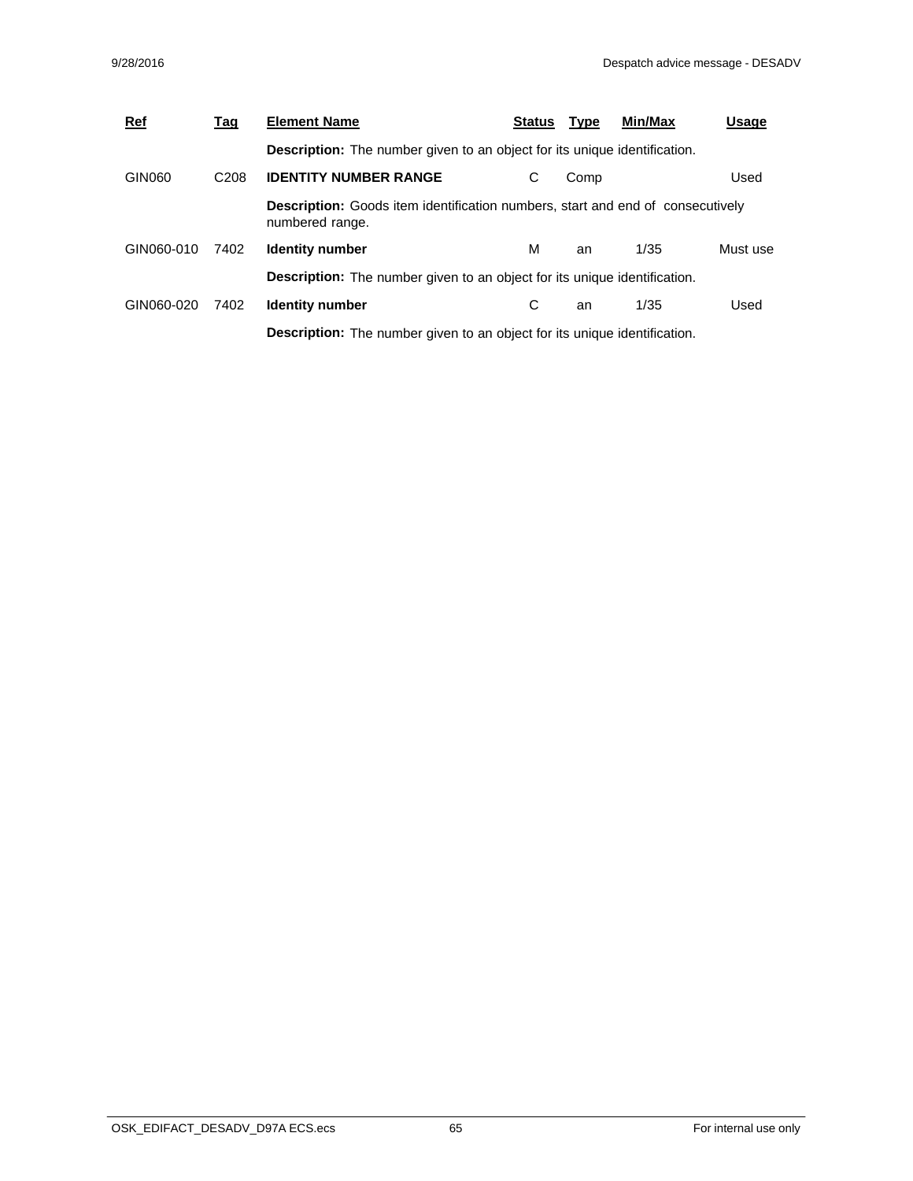| Ref | Tag | Element Name | Status | Type | Min/Max | Usage |
|---|---|---|---|---|---|---|
| | | **Description:** The number given to an object for its unique identification. | | | | |
| GIN060 | C208 | **IDENTITY NUMBER RANGE** | C | Comp | | Used |
| | | **Description:** Goods item identification numbers, start and end of consecutively numbered range. | | | | |
| GIN060-010 | 7402 | **Identity number** | M | an | 1/35 | Must use |
| | | **Description:** The number given to an object for its unique identification. | | | | |
| GIN060-020 | 7402 | **Identity number** | C | an | 1/35 | Used |
| | | **Description:** The number given to an object for its unique identification. | | | | |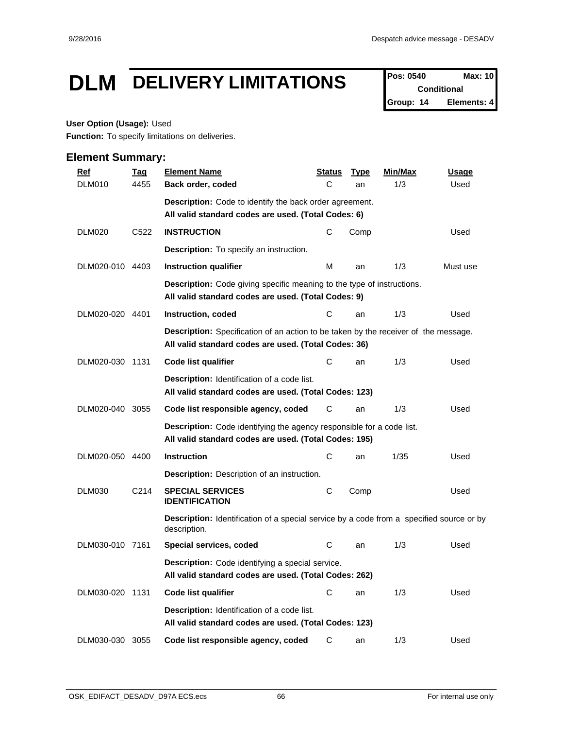# DLM DELIVERY LIMITATIONS

| Pos: 0540 | Max: 10 |
|---|---|
| Conditional | |
| Group: 14 | Elements: 4 |

**User Option (Usage):** Used

**Function:** To specify limitations on deliveries.

## Element Summary:

| Ref | Tag | Element Name | Status | Type | Min/Max | Usage |
|---|---|---|---|---|---|---|
| DLM010 | 4455 | **Back order, coded** | C | an | 1/3 | Used |
| | | **Description:** Code to identify the back order agreement. **All valid standard codes are used. (Total Codes: 6)** | | | | |
| DLM020 | C522 | **INSTRUCTION** | C | Comp | | Used |
| | | **Description:** To specify an instruction. | | | | |
| DLM020-010 | 4403 | **Instruction qualifier** | M | an | 1/3 | Must use |
| | | **Description:** Code giving specific meaning to the type of instructions. **All valid standard codes are used. (Total Codes: 9)** | | | | |
| DLM020-020 | 4401 | **Instruction, coded** | C | an | 1/3 | Used |
| | | **Description:** Specification of an action to be taken by the receiver of the message. **All valid standard codes are used. (Total Codes: 36)** | | | | |
| DLM020-030 | 1131 | **Code list qualifier** | C | an | 1/3 | Used |
| | | **Description:** Identification of a code list. **All valid standard codes are used. (Total Codes: 123)** | | | | |
| DLM020-040 | 3055 | **Code list responsible agency, coded** | C | an | 1/3 | Used |
| | | **Description:** Code identifying the agency responsible for a code list. **All valid standard codes are used. (Total Codes: 195)** | | | | |
| DLM020-050 | 4400 | **Instruction** | C | an | 1/35 | Used |
| | | **Description:** Description of an instruction. | | | | |
| DLM030 | C214 | **SPECIAL SERVICES IDENTIFICATION** | C | Comp | | Used |
| | | **Description:** Identification of a special service by a code from a specified source or by description. | | | | |
| DLM030-010 | 7161 | **Special services, coded** | C | an | 1/3 | Used |
| | | **Description:** Code identifying a special service. **All valid standard codes are used. (Total Codes: 262)** | | | | |
| DLM030-020 | 1131 | **Code list qualifier** | C | an | 1/3 | Used |
| | | **Description:** Identification of a code list. **All valid standard codes are used. (Total Codes: 123)** | | | | |
| DLM030-030 | 3055 | **Code list responsible agency, coded** | C | an | 1/3 | Used |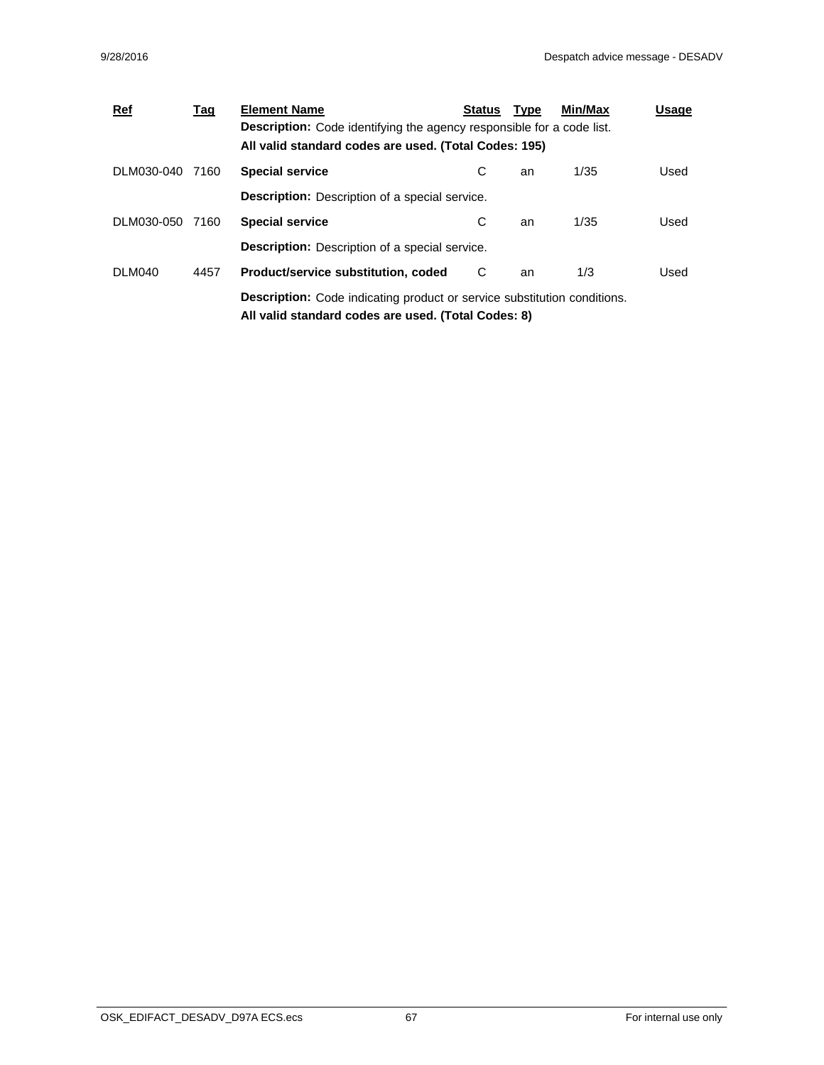| Ref | Tag | Element Name | Status | Type | Min/Max | Usage |
|---|---|---|---|---|---|---|
| | | **Description:** Code identifying the agency responsible for a code list.<br>**All valid standard codes are used. (Total Codes: 195)** | | | | |
| DLM030-040 | 7160 | **Special service** | C | an | 1/35 | Used |
| | | **Description:** Description of a special service. | | | | |
| DLM030-050 | 7160 | **Special service** | C | an | 1/35 | Used |
| | | **Description:** Description of a special service. | | | | |
| DLM040 | 4457 | **Product/service substitution, coded** | C | an | 1/3 | Used |
| | | **Description:** Code indicating product or service substitution conditions.<br>**All valid standard codes are used. (Total Codes: 8)** | | | | |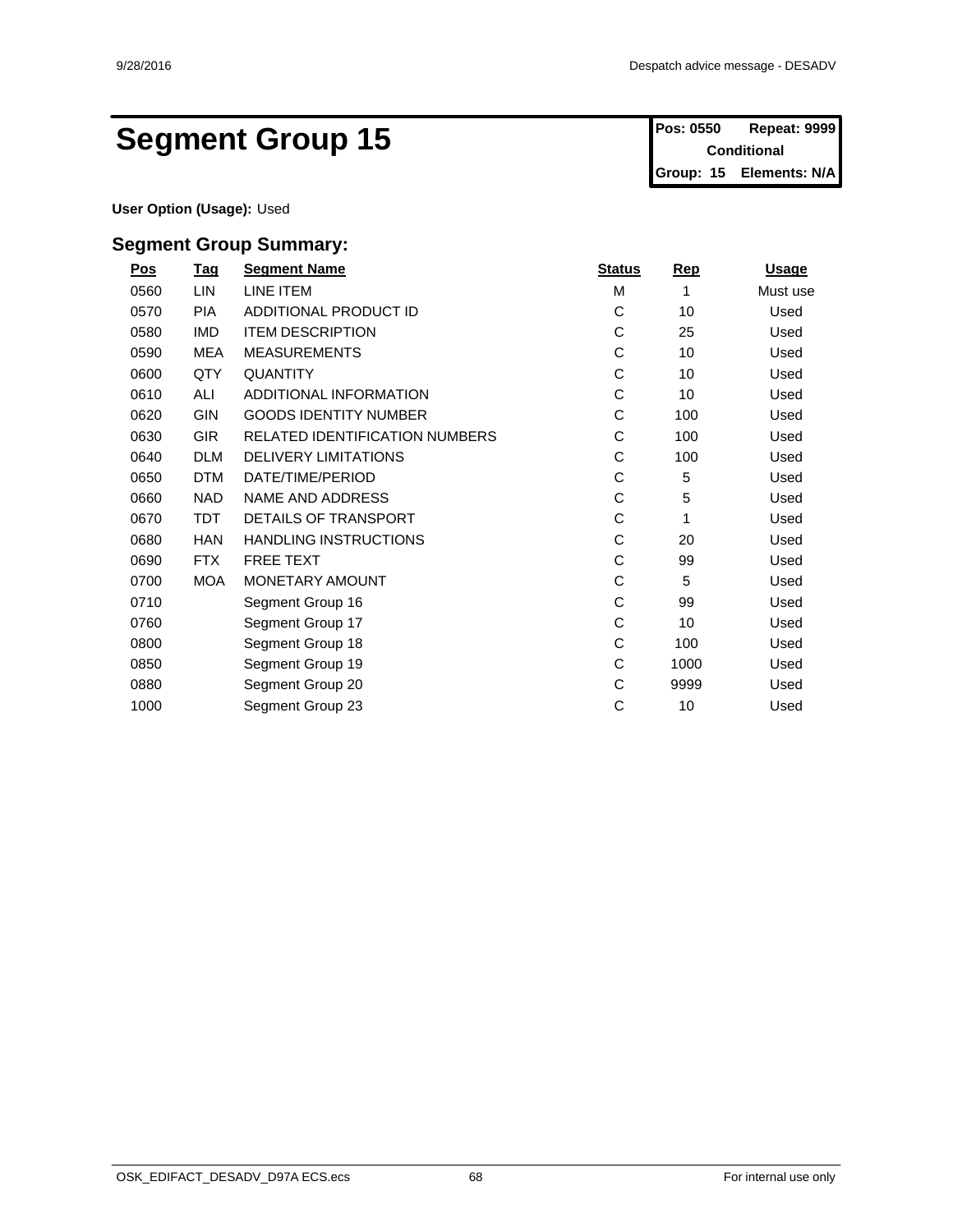# Segment Group 15

| Pos: 0550 | Repeat: 9999 |
|---|---|
| Conditional | |
| Group: 15 | Elements: N/A |

**User Option (Usage):** Used

## Segment Group Summary:

| Pos | Tag | Segment Name | Status | Rep | Usage |
|---|---|---|---|---|---|
| 0560 | LIN | LINE ITEM | M | 1 | Must use |
| 0570 | PIA | ADDITIONAL PRODUCT ID | C | 10 | Used |
| 0580 | IMD | ITEM DESCRIPTION | C | 25 | Used |
| 0590 | MEA | MEASUREMENTS | C | 10 | Used |
| 0600 | QTY | QUANTITY | C | 10 | Used |
| 0610 | ALI | ADDITIONAL INFORMATION | C | 10 | Used |
| 0620 | GIN | GOODS IDENTITY NUMBER | C | 100 | Used |
| 0630 | GIR | RELATED IDENTIFICATION NUMBERS | C | 100 | Used |
| 0640 | DLM | DELIVERY LIMITATIONS | C | 100 | Used |
| 0650 | DTM | DATE/TIME/PERIOD | C | 5 | Used |
| 0660 | NAD | NAME AND ADDRESS | C | 5 | Used |
| 0670 | TDT | DETAILS OF TRANSPORT | C | 1 | Used |
| 0680 | HAN | HANDLING INSTRUCTIONS | C | 20 | Used |
| 0690 | FTX | FREE TEXT | C | 99 | Used |
| 0700 | MOA | MONETARY AMOUNT | C | 5 | Used |
| 0710 | | Segment Group 16 | C | 99 | Used |
| 0760 | | Segment Group 17 | C | 10 | Used |
| 0800 | | Segment Group 18 | C | 100 | Used |
| 0850 | | Segment Group 19 | C | 1000 | Used |
| 0880 | | Segment Group 20 | C | 9999 | Used |
| 1000 | | Segment Group 23 | C | 10 | Used |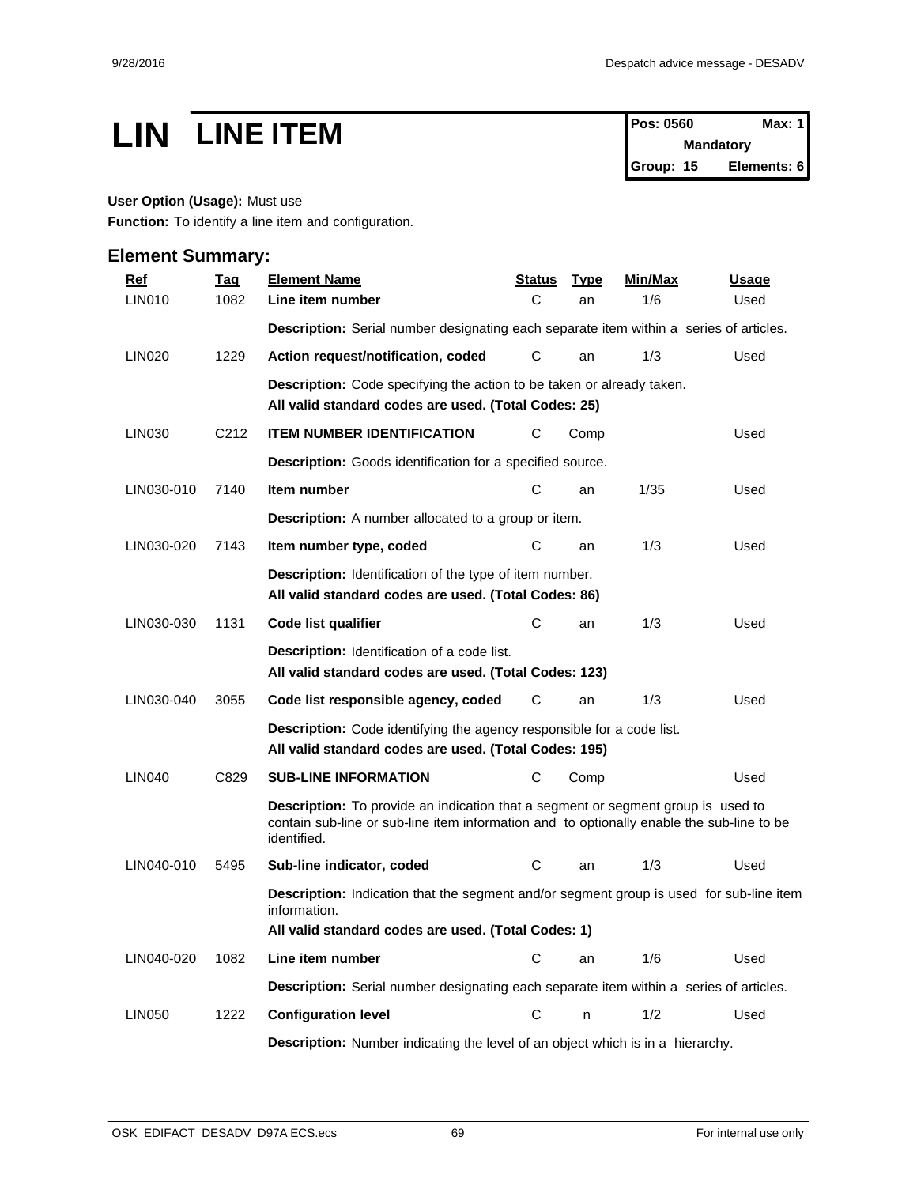# LIN LINE ITEM

| Pos: 0560 | Max: 1 |
|---|---|
| Mandatory | |
| Group: 15 | Elements: 6 |

**User Option (Usage):** Must use

**Function:** To identify a line item and configuration.

## Element Summary:

| Ref | Tag | Element Name | Status | Type | Min/Max | Usage |
|---|---|---|---|---|---|---|
| LIN010 | 1082 | **Line item number** | C | an | 1/6 | Used |
| | | **Description:** Serial number designating each separate item within a series of articles. | | | | |
| LIN020 | 1229 | **Action request/notification, coded** | C | an | 1/3 | Used |
| | | **Description:** Code specifying the action to be taken or already taken. **All valid standard codes are used. (Total Codes: 25)** | | | | |
| LIN030 | C212 | **ITEM NUMBER IDENTIFICATION** | C | Comp | | Used |
| | | **Description:** Goods identification for a specified source. | | | | |
| LIN030-010 | 7140 | **Item number** | C | an | 1/35 | Used |
| | | **Description:** A number allocated to a group or item. | | | | |
| LIN030-020 | 7143 | **Item number type, coded** | C | an | 1/3 | Used |
| | | **Description:** Identification of the type of item number. **All valid standard codes are used. (Total Codes: 86)** | | | | |
| LIN030-030 | 1131 | **Code list qualifier** | C | an | 1/3 | Used |
| | | **Description:** Identification of a code list. **All valid standard codes are used. (Total Codes: 123)** | | | | |
| LIN030-040 | 3055 | **Code list responsible agency, coded** | C | an | 1/3 | Used |
| | | **Description:** Code identifying the agency responsible for a code list. **All valid standard codes are used. (Total Codes: 195)** | | | | |
| LIN040 | C829 | **SUB-LINE INFORMATION** | C | Comp | | Used |
| | | **Description:** To provide an indication that a segment or segment group is used to contain sub-line or sub-line item information and to optionally enable the sub-line to be identified. | | | | |
| LIN040-010 | 5495 | **Sub-line indicator, coded** | C | an | 1/3 | Used |
| | | **Description:** Indication that the segment and/or segment group is used for sub-line item information. **All valid standard codes are used. (Total Codes: 1)** | | | | |
| LIN040-020 | 1082 | **Line item number** | C | an | 1/6 | Used |
| | | **Description:** Serial number designating each separate item within a series of articles. | | | | |
| LIN050 | 1222 | **Configuration level** | C | n | 1/2 | Used |
| | | **Description:** Number indicating the level of an object which is in a hierarchy. | | | | |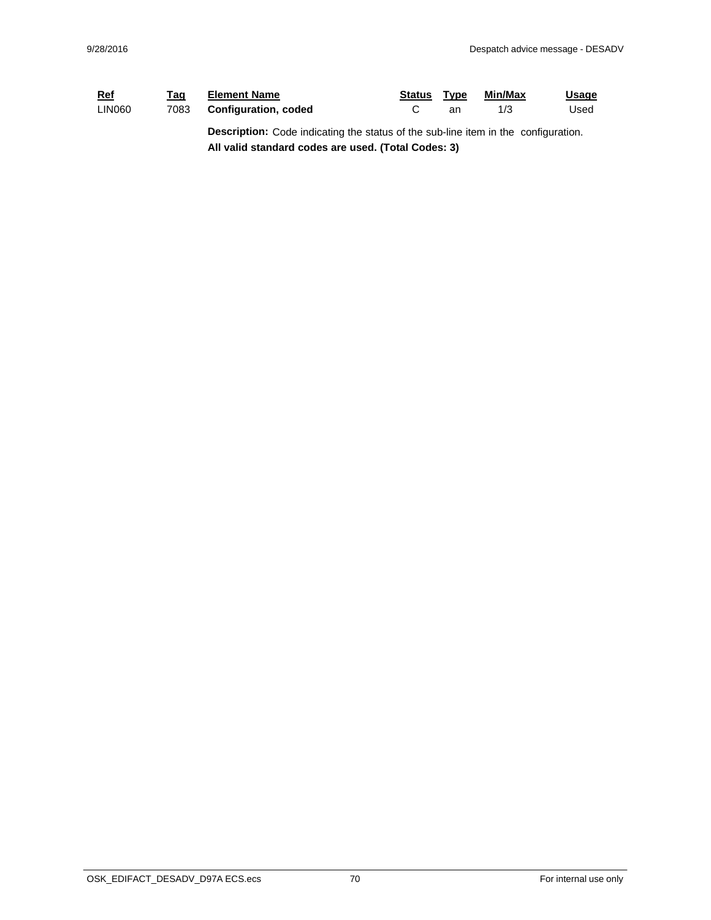| Ref | Tag | Element Name | Status | Type | Min/Max | Usage |
|---|---|---|---|---|---|---|
| LIN060 | 7083 | **Configuration, coded** | C | an | 1/3 | Used |

**Description:** Code indicating the status of the sub-line item in the configuration.
**All valid standard codes are used. (Total Codes: 3)**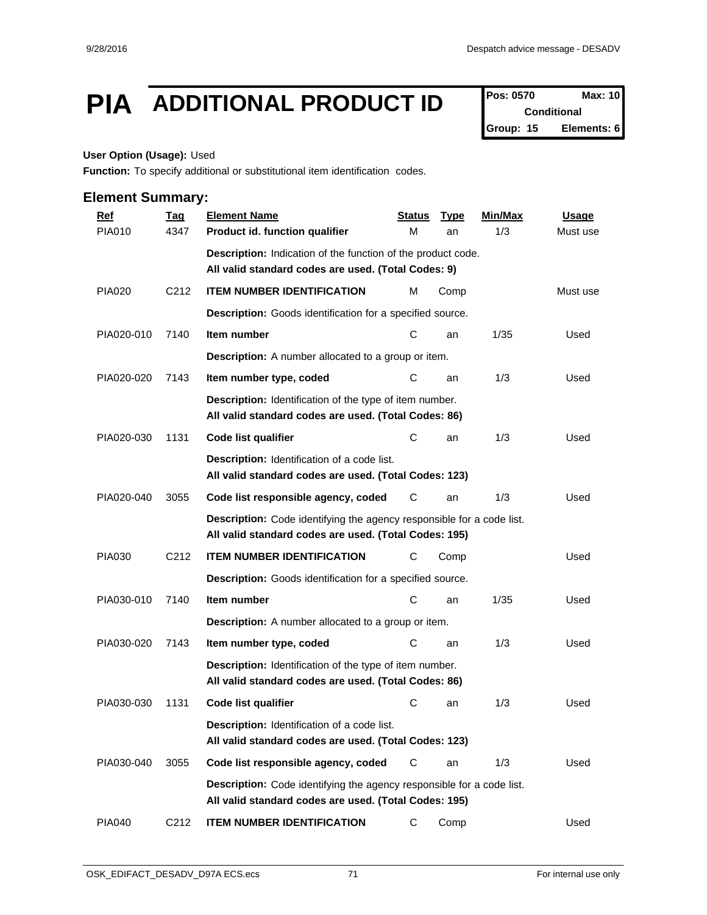# PIA ADDITIONAL PRODUCT ID

| Pos: 0570 | Max: 10 |
|---|---|
| Conditional | |
| Group: 15 | Elements: 6 |

**User Option (Usage):** Used

**Function:** To specify additional or substitutional item identification codes.

## Element Summary:

| Ref | Tag | Element Name | Status | Type | Min/Max | Usage |
|---|---|---|---|---|---|---|
| PIA010 | 4347 | **Product id. function qualifier** | M | an | 1/3 | Must use |
| | | **Description:** Indication of the function of the product code.<br>**All valid standard codes are used. (Total Codes: 9)** | | | | |
| PIA020 | C212 | **ITEM NUMBER IDENTIFICATION** | M | Comp | | Must use |
| | | **Description:** Goods identification for a specified source. | | | | |
| PIA020-010 | 7140 | **Item number** | C | an | 1/35 | Used |
| | | **Description:** A number allocated to a group or item. | | | | |
| PIA020-020 | 7143 | **Item number type, coded** | C | an | 1/3 | Used |
| | | **Description:** Identification of the type of item number.<br>**All valid standard codes are used. (Total Codes: 86)** | | | | |
| PIA020-030 | 1131 | **Code list qualifier** | C | an | 1/3 | Used |
| | | **Description:** Identification of a code list.<br>**All valid standard codes are used. (Total Codes: 123)** | | | | |
| PIA020-040 | 3055 | **Code list responsible agency, coded** | C | an | 1/3 | Used |
| | | **Description:** Code identifying the agency responsible for a code list.<br>**All valid standard codes are used. (Total Codes: 195)** | | | | |
| PIA030 | C212 | **ITEM NUMBER IDENTIFICATION** | C | Comp | | Used |
| | | **Description:** Goods identification for a specified source. | | | | |
| PIA030-010 | 7140 | **Item number** | C | an | 1/35 | Used |
| | | **Description:** A number allocated to a group or item. | | | | |
| PIA030-020 | 7143 | **Item number type, coded** | C | an | 1/3 | Used |
| | | **Description:** Identification of the type of item number.<br>**All valid standard codes are used. (Total Codes: 86)** | | | | |
| PIA030-030 | 1131 | **Code list qualifier** | C | an | 1/3 | Used |
| | | **Description:** Identification of a code list.<br>**All valid standard codes are used. (Total Codes: 123)** | | | | |
| PIA030-040 | 3055 | **Code list responsible agency, coded** | C | an | 1/3 | Used |
| | | **Description:** Code identifying the agency responsible for a code list.<br>**All valid standard codes are used. (Total Codes: 195)** | | | | |
| PIA040 | C212 | **ITEM NUMBER IDENTIFICATION** | C | Comp | | Used |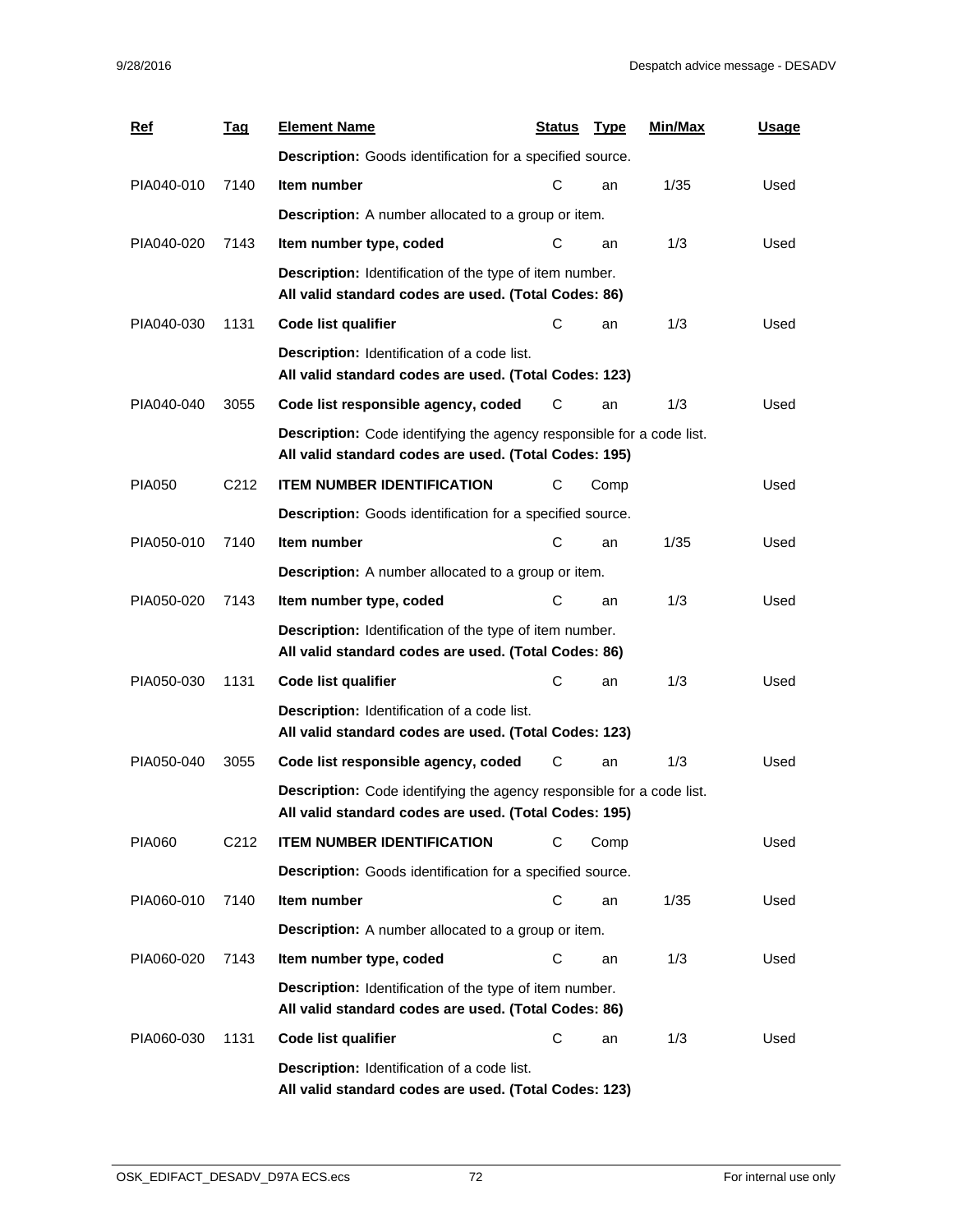| Ref | Tag | Element Name | Status | Type | Min/Max | Usage |
|---|---|---|---|---|---|---|
| | | **Description:** Goods identification for a specified source. | | | | |
| PIA040-010 | 7140 | **Item number** | C | an | 1/35 | Used |
| | | **Description:** A number allocated to a group or item. | | | | |
| PIA040-020 | 7143 | **Item number type, coded** | C | an | 1/3 | Used |
| | | **Description:** Identification of the type of item number.<br>**All valid standard codes are used. (Total Codes: 86)** | | | | |
| PIA040-030 | 1131 | **Code list qualifier** | C | an | 1/3 | Used |
| | | **Description:** Identification of a code list.<br>**All valid standard codes are used. (Total Codes: 123)** | | | | |
| PIA040-040 | 3055 | **Code list responsible agency, coded** | C | an | 1/3 | Used |
| | | **Description:** Code identifying the agency responsible for a code list.<br>**All valid standard codes are used. (Total Codes: 195)** | | | | |
| PIA050 | C212 | **ITEM NUMBER IDENTIFICATION** | C | Comp | | Used |
| | | **Description:** Goods identification for a specified source. | | | | |
| PIA050-010 | 7140 | **Item number** | C | an | 1/35 | Used |
| | | **Description:** A number allocated to a group or item. | | | | |
| PIA050-020 | 7143 | **Item number type, coded** | C | an | 1/3 | Used |
| | | **Description:** Identification of the type of item number.<br>**All valid standard codes are used. (Total Codes: 86)** | | | | |
| PIA050-030 | 1131 | **Code list qualifier** | C | an | 1/3 | Used |
| | | **Description:** Identification of a code list.<br>**All valid standard codes are used. (Total Codes: 123)** | | | | |
| PIA050-040 | 3055 | **Code list responsible agency, coded** | C | an | 1/3 | Used |
| | | **Description:** Code identifying the agency responsible for a code list.<br>**All valid standard codes are used. (Total Codes: 195)** | | | | |
| PIA060 | C212 | **ITEM NUMBER IDENTIFICATION** | C | Comp | | Used |
| | | **Description:** Goods identification for a specified source. | | | | |
| PIA060-010 | 7140 | **Item number** | C | an | 1/35 | Used |
| | | **Description:** A number allocated to a group or item. | | | | |
| PIA060-020 | 7143 | **Item number type, coded** | C | an | 1/3 | Used |
| | | **Description:** Identification of the type of item number.<br>**All valid standard codes are used. (Total Codes: 86)** | | | | |
| PIA060-030 | 1131 | **Code list qualifier** | C | an | 1/3 | Used |
| | | **Description:** Identification of a code list.<br>**All valid standard codes are used. (Total Codes: 123)** | | | | |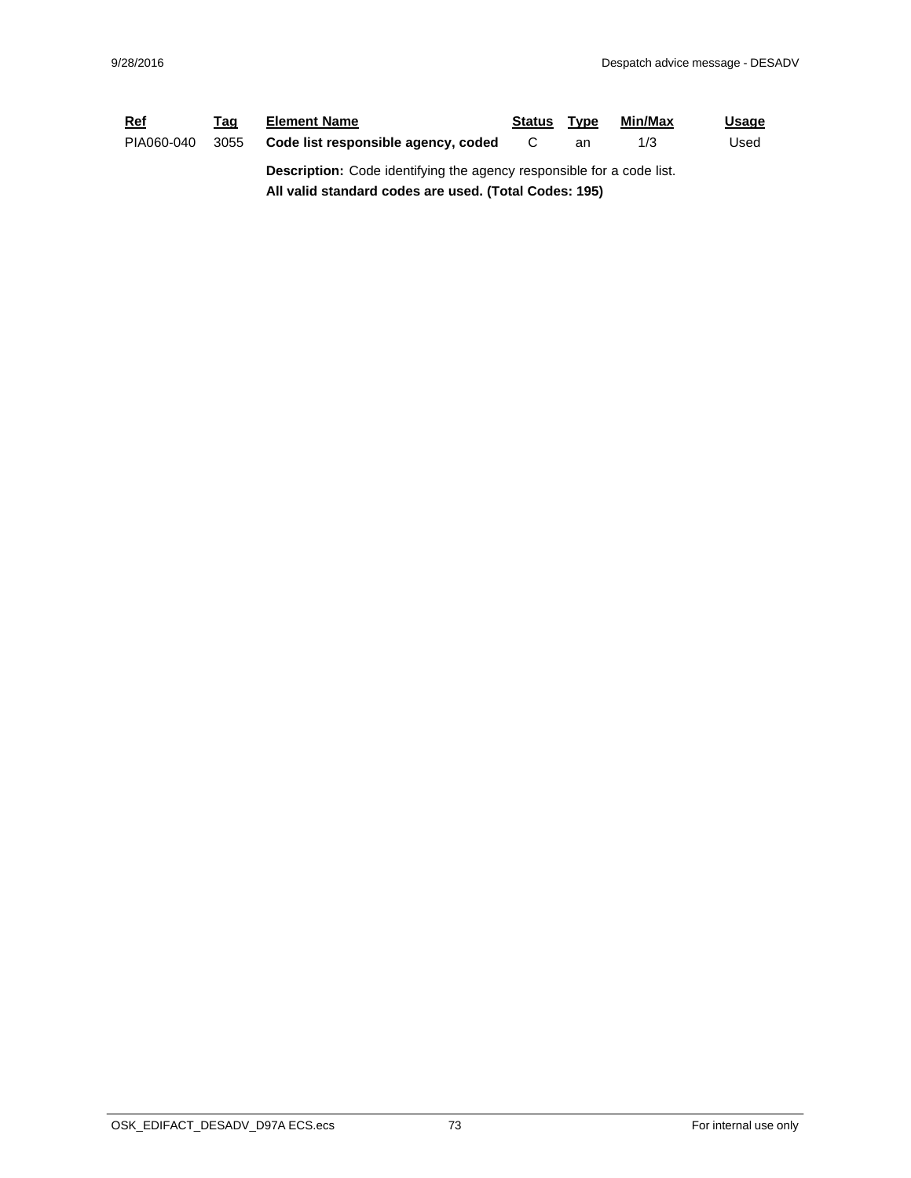| Ref | Tag | Element Name | Status | Type | Min/Max | Usage |
|---|---|---|---|---|---|---|
| PIA060-040 | 3055 | **Code list responsible agency, coded** | C | an | 1/3 | Used |

**Description:** Code identifying the agency responsible for a code list.

**All valid standard codes are used. (Total Codes: 195)**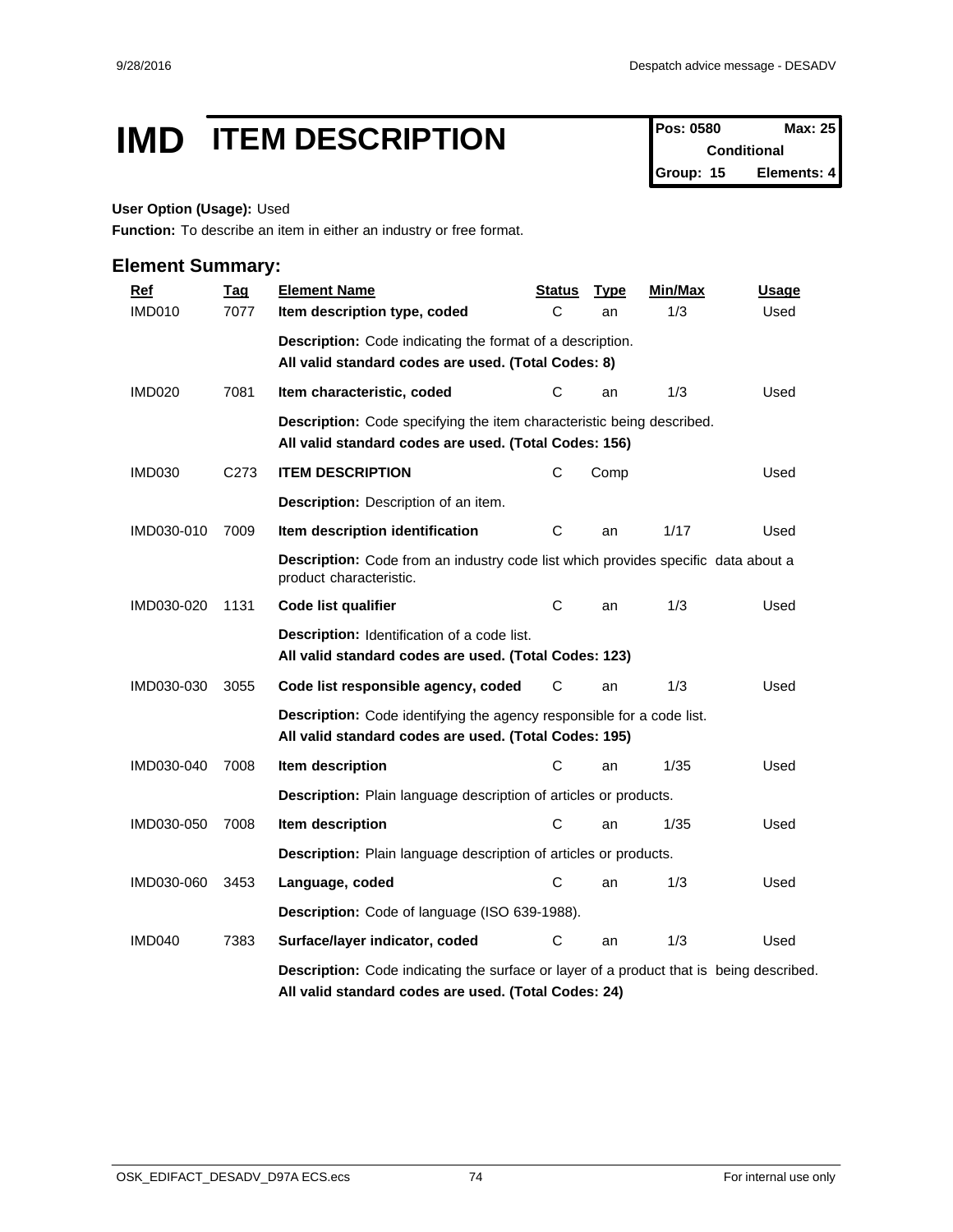# IMD ITEM DESCRIPTION

| Pos: 0580 | Max: 25 |
|---|---|
| Conditional | |
| Group: 15 | Elements: 4 |

**User Option (Usage):** Used

**Function:** To describe an item in either an industry or free format.

## Element Summary:

| Ref | Tag | Element Name | Status | Type | Min/Max | Usage |
|---|---|---|---|---|---|---|
| IMD010 | 7077 | **Item description type, coded** | C | an | 1/3 | Used |
| | | **Description:** Code indicating the format of a description. **All valid standard codes are used. (Total Codes: 8)** | | | | |
| IMD020 | 7081 | **Item characteristic, coded** | C | an | 1/3 | Used |
| | | **Description:** Code specifying the item characteristic being described. **All valid standard codes are used. (Total Codes: 156)** | | | | |
| IMD030 | C273 | **ITEM DESCRIPTION** | C | Comp | | Used |
| | | **Description:** Description of an item. | | | | |
| IMD030-010 | 7009 | **Item description identification** | C | an | 1/17 | Used |
| | | **Description:** Code from an industry code list which provides specific data about a product characteristic. | | | | |
| IMD030-020 | 1131 | **Code list qualifier** | C | an | 1/3 | Used |
| | | **Description:** Identification of a code list. **All valid standard codes are used. (Total Codes: 123)** | | | | |
| IMD030-030 | 3055 | **Code list responsible agency, coded** | C | an | 1/3 | Used |
| | | **Description:** Code identifying the agency responsible for a code list. **All valid standard codes are used. (Total Codes: 195)** | | | | |
| IMD030-040 | 7008 | **Item description** | C | an | 1/35 | Used |
| | | **Description:** Plain language description of articles or products. | | | | |
| IMD030-050 | 7008 | **Item description** | C | an | 1/35 | Used |
| | | **Description:** Plain language description of articles or products. | | | | |
| IMD030-060 | 3453 | **Language, coded** | C | an | 1/3 | Used |
| | | **Description:** Code of language (ISO 639-1988). | | | | |
| IMD040 | 7383 | **Surface/layer indicator, coded** | C | an | 1/3 | Used |
| | | **Description:** Code indicating the surface or layer of a product that is being described. **All valid standard codes are used. (Total Codes: 24)** | | | | |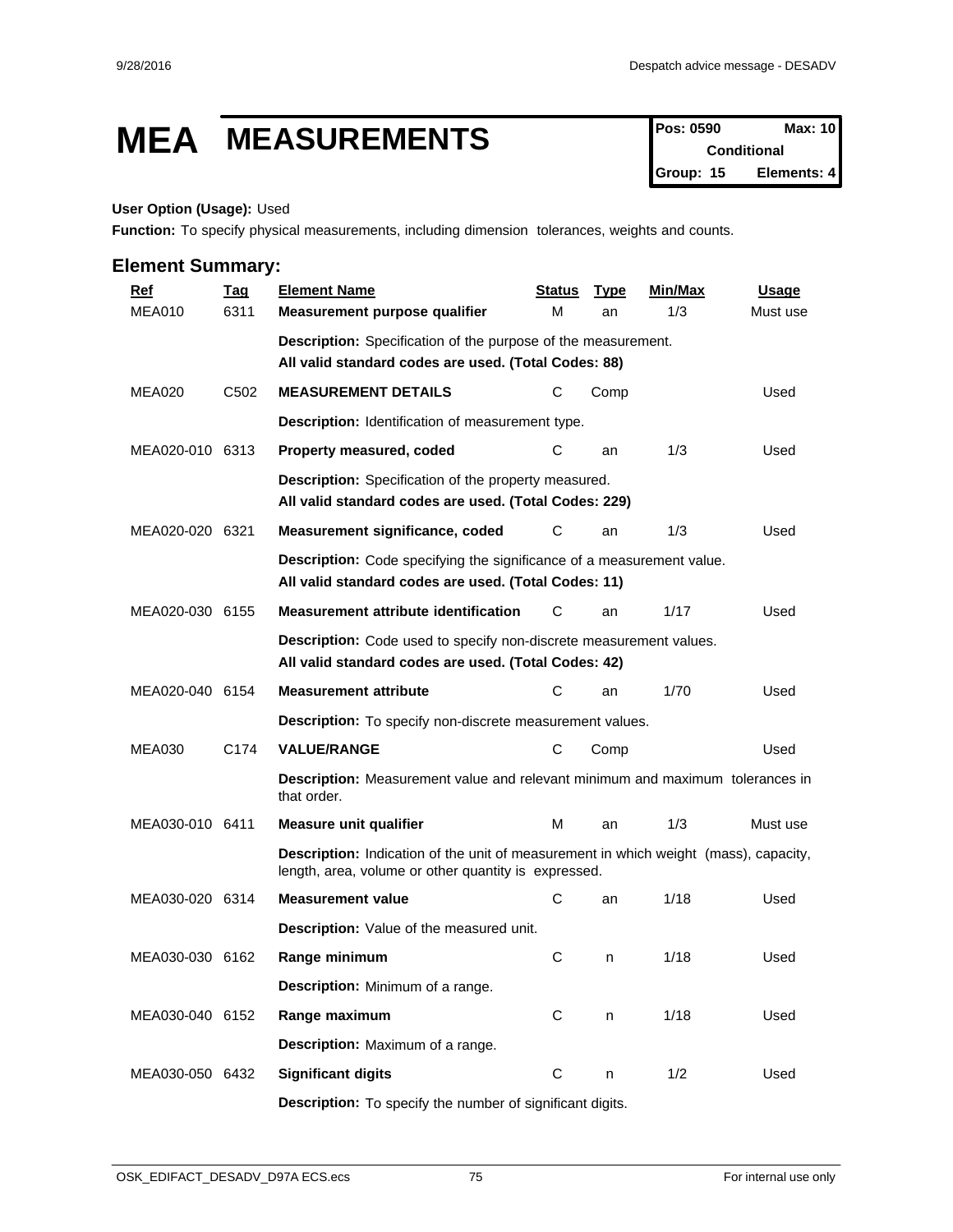# MEA MEASUREMENTS

| Pos: 0590 | Max: 10 |
|---|---|
| Conditional | |
| Group: 15 | Elements: 4 |

**User Option (Usage):** Used

**Function:** To specify physical measurements, including dimension tolerances, weights and counts.

## Element Summary:

| Ref | Tag | Element Name | Status | Type | Min/Max | Usage |
|---|---|---|---|---|---|---|
| MEA010 | 6311 | **Measurement purpose qualifier** | M | an | 1/3 | Must use |
| | | **Description:** Specification of the purpose of the measurement. **All valid standard codes are used. (Total Codes: 88)** | | | | |
| MEA020 | C502 | **MEASUREMENT DETAILS** | C | Comp | | Used |
| | | **Description:** Identification of measurement type. | | | | |
| MEA020-010 | 6313 | **Property measured, coded** | C | an | 1/3 | Used |
| | | **Description:** Specification of the property measured. **All valid standard codes are used. (Total Codes: 229)** | | | | |
| MEA020-020 | 6321 | **Measurement significance, coded** | C | an | 1/3 | Used |
| | | **Description:** Code specifying the significance of a measurement value. **All valid standard codes are used. (Total Codes: 11)** | | | | |
| MEA020-030 | 6155 | **Measurement attribute identification** | C | an | 1/17 | Used |
| | | **Description:** Code used to specify non-discrete measurement values. **All valid standard codes are used. (Total Codes: 42)** | | | | |
| MEA020-040 | 6154 | **Measurement attribute** | C | an | 1/70 | Used |
| | | **Description:** To specify non-discrete measurement values. | | | | |
| MEA030 | C174 | **VALUE/RANGE** | C | Comp | | Used |
| | | **Description:** Measurement value and relevant minimum and maximum tolerances in that order. | | | | |
| MEA030-010 | 6411 | **Measure unit qualifier** | M | an | 1/3 | Must use |
| | | **Description:** Indication of the unit of measurement in which weight (mass), capacity, length, area, volume or other quantity is expressed. | | | | |
| MEA030-020 | 6314 | **Measurement value** | C | an | 1/18 | Used |
| | | **Description:** Value of the measured unit. | | | | |
| MEA030-030 | 6162 | **Range minimum** | C | n | 1/18 | Used |
| | | **Description:** Minimum of a range. | | | | |
| MEA030-040 | 6152 | **Range maximum** | C | n | 1/18 | Used |
| | | **Description:** Maximum of a range. | | | | |
| MEA030-050 | 6432 | **Significant digits** | C | n | 1/2 | Used |
| | | **Description:** To specify the number of significant digits. | | | | |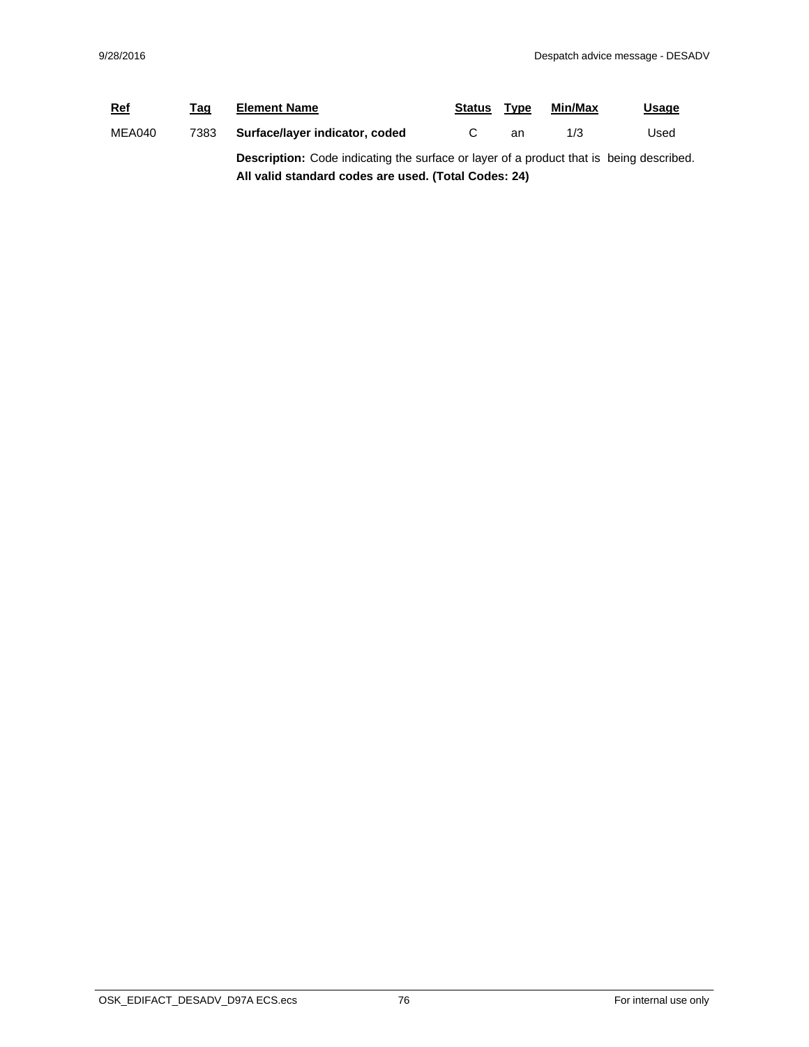| Ref | Tag | Element Name | Status | Type | Min/Max | Usage |
|---|---|---|---|---|---|---|
| MEA040 | 7383 | **Surface/layer indicator, coded** | C | an | 1/3 | Used |

**Description:** Code indicating the surface or layer of a product that is being described.
**All valid standard codes are used. (Total Codes: 24)**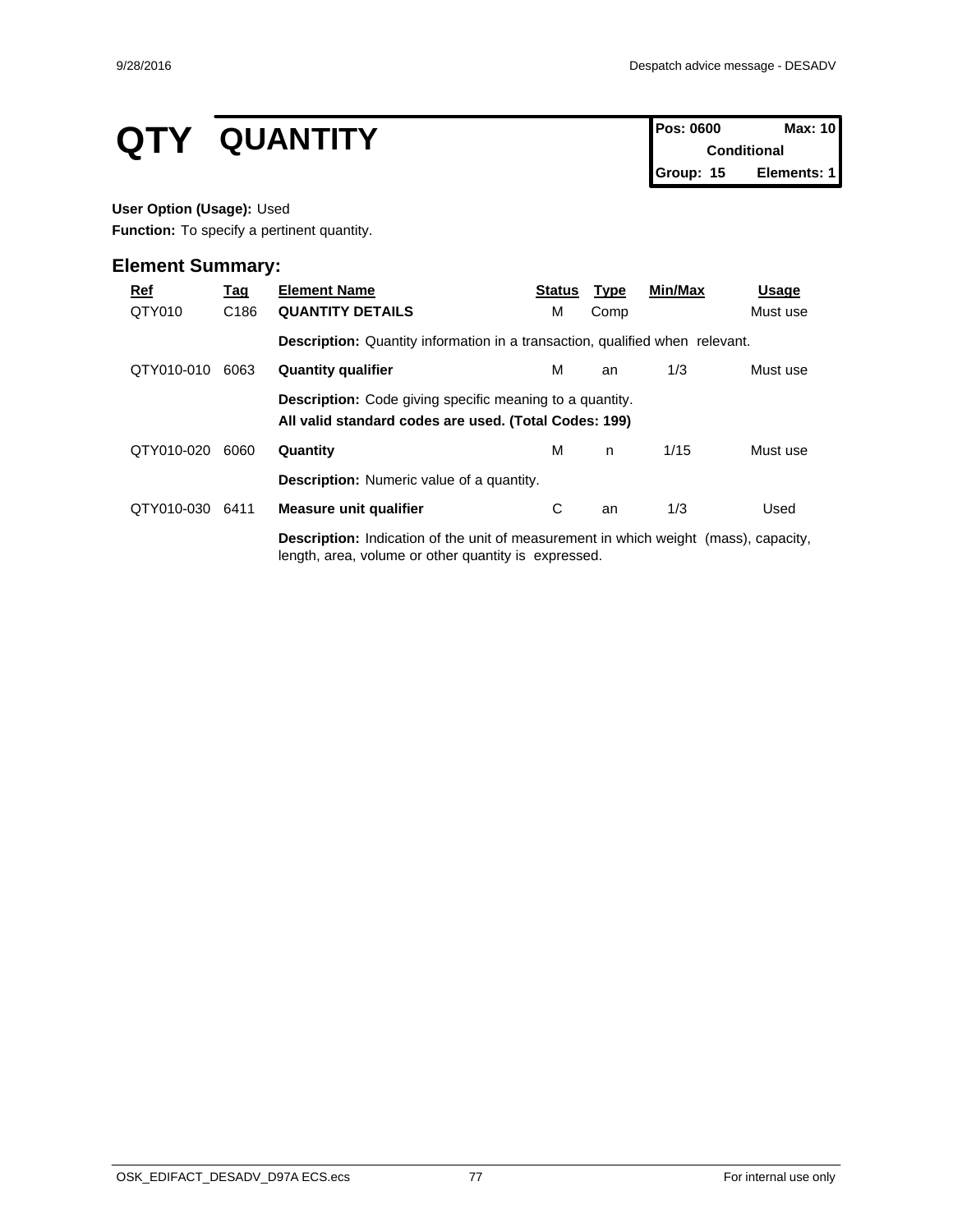# QTY QUANTITY

| Pos: 0600 | Max: 10 |
|---|---|
| Conditional | |
| Group: 15 | Elements: 1 |

**User Option (Usage):** Used

**Function:** To specify a pertinent quantity.

## Element Summary:

| Ref | Tag | Element Name | Status | Type | Min/Max | Usage |
|---|---|---|---|---|---|---|
| QTY010 | C186 | **QUANTITY DETAILS** | M | Comp | | Must use |
| | | **Description:** Quantity information in a transaction, qualified when relevant. | | | | |
| QTY010-010 | 6063 | **Quantity qualifier** | M | an | 1/3 | Must use |
| | | **Description:** Code giving specific meaning to a quantity. **All valid standard codes are used. (Total Codes: 199)** | | | | |
| QTY010-020 | 6060 | **Quantity** | M | n | 1/15 | Must use |
| | | **Description:** Numeric value of a quantity. | | | | |
| QTY010-030 | 6411 | **Measure unit qualifier** | C | an | 1/3 | Used |
| | | **Description:** Indication of the unit of measurement in which weight (mass), capacity, length, area, volume or other quantity is expressed. | | | | |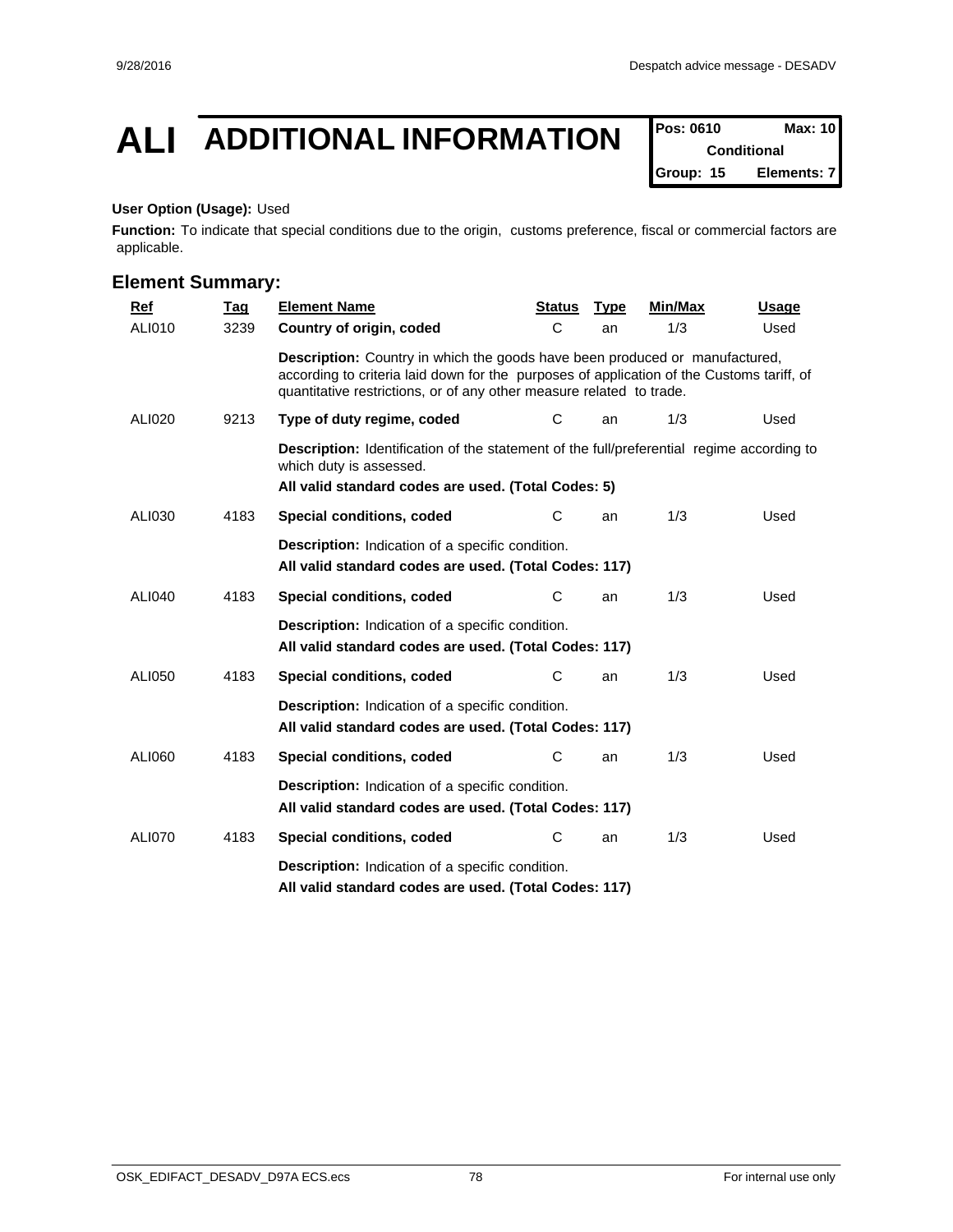# ALI ADDITIONAL INFORMATION

| Pos: 0610 | Max: 10 |
|---|---|
| Conditional | |
| Group: 15 | Elements: 7 |

**User Option (Usage):** Used

**Function:** To indicate that special conditions due to the origin, customs preference, fiscal or commercial factors are applicable.

## Element Summary:

| Ref | Tag | Element Name | Status | Type | Min/Max | Usage |
|---|---|---|---|---|---|---|
| ALI010 | 3239 | **Country of origin, coded** | C | an | 1/3 | Used |
| | | **Description:** Country in which the goods have been produced or manufactured, according to criteria laid down for the purposes of application of the Customs tariff, of quantitative restrictions, or of any other measure related to trade. | | | | |
| ALI020 | 9213 | **Type of duty regime, coded** | C | an | 1/3 | Used |
| | | **Description:** Identification of the statement of the full/preferential regime according to which duty is assessed.<br>**All valid standard codes are used. (Total Codes: 5)** | | | | |
| ALI030 | 4183 | **Special conditions, coded** | C | an | 1/3 | Used |
| | | **Description:** Indication of a specific condition.<br>**All valid standard codes are used. (Total Codes: 117)** | | | | |
| ALI040 | 4183 | **Special conditions, coded** | C | an | 1/3 | Used |
| | | **Description:** Indication of a specific condition.<br>**All valid standard codes are used. (Total Codes: 117)** | | | | |
| ALI050 | 4183 | **Special conditions, coded** | C | an | 1/3 | Used |
| | | **Description:** Indication of a specific condition.<br>**All valid standard codes are used. (Total Codes: 117)** | | | | |
| ALI060 | 4183 | **Special conditions, coded** | C | an | 1/3 | Used |
| | | **Description:** Indication of a specific condition.<br>**All valid standard codes are used. (Total Codes: 117)** | | | | |
| ALI070 | 4183 | **Special conditions, coded** | C | an | 1/3 | Used |
| | | **Description:** Indication of a specific condition.<br>**All valid standard codes are used. (Total Codes: 117)** | | | | |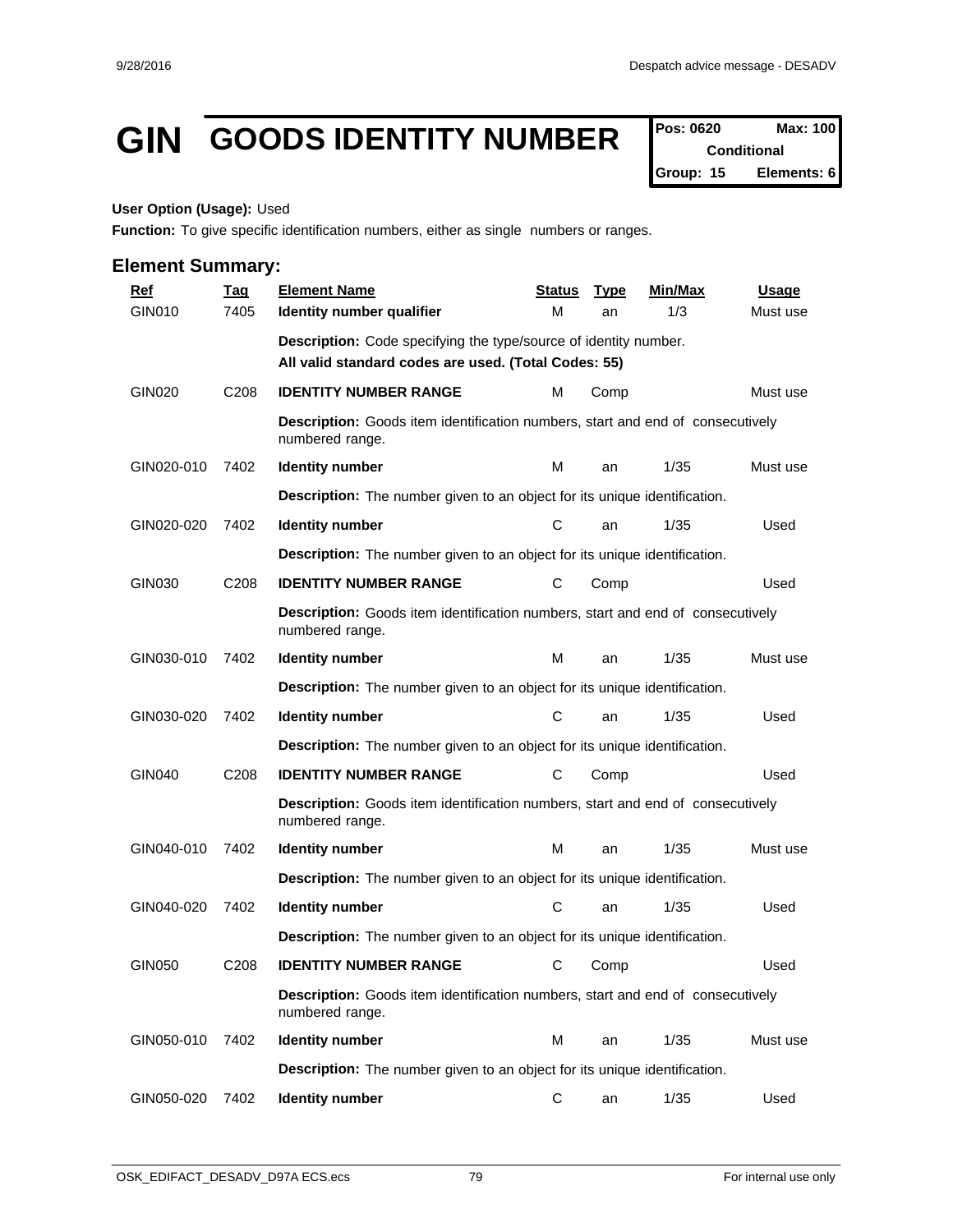# GIN GOODS IDENTITY NUMBER

| Pos: 0620 | Max: 100 |
|---|---|
| Conditional | |
| Group: 15 | Elements: 6 |

**User Option (Usage):** Used

**Function:** To give specific identification numbers, either as single numbers or ranges.

## Element Summary:

| Ref | Tag | Element Name | Status | Type | Min/Max | Usage |
|---|---|---|---|---|---|---|
| GIN010 | 7405 | **Identity number qualifier** | M | an | 1/3 | Must use |
| | | **Description:** Code specifying the type/source of identity number.<br>**All valid standard codes are used. (Total Codes: 55)** | | | | |
| GIN020 | C208 | **IDENTITY NUMBER RANGE** | M | Comp | | Must use |
| | | **Description:** Goods item identification numbers, start and end of consecutively numbered range. | | | | |
| GIN020-010 | 7402 | **Identity number** | M | an | 1/35 | Must use |
| | | **Description:** The number given to an object for its unique identification. | | | | |
| GIN020-020 | 7402 | **Identity number** | C | an | 1/35 | Used |
| | | **Description:** The number given to an object for its unique identification. | | | | |
| GIN030 | C208 | **IDENTITY NUMBER RANGE** | C | Comp | | Used |
| | | **Description:** Goods item identification numbers, start and end of consecutively numbered range. | | | | |
| GIN030-010 | 7402 | **Identity number** | M | an | 1/35 | Must use |
| | | **Description:** The number given to an object for its unique identification. | | | | |
| GIN030-020 | 7402 | **Identity number** | C | an | 1/35 | Used |
| | | **Description:** The number given to an object for its unique identification. | | | | |
| GIN040 | C208 | **IDENTITY NUMBER RANGE** | C | Comp | | Used |
| | | **Description:** Goods item identification numbers, start and end of consecutively numbered range. | | | | |
| GIN040-010 | 7402 | **Identity number** | M | an | 1/35 | Must use |
| | | **Description:** The number given to an object for its unique identification. | | | | |
| GIN040-020 | 7402 | **Identity number** | C | an | 1/35 | Used |
| | | **Description:** The number given to an object for its unique identification. | | | | |
| GIN050 | C208 | **IDENTITY NUMBER RANGE** | C | Comp | | Used |
| | | **Description:** Goods item identification numbers, start and end of consecutively numbered range. | | | | |
| GIN050-010 | 7402 | **Identity number** | M | an | 1/35 | Must use |
| | | **Description:** The number given to an object for its unique identification. | | | | |
| GIN050-020 | 7402 | **Identity number** | C | an | 1/35 | Used |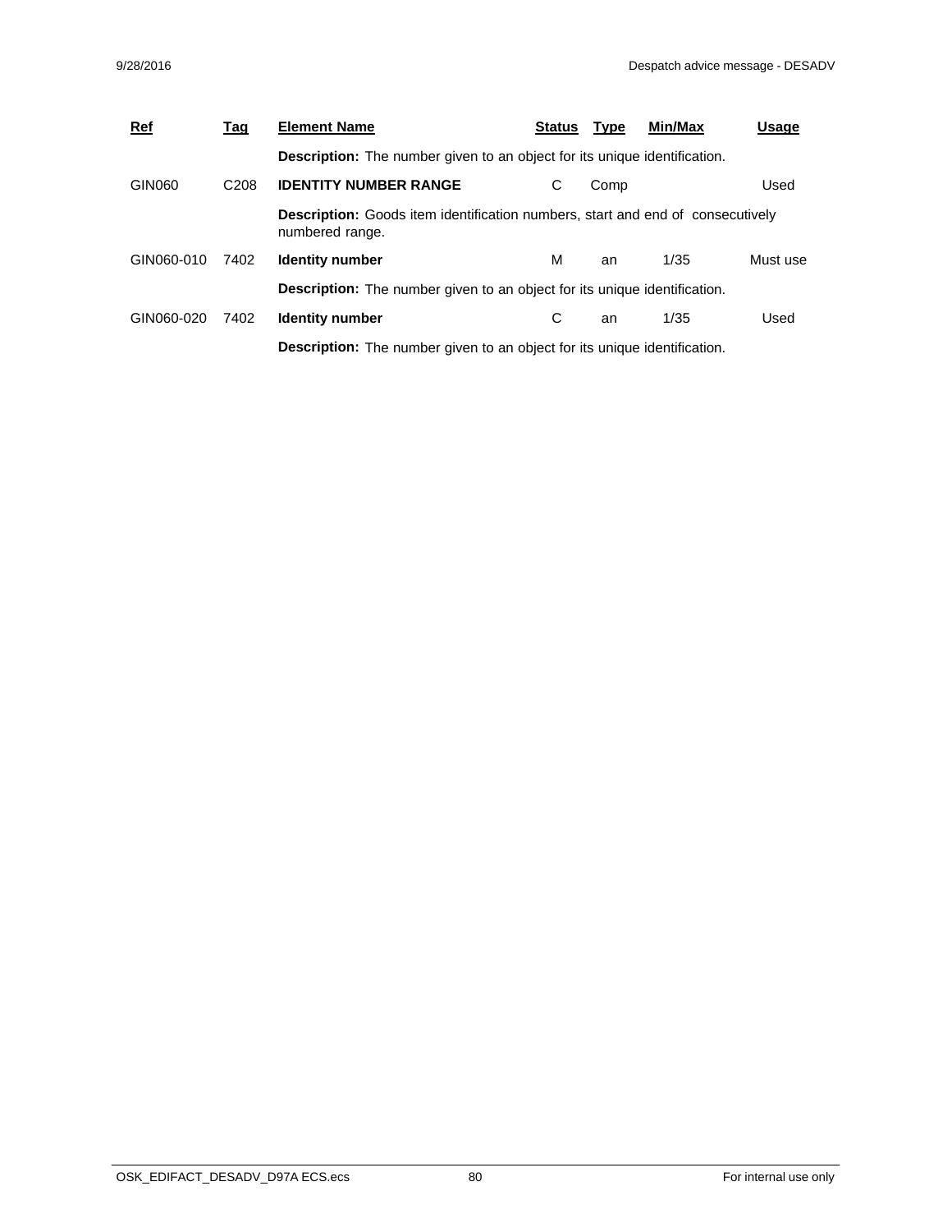| Ref | Tag | Element Name | Status | Type | Min/Max | Usage |
|---|---|---|---|---|---|---|
| | | **Description:** The number given to an object for its unique identification. | | | | |
| GIN060 | C208 | **IDENTITY NUMBER RANGE** | C | Comp | | Used |
| | | **Description:** Goods item identification numbers, start and end of consecutively numbered range. | | | | |
| GIN060-010 | 7402 | **Identity number** | M | an | 1/35 | Must use |
| | | **Description:** The number given to an object for its unique identification. | | | | |
| GIN060-020 | 7402 | **Identity number** | C | an | 1/35 | Used |
| | | **Description:** The number given to an object for its unique identification. | | | | |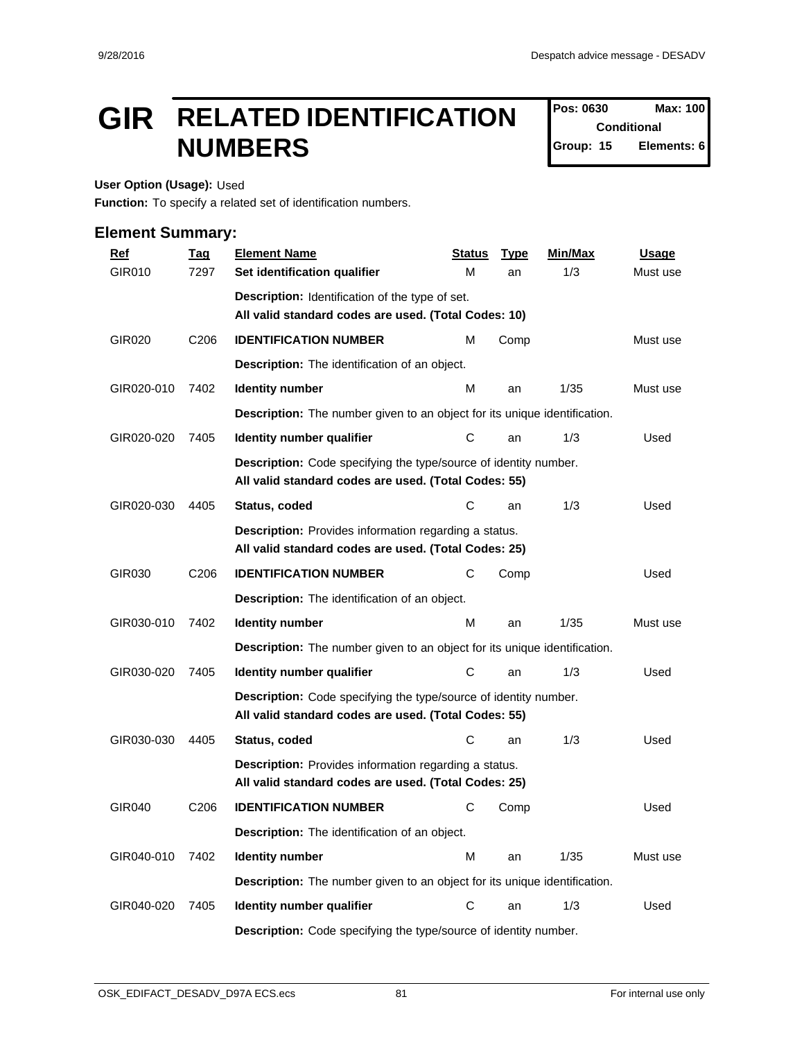# GIR RELATED IDENTIFICATION NUMBERS

**Pos: 0630** **Max: 100**
**Conditional**
**Group: 15** **Elements: 6**

**User Option (Usage):** Used
**Function:** To specify a related set of identification numbers.

## Element Summary:

| Ref | Tag | Element Name | Status | Type | Min/Max | Usage |
|---|---|---|---|---|---|---|
| GIR010 | 7297 | **Set identification qualifier** | M | an | 1/3 | Must use |
| | | **Description:** Identification of the type of set. **All valid standard codes are used. (Total Codes: 10)** | | | | |
| GIR020 | C206 | **IDENTIFICATION NUMBER** | M | Comp | | Must use |
| | | **Description:** The identification of an object. | | | | |
| GIR020-010 | 7402 | **Identity number** | M | an | 1/35 | Must use |
| | | **Description:** The number given to an object for its unique identification. | | | | |
| GIR020-020 | 7405 | **Identity number qualifier** | C | an | 1/3 | Used |
| | | **Description:** Code specifying the type/source of identity number. **All valid standard codes are used. (Total Codes: 55)** | | | | |
| GIR020-030 | 4405 | **Status, coded** | C | an | 1/3 | Used |
| | | **Description:** Provides information regarding a status. **All valid standard codes are used. (Total Codes: 25)** | | | | |
| GIR030 | C206 | **IDENTIFICATION NUMBER** | C | Comp | | Used |
| | | **Description:** The identification of an object. | | | | |
| GIR030-010 | 7402 | **Identity number** | M | an | 1/35 | Must use |
| | | **Description:** The number given to an object for its unique identification. | | | | |
| GIR030-020 | 7405 | **Identity number qualifier** | C | an | 1/3 | Used |
| | | **Description:** Code specifying the type/source of identity number. **All valid standard codes are used. (Total Codes: 55)** | | | | |
| GIR030-030 | 4405 | **Status, coded** | C | an | 1/3 | Used |
| | | **Description:** Provides information regarding a status. **All valid standard codes are used. (Total Codes: 25)** | | | | |
| GIR040 | C206 | **IDENTIFICATION NUMBER** | C | Comp | | Used |
| | | **Description:** The identification of an object. | | | | |
| GIR040-010 | 7402 | **Identity number** | M | an | 1/35 | Must use |
| | | **Description:** The number given to an object for its unique identification. | | | | |
| GIR040-020 | 7405 | **Identity number qualifier** | C | an | 1/3 | Used |
| | | **Description:** Code specifying the type/source of identity number. | | | | |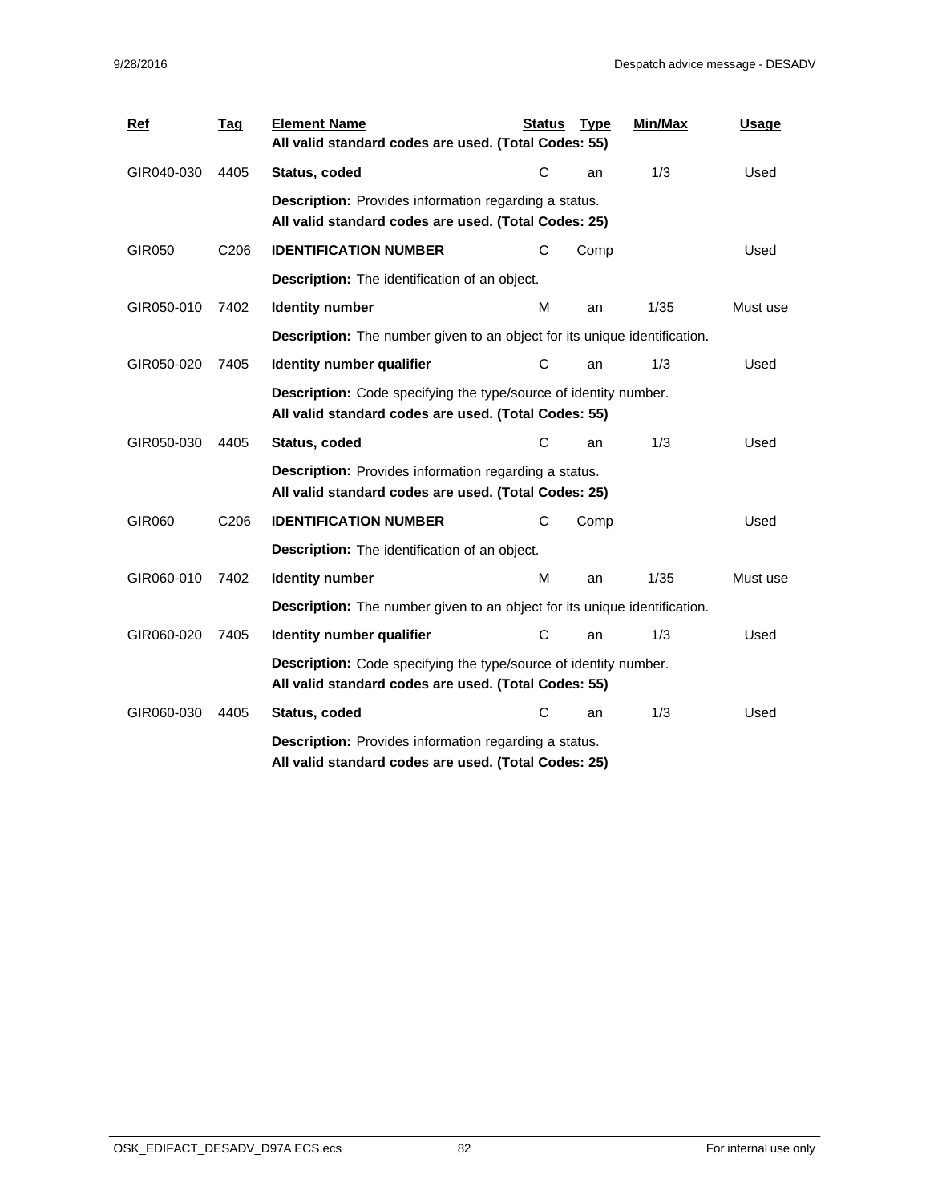| Ref | Tag | Element Name | Status | Type | Min/Max | Usage |
|---|---|---|---|---|---|---|
| | | **All valid standard codes are used. (Total Codes: 55)** | | | | |
| GIR040-030 | 4405 | **Status, coded** | C | an | 1/3 | Used |
| | | **Description:** Provides information regarding a status. **All valid standard codes are used. (Total Codes: 25)** | | | | |
| GIR050 | C206 | **IDENTIFICATION NUMBER** | C | Comp | | Used |
| | | **Description:** The identification of an object. | | | | |
| GIR050-010 | 7402 | **Identity number** | M | an | 1/35 | Must use |
| | | **Description:** The number given to an object for its unique identification. | | | | |
| GIR050-020 | 7405 | **Identity number qualifier** | C | an | 1/3 | Used |
| | | **Description:** Code specifying the type/source of identity number. **All valid standard codes are used. (Total Codes: 55)** | | | | |
| GIR050-030 | 4405 | **Status, coded** | C | an | 1/3 | Used |
| | | **Description:** Provides information regarding a status. **All valid standard codes are used. (Total Codes: 25)** | | | | |
| GIR060 | C206 | **IDENTIFICATION NUMBER** | C | Comp | | Used |
| | | **Description:** The identification of an object. | | | | |
| GIR060-010 | 7402 | **Identity number** | M | an | 1/35 | Must use |
| | | **Description:** The number given to an object for its unique identification. | | | | |
| GIR060-020 | 7405 | **Identity number qualifier** | C | an | 1/3 | Used |
| | | **Description:** Code specifying the type/source of identity number. **All valid standard codes are used. (Total Codes: 55)** | | | | |
| GIR060-030 | 4405 | **Status, coded** | C | an | 1/3 | Used |
| | | **Description:** Provides information regarding a status. **All valid standard codes are used. (Total Codes: 25)** | | | | |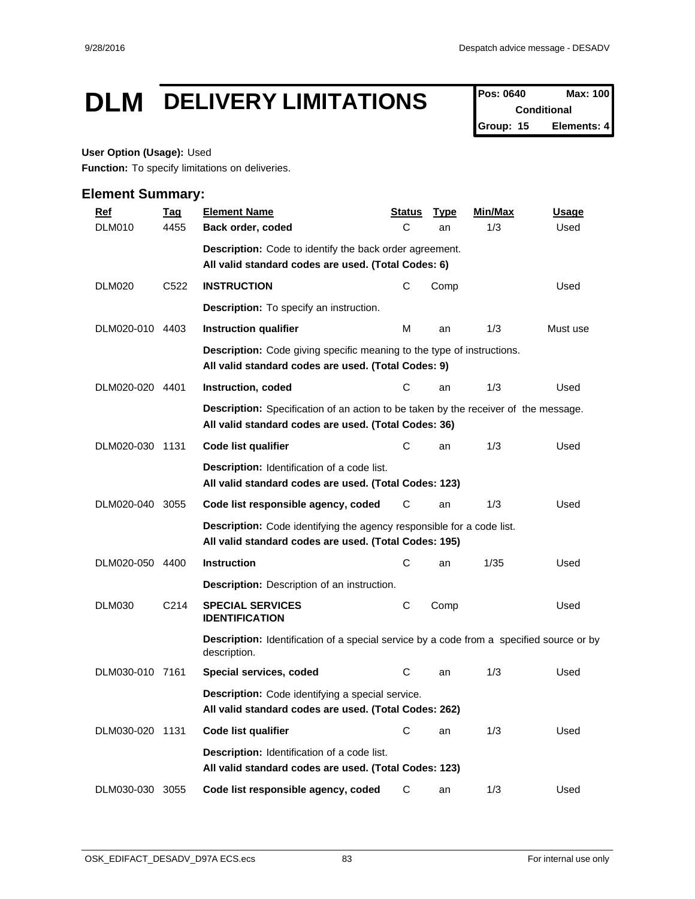# DLM DELIVERY LIMITATIONS

| Pos: 0640 | Max: 100 |
| --- | --- |
| Conditional | |
| Group: 15 | Elements: 4 |

**User Option (Usage):** Used

**Function:** To specify limitations on deliveries.

## Element Summary:

| Ref | Tag | Element Name | Status | Type | Min/Max | Usage |
| --- | --- | --- | --- | --- | --- | --- |
| DLM010 | 4455 | **Back order, coded** | C | an | 1/3 | Used |
| | | **Description:** Code to identify the back order agreement. **All valid standard codes are used. (Total Codes: 6)** | | | | |
| DLM020 | C522 | **INSTRUCTION** | C | Comp | | Used |
| | | **Description:** To specify an instruction. | | | | |
| DLM020-010 | 4403 | **Instruction qualifier** | M | an | 1/3 | Must use |
| | | **Description:** Code giving specific meaning to the type of instructions. **All valid standard codes are used. (Total Codes: 9)** | | | | |
| DLM020-020 | 4401 | **Instruction, coded** | C | an | 1/3 | Used |
| | | **Description:** Specification of an action to be taken by the receiver of the message. **All valid standard codes are used. (Total Codes: 36)** | | | | |
| DLM020-030 | 1131 | **Code list qualifier** | C | an | 1/3 | Used |
| | | **Description:** Identification of a code list. **All valid standard codes are used. (Total Codes: 123)** | | | | |
| DLM020-040 | 3055 | **Code list responsible agency, coded** | C | an | 1/3 | Used |
| | | **Description:** Code identifying the agency responsible for a code list. **All valid standard codes are used. (Total Codes: 195)** | | | | |
| DLM020-050 | 4400 | **Instruction** | C | an | 1/35 | Used |
| | | **Description:** Description of an instruction. | | | | |
| DLM030 | C214 | **SPECIAL SERVICES IDENTIFICATION** | C | Comp | | Used |
| | | **Description:** Identification of a special service by a code from a specified source or by description. | | | | |
| DLM030-010 | 7161 | **Special services, coded** | C | an | 1/3 | Used |
| | | **Description:** Code identifying a special service. **All valid standard codes are used. (Total Codes: 262)** | | | | |
| DLM030-020 | 1131 | **Code list qualifier** | C | an | 1/3 | Used |
| | | **Description:** Identification of a code list. **All valid standard codes are used. (Total Codes: 123)** | | | | |
| DLM030-030 | 3055 | **Code list responsible agency, coded** | C | an | 1/3 | Used |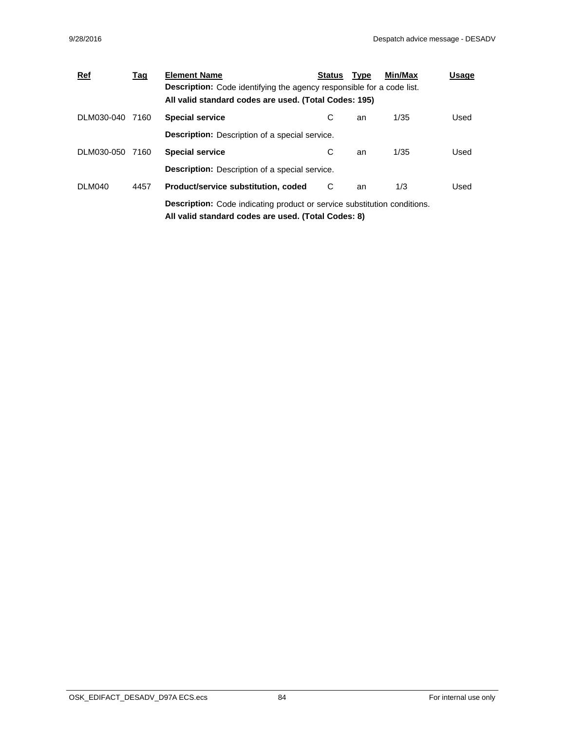| Ref | Tag | Element Name | Status | Type | Min/Max | Usage |
|---|---|---|---|---|---|---|
| | | **Description:** Code identifying the agency responsible for a code list. **All valid standard codes are used. (Total Codes: 195)** | | | | |
| DLM030-040 | 7160 | **Special service** | C | an | 1/35 | Used |
| | | **Description:** Description of a special service. | | | | |
| DLM030-050 | 7160 | **Special service** | C | an | 1/35 | Used |
| | | **Description:** Description of a special service. | | | | |
| DLM040 | 4457 | **Product/service substitution, coded** | C | an | 1/3 | Used |
| | | **Description:** Code indicating product or service substitution conditions. **All valid standard codes are used. (Total Codes: 8)** | | | | |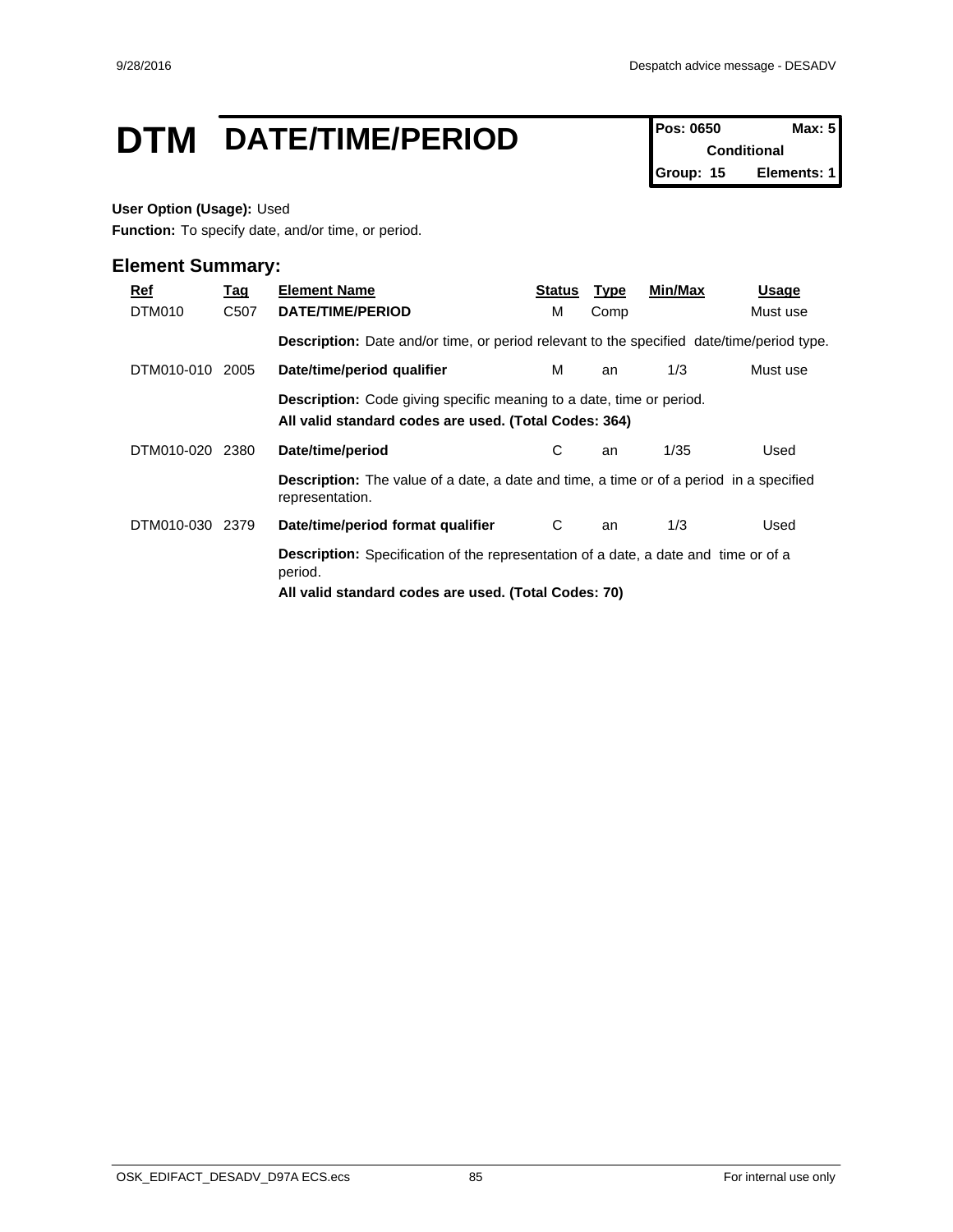# DTM DATE/TIME/PERIOD

| Pos: 0650 | Max: 5 |
|---|---|
| Conditional | |
| Group: 15 | Elements: 1 |

**User Option (Usage):** Used

**Function:** To specify date, and/or time, or period.

## Element Summary:

| Ref | Tag | Element Name | Status | Type | Min/Max | Usage |
|---|---|---|---|---|---|---|
| DTM010 | C507 | **DATE/TIME/PERIOD** | M | Comp | | Must use |
| | | **Description:** Date and/or time, or period relevant to the specified date/time/period type. | | | | |
| DTM010-010 | 2005 | **Date/time/period qualifier** | M | an | 1/3 | Must use |
| | | **Description:** Code giving specific meaning to a date, time or period. **All valid standard codes are used. (Total Codes: 364)** | | | | |
| DTM010-020 | 2380 | **Date/time/period** | C | an | 1/35 | Used |
| | | **Description:** The value of a date, a date and time, a time or of a period in a specified representation. | | | | |
| DTM010-030 | 2379 | **Date/time/period format qualifier** | C | an | 1/3 | Used |
| | | **Description:** Specification of the representation of a date, a date and time or of a period. **All valid standard codes are used. (Total Codes: 70)** | | | | |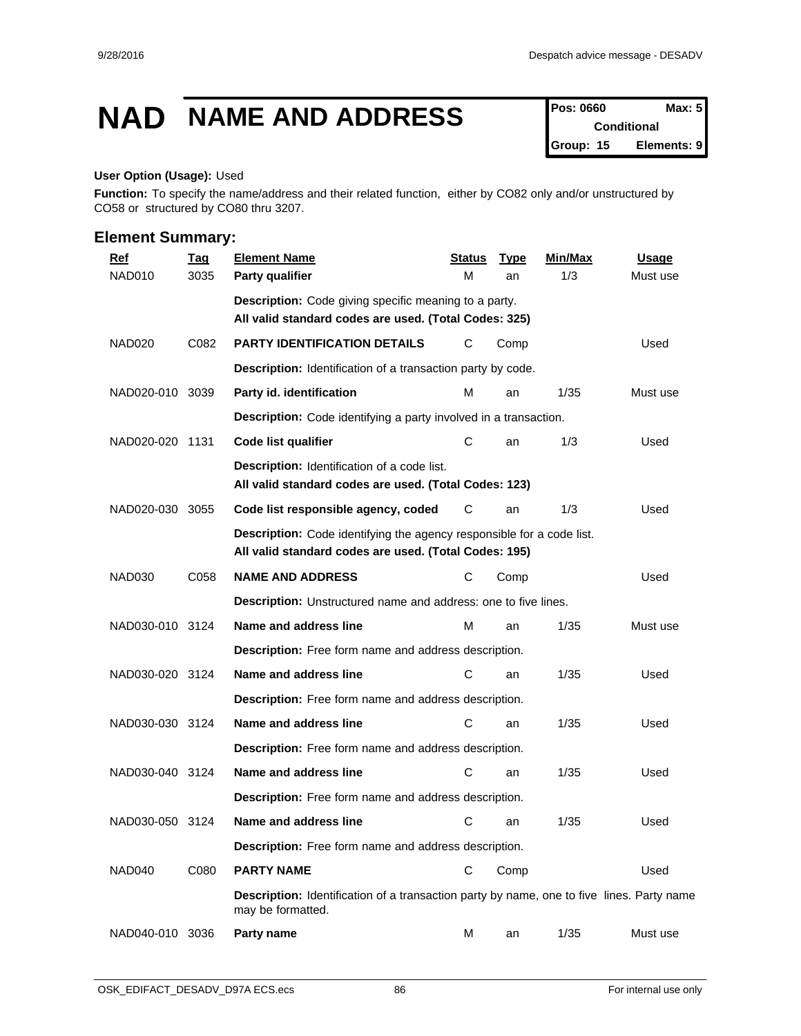# NAD NAME AND ADDRESS

| Pos: 0660 | Max: 5 |
|---|---|
| Conditional | |
| Group: 15 | Elements: 9 |

**User Option (Usage):** Used

**Function:** To specify the name/address and their related function, either by CO82 only and/or unstructured by CO58 or structured by CO80 thru 3207.

## Element Summary:

| Ref | Tag | Element Name | Status | Type | Min/Max | Usage |
|---|---|---|---|---|---|---|
| NAD010 | 3035 | **Party qualifier** | M | an | 1/3 | Must use |
| | | **Description:** Code giving specific meaning to a party. **All valid standard codes are used. (Total Codes: 325)** | | | | |
| NAD020 | C082 | **PARTY IDENTIFICATION DETAILS** | C | Comp | | Used |
| | | **Description:** Identification of a transaction party by code. | | | | |
| NAD020-010 | 3039 | **Party id. identification** | M | an | 1/35 | Must use |
| | | **Description:** Code identifying a party involved in a transaction. | | | | |
| NAD020-020 | 1131 | **Code list qualifier** | C | an | 1/3 | Used |
| | | **Description:** Identification of a code list. **All valid standard codes are used. (Total Codes: 123)** | | | | |
| NAD020-030 | 3055 | **Code list responsible agency, coded** | C | an | 1/3 | Used |
| | | **Description:** Code identifying the agency responsible for a code list. **All valid standard codes are used. (Total Codes: 195)** | | | | |
| NAD030 | C058 | **NAME AND ADDRESS** | C | Comp | | Used |
| | | **Description:** Unstructured name and address: one to five lines. | | | | |
| NAD030-010 | 3124 | **Name and address line** | M | an | 1/35 | Must use |
| | | **Description:** Free form name and address description. | | | | |
| NAD030-020 | 3124 | **Name and address line** | C | an | 1/35 | Used |
| | | **Description:** Free form name and address description. | | | | |
| NAD030-030 | 3124 | **Name and address line** | C | an | 1/35 | Used |
| | | **Description:** Free form name and address description. | | | | |
| NAD030-040 | 3124 | **Name and address line** | C | an | 1/35 | Used |
| | | **Description:** Free form name and address description. | | | | |
| NAD030-050 | 3124 | **Name and address line** | C | an | 1/35 | Used |
| | | **Description:** Free form name and address description. | | | | |
| NAD040 | C080 | **PARTY NAME** | C | Comp | | Used |
| | | **Description:** Identification of a transaction party by name, one to five lines. Party name may be formatted. | | | | |
| NAD040-010 | 3036 | **Party name** | M | an | 1/35 | Must use |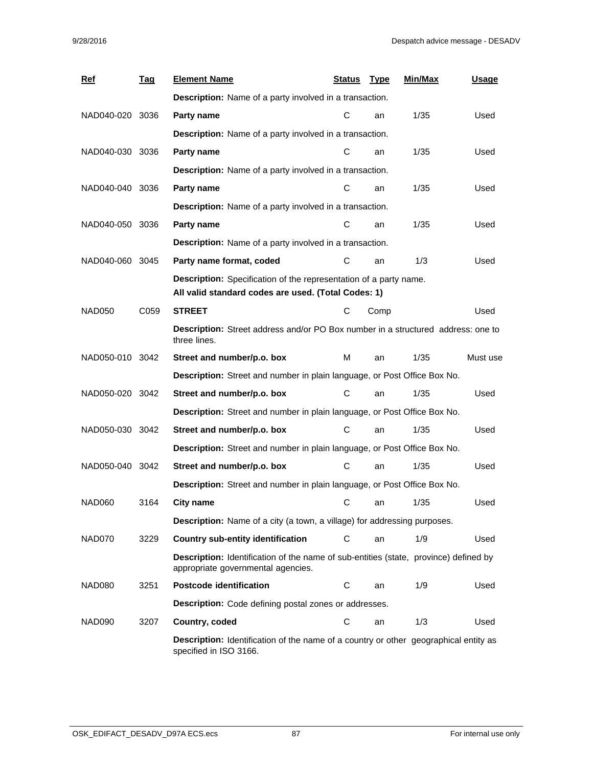| Ref | Tag | Element Name | Status | Type | Min/Max | Usage |
|---|---|---|---|---|---|---|
| | | **Description:** Name of a party involved in a transaction. | | | | |
| NAD040-020 | 3036 | **Party name** | C | an | 1/35 | Used |
| | | **Description:** Name of a party involved in a transaction. | | | | |
| NAD040-030 | 3036 | **Party name** | C | an | 1/35 | Used |
| | | **Description:** Name of a party involved in a transaction. | | | | |
| NAD040-040 | 3036 | **Party name** | C | an | 1/35 | Used |
| | | **Description:** Name of a party involved in a transaction. | | | | |
| NAD040-050 | 3036 | **Party name** | C | an | 1/35 | Used |
| | | **Description:** Name of a party involved in a transaction. | | | | |
| NAD040-060 | 3045 | **Party name format, coded** | C | an | 1/3 | Used |
| | | **Description:** Specification of the representation of a party name. **All valid standard codes are used. (Total Codes: 1)** | | | | |
| NAD050 | C059 | **STREET** | C | Comp | | Used |
| | | **Description:** Street address and/or PO Box number in a structured address: one to three lines. | | | | |
| NAD050-010 | 3042 | **Street and number/p.o. box** | M | an | 1/35 | Must use |
| | | **Description:** Street and number in plain language, or Post Office Box No. | | | | |
| NAD050-020 | 3042 | **Street and number/p.o. box** | C | an | 1/35 | Used |
| | | **Description:** Street and number in plain language, or Post Office Box No. | | | | |
| NAD050-030 | 3042 | **Street and number/p.o. box** | C | an | 1/35 | Used |
| | | **Description:** Street and number in plain language, or Post Office Box No. | | | | |
| NAD050-040 | 3042 | **Street and number/p.o. box** | C | an | 1/35 | Used |
| | | **Description:** Street and number in plain language, or Post Office Box No. | | | | |
| NAD060 | 3164 | **City name** | C | an | 1/35 | Used |
| | | **Description:** Name of a city (a town, a village) for addressing purposes. | | | | |
| NAD070 | 3229 | **Country sub-entity identification** | C | an | 1/9 | Used |
| | | **Description:** Identification of the name of sub-entities (state, province) defined by appropriate governmental agencies. | | | | |
| NAD080 | 3251 | **Postcode identification** | C | an | 1/9 | Used |
| | | **Description:** Code defining postal zones or addresses. | | | | |
| NAD090 | 3207 | **Country, coded** | C | an | 1/3 | Used |
| | | **Description:** Identification of the name of a country or other geographical entity as specified in ISO 3166. | | | | |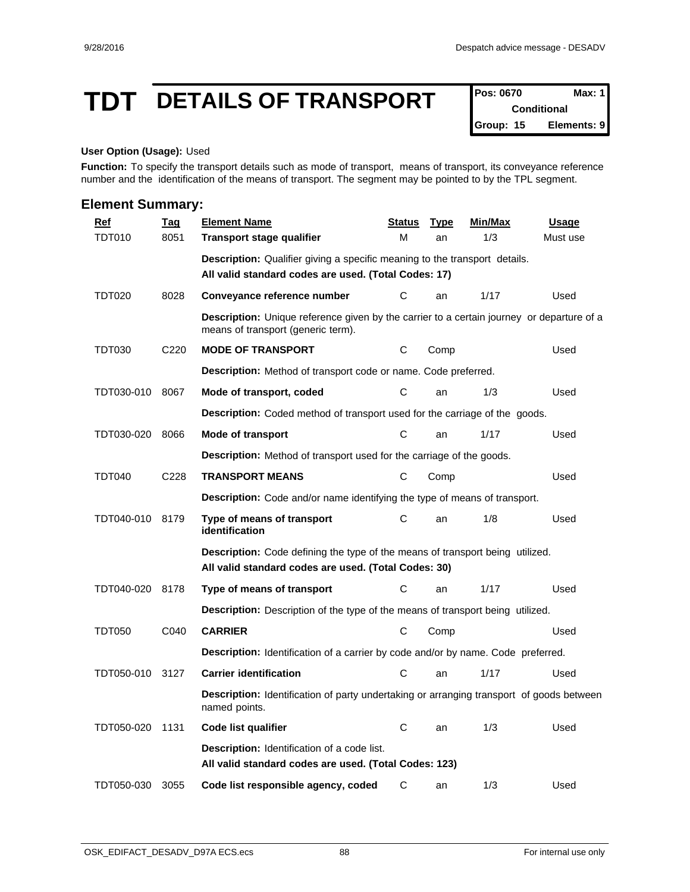# TDT DETAILS OF TRANSPORT

| Pos: 0670 | Max: 1 |
|---|---|
| Conditional | |
| Group: 15 | Elements: 9 |

**User Option (Usage):** Used

**Function:** To specify the transport details such as mode of transport, means of transport, its conveyance reference number and the identification of the means of transport. The segment may be pointed to by the TPL segment.

## Element Summary:

| Ref | Tag | Element Name | Status | Type | Min/Max | Usage |
|---|---|---|---|---|---|---|
| TDT010 | 8051 | **Transport stage qualifier** | M | an | 1/3 | Must use |
| | | **Description:** Qualifier giving a specific meaning to the transport details.<br>**All valid standard codes are used. (Total Codes: 17)** | | | | |
| TDT020 | 8028 | **Conveyance reference number** | C | an | 1/17 | Used |
| | | **Description:** Unique reference given by the carrier to a certain journey or departure of a means of transport (generic term). | | | | |
| TDT030 | C220 | **MODE OF TRANSPORT** | C | Comp | | Used |
| | | **Description:** Method of transport code or name. Code preferred. | | | | |
| TDT030-010 | 8067 | **Mode of transport, coded** | C | an | 1/3 | Used |
| | | **Description:** Coded method of transport used for the carriage of the goods. | | | | |
| TDT030-020 | 8066 | **Mode of transport** | C | an | 1/17 | Used |
| | | **Description:** Method of transport used for the carriage of the goods. | | | | |
| TDT040 | C228 | **TRANSPORT MEANS** | C | Comp | | Used |
| | | **Description:** Code and/or name identifying the type of means of transport. | | | | |
| TDT040-010 | 8179 | **Type of means of transport identification** | C | an | 1/8 | Used |
| | | **Description:** Code defining the type of the means of transport being utilized.<br>**All valid standard codes are used. (Total Codes: 30)** | | | | |
| TDT040-020 | 8178 | **Type of means of transport** | C | an | 1/17 | Used |
| | | **Description:** Description of the type of the means of transport being utilized. | | | | |
| TDT050 | C040 | **CARRIER** | C | Comp | | Used |
| | | **Description:** Identification of a carrier by code and/or by name. Code preferred. | | | | |
| TDT050-010 | 3127 | **Carrier identification** | C | an | 1/17 | Used |
| | | **Description:** Identification of party undertaking or arranging transport of goods between named points. | | | | |
| TDT050-020 | 1131 | **Code list qualifier** | C | an | 1/3 | Used |
| | | **Description:** Identification of a code list.<br>**All valid standard codes are used. (Total Codes: 123)** | | | | |
| TDT050-030 | 3055 | **Code list responsible agency, coded** | C | an | 1/3 | Used |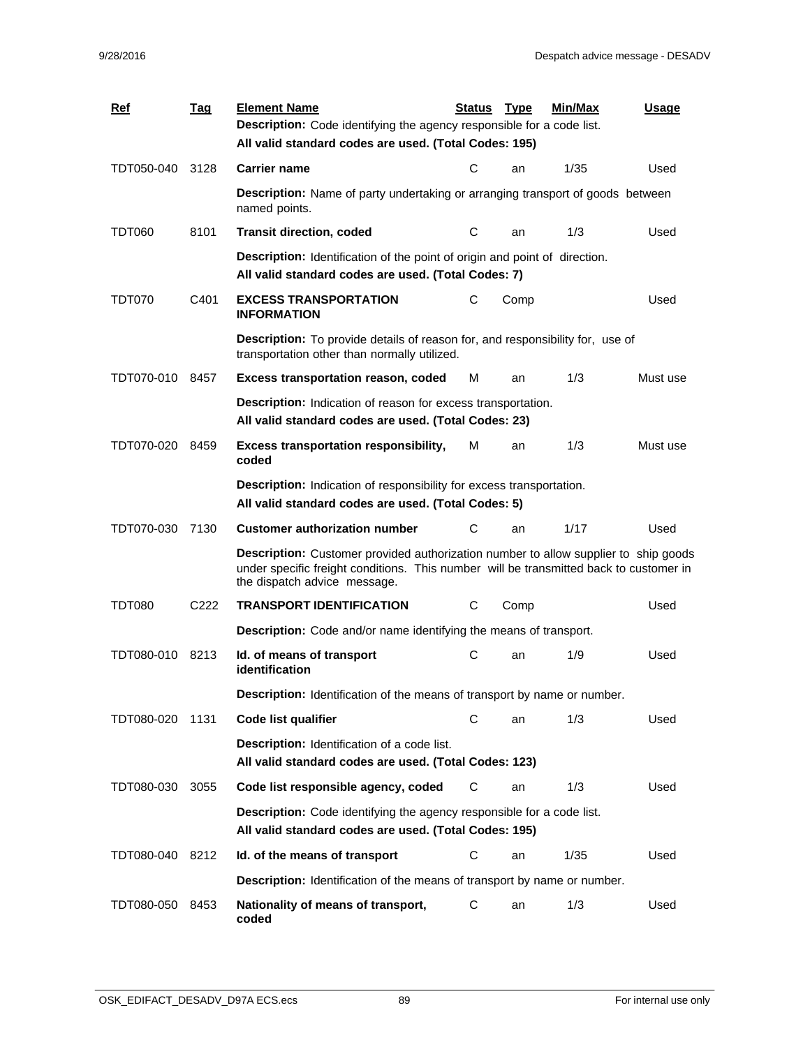| Ref | Tag | Element Name | Status | Type | Min/Max | Usage |
|---|---|---|---|---|---|---|
| | | **Description:** Code identifying the agency responsible for a code list.<br>**All valid standard codes are used. (Total Codes: 195)** | | | | |
| TDT050-040 | 3128 | **Carrier name** | C | an | 1/35 | Used |
| | | **Description:** Name of party undertaking or arranging transport of goods between named points. | | | | |
| TDT060 | 8101 | **Transit direction, coded** | C | an | 1/3 | Used |
| | | **Description:** Identification of the point of origin and point of direction.<br>**All valid standard codes are used. (Total Codes: 7)** | | | | |
| TDT070 | C401 | **EXCESS TRANSPORTATION INFORMATION** | C | Comp | | Used |
| | | **Description:** To provide details of reason for, and responsibility for, use of transportation other than normally utilized. | | | | |
| TDT070-010 | 8457 | **Excess transportation reason, coded** | M | an | 1/3 | Must use |
| | | **Description:** Indication of reason for excess transportation.<br>**All valid standard codes are used. (Total Codes: 23)** | | | | |
| TDT070-020 | 8459 | **Excess transportation responsibility, coded** | M | an | 1/3 | Must use |
| | | **Description:** Indication of responsibility for excess transportation.<br>**All valid standard codes are used. (Total Codes: 5)** | | | | |
| TDT070-030 | 7130 | **Customer authorization number** | C | an | 1/17 | Used |
| | | **Description:** Customer provided authorization number to allow supplier to ship goods under specific freight conditions. This number will be transmitted back to customer in the dispatch advice message. | | | | |
| TDT080 | C222 | **TRANSPORT IDENTIFICATION** | C | Comp | | Used |
| | | **Description:** Code and/or name identifying the means of transport. | | | | |
| TDT080-010 | 8213 | **Id. of means of transport identification** | C | an | 1/9 | Used |
| | | **Description:** Identification of the means of transport by name or number. | | | | |
| TDT080-020 | 1131 | **Code list qualifier** | C | an | 1/3 | Used |
| | | **Description:** Identification of a code list.<br>**All valid standard codes are used. (Total Codes: 123)** | | | | |
| TDT080-030 | 3055 | **Code list responsible agency, coded** | C | an | 1/3 | Used |
| | | **Description:** Code identifying the agency responsible for a code list.<br>**All valid standard codes are used. (Total Codes: 195)** | | | | |
| TDT080-040 | 8212 | **Id. of the means of transport** | C | an | 1/35 | Used |
| | | **Description:** Identification of the means of transport by name or number. | | | | |
| TDT080-050 | 8453 | **Nationality of means of transport, coded** | C | an | 1/3 | Used |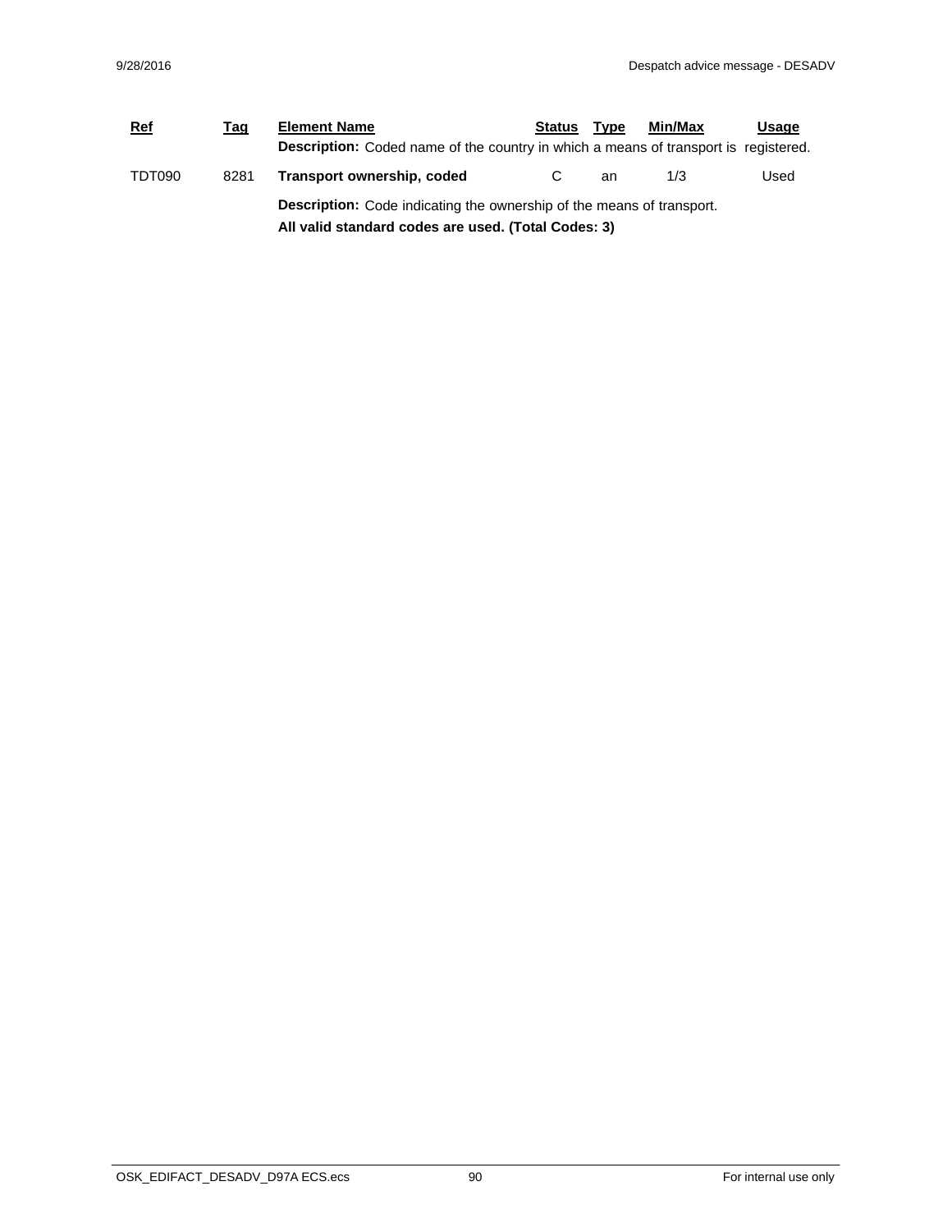| Ref | Tag | Element Name | Status | Type | Min/Max | Usage |
|---|---|---|---|---|---|---|
| | | **Description:** Coded name of the country in which a means of transport is registered. | | | | |
| TDT090 | 8281 | **Transport ownership, coded** | C | an | 1/3 | Used |
| | | **Description:** Code indicating the ownership of the means of transport. **All valid standard codes are used. (Total Codes: 3)** | | | | |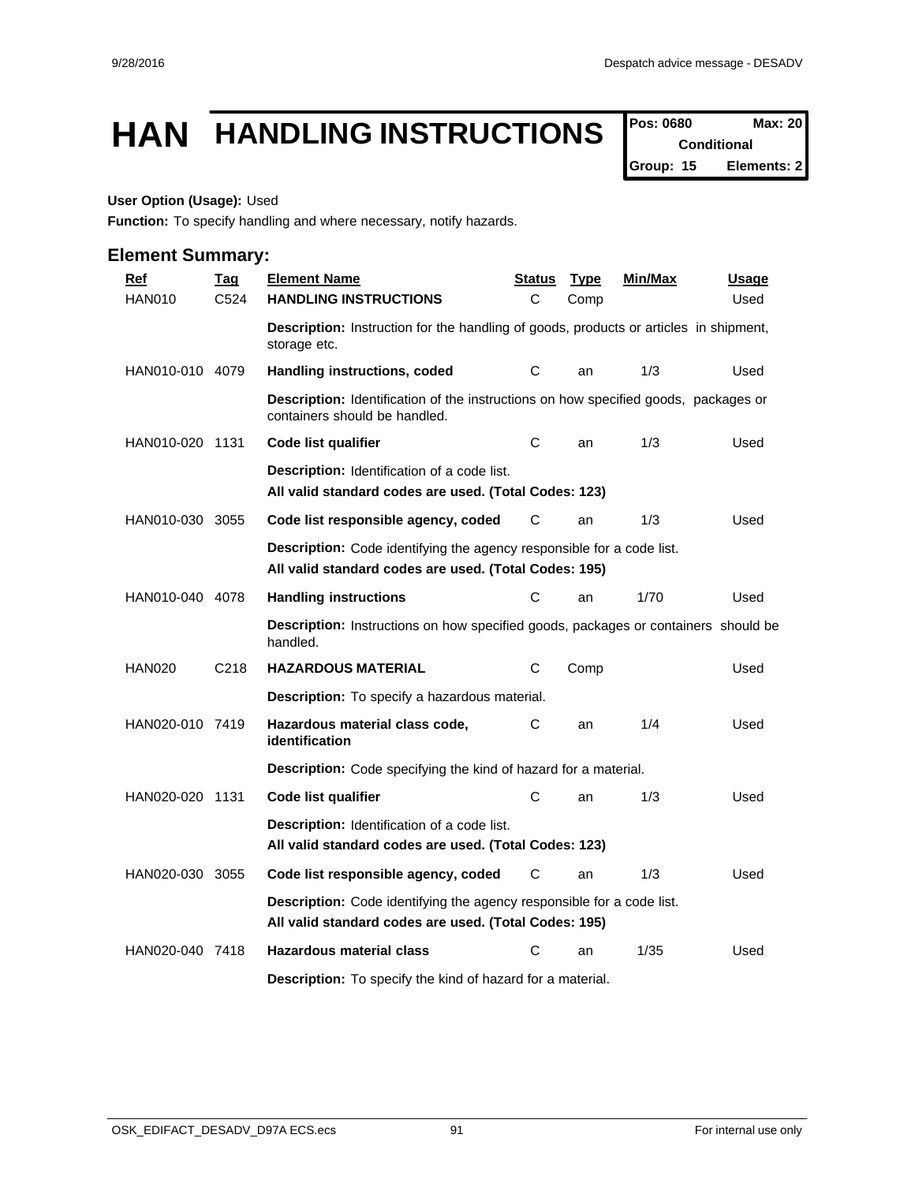# HAN HANDLING INSTRUCTIONS

| Pos: 0680 | Max: 20 |
|---|---|
| Conditional | |
| Group: 15 | Elements: 2 |

**User Option (Usage):** Used

**Function:** To specify handling and where necessary, notify hazards.

## Element Summary:

| Ref | Tag | Element Name | Status | Type | Min/Max | Usage |
|---|---|---|---|---|---|---|
| HAN010 | C524 | **HANDLING INSTRUCTIONS** | C | Comp | | Used |
| | | **Description:** Instruction for the handling of goods, products or articles in shipment, storage etc. | | | | |
| HAN010-010 | 4079 | **Handling instructions, coded** | C | an | 1/3 | Used |
| | | **Description:** Identification of the instructions on how specified goods, packages or containers should be handled. | | | | |
| HAN010-020 | 1131 | **Code list qualifier** | C | an | 1/3 | Used |
| | | **Description:** Identification of a code list. **All valid standard codes are used. (Total Codes: 123)** | | | | |
| HAN010-030 | 3055 | **Code list responsible agency, coded** | C | an | 1/3 | Used |
| | | **Description:** Code identifying the agency responsible for a code list. **All valid standard codes are used. (Total Codes: 195)** | | | | |
| HAN010-040 | 4078 | **Handling instructions** | C | an | 1/70 | Used |
| | | **Description:** Instructions on how specified goods, packages or containers should be handled. | | | | |
| HAN020 | C218 | **HAZARDOUS MATERIAL** | C | Comp | | Used |
| | | **Description:** To specify a hazardous material. | | | | |
| HAN020-010 | 7419 | **Hazardous material class code, identification** | C | an | 1/4 | Used |
| | | **Description:** Code specifying the kind of hazard for a material. | | | | |
| HAN020-020 | 1131 | **Code list qualifier** | C | an | 1/3 | Used |
| | | **Description:** Identification of a code list. **All valid standard codes are used. (Total Codes: 123)** | | | | |
| HAN020-030 | 3055 | **Code list responsible agency, coded** | C | an | 1/3 | Used |
| | | **Description:** Code identifying the agency responsible for a code list. **All valid standard codes are used. (Total Codes: 195)** | | | | |
| HAN020-040 | 7418 | **Hazardous material class** | C | an | 1/35 | Used |
| | | **Description:** To specify the kind of hazard for a material. | | | | |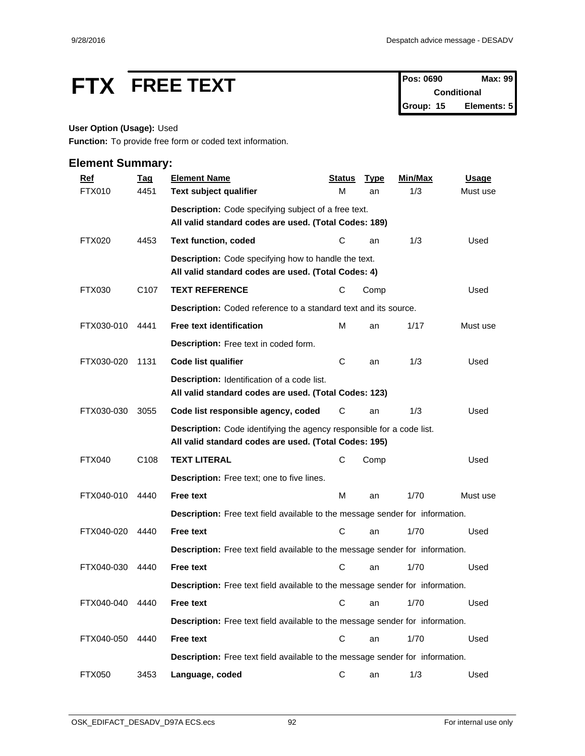# FTX FREE TEXT

| Pos: 0690 | Max: 99 |
|---|---|
| Conditional | |
| Group: 15 | Elements: 5 |

**User Option (Usage):** Used

**Function:** To provide free form or coded text information.

## Element Summary:

| Ref | Tag | Element Name | Status | Type | Min/Max | Usage |
|---|---|---|---|---|---|---|
| FTX010 | 4451 | **Text subject qualifier** | M | an | 1/3 | Must use |
| | | **Description:** Code specifying subject of a free text. **All valid standard codes are used. (Total Codes: 189)** | | | | |
| FTX020 | 4453 | **Text function, coded** | C | an | 1/3 | Used |
| | | **Description:** Code specifying how to handle the text. **All valid standard codes are used. (Total Codes: 4)** | | | | |
| FTX030 | C107 | **TEXT REFERENCE** | C | Comp | | Used |
| | | **Description:** Coded reference to a standard text and its source. | | | | |
| FTX030-010 | 4441 | **Free text identification** | M | an | 1/17 | Must use |
| | | **Description:** Free text in coded form. | | | | |
| FTX030-020 | 1131 | **Code list qualifier** | C | an | 1/3 | Used |
| | | **Description:** Identification of a code list. **All valid standard codes are used. (Total Codes: 123)** | | | | |
| FTX030-030 | 3055 | **Code list responsible agency, coded** | C | an | 1/3 | Used |
| | | **Description:** Code identifying the agency responsible for a code list. **All valid standard codes are used. (Total Codes: 195)** | | | | |
| FTX040 | C108 | **TEXT LITERAL** | C | Comp | | Used |
| | | **Description:** Free text; one to five lines. | | | | |
| FTX040-010 | 4440 | **Free text** | M | an | 1/70 | Must use |
| | | **Description:** Free text field available to the message sender for information. | | | | |
| FTX040-020 | 4440 | **Free text** | C | an | 1/70 | Used |
| | | **Description:** Free text field available to the message sender for information. | | | | |
| FTX040-030 | 4440 | **Free text** | C | an | 1/70 | Used |
| | | **Description:** Free text field available to the message sender for information. | | | | |
| FTX040-040 | 4440 | **Free text** | C | an | 1/70 | Used |
| | | **Description:** Free text field available to the message sender for information. | | | | |
| FTX040-050 | 4440 | **Free text** | C | an | 1/70 | Used |
| | | **Description:** Free text field available to the message sender for information. | | | | |
| FTX050 | 3453 | **Language, coded** | C | an | 1/3 | Used |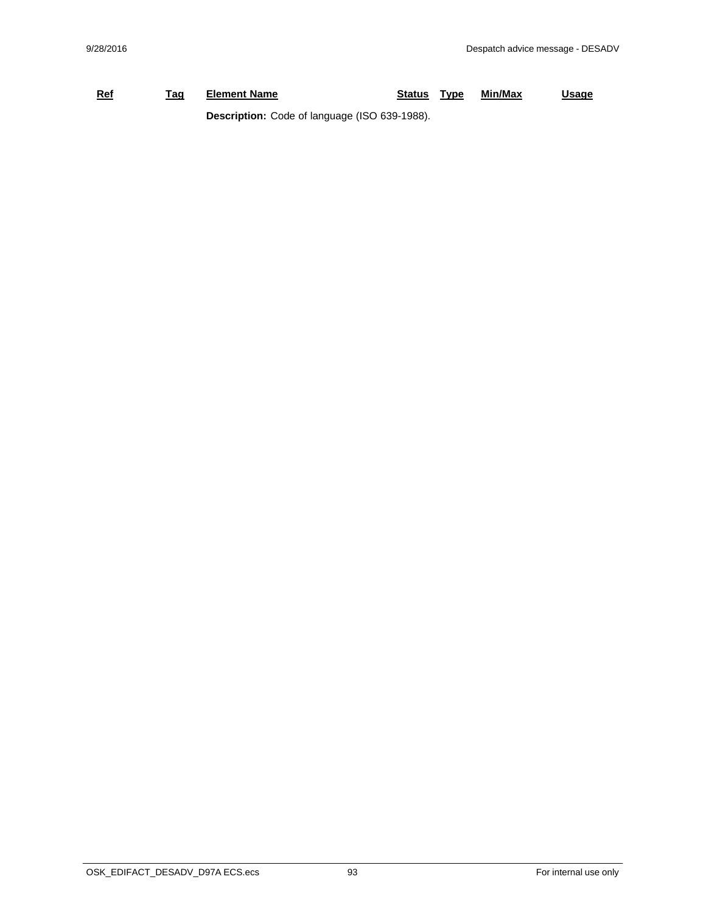| Ref | Tag | Element Name | Status | Type | Min/Max | Usage |
|---|---|---|---|---|---|---|
| | | **Description:** Code of language (ISO 639-1988). | | | | |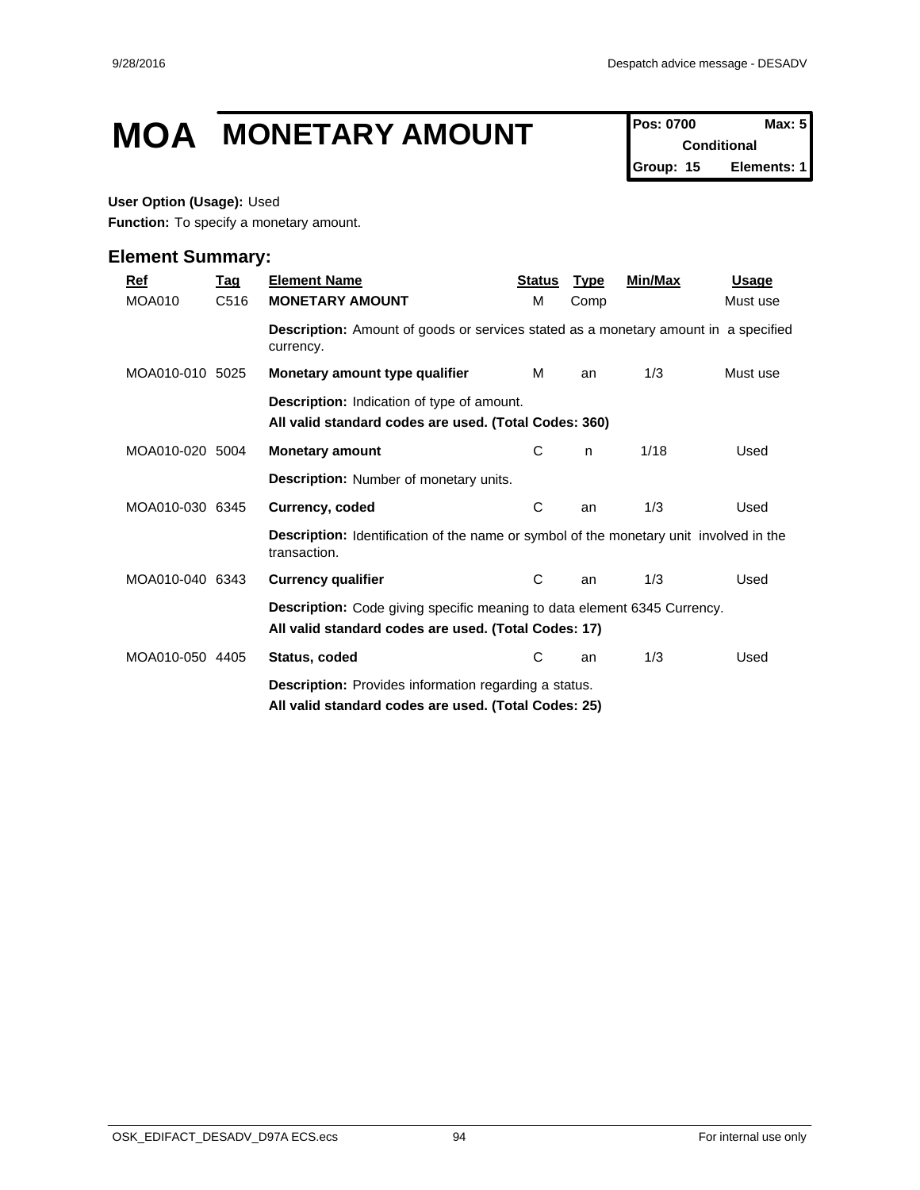# MOA MONETARY AMOUNT

**Pos: 0700** **Max: 5**
**Conditional**
**Group: 15** **Elements: 1**

**User Option (Usage):** Used

**Function:** To specify a monetary amount.

## Element Summary:

| Ref | Tag | Element Name | Status | Type | Min/Max | Usage |
|---|---|---|---|---|---|---|
| MOA010 | C516 | **MONETARY AMOUNT** | M | Comp | | Must use |
| | | **Description:** Amount of goods or services stated as a monetary amount in a specified currency. | | | | |
| MOA010-010 | 5025 | **Monetary amount type qualifier** | M | an | 1/3 | Must use |
| | | **Description:** Indication of type of amount. **All valid standard codes are used. (Total Codes: 360)** | | | | |
| MOA010-020 | 5004 | **Monetary amount** | C | n | 1/18 | Used |
| | | **Description:** Number of monetary units. | | | | |
| MOA010-030 | 6345 | **Currency, coded** | C | an | 1/3 | Used |
| | | **Description:** Identification of the name or symbol of the monetary unit involved in the transaction. | | | | |
| MOA010-040 | 6343 | **Currency qualifier** | C | an | 1/3 | Used |
| | | **Description:** Code giving specific meaning to data element 6345 Currency. **All valid standard codes are used. (Total Codes: 17)** | | | | |
| MOA010-050 | 4405 | **Status, coded** | C | an | 1/3 | Used |
| | | **Description:** Provides information regarding a status. **All valid standard codes are used. (Total Codes: 25)** | | | | |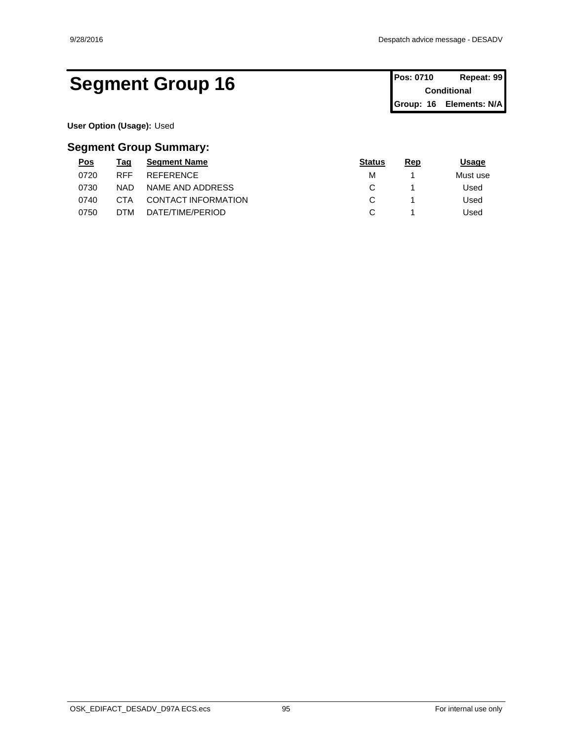# Segment Group 16

| Pos: 0710 | Repeat: 99 |
|---|---|
| Conditional | |
| Group: 16 | Elements: N/A |

**User Option (Usage):** Used

## Segment Group Summary:

| Pos | Tag | Segment Name | Status | Rep | Usage |
|---|---|---|---|---|---|
| 0720 | RFF | REFERENCE | M | 1 | Must use |
| 0730 | NAD | NAME AND ADDRESS | C | 1 | Used |
| 0740 | CTA | CONTACT INFORMATION | C | 1 | Used |
| 0750 | DTM | DATE/TIME/PERIOD | C | 1 | Used |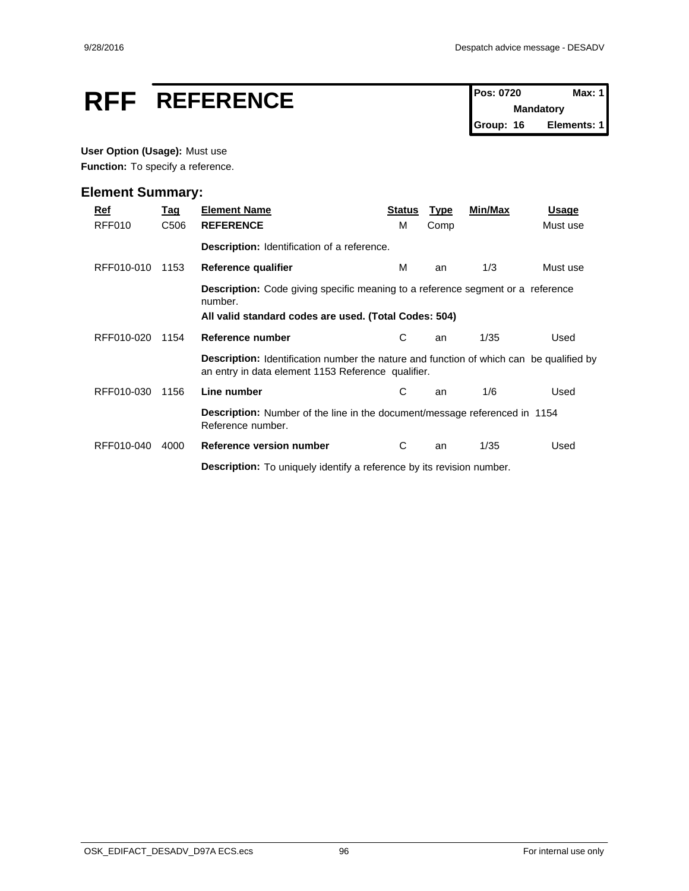# RFF REFERENCE

| Pos: 0720 | Max: 1 |
|---|---|
| Mandatory | |
| Group: 16 | Elements: 1 |

**User Option (Usage):** Must use

**Function:** To specify a reference.

## Element Summary:

| Ref | Tag | Element Name | Status | Type | Min/Max | Usage |
|---|---|---|---|---|---|---|
| RFF010 | C506 | **REFERENCE** | M | Comp | | Must use |
| | | **Description:** Identification of a reference. | | | | |
| RFF010-010 | 1153 | **Reference qualifier** | M | an | 1/3 | Must use |
| | | **Description:** Code giving specific meaning to a reference segment or a reference number.<br>**All valid standard codes are used. (Total Codes: 504)** | | | | |
| RFF010-020 | 1154 | **Reference number** | C | an | 1/35 | Used |
| | | **Description:** Identification number the nature and function of which can be qualified by an entry in data element 1153 Reference qualifier. | | | | |
| RFF010-030 | 1156 | **Line number** | C | an | 1/6 | Used |
| | | **Description:** Number of the line in the document/message referenced in 1154 Reference number. | | | | |
| RFF010-040 | 4000 | **Reference version number** | C | an | 1/35 | Used |
| | | **Description:** To uniquely identify a reference by its revision number. | | | | |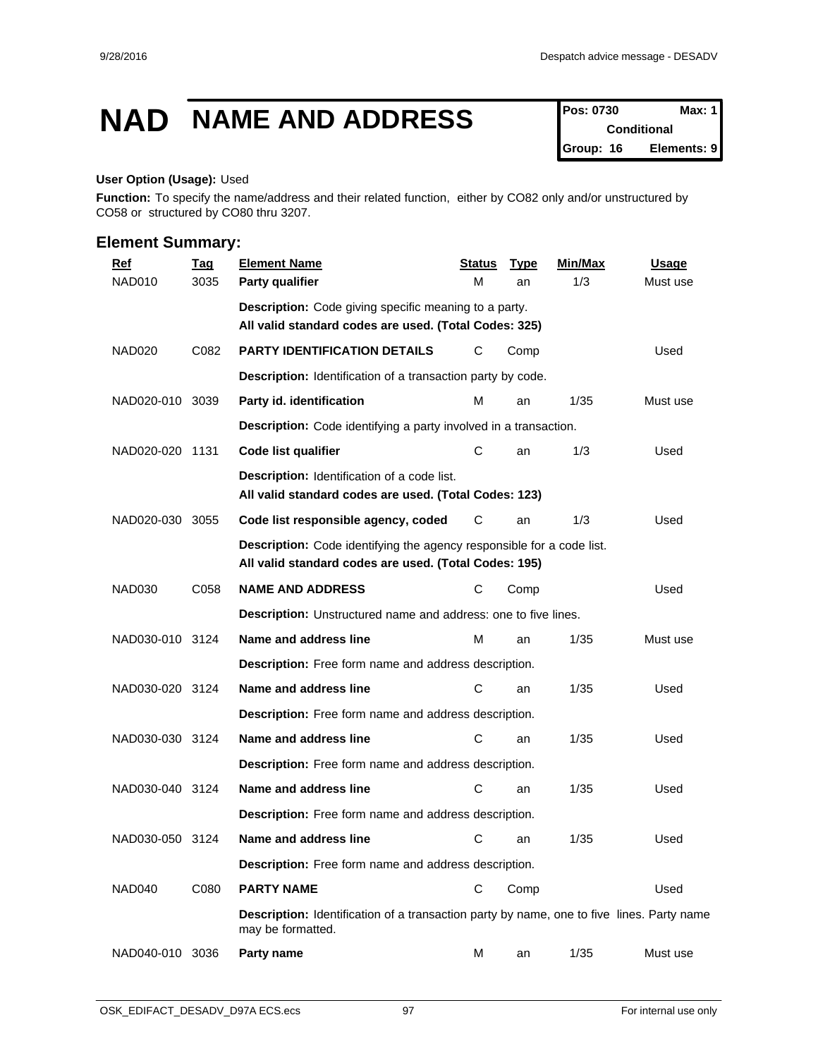# NAD NAME AND ADDRESS

| Pos: 0730 | Max: 1 |
|---|---|
| Conditional | |
| Group: 16 | Elements: 9 |

**User Option (Usage):** Used

**Function:** To specify the name/address and their related function, either by CO82 only and/or unstructured by CO58 or structured by CO80 thru 3207.

## Element Summary:

| Ref | Tag | Element Name | Status | Type | Min/Max | Usage |
|---|---|---|---|---|---|---|
| NAD010 | 3035 | **Party qualifier** | M | an | 1/3 | Must use |
| | | **Description:** Code giving specific meaning to a party. **All valid standard codes are used. (Total Codes: 325)** | | | | |
| NAD020 | C082 | **PARTY IDENTIFICATION DETAILS** | C | Comp | | Used |
| | | **Description:** Identification of a transaction party by code. | | | | |
| NAD020-010 | 3039 | **Party id. identification** | M | an | 1/35 | Must use |
| | | **Description:** Code identifying a party involved in a transaction. | | | | |
| NAD020-020 | 1131 | **Code list qualifier** | C | an | 1/3 | Used |
| | | **Description:** Identification of a code list. **All valid standard codes are used. (Total Codes: 123)** | | | | |
| NAD020-030 | 3055 | **Code list responsible agency, coded** | C | an | 1/3 | Used |
| | | **Description:** Code identifying the agency responsible for a code list. **All valid standard codes are used. (Total Codes: 195)** | | | | |
| NAD030 | C058 | **NAME AND ADDRESS** | C | Comp | | Used |
| | | **Description:** Unstructured name and address: one to five lines. | | | | |
| NAD030-010 | 3124 | **Name and address line** | M | an | 1/35 | Must use |
| | | **Description:** Free form name and address description. | | | | |
| NAD030-020 | 3124 | **Name and address line** | C | an | 1/35 | Used |
| | | **Description:** Free form name and address description. | | | | |
| NAD030-030 | 3124 | **Name and address line** | C | an | 1/35 | Used |
| | | **Description:** Free form name and address description. | | | | |
| NAD030-040 | 3124 | **Name and address line** | C | an | 1/35 | Used |
| | | **Description:** Free form name and address description. | | | | |
| NAD030-050 | 3124 | **Name and address line** | C | an | 1/35 | Used |
| | | **Description:** Free form name and address description. | | | | |
| NAD040 | C080 | **PARTY NAME** | C | Comp | | Used |
| | | **Description:** Identification of a transaction party by name, one to five lines. Party name may be formatted. | | | | |
| NAD040-010 | 3036 | **Party name** | M | an | 1/35 | Must use |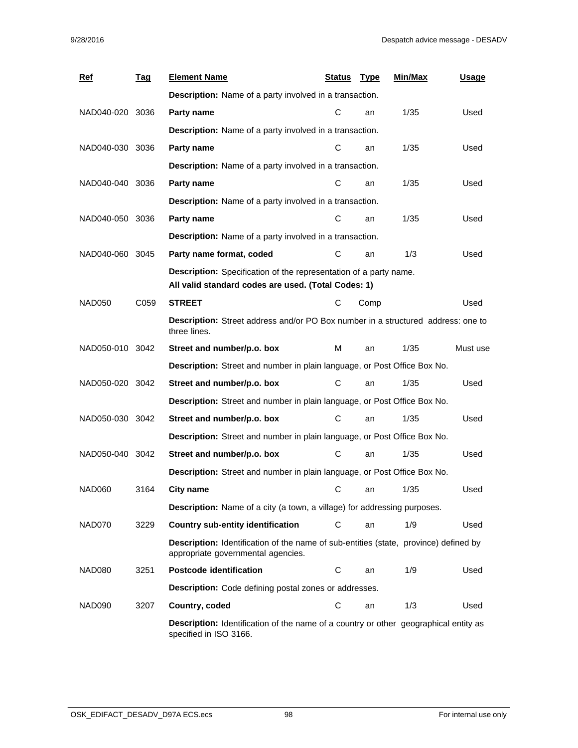| Ref | Tag | Element Name | Status | Type | Min/Max | Usage |
|---|---|---|---|---|---|---|
| | | **Description:** Name of a party involved in a transaction. | | | | |
| NAD040-020 | 3036 | **Party name** | C | an | 1/35 | Used |
| | | **Description:** Name of a party involved in a transaction. | | | | |
| NAD040-030 | 3036 | **Party name** | C | an | 1/35 | Used |
| | | **Description:** Name of a party involved in a transaction. | | | | |
| NAD040-040 | 3036 | **Party name** | C | an | 1/35 | Used |
| | | **Description:** Name of a party involved in a transaction. | | | | |
| NAD040-050 | 3036 | **Party name** | C | an | 1/35 | Used |
| | | **Description:** Name of a party involved in a transaction. | | | | |
| NAD040-060 | 3045 | **Party name format, coded** | C | an | 1/3 | Used |
| | | **Description:** Specification of the representation of a party name. **All valid standard codes are used. (Total Codes: 1)** | | | | |
| NAD050 | C059 | **STREET** | C | Comp | | Used |
| | | **Description:** Street address and/or PO Box number in a structured address: one to three lines. | | | | |
| NAD050-010 | 3042 | **Street and number/p.o. box** | M | an | 1/35 | Must use |
| | | **Description:** Street and number in plain language, or Post Office Box No. | | | | |
| NAD050-020 | 3042 | **Street and number/p.o. box** | C | an | 1/35 | Used |
| | | **Description:** Street and number in plain language, or Post Office Box No. | | | | |
| NAD050-030 | 3042 | **Street and number/p.o. box** | C | an | 1/35 | Used |
| | | **Description:** Street and number in plain language, or Post Office Box No. | | | | |
| NAD050-040 | 3042 | **Street and number/p.o. box** | C | an | 1/35 | Used |
| | | **Description:** Street and number in plain language, or Post Office Box No. | | | | |
| NAD060 | 3164 | **City name** | C | an | 1/35 | Used |
| | | **Description:** Name of a city (a town, a village) for addressing purposes. | | | | |
| NAD070 | 3229 | **Country sub-entity identification** | C | an | 1/9 | Used |
| | | **Description:** Identification of the name of sub-entities (state, province) defined by appropriate governmental agencies. | | | | |
| NAD080 | 3251 | **Postcode identification** | C | an | 1/9 | Used |
| | | **Description:** Code defining postal zones or addresses. | | | | |
| NAD090 | 3207 | **Country, coded** | C | an | 1/3 | Used |
| | | **Description:** Identification of the name of a country or other geographical entity as specified in ISO 3166. | | | | |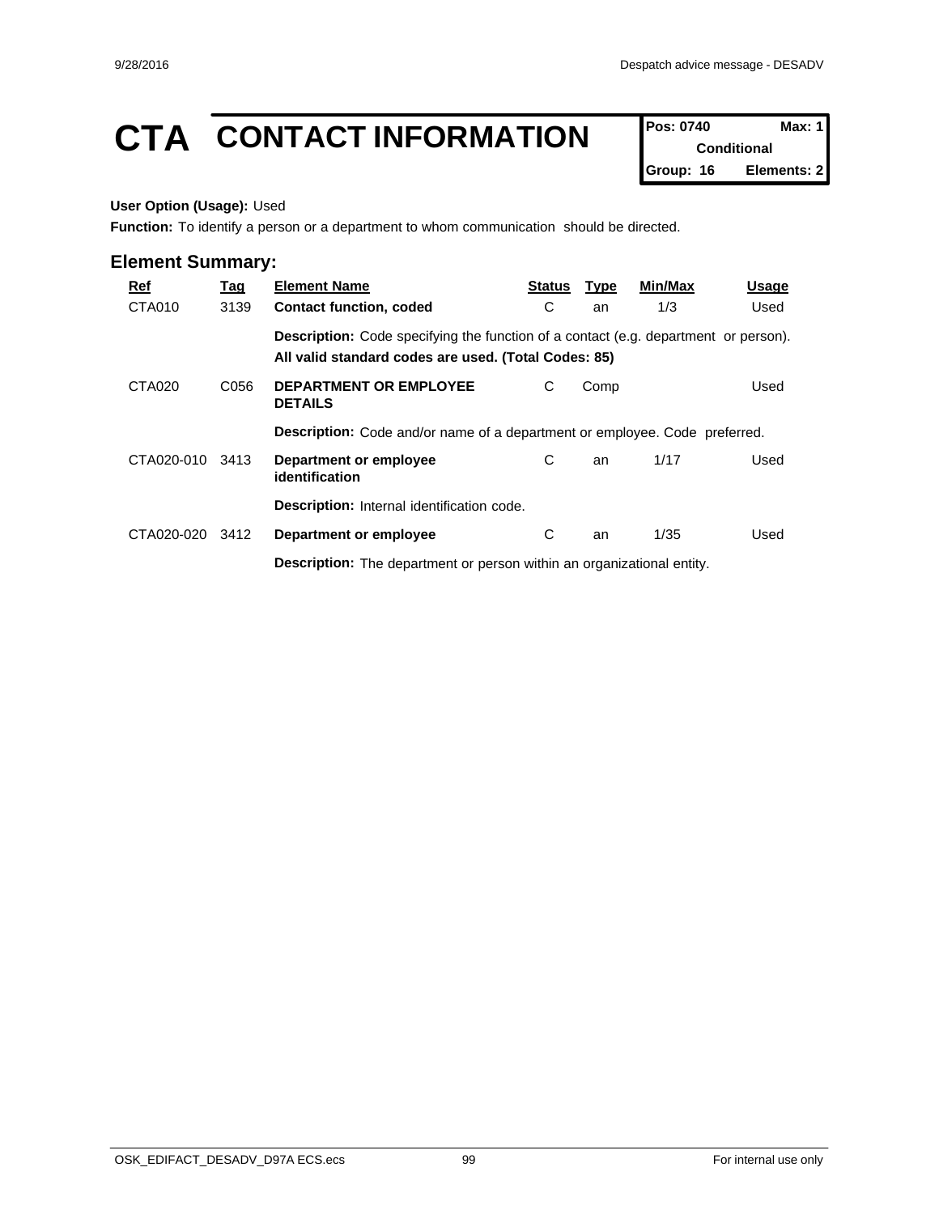# CTA CONTACT INFORMATION

| Pos: 0740 | Max: 1 |
|---|---|
| Conditional | |
| Group: 16 | Elements: 2 |

**User Option (Usage):** Used

**Function:** To identify a person or a department to whom communication should be directed.

## Element Summary:

| Ref | Tag | Element Name | Status | Type | Min/Max | Usage |
|---|---|---|---|---|---|---|
| CTA010 | 3139 | **Contact function, coded** | C | an | 1/3 | Used |
| | | **Description:** Code specifying the function of a contact (e.g. department or person). **All valid standard codes are used. (Total Codes: 85)** | | | | |
| CTA020 | C056 | **DEPARTMENT OR EMPLOYEE DETAILS** | C | Comp | | Used |
| | | **Description:** Code and/or name of a department or employee. Code preferred. | | | | |
| CTA020-010 | 3413 | **Department or employee identification** | C | an | 1/17 | Used |
| | | **Description:** Internal identification code. | | | | |
| CTA020-020 | 3412 | **Department or employee** | C | an | 1/35 | Used |
| | | **Description:** The department or person within an organizational entity. | | | | |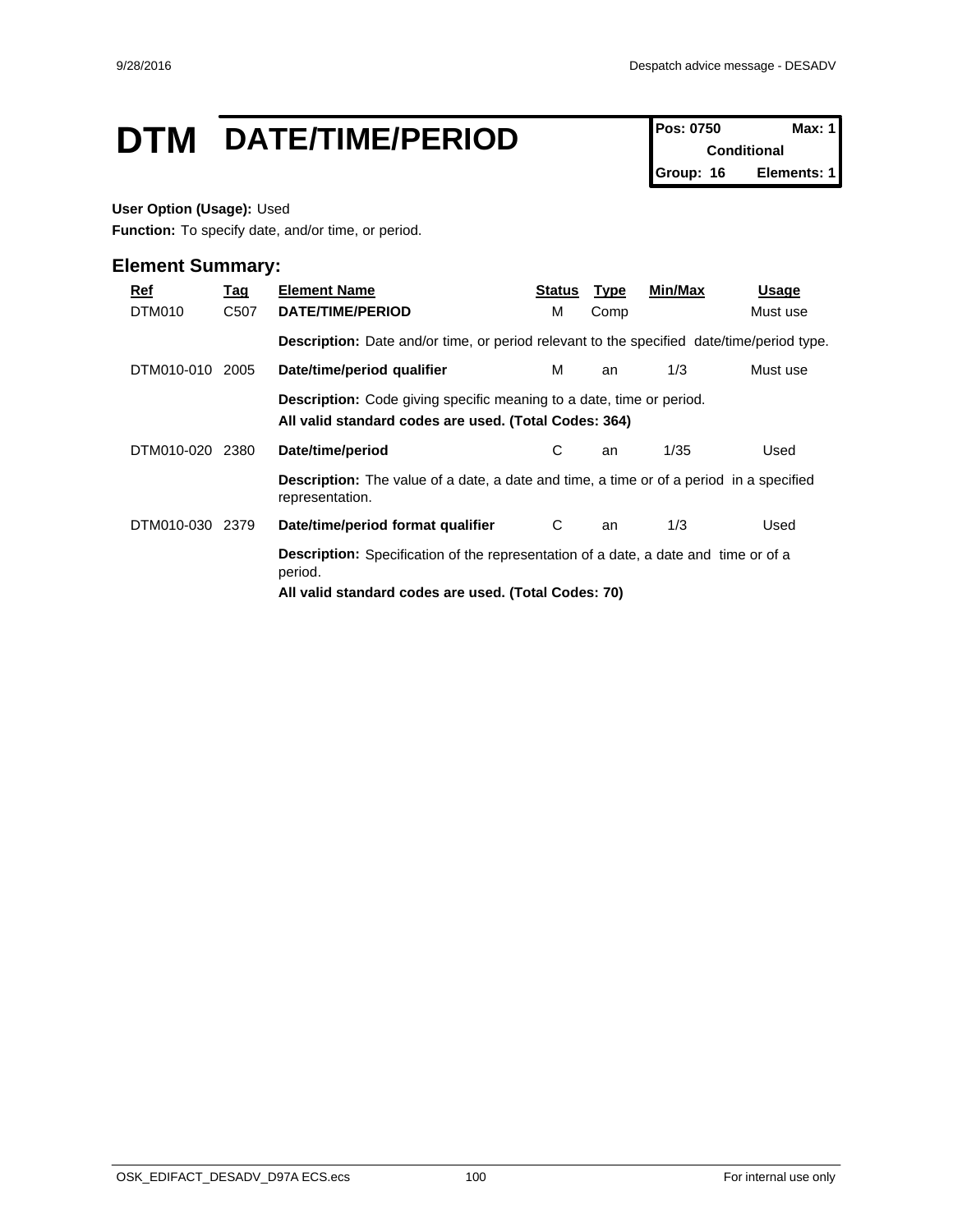# DTM DATE/TIME/PERIOD

| Pos: 0750 | Max: 1 |
|---|---|
| Conditional | |
| Group: 16 | Elements: 1 |

**User Option (Usage):** Used

**Function:** To specify date, and/or time, or period.

## Element Summary:

| Ref | Tag | Element Name | Status | Type | Min/Max | Usage |
|---|---|---|---|---|---|---|
| DTM010 | C507 | **DATE/TIME/PERIOD** | M | Comp | | Must use |
| | | **Description:** Date and/or time, or period relevant to the specified date/time/period type. | | | | |
| DTM010-010 | 2005 | **Date/time/period qualifier** | M | an | 1/3 | Must use |
| | | **Description:** Code giving specific meaning to a date, time or period. **All valid standard codes are used. (Total Codes: 364)** | | | | |
| DTM010-020 | 2380 | **Date/time/period** | C | an | 1/35 | Used |
| | | **Description:** The value of a date, a date and time, a time or of a period in a specified representation. | | | | |
| DTM010-030 | 2379 | **Date/time/period format qualifier** | C | an | 1/3 | Used |
| | | **Description:** Specification of the representation of a date, a date and time or of a period. **All valid standard codes are used. (Total Codes: 70)** | | | | |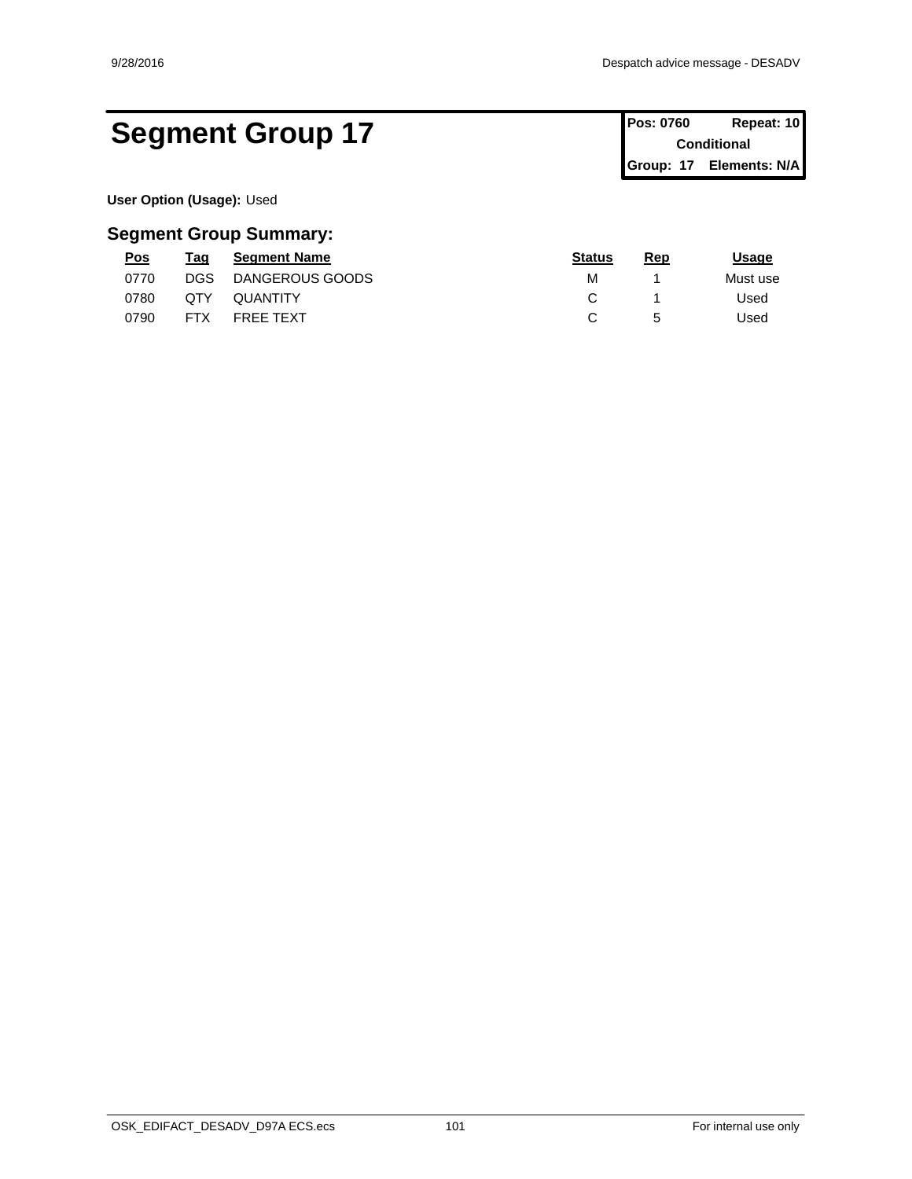# Segment Group 17

| Pos: 0760 | Repeat: 10 |
| --- | --- |
| Conditional | |
| Group: 17 | Elements: N/A |

**User Option (Usage):** Used

## Segment Group Summary:

| Pos | Tag | Segment Name | Status | Rep | Usage |
| --- | --- | --- | --- | --- | --- |
| 0770 | DGS | DANGEROUS GOODS | M | 1 | Must use |
| 0780 | QTY | QUANTITY | C | 1 | Used |
| 0790 | FTX | FREE TEXT | C | 5 | Used |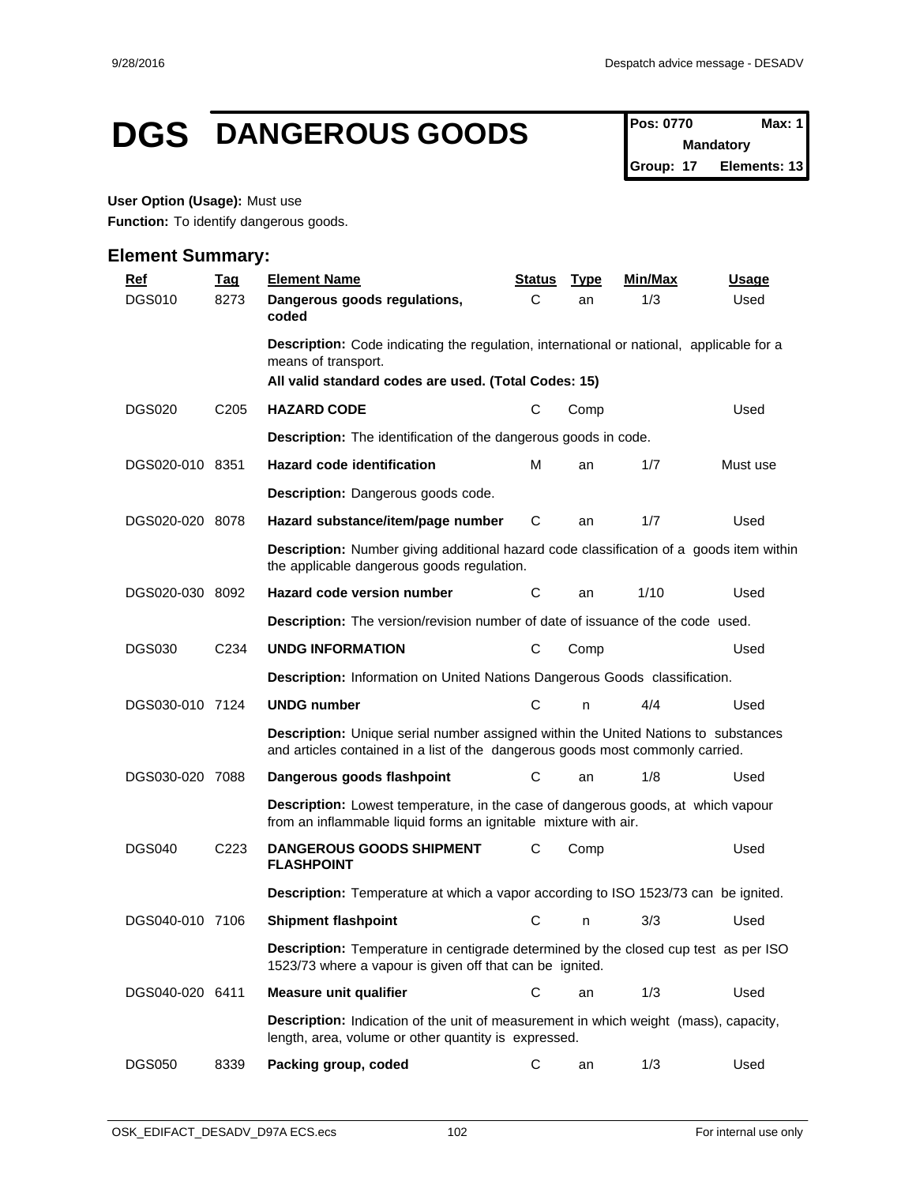# DGS DANGEROUS GOODS

| Pos: 0770 | Max: 1 |
|---|---|
| Mandatory | |
| Group: 17 | Elements: 13 |

**User Option (Usage):** Must use

**Function:** To identify dangerous goods.

## Element Summary:

| Ref | Tag | Element Name | Status | Type | Min/Max | Usage |
|---|---|---|---|---|---|---|
| DGS010 | 8273 | **Dangerous goods regulations, coded** | C | an | 1/3 | Used |
| | | **Description:** Code indicating the regulation, international or national, applicable for a means of transport. **All valid standard codes are used. (Total Codes: 15)** | | | | |
| DGS020 | C205 | **HAZARD CODE** | C | Comp | | Used |
| | | **Description:** The identification of the dangerous goods in code. | | | | |
| DGS020-010 | 8351 | **Hazard code identification** | M | an | 1/7 | Must use |
| | | **Description:** Dangerous goods code. | | | | |
| DGS020-020 | 8078 | **Hazard substance/item/page number** | C | an | 1/7 | Used |
| | | **Description:** Number giving additional hazard code classification of a goods item within the applicable dangerous goods regulation. | | | | |
| DGS020-030 | 8092 | **Hazard code version number** | C | an | 1/10 | Used |
| | | **Description:** The version/revision number of date of issuance of the code used. | | | | |
| DGS030 | C234 | **UNDG INFORMATION** | C | Comp | | Used |
| | | **Description:** Information on United Nations Dangerous Goods classification. | | | | |
| DGS030-010 | 7124 | **UNDG number** | C | n | 4/4 | Used |
| | | **Description:** Unique serial number assigned within the United Nations to substances and articles contained in a list of the dangerous goods most commonly carried. | | | | |
| DGS030-020 | 7088 | **Dangerous goods flashpoint** | C | an | 1/8 | Used |
| | | **Description:** Lowest temperature, in the case of dangerous goods, at which vapour from an inflammable liquid forms an ignitable mixture with air. | | | | |
| DGS040 | C223 | **DANGEROUS GOODS SHIPMENT FLASHPOINT** | C | Comp | | Used |
| | | **Description:** Temperature at which a vapor according to ISO 1523/73 can be ignited. | | | | |
| DGS040-010 | 7106 | **Shipment flashpoint** | C | n | 3/3 | Used |
| | | **Description:** Temperature in centigrade determined by the closed cup test as per ISO 1523/73 where a vapour is given off that can be ignited. | | | | |
| DGS040-020 | 6411 | **Measure unit qualifier** | C | an | 1/3 | Used |
| | | **Description:** Indication of the unit of measurement in which weight (mass), capacity, length, area, volume or other quantity is expressed. | | | | |
| DGS050 | 8339 | **Packing group, coded** | C | an | 1/3 | Used |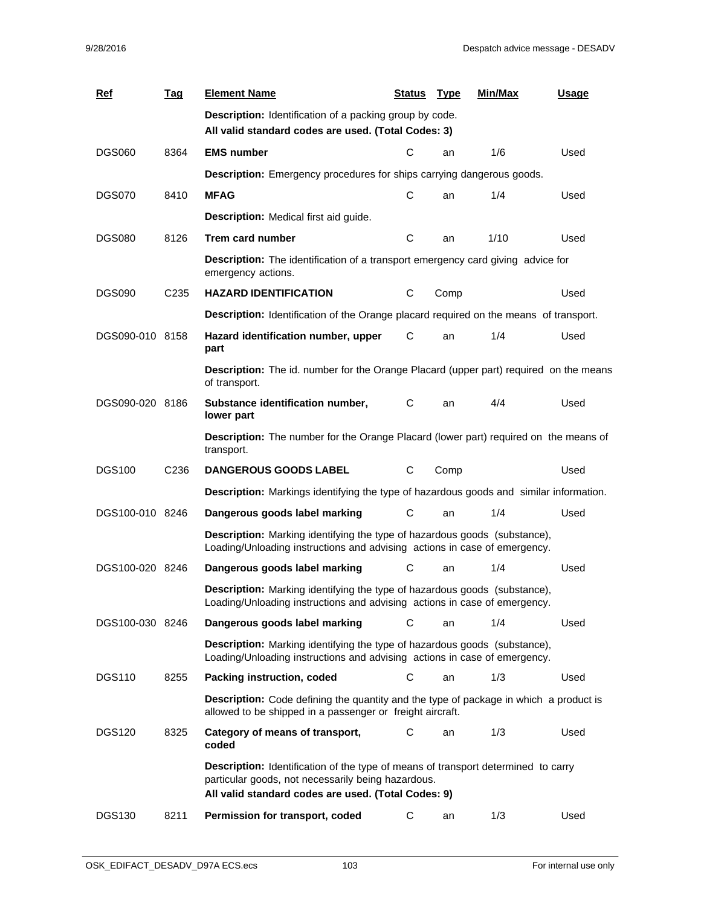| Ref | Tag | Element Name | Status | Type | Min/Max | Usage |
|---|---|---|---|---|---|---|
| | | **Description:** Identification of a packing group by code.<br>**All valid standard codes are used. (Total Codes: 3)** | | | | |
| DGS060 | 8364 | **EMS number** | C | an | 1/6 | Used |
| | | **Description:** Emergency procedures for ships carrying dangerous goods. | | | | |
| DGS070 | 8410 | **MFAG** | C | an | 1/4 | Used |
| | | **Description:** Medical first aid guide. | | | | |
| DGS080 | 8126 | **Trem card number** | C | an | 1/10 | Used |
| | | **Description:** The identification of a transport emergency card giving advice for emergency actions. | | | | |
| DGS090 | C235 | **HAZARD IDENTIFICATION** | C | Comp | | Used |
| | | **Description:** Identification of the Orange placard required on the means of transport. | | | | |
| DGS090-010 | 8158 | **Hazard identification number, upper part** | C | an | 1/4 | Used |
| | | **Description:** The id. number for the Orange Placard (upper part) required on the means of transport. | | | | |
| DGS090-020 | 8186 | **Substance identification number, lower part** | C | an | 4/4 | Used |
| | | **Description:** The number for the Orange Placard (lower part) required on the means of transport. | | | | |
| DGS100 | C236 | **DANGEROUS GOODS LABEL** | C | Comp | | Used |
| | | **Description:** Markings identifying the type of hazardous goods and similar information. | | | | |
| DGS100-010 | 8246 | **Dangerous goods label marking** | C | an | 1/4 | Used |
| | | **Description:** Marking identifying the type of hazardous goods (substance), Loading/Unloading instructions and advising actions in case of emergency. | | | | |
| DGS100-020 | 8246 | **Dangerous goods label marking** | C | an | 1/4 | Used |
| | | **Description:** Marking identifying the type of hazardous goods (substance), Loading/Unloading instructions and advising actions in case of emergency. | | | | |
| DGS100-030 | 8246 | **Dangerous goods label marking** | C | an | 1/4 | Used |
| | | **Description:** Marking identifying the type of hazardous goods (substance), Loading/Unloading instructions and advising actions in case of emergency. | | | | |
| DGS110 | 8255 | **Packing instruction, coded** | C | an | 1/3 | Used |
| | | **Description:** Code defining the quantity and the type of package in which a product is allowed to be shipped in a passenger or freight aircraft. | | | | |
| DGS120 | 8325 | **Category of means of transport, coded** | C | an | 1/3 | Used |
| | | **Description:** Identification of the type of means of transport determined to carry particular goods, not necessarily being hazardous.<br>**All valid standard codes are used. (Total Codes: 9)** | | | | |
| DGS130 | 8211 | **Permission for transport, coded** | C | an | 1/3 | Used |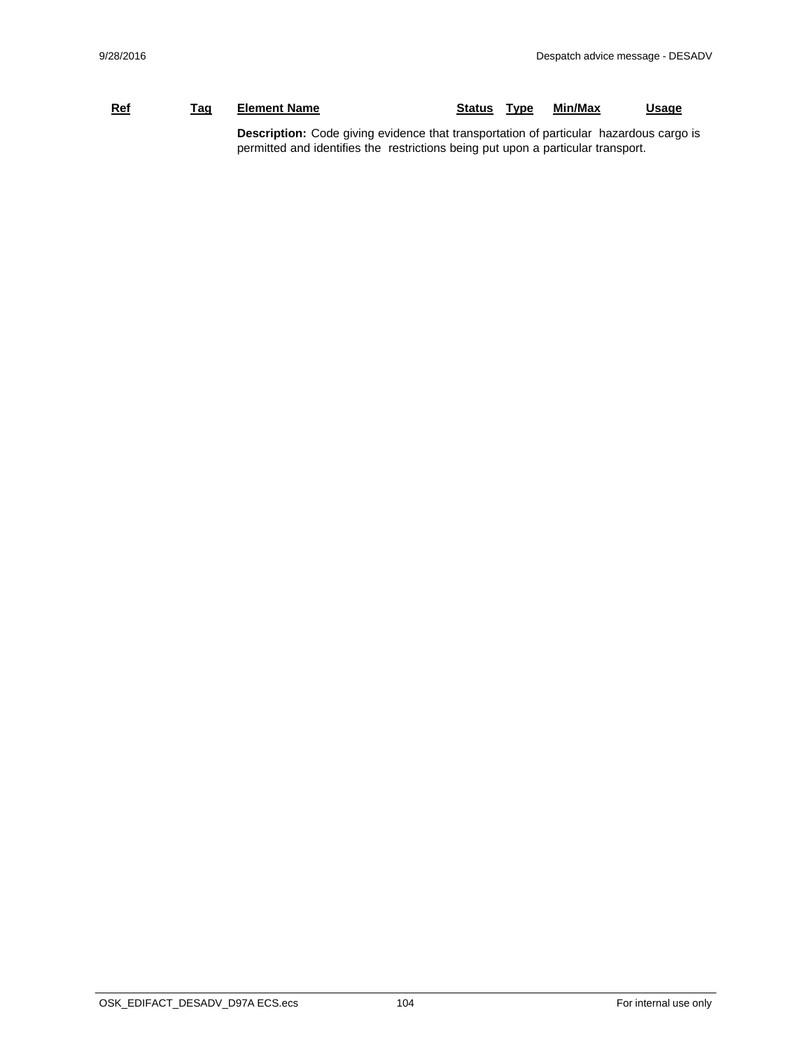| Ref | Tag | Element Name | Status | Type | Min/Max | Usage |
|---|---|---|---|---|---|---|

**Description:** Code giving evidence that transportation of particular hazardous cargo is permitted and identifies the restrictions being put upon a particular transport.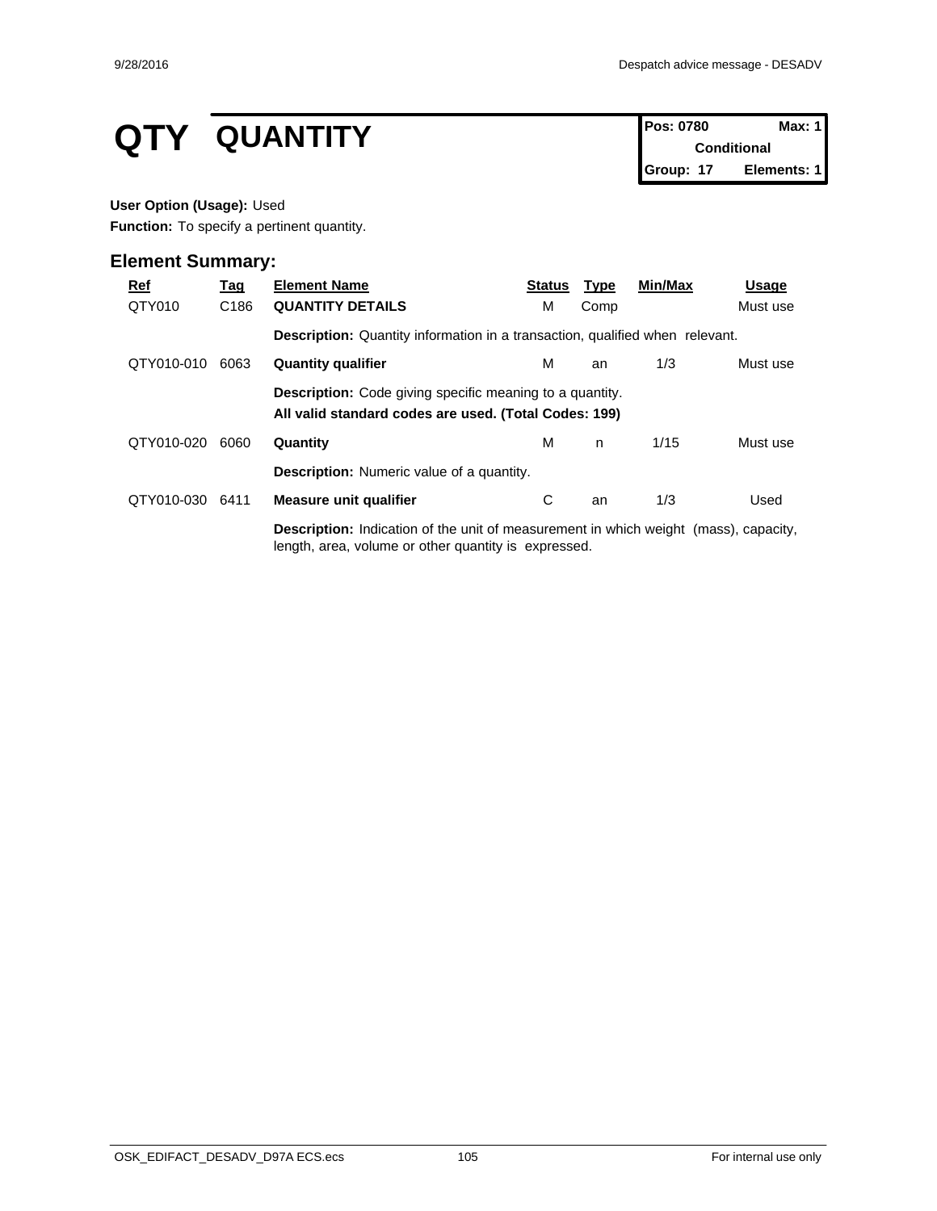# QTY QUANTITY

| Pos: 0780 | Max: 1 |
|---|---|
| Conditional | |
| Group: 17 | Elements: 1 |

**User Option (Usage):** Used

**Function:** To specify a pertinent quantity.

## Element Summary:

| Ref | Tag | Element Name | Status | Type | Min/Max | Usage |
|---|---|---|---|---|---|---|
| QTY010 | C186 | **QUANTITY DETAILS** | M | Comp | | Must use |
| | | **Description:** Quantity information in a transaction, qualified when relevant. | | | | |
| QTY010-010 | 6063 | **Quantity qualifier** | M | an | 1/3 | Must use |
| | | **Description:** Code giving specific meaning to a quantity. **All valid standard codes are used. (Total Codes: 199)** | | | | |
| QTY010-020 | 6060 | **Quantity** | M | n | 1/15 | Must use |
| | | **Description:** Numeric value of a quantity. | | | | |
| QTY010-030 | 6411 | **Measure unit qualifier** | C | an | 1/3 | Used |
| | | **Description:** Indication of the unit of measurement in which weight (mass), capacity, length, area, volume or other quantity is expressed. | | | | |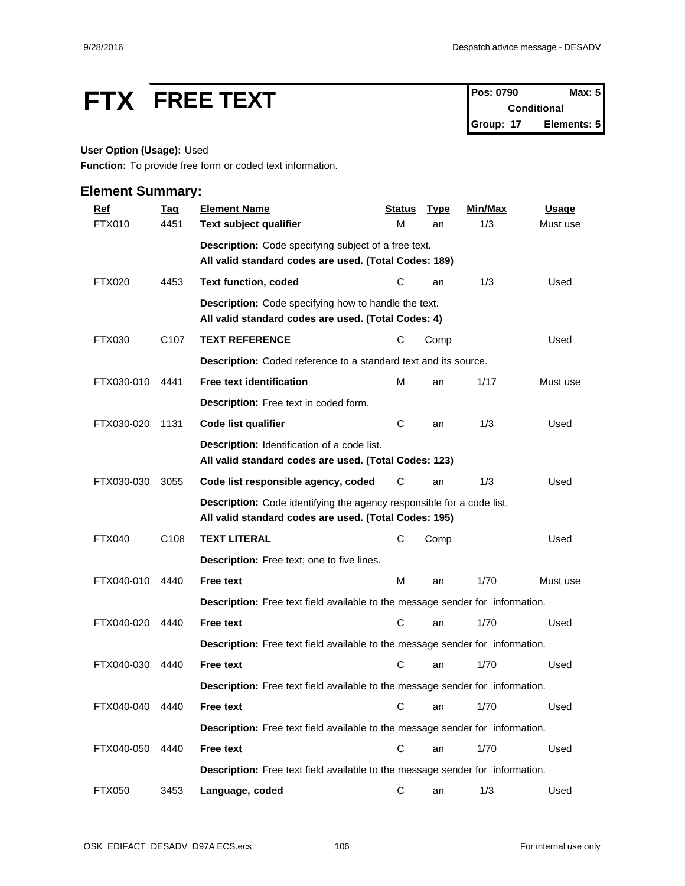# FTX FREE TEXT

| Pos: 0790 | Max: 5 |
|---|---|
| Conditional | |
| Group: 17 | Elements: 5 |

**User Option (Usage):** Used

**Function:** To provide free form or coded text information.

## Element Summary:

| Ref | Tag | Element Name | Status | Type | Min/Max | Usage |
|---|---|---|---|---|---|---|
| FTX010 | 4451 | **Text subject qualifier** | M | an | 1/3 | Must use |
| | | **Description:** Code specifying subject of a free text. **All valid standard codes are used. (Total Codes: 189)** | | | | |
| FTX020 | 4453 | **Text function, coded** | C | an | 1/3 | Used |
| | | **Description:** Code specifying how to handle the text. **All valid standard codes are used. (Total Codes: 4)** | | | | |
| FTX030 | C107 | **TEXT REFERENCE** | C | Comp | | Used |
| | | **Description:** Coded reference to a standard text and its source. | | | | |
| FTX030-010 | 4441 | **Free text identification** | M | an | 1/17 | Must use |
| | | **Description:** Free text in coded form. | | | | |
| FTX030-020 | 1131 | **Code list qualifier** | C | an | 1/3 | Used |
| | | **Description:** Identification of a code list. **All valid standard codes are used. (Total Codes: 123)** | | | | |
| FTX030-030 | 3055 | **Code list responsible agency, coded** | C | an | 1/3 | Used |
| | | **Description:** Code identifying the agency responsible for a code list. **All valid standard codes are used. (Total Codes: 195)** | | | | |
| FTX040 | C108 | **TEXT LITERAL** | C | Comp | | Used |
| | | **Description:** Free text; one to five lines. | | | | |
| FTX040-010 | 4440 | **Free text** | M | an | 1/70 | Must use |
| | | **Description:** Free text field available to the message sender for information. | | | | |
| FTX040-020 | 4440 | **Free text** | C | an | 1/70 | Used |
| | | **Description:** Free text field available to the message sender for information. | | | | |
| FTX040-030 | 4440 | **Free text** | C | an | 1/70 | Used |
| | | **Description:** Free text field available to the message sender for information. | | | | |
| FTX040-040 | 4440 | **Free text** | C | an | 1/70 | Used |
| | | **Description:** Free text field available to the message sender for information. | | | | |
| FTX040-050 | 4440 | **Free text** | C | an | 1/70 | Used |
| | | **Description:** Free text field available to the message sender for information. | | | | |
| FTX050 | 3453 | **Language, coded** | C | an | 1/3 | Used |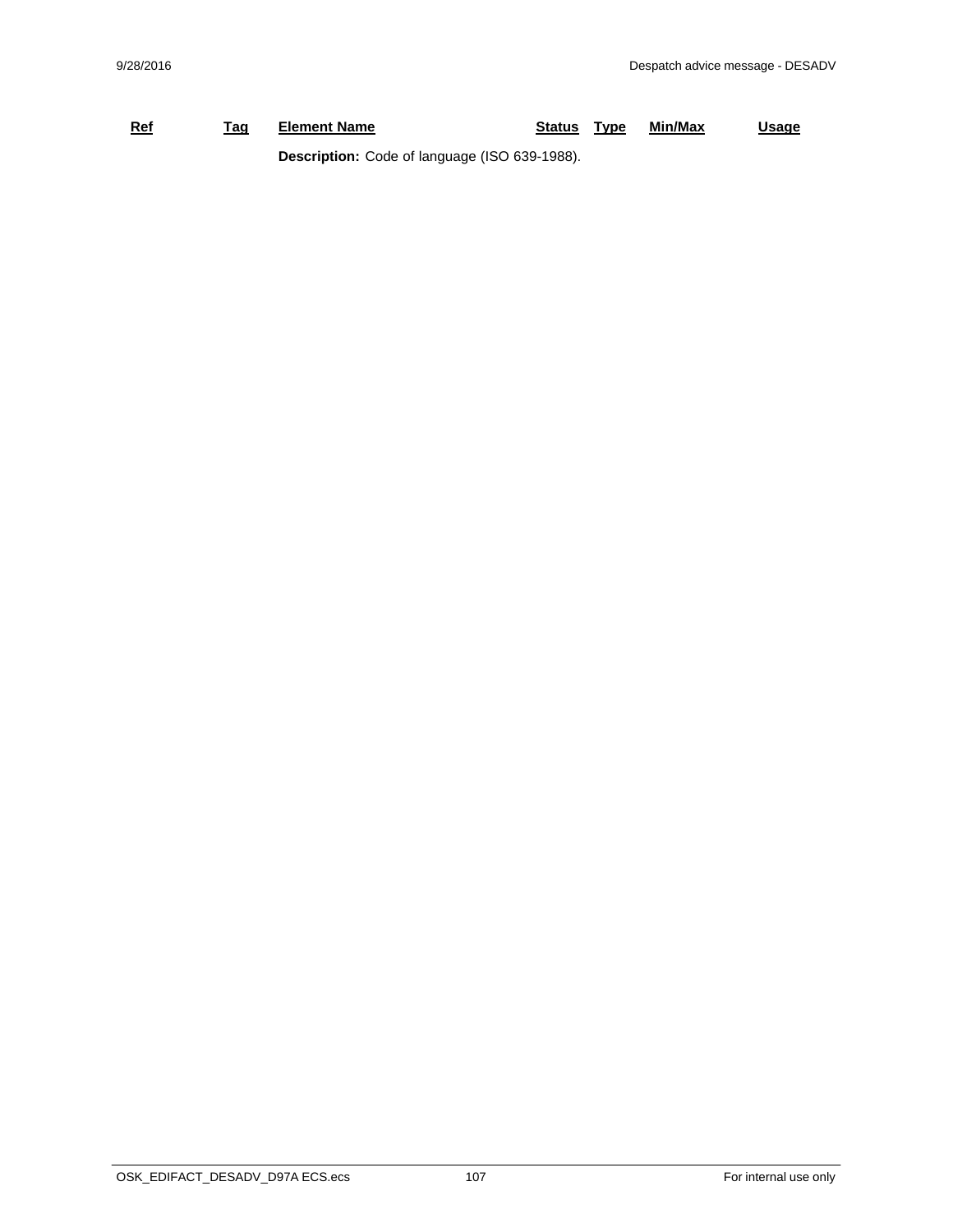| Ref | Tag | Element Name | Status | Type | Min/Max | Usage |
|---|---|---|---|---|---|---|
| | | **Description:** Code of language (ISO 639-1988). | | | | |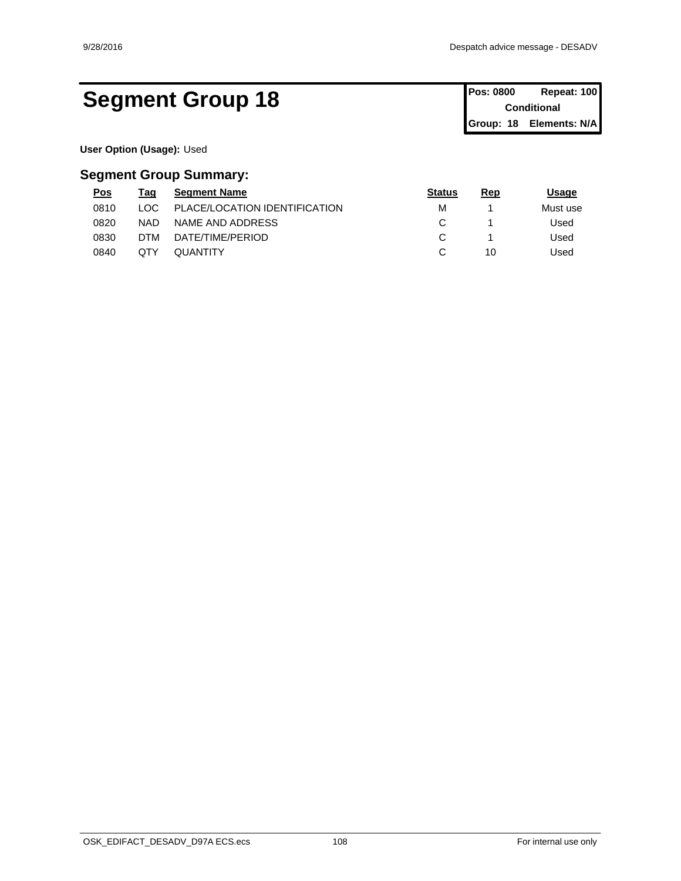# Segment Group 18

| Pos: 0800 | Repeat: 100 |
|---|---|
| Conditional | |
| Group: 18 | Elements: N/A |

**User Option (Usage):** Used

## Segment Group Summary:

| Pos | Tag | Segment Name | Status | Rep | Usage |
|---|---|---|---|---|---|
| 0810 | LOC | PLACE/LOCATION IDENTIFICATION | M | 1 | Must use |
| 0820 | NAD | NAME AND ADDRESS | C | 1 | Used |
| 0830 | DTM | DATE/TIME/PERIOD | C | 1 | Used |
| 0840 | QTY | QUANTITY | C | 10 | Used |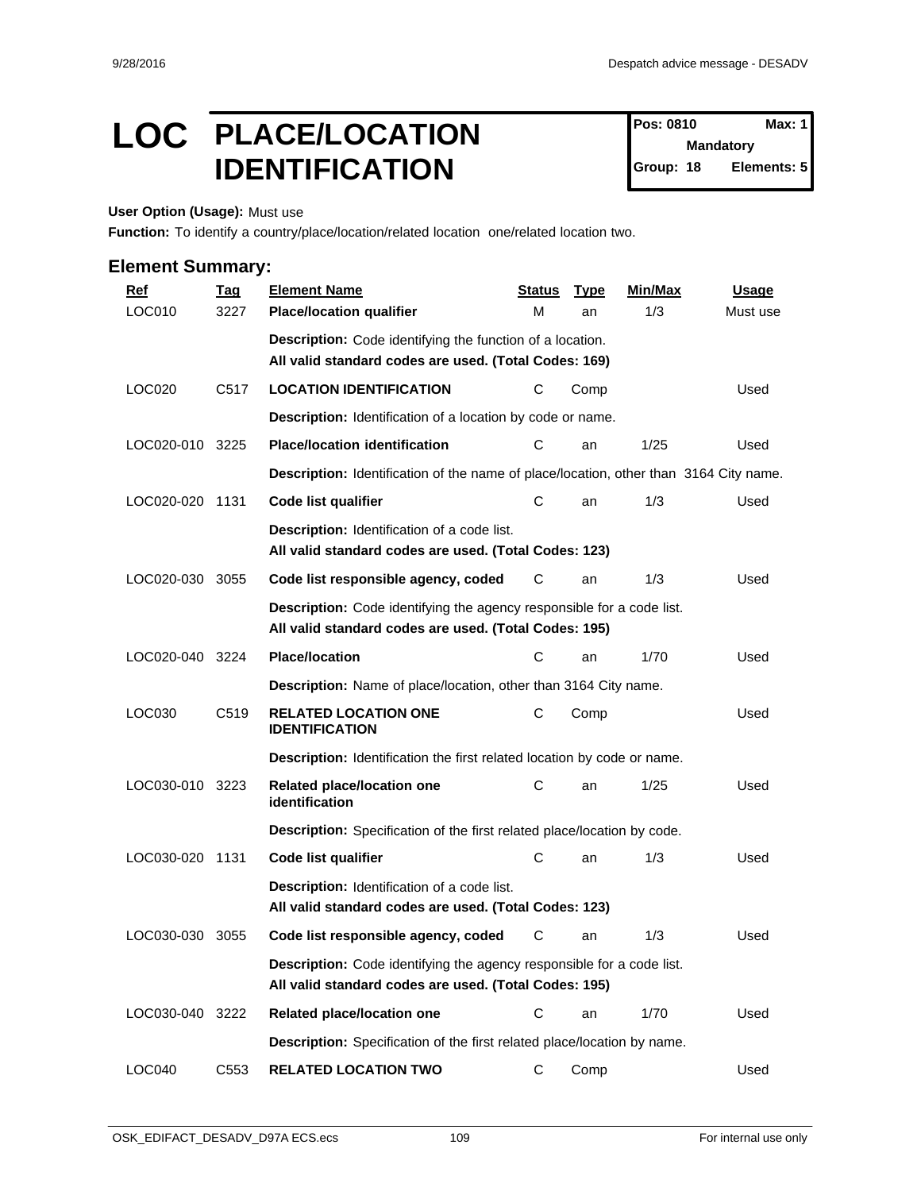# LOC PLACE/LOCATION IDENTIFICATION

**Pos: 0810** **Max: 1**
**Mandatory**
**Group: 18** **Elements: 5**

**User Option (Usage):** Must use

**Function:** To identify a country/place/location/related location one/related location two.

## Element Summary:

| Ref | Tag | Element Name | Status | Type | Min/Max | Usage |
|---|---|---|---|---|---|---|
| LOC010 | 3227 | **Place/location qualifier** | M | an | 1/3 | Must use |
| | | **Description:** Code identifying the function of a location. **All valid standard codes are used. (Total Codes: 169)** | | | | |
| LOC020 | C517 | **LOCATION IDENTIFICATION** | C | Comp | | Used |
| | | **Description:** Identification of a location by code or name. | | | | |
| LOC020-010 | 3225 | **Place/location identification** | C | an | 1/25 | Used |
| | | **Description:** Identification of the name of place/location, other than 3164 City name. | | | | |
| LOC020-020 | 1131 | **Code list qualifier** | C | an | 1/3 | Used |
| | | **Description:** Identification of a code list. **All valid standard codes are used. (Total Codes: 123)** | | | | |
| LOC020-030 | 3055 | **Code list responsible agency, coded** | C | an | 1/3 | Used |
| | | **Description:** Code identifying the agency responsible for a code list. **All valid standard codes are used. (Total Codes: 195)** | | | | |
| LOC020-040 | 3224 | **Place/location** | C | an | 1/70 | Used |
| | | **Description:** Name of place/location, other than 3164 City name. | | | | |
| LOC030 | C519 | **RELATED LOCATION ONE IDENTIFICATION** | C | Comp | | Used |
| | | **Description:** Identification the first related location by code or name. | | | | |
| LOC030-010 | 3223 | **Related place/location one identification** | C | an | 1/25 | Used |
| | | **Description:** Specification of the first related place/location by code. | | | | |
| LOC030-020 | 1131 | **Code list qualifier** | C | an | 1/3 | Used |
| | | **Description:** Identification of a code list. **All valid standard codes are used. (Total Codes: 123)** | | | | |
| LOC030-030 | 3055 | **Code list responsible agency, coded** | C | an | 1/3 | Used |
| | | **Description:** Code identifying the agency responsible for a code list. **All valid standard codes are used. (Total Codes: 195)** | | | | |
| LOC030-040 | 3222 | **Related place/location one** | C | an | 1/70 | Used |
| | | **Description:** Specification of the first related place/location by name. | | | | |
| LOC040 | C553 | **RELATED LOCATION TWO** | C | Comp | | Used |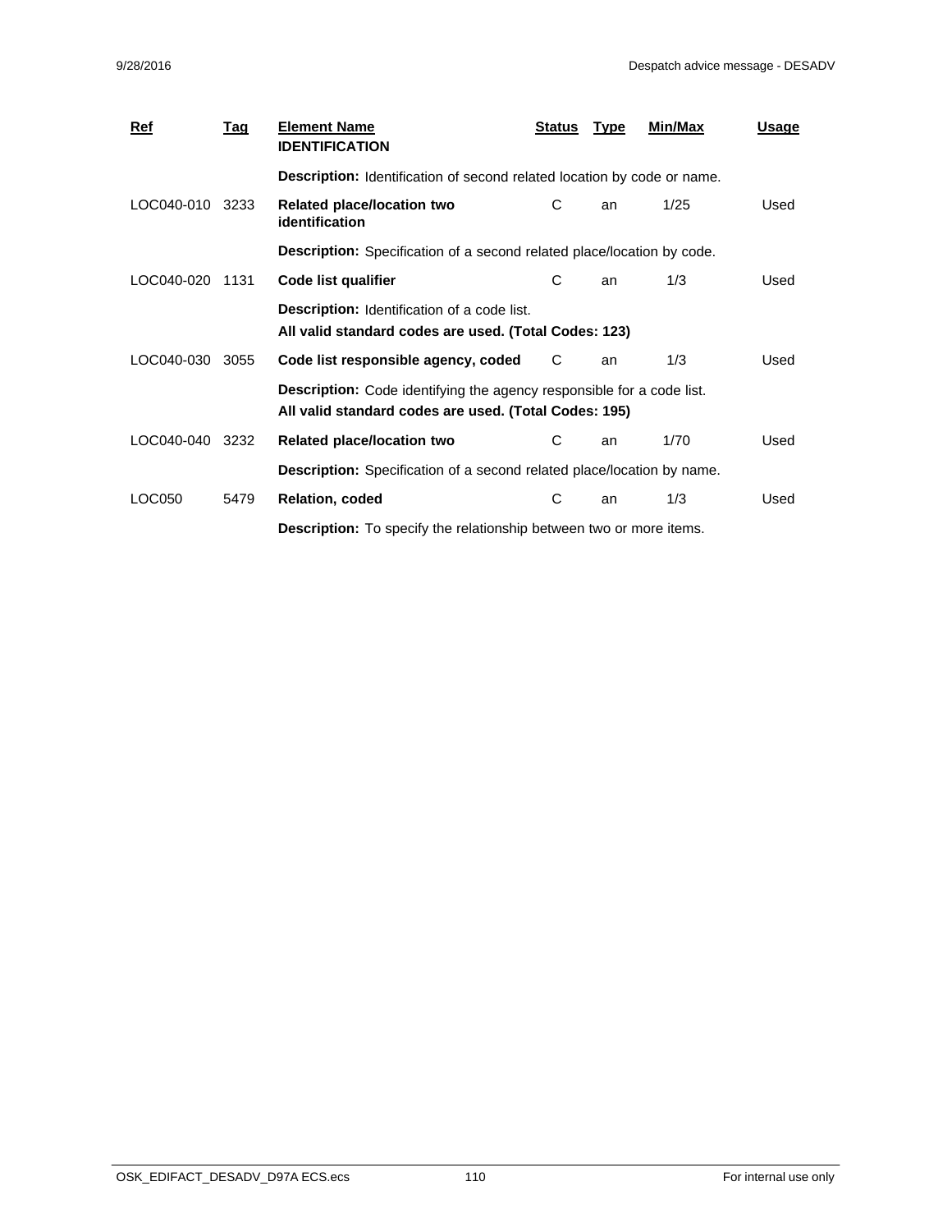| Ref | Tag | Element Name | Status | Type | Min/Max | Usage |
|---|---|---|---|---|---|---|
| | | **IDENTIFICATION** | | | | |
| | | **Description:** Identification of second related location by code or name. | | | | |
| LOC040-010 | 3233 | **Related place/location two identification** | C | an | 1/25 | Used |
| | | **Description:** Specification of a second related place/location by code. | | | | |
| LOC040-020 | 1131 | **Code list qualifier** | C | an | 1/3 | Used |
| | | **Description:** Identification of a code list. **All valid standard codes are used. (Total Codes: 123)** | | | | |
| LOC040-030 | 3055 | **Code list responsible agency, coded** | C | an | 1/3 | Used |
| | | **Description:** Code identifying the agency responsible for a code list. **All valid standard codes are used. (Total Codes: 195)** | | | | |
| LOC040-040 | 3232 | **Related place/location two** | C | an | 1/70 | Used |
| | | **Description:** Specification of a second related place/location by name. | | | | |
| LOC050 | 5479 | **Relation, coded** | C | an | 1/3 | Used |
| | | **Description:** To specify the relationship between two or more items. | | | | |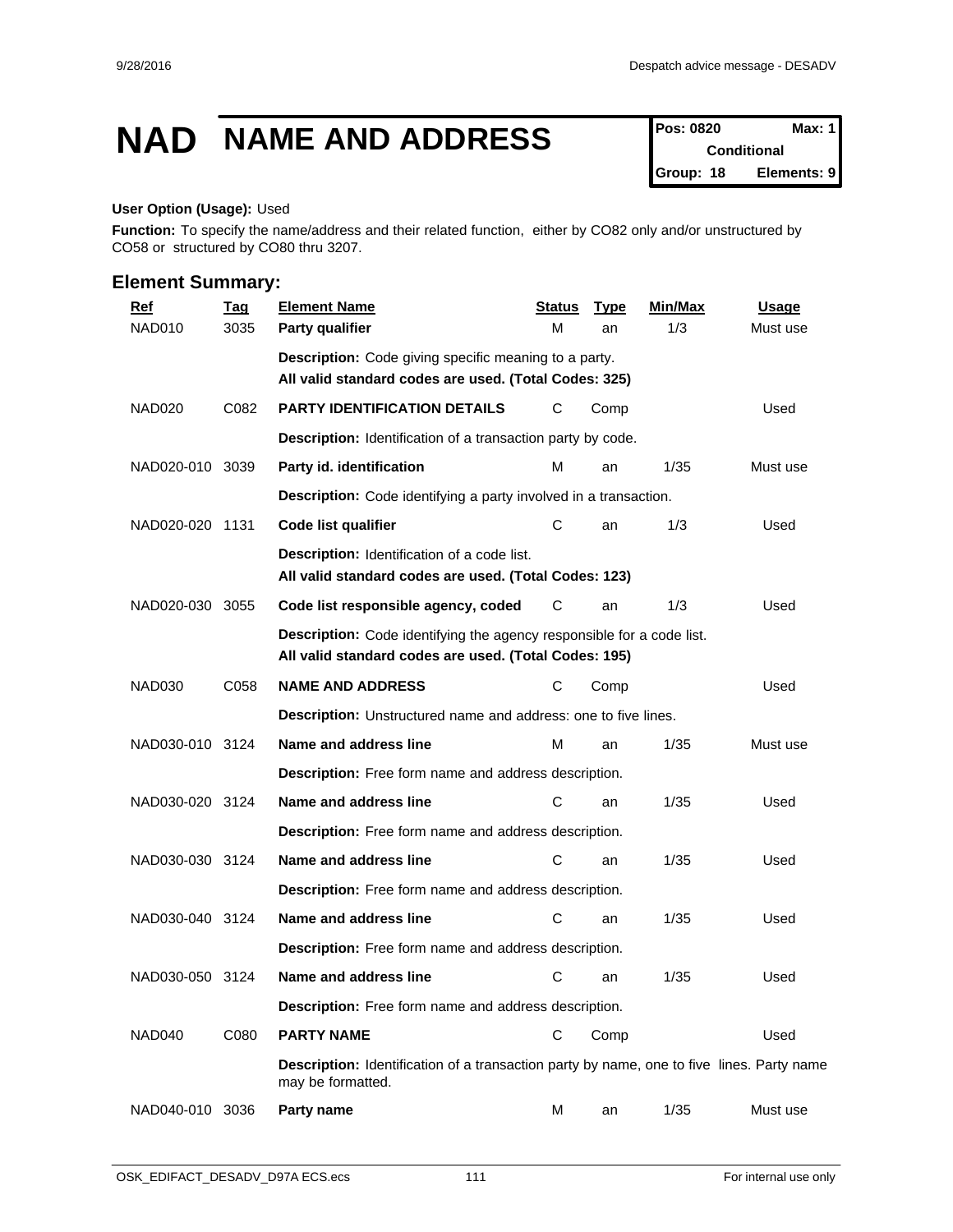# NAD NAME AND ADDRESS

| Pos: 0820 | Max: 1 |
|---|---|
| Conditional | |
| Group: 18 | Elements: 9 |

**User Option (Usage):** Used

**Function:** To specify the name/address and their related function, either by CO82 only and/or unstructured by CO58 or structured by CO80 thru 3207.

## Element Summary:

| Ref | Tag | Element Name | Status | Type | Min/Max | Usage |
|---|---|---|---|---|---|---|
| NAD010 | 3035 | **Party qualifier** | M | an | 1/3 | Must use |
| | | **Description:** Code giving specific meaning to a party. **All valid standard codes are used. (Total Codes: 325)** | | | | |
| NAD020 | C082 | **PARTY IDENTIFICATION DETAILS** | C | Comp | | Used |
| | | **Description:** Identification of a transaction party by code. | | | | |
| NAD020-010 | 3039 | **Party id. identification** | M | an | 1/35 | Must use |
| | | **Description:** Code identifying a party involved in a transaction. | | | | |
| NAD020-020 | 1131 | **Code list qualifier** | C | an | 1/3 | Used |
| | | **Description:** Identification of a code list. **All valid standard codes are used. (Total Codes: 123)** | | | | |
| NAD020-030 | 3055 | **Code list responsible agency, coded** | C | an | 1/3 | Used |
| | | **Description:** Code identifying the agency responsible for a code list. **All valid standard codes are used. (Total Codes: 195)** | | | | |
| NAD030 | C058 | **NAME AND ADDRESS** | C | Comp | | Used |
| | | **Description:** Unstructured name and address: one to five lines. | | | | |
| NAD030-010 | 3124 | **Name and address line** | M | an | 1/35 | Must use |
| | | **Description:** Free form name and address description. | | | | |
| NAD030-020 | 3124 | **Name and address line** | C | an | 1/35 | Used |
| | | **Description:** Free form name and address description. | | | | |
| NAD030-030 | 3124 | **Name and address line** | C | an | 1/35 | Used |
| | | **Description:** Free form name and address description. | | | | |
| NAD030-040 | 3124 | **Name and address line** | C | an | 1/35 | Used |
| | | **Description:** Free form name and address description. | | | | |
| NAD030-050 | 3124 | **Name and address line** | C | an | 1/35 | Used |
| | | **Description:** Free form name and address description. | | | | |
| NAD040 | C080 | **PARTY NAME** | C | Comp | | Used |
| | | **Description:** Identification of a transaction party by name, one to five lines. Party name may be formatted. | | | | |
| NAD040-010 | 3036 | **Party name** | M | an | 1/35 | Must use |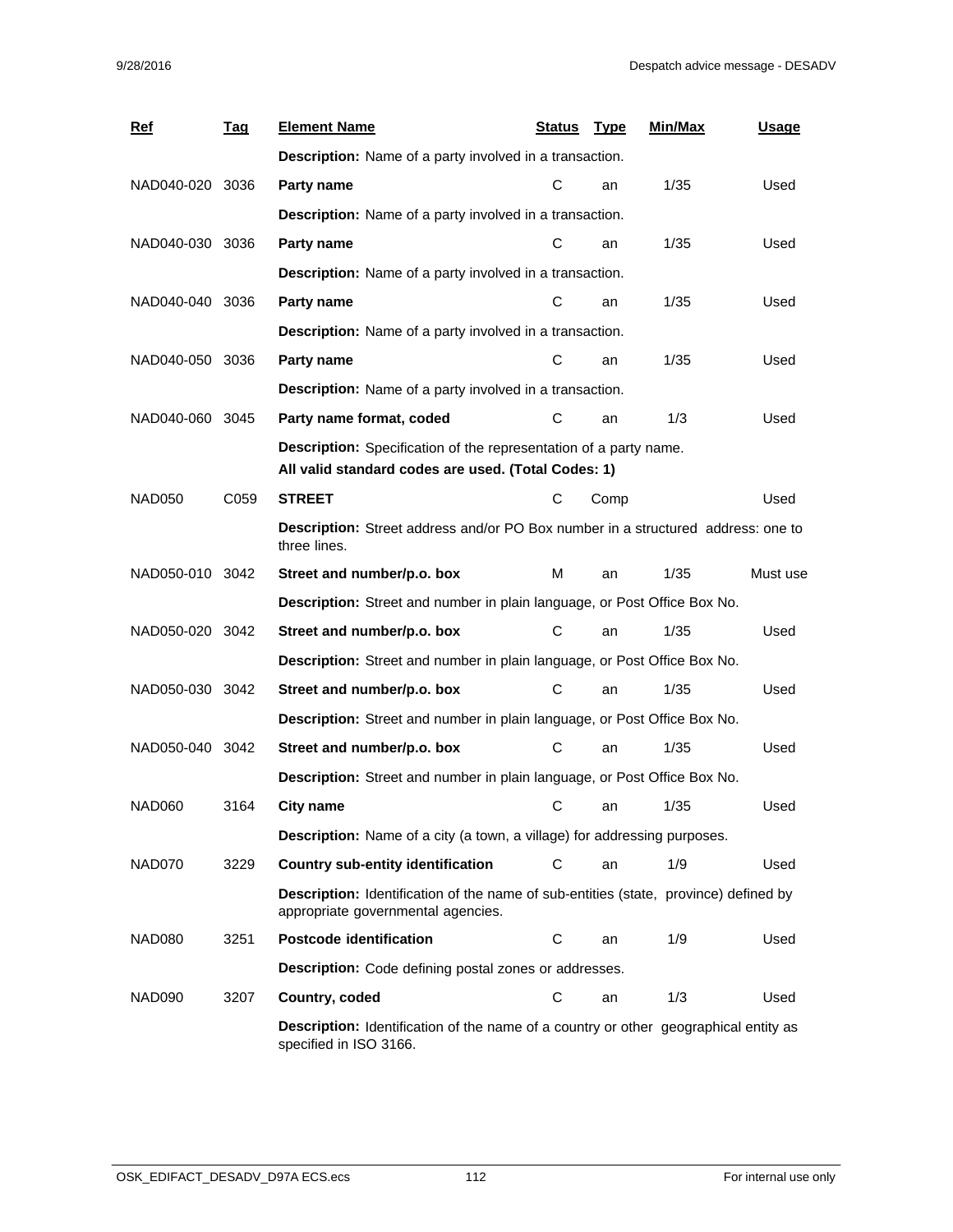| Ref | Tag | Element Name | Status | Type | Min/Max | Usage |
|---|---|---|---|---|---|---|
| | | **Description:** Name of a party involved in a transaction. | | | | |
| NAD040-020 | 3036 | **Party name** | C | an | 1/35 | Used |
| | | **Description:** Name of a party involved in a transaction. | | | | |
| NAD040-030 | 3036 | **Party name** | C | an | 1/35 | Used |
| | | **Description:** Name of a party involved in a transaction. | | | | |
| NAD040-040 | 3036 | **Party name** | C | an | 1/35 | Used |
| | | **Description:** Name of a party involved in a transaction. | | | | |
| NAD040-050 | 3036 | **Party name** | C | an | 1/35 | Used |
| | | **Description:** Name of a party involved in a transaction. | | | | |
| NAD040-060 | 3045 | **Party name format, coded** | C | an | 1/3 | Used |
| | | **Description:** Specification of the representation of a party name. **All valid standard codes are used. (Total Codes: 1)** | | | | |
| NAD050 | C059 | **STREET** | C | Comp | | Used |
| | | **Description:** Street address and/or PO Box number in a structured address: one to three lines. | | | | |
| NAD050-010 | 3042 | **Street and number/p.o. box** | M | an | 1/35 | Must use |
| | | **Description:** Street and number in plain language, or Post Office Box No. | | | | |
| NAD050-020 | 3042 | **Street and number/p.o. box** | C | an | 1/35 | Used |
| | | **Description:** Street and number in plain language, or Post Office Box No. | | | | |
| NAD050-030 | 3042 | **Street and number/p.o. box** | C | an | 1/35 | Used |
| | | **Description:** Street and number in plain language, or Post Office Box No. | | | | |
| NAD050-040 | 3042 | **Street and number/p.o. box** | C | an | 1/35 | Used |
| | | **Description:** Street and number in plain language, or Post Office Box No. | | | | |
| NAD060 | 3164 | **City name** | C | an | 1/35 | Used |
| | | **Description:** Name of a city (a town, a village) for addressing purposes. | | | | |
| NAD070 | 3229 | **Country sub-entity identification** | C | an | 1/9 | Used |
| | | **Description:** Identification of the name of sub-entities (state, province) defined by appropriate governmental agencies. | | | | |
| NAD080 | 3251 | **Postcode identification** | C | an | 1/9 | Used |
| | | **Description:** Code defining postal zones or addresses. | | | | |
| NAD090 | 3207 | **Country, coded** | C | an | 1/3 | Used |
| | | **Description:** Identification of the name of a country or other geographical entity as specified in ISO 3166. | | | | |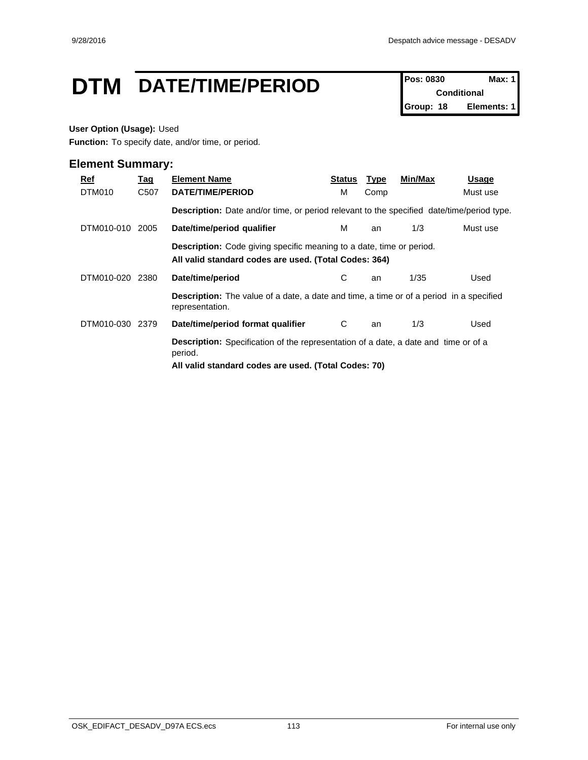# DTM DATE/TIME/PERIOD

| Pos: 0830 | Max: 1 |
|---|---|
| Conditional | |
| Group: 18 | Elements: 1 |

**User Option (Usage):** Used

**Function:** To specify date, and/or time, or period.

## Element Summary:

| Ref | Tag | Element Name | Status | Type | Min/Max | Usage |
|---|---|---|---|---|---|---|
| DTM010 | C507 | **DATE/TIME/PERIOD** | M | Comp | | Must use |
| | | **Description:** Date and/or time, or period relevant to the specified date/time/period type. | | | | |
| DTM010-010 | 2005 | **Date/time/period qualifier** | M | an | 1/3 | Must use |
| | | **Description:** Code giving specific meaning to a date, time or period.<br>**All valid standard codes are used. (Total Codes: 364)** | | | | |
| DTM010-020 | 2380 | **Date/time/period** | C | an | 1/35 | Used |
| | | **Description:** The value of a date, a date and time, a time or of a period in a specified representation. | | | | |
| DTM010-030 | 2379 | **Date/time/period format qualifier** | C | an | 1/3 | Used |
| | | **Description:** Specification of the representation of a date, a date and time or of a period.<br>**All valid standard codes are used. (Total Codes: 70)** | | | | |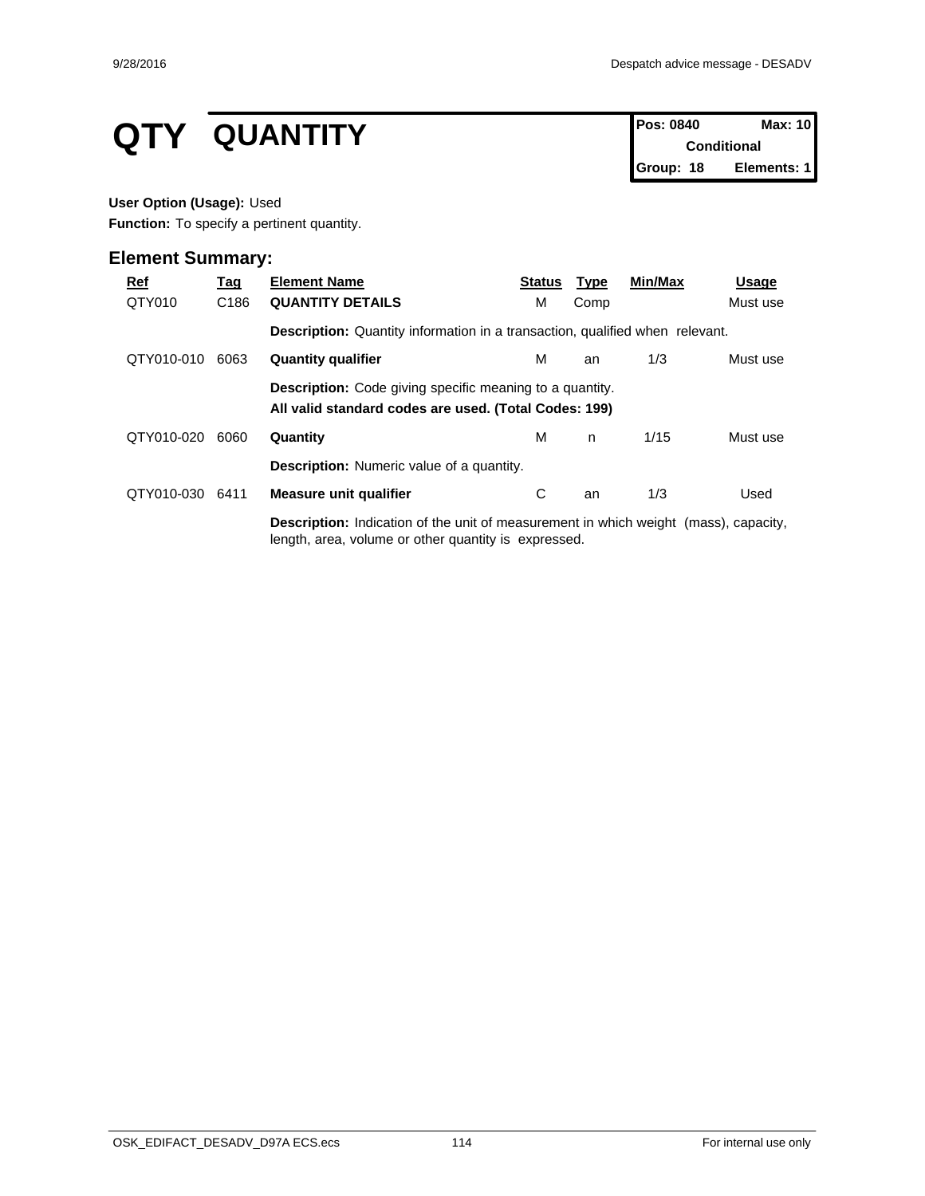# QTY QUANTITY

| Pos: 0840 | Max: 10 |
|---|---|
| Conditional | |
| Group: 18 | Elements: 1 |

**User Option (Usage):** Used

**Function:** To specify a pertinent quantity.

## Element Summary:

| Ref | Tag | Element Name | Status | Type | Min/Max | Usage |
|---|---|---|---|---|---|---|
| QTY010 | C186 | **QUANTITY DETAILS** | M | Comp | | Must use |
| | | **Description:** Quantity information in a transaction, qualified when relevant. | | | | |
| QTY010-010 | 6063 | **Quantity qualifier** | M | an | 1/3 | Must use |
| | | **Description:** Code giving specific meaning to a quantity. **All valid standard codes are used. (Total Codes: 199)** | | | | |
| QTY010-020 | 6060 | **Quantity** | M | n | 1/15 | Must use |
| | | **Description:** Numeric value of a quantity. | | | | |
| QTY010-030 | 6411 | **Measure unit qualifier** | C | an | 1/3 | Used |
| | | **Description:** Indication of the unit of measurement in which weight (mass), capacity, length, area, volume or other quantity is expressed. | | | | |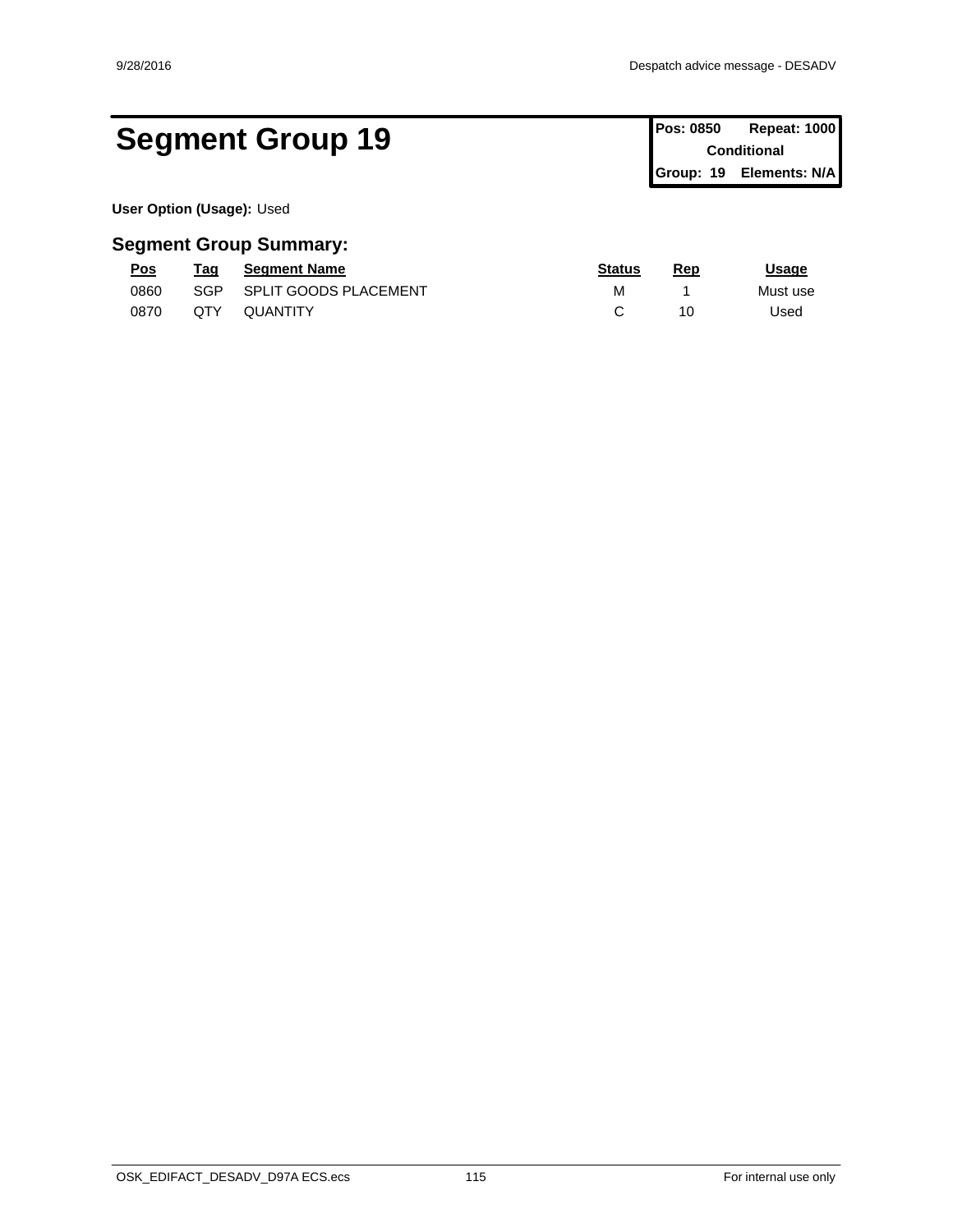# Segment Group 19

| Pos: 0850 | Repeat: 1000 |
| --- | --- |
| Conditional | |
| Group: 19 | Elements: N/A |

**User Option (Usage):** Used

## Segment Group Summary:

| Pos | Tag | Segment Name | Status | Rep | Usage |
| --- | --- | --- | --- | --- | --- |
| 0860 | SGP | SPLIT GOODS PLACEMENT | M | 1 | Must use |
| 0870 | QTY | QUANTITY | C | 10 | Used |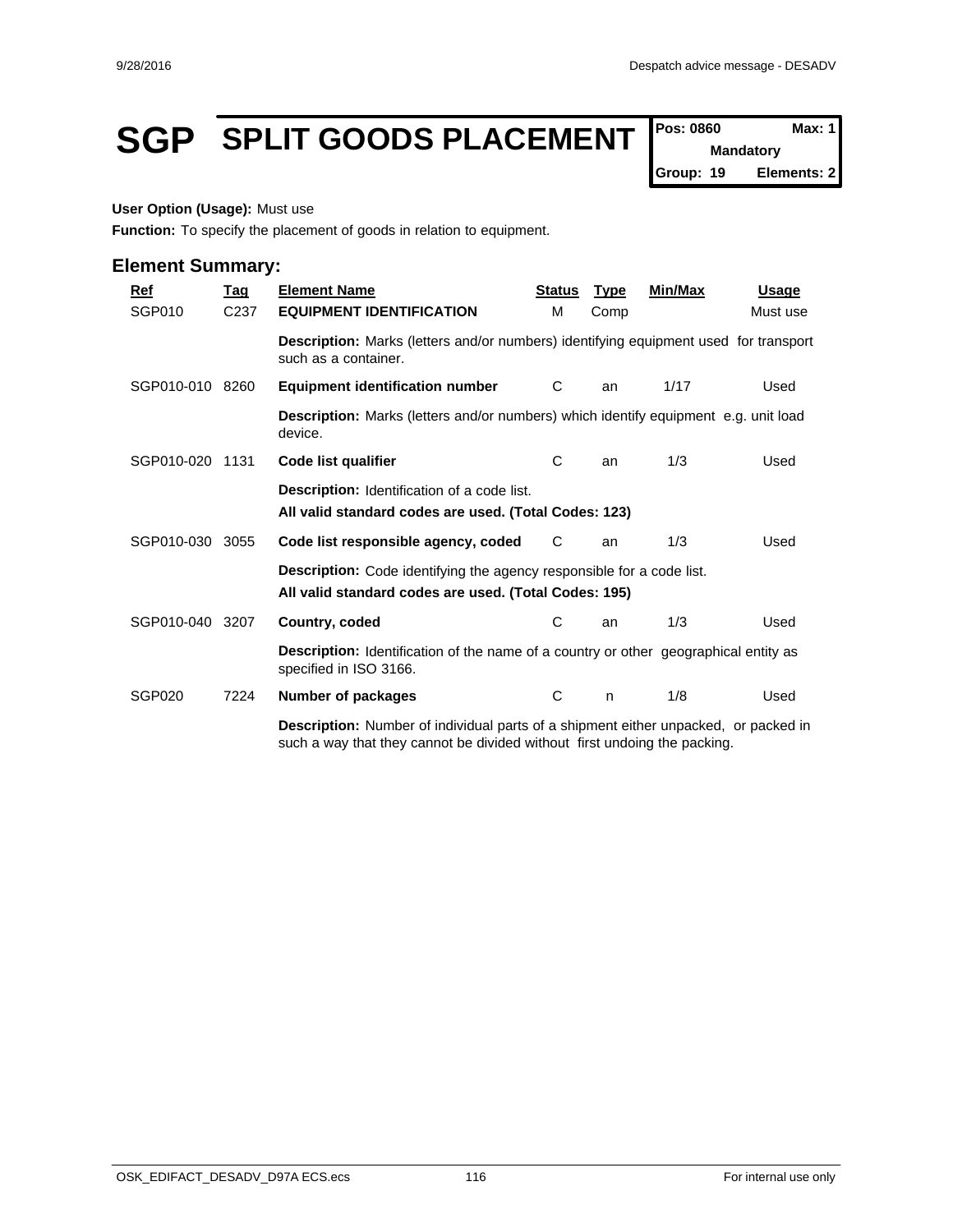# SGP SPLIT GOODS PLACEMENT

| Pos: 0860 | Max: 1 |
|---|---|
| Mandatory | |
| Group: 19 | Elements: 2 |

**User Option (Usage):** Must use

**Function:** To specify the placement of goods in relation to equipment.

## Element Summary:

| Ref | Tag | Element Name | Status | Type | Min/Max | Usage |
|---|---|---|---|---|---|---|
| SGP010 | C237 | **EQUIPMENT IDENTIFICATION** | M | Comp | | Must use |
| | | **Description:** Marks (letters and/or numbers) identifying equipment used for transport such as a container. | | | | |
| SGP010-010 | 8260 | **Equipment identification number** | C | an | 1/17 | Used |
| | | **Description:** Marks (letters and/or numbers) which identify equipment e.g. unit load device. | | | | |
| SGP010-020 | 1131 | **Code list qualifier** | C | an | 1/3 | Used |
| | | **Description:** Identification of a code list. **All valid standard codes are used. (Total Codes: 123)** | | | | |
| SGP010-030 | 3055 | **Code list responsible agency, coded** | C | an | 1/3 | Used |
| | | **Description:** Code identifying the agency responsible for a code list. **All valid standard codes are used. (Total Codes: 195)** | | | | |
| SGP010-040 | 3207 | **Country, coded** | C | an | 1/3 | Used |
| | | **Description:** Identification of the name of a country or other geographical entity as specified in ISO 3166. | | | | |
| SGP020 | 7224 | **Number of packages** | C | n | 1/8 | Used |
| | | **Description:** Number of individual parts of a shipment either unpacked, or packed in such a way that they cannot be divided without first undoing the packing. | | | | |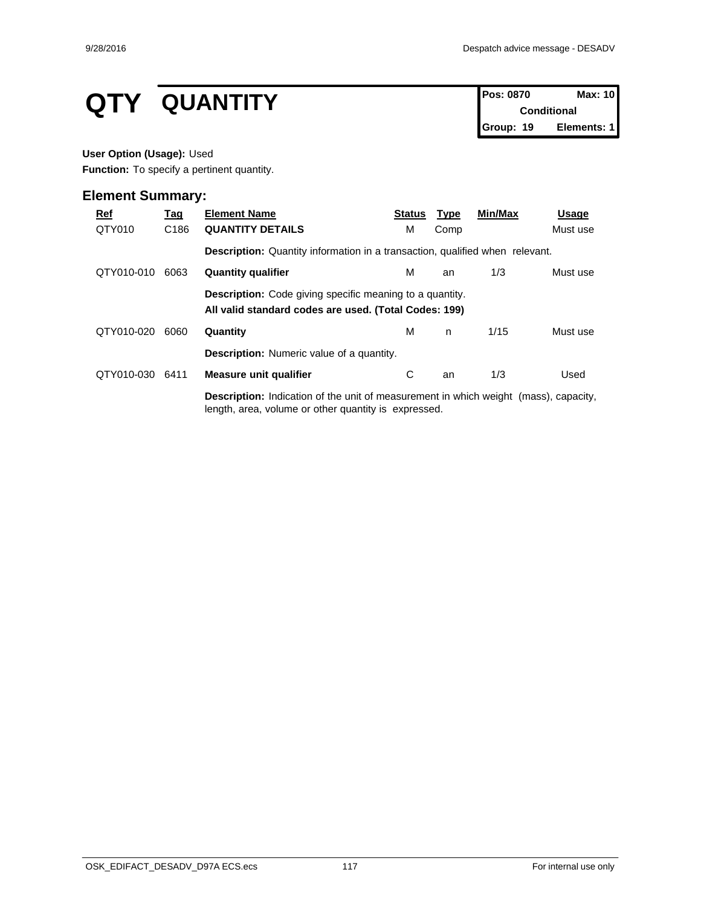# QTY QUANTITY

| Pos: 0870 | Max: 10 |
| --- | --- |
| Conditional | |
| Group: 19 | Elements: 1 |

**User Option (Usage):** Used

**Function:** To specify a pertinent quantity.

## Element Summary:

| Ref | Tag | Element Name | Status | Type | Min/Max | Usage |
| --- | --- | --- | --- | --- | --- | --- |
| QTY010 | C186 | **QUANTITY DETAILS** | M | Comp | | Must use |
| | | **Description:** Quantity information in a transaction, qualified when relevant. | | | | |
| QTY010-010 | 6063 | **Quantity qualifier** | M | an | 1/3 | Must use |
| | | **Description:** Code giving specific meaning to a quantity. **All valid standard codes are used. (Total Codes: 199)** | | | | |
| QTY010-020 | 6060 | **Quantity** | M | n | 1/15 | Must use |
| | | **Description:** Numeric value of a quantity. | | | | |
| QTY010-030 | 6411 | **Measure unit qualifier** | C | an | 1/3 | Used |
| | | **Description:** Indication of the unit of measurement in which weight (mass), capacity, length, area, volume or other quantity is expressed. | | | | |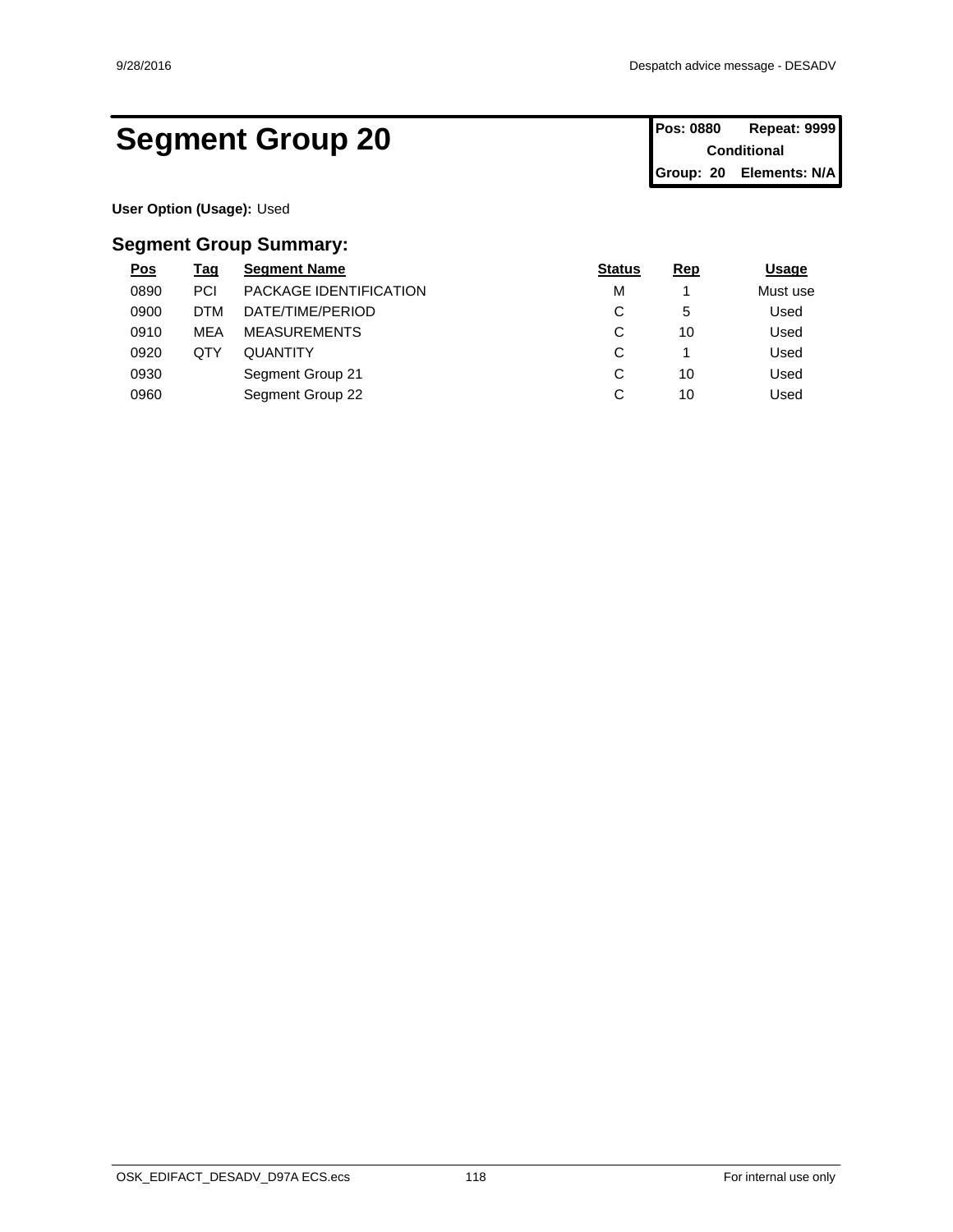# Segment Group 20

| Pos: 0880 | Repeat: 9999 |
|---|---|
| Conditional | |
| Group: 20 | Elements: N/A |

**User Option (Usage):** Used

## Segment Group Summary:

| Pos | Tag | Segment Name | Status | Rep | Usage |
|---|---|---|---|---|---|
| 0890 | PCI | PACKAGE IDENTIFICATION | M | 1 | Must use |
| 0900 | DTM | DATE/TIME/PERIOD | C | 5 | Used |
| 0910 | MEA | MEASUREMENTS | C | 10 | Used |
| 0920 | QTY | QUANTITY | C | 1 | Used |
| 0930 | | Segment Group 21 | C | 10 | Used |
| 0960 | | Segment Group 22 | C | 10 | Used |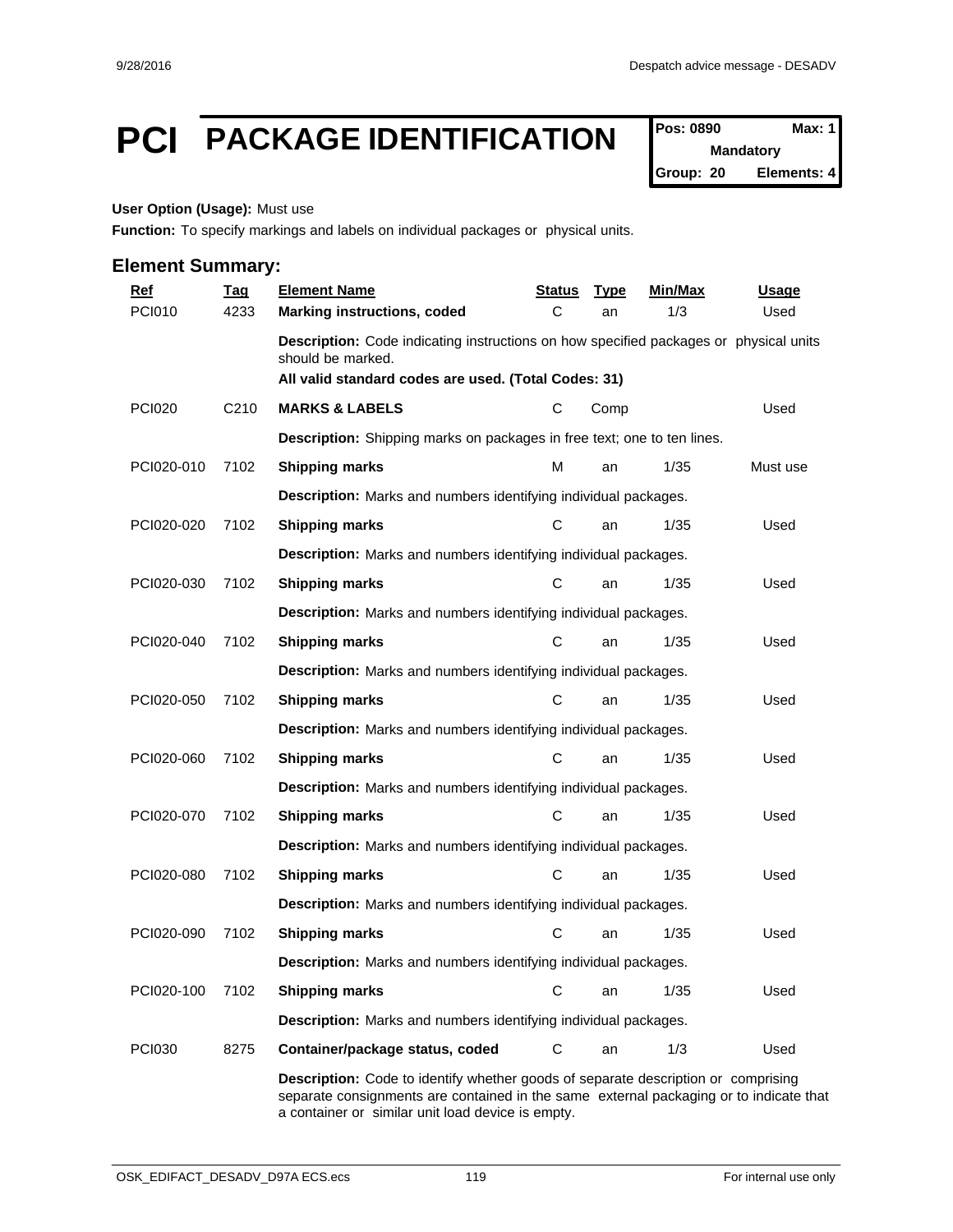# PCI PACKAGE IDENTIFICATION

| Pos: 0890 | Max: 1 |
|---|---|
| Mandatory | |
| Group: 20 | Elements: 4 |

**User Option (Usage):** Must use

**Function:** To specify markings and labels on individual packages or physical units.

## Element Summary:

| Ref | Tag | Element Name | Status | Type | Min/Max | Usage |
|---|---|---|---|---|---|---|
| PCI010 | 4233 | **Marking instructions, coded** | C | an | 1/3 | Used |
| | | **Description:** Code indicating instructions on how specified packages or physical units should be marked.<br>**All valid standard codes are used. (Total Codes: 31)** | | | | |
| PCI020 | C210 | **MARKS & LABELS** | C | Comp | | Used |
| | | **Description:** Shipping marks on packages in free text; one to ten lines. | | | | |
| PCI020-010 | 7102 | **Shipping marks** | M | an | 1/35 | Must use |
| | | **Description:** Marks and numbers identifying individual packages. | | | | |
| PCI020-020 | 7102 | **Shipping marks** | C | an | 1/35 | Used |
| | | **Description:** Marks and numbers identifying individual packages. | | | | |
| PCI020-030 | 7102 | **Shipping marks** | C | an | 1/35 | Used |
| | | **Description:** Marks and numbers identifying individual packages. | | | | |
| PCI020-040 | 7102 | **Shipping marks** | C | an | 1/35 | Used |
| | | **Description:** Marks and numbers identifying individual packages. | | | | |
| PCI020-050 | 7102 | **Shipping marks** | C | an | 1/35 | Used |
| | | **Description:** Marks and numbers identifying individual packages. | | | | |
| PCI020-060 | 7102 | **Shipping marks** | C | an | 1/35 | Used |
| | | **Description:** Marks and numbers identifying individual packages. | | | | |
| PCI020-070 | 7102 | **Shipping marks** | C | an | 1/35 | Used |
| | | **Description:** Marks and numbers identifying individual packages. | | | | |
| PCI020-080 | 7102 | **Shipping marks** | C | an | 1/35 | Used |
| | | **Description:** Marks and numbers identifying individual packages. | | | | |
| PCI020-090 | 7102 | **Shipping marks** | C | an | 1/35 | Used |
| | | **Description:** Marks and numbers identifying individual packages. | | | | |
| PCI020-100 | 7102 | **Shipping marks** | C | an | 1/35 | Used |
| | | **Description:** Marks and numbers identifying individual packages. | | | | |
| PCI030 | 8275 | **Container/package status, coded** | C | an | 1/3 | Used |
| | | **Description:** Code to identify whether goods of separate description or comprising separate consignments are contained in the same external packaging or to indicate that a container or similar unit load device is empty. | | | | |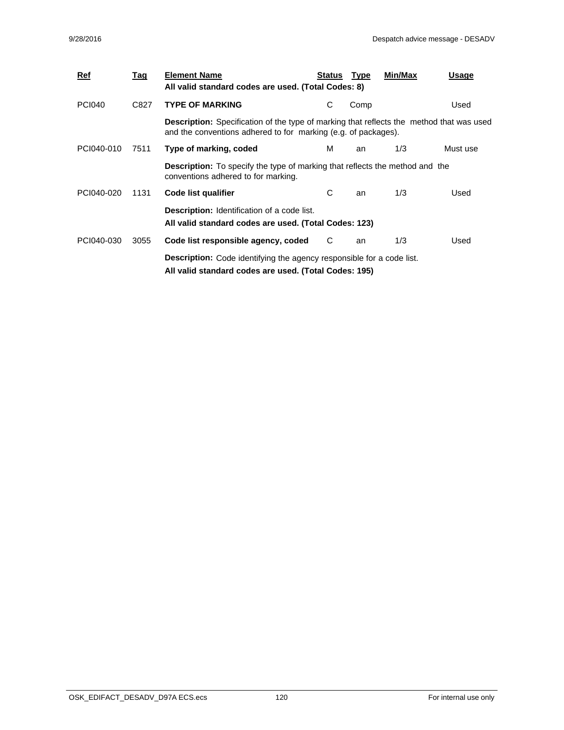| Ref | Tag | Element Name | Status | Type | Min/Max | Usage |
|---|---|---|---|---|---|---|
| | | **All valid standard codes are used. (Total Codes: 8)** | | | | |
| PCI040 | C827 | **TYPE OF MARKING** | C | Comp | | Used |
| | | **Description:** Specification of the type of marking that reflects the method that was used and the conventions adhered to for marking (e.g. of packages). | | | | |
| PCI040-010 | 7511 | **Type of marking, coded** | M | an | 1/3 | Must use |
| | | **Description:** To specify the type of marking that reflects the method and the conventions adhered to for marking. | | | | |
| PCI040-020 | 1131 | **Code list qualifier** | C | an | 1/3 | Used |
| | | **Description:** Identification of a code list.<br>**All valid standard codes are used. (Total Codes: 123)** | | | | |
| PCI040-030 | 3055 | **Code list responsible agency, coded** | C | an | 1/3 | Used |
| | | **Description:** Code identifying the agency responsible for a code list.<br>**All valid standard codes are used. (Total Codes: 195)** | | | | |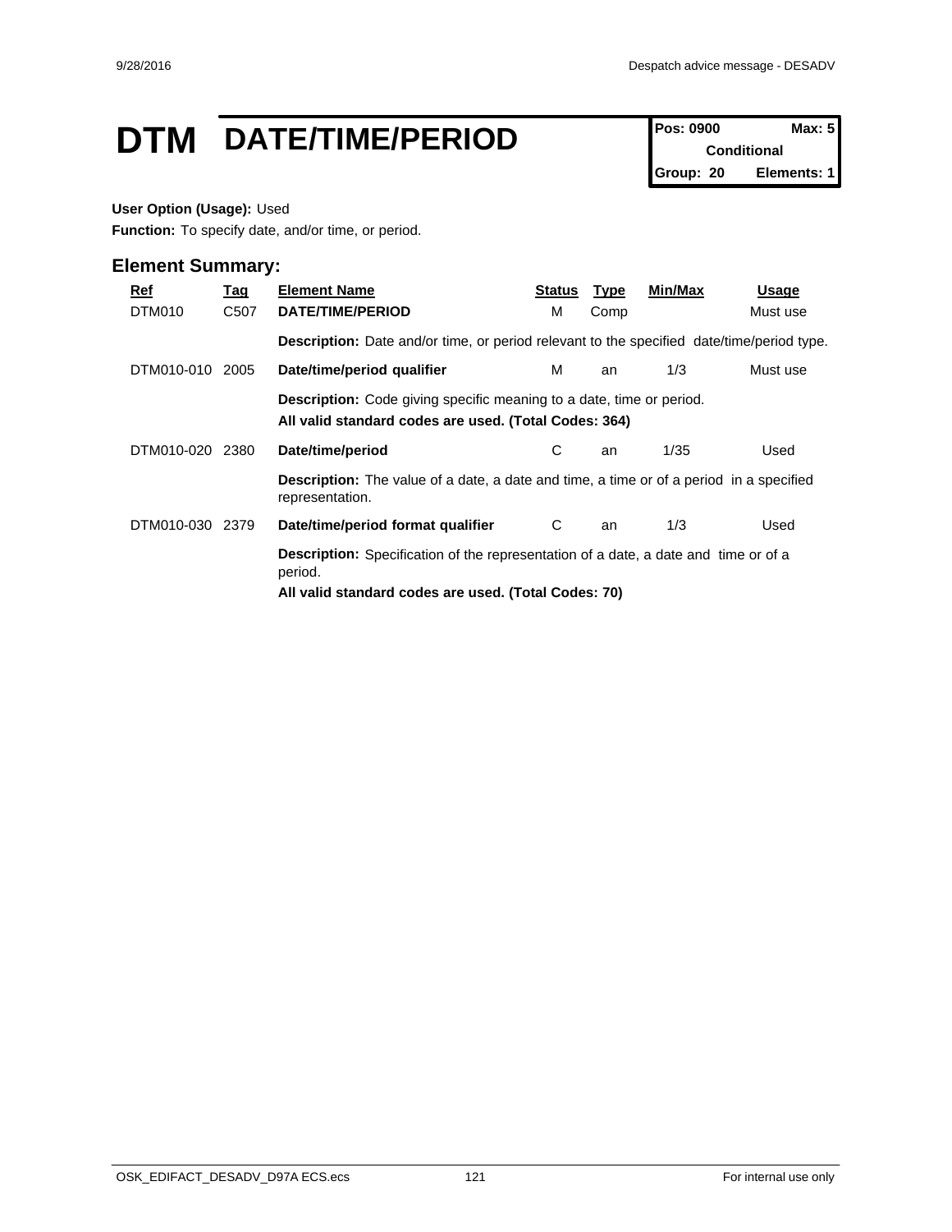# DTM DATE/TIME/PERIOD

| Pos: 0900 | Max: 5 |
| --- | --- |
| Conditional | |
| Group: 20 | Elements: 1 |

**User Option (Usage):** Used

**Function:** To specify date, and/or time, or period.

## Element Summary:

| Ref | Tag | Element Name | Status | Type | Min/Max | Usage |
| --- | --- | --- | --- | --- | --- | --- |
| DTM010 | C507 | **DATE/TIME/PERIOD** | M | Comp | | Must use |
| | | **Description:** Date and/or time, or period relevant to the specified date/time/period type. | | | | |
| DTM010-010 | 2005 | **Date/time/period qualifier** | M | an | 1/3 | Must use |
| | | **Description:** Code giving specific meaning to a date, time or period. **All valid standard codes are used. (Total Codes: 364)** | | | | |
| DTM010-020 | 2380 | **Date/time/period** | C | an | 1/35 | Used |
| | | **Description:** The value of a date, a date and time, a time or of a period in a specified representation. | | | | |
| DTM010-030 | 2379 | **Date/time/period format qualifier** | C | an | 1/3 | Used |
| | | **Description:** Specification of the representation of a date, a date and time or of a period. **All valid standard codes are used. (Total Codes: 70)** | | | | |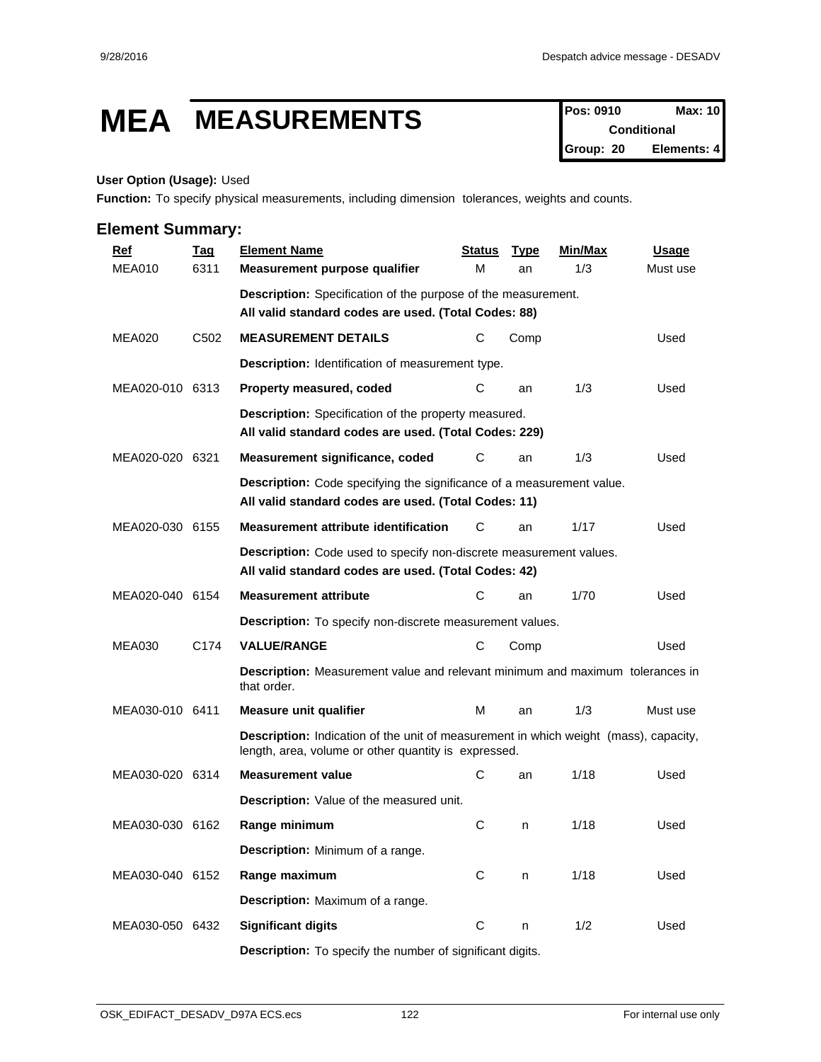# MEA MEASUREMENTS

**Pos: 0910** **Max: 10**
**Conditional**
**Group: 20** **Elements: 4**

**User Option (Usage):** Used

**Function:** To specify physical measurements, including dimension tolerances, weights and counts.

## Element Summary:

| Ref | Tag | Element Name | Status | Type | Min/Max | Usage |
|---|---|---|---|---|---|---|
| MEA010 | 6311 | **Measurement purpose qualifier** | M | an | 1/3 | Must use |
| | | **Description:** Specification of the purpose of the measurement. **All valid standard codes are used. (Total Codes: 88)** | | | | |
| MEA020 | C502 | **MEASUREMENT DETAILS** | C | Comp | | Used |
| | | **Description:** Identification of measurement type. | | | | |
| MEA020-010 | 6313 | **Property measured, coded** | C | an | 1/3 | Used |
| | | **Description:** Specification of the property measured. **All valid standard codes are used. (Total Codes: 229)** | | | | |
| MEA020-020 | 6321 | **Measurement significance, coded** | C | an | 1/3 | Used |
| | | **Description:** Code specifying the significance of a measurement value. **All valid standard codes are used. (Total Codes: 11)** | | | | |
| MEA020-030 | 6155 | **Measurement attribute identification** | C | an | 1/17 | Used |
| | | **Description:** Code used to specify non-discrete measurement values. **All valid standard codes are used. (Total Codes: 42)** | | | | |
| MEA020-040 | 6154 | **Measurement attribute** | C | an | 1/70 | Used |
| | | **Description:** To specify non-discrete measurement values. | | | | |
| MEA030 | C174 | **VALUE/RANGE** | C | Comp | | Used |
| | | **Description:** Measurement value and relevant minimum and maximum tolerances in that order. | | | | |
| MEA030-010 | 6411 | **Measure unit qualifier** | M | an | 1/3 | Must use |
| | | **Description:** Indication of the unit of measurement in which weight (mass), capacity, length, area, volume or other quantity is expressed. | | | | |
| MEA030-020 | 6314 | **Measurement value** | C | an | 1/18 | Used |
| | | **Description:** Value of the measured unit. | | | | |
| MEA030-030 | 6162 | **Range minimum** | C | n | 1/18 | Used |
| | | **Description:** Minimum of a range. | | | | |
| MEA030-040 | 6152 | **Range maximum** | C | n | 1/18 | Used |
| | | **Description:** Maximum of a range. | | | | |
| MEA030-050 | 6432 | **Significant digits** | C | n | 1/2 | Used |
| | | **Description:** To specify the number of significant digits. | | | | |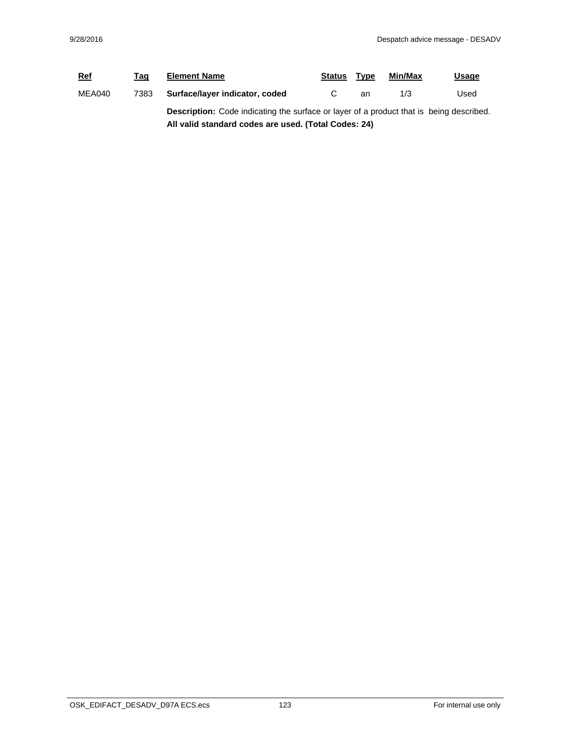| Ref | Tag | Element Name | Status | Type | Min/Max | Usage |
|---|---|---|---|---|---|---|
| MEA040 | 7383 | **Surface/layer indicator, coded** | C | an | 1/3 | Used |

**Description:** Code indicating the surface or layer of a product that is being described.
**All valid standard codes are used. (Total Codes: 24)**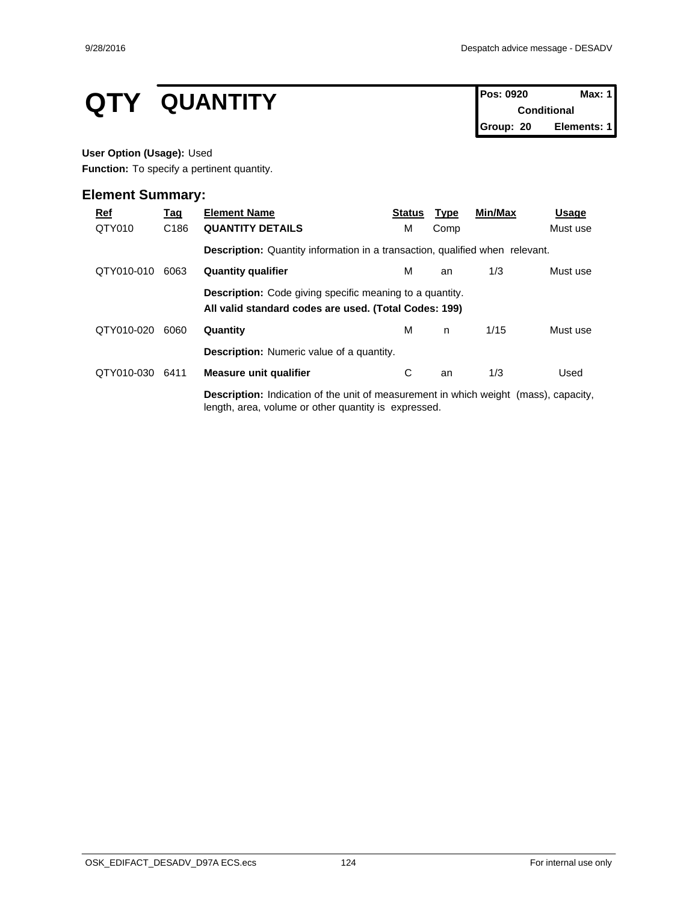# QTY QUANTITY

| Pos: 0920 | Max: 1 |
|---|---|
| Conditional | |
| Group: 20 | Elements: 1 |

**User Option (Usage):** Used

**Function:** To specify a pertinent quantity.

## Element Summary:

| Ref | Tag | Element Name | Status | Type | Min/Max | Usage |
|---|---|---|---|---|---|---|
| QTY010 | C186 | **QUANTITY DETAILS** | M | Comp | | Must use |
| | | **Description:** Quantity information in a transaction, qualified when relevant. | | | | |
| QTY010-010 | 6063 | **Quantity qualifier** | M | an | 1/3 | Must use |
| | | **Description:** Code giving specific meaning to a quantity. **All valid standard codes are used. (Total Codes: 199)** | | | | |
| QTY010-020 | 6060 | **Quantity** | M | n | 1/15 | Must use |
| | | **Description:** Numeric value of a quantity. | | | | |
| QTY010-030 | 6411 | **Measure unit qualifier** | C | an | 1/3 | Used |
| | | **Description:** Indication of the unit of measurement in which weight (mass), capacity, length, area, volume or other quantity is expressed. | | | | |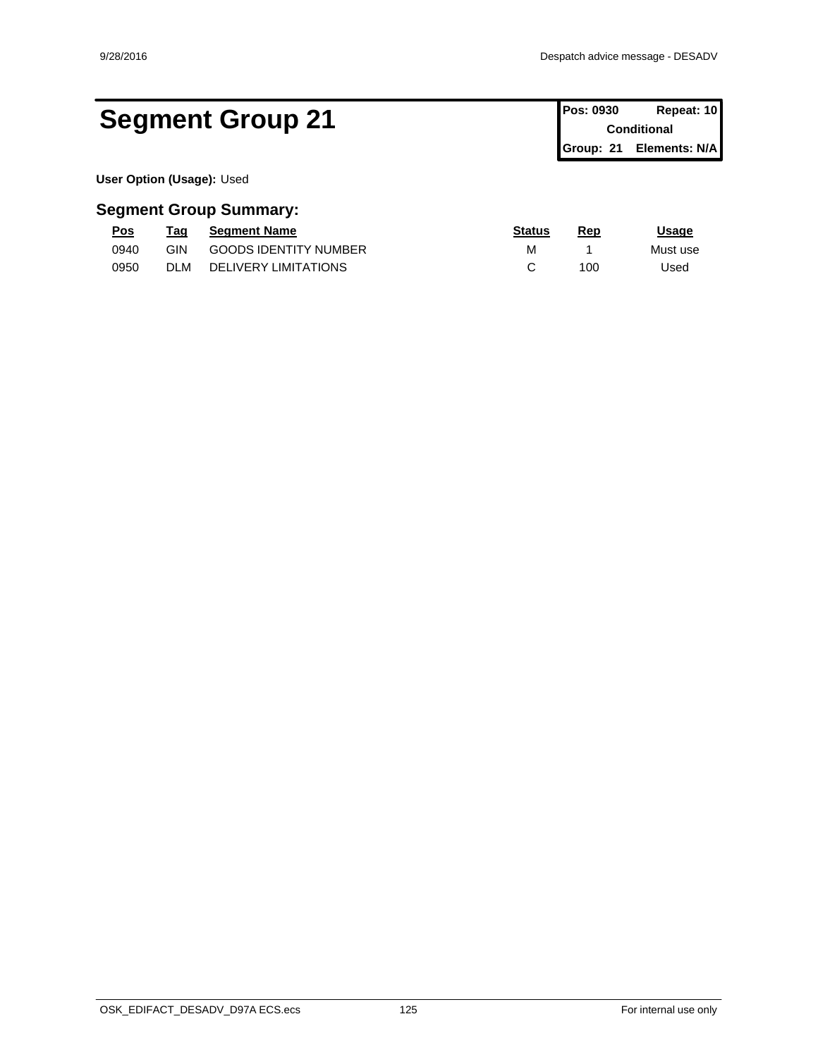# Segment Group 21

| Pos: 0930 | Repeat: 10 |
|---|---|
| Conditional | |
| Group: 21 | Elements: N/A |

**User Option (Usage):** Used

## Segment Group Summary:

| Pos | Tag | Segment Name | Status | Rep | Usage |
|---|---|---|---|---|---|
| 0940 | GIN | GOODS IDENTITY NUMBER | M | 1 | Must use |
| 0950 | DLM | DELIVERY LIMITATIONS | C | 100 | Used |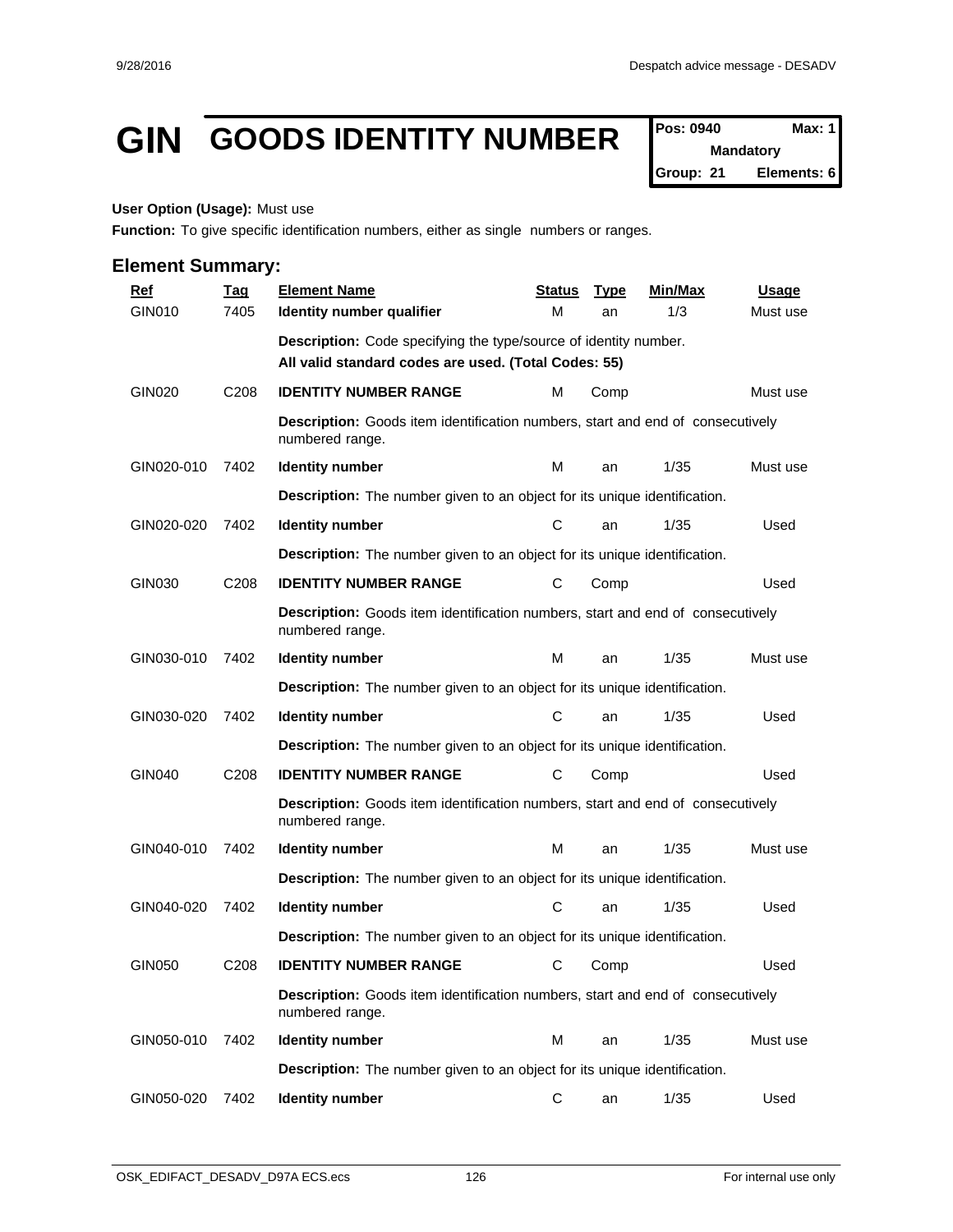# GIN GOODS IDENTITY NUMBER

| Pos: 0940 | Max: 1 |
|---|---|
| Mandatory | |
| Group: 21 | Elements: 6 |

**User Option (Usage):** Must use

**Function:** To give specific identification numbers, either as single numbers or ranges.

## Element Summary:

| Ref | Tag | Element Name | Status | Type | Min/Max | Usage |
|---|---|---|---|---|---|---|
| GIN010 | 7405 | **Identity number qualifier** | M | an | 1/3 | Must use |
| | | **Description:** Code specifying the type/source of identity number. **All valid standard codes are used. (Total Codes: 55)** | | | | |
| GIN020 | C208 | **IDENTITY NUMBER RANGE** | M | Comp | | Must use |
| | | **Description:** Goods item identification numbers, start and end of consecutively numbered range. | | | | |
| GIN020-010 | 7402 | **Identity number** | M | an | 1/35 | Must use |
| | | **Description:** The number given to an object for its unique identification. | | | | |
| GIN020-020 | 7402 | **Identity number** | C | an | 1/35 | Used |
| | | **Description:** The number given to an object for its unique identification. | | | | |
| GIN030 | C208 | **IDENTITY NUMBER RANGE** | C | Comp | | Used |
| | | **Description:** Goods item identification numbers, start and end of consecutively numbered range. | | | | |
| GIN030-010 | 7402 | **Identity number** | M | an | 1/35 | Must use |
| | | **Description:** The number given to an object for its unique identification. | | | | |
| GIN030-020 | 7402 | **Identity number** | C | an | 1/35 | Used |
| | | **Description:** The number given to an object for its unique identification. | | | | |
| GIN040 | C208 | **IDENTITY NUMBER RANGE** | C | Comp | | Used |
| | | **Description:** Goods item identification numbers, start and end of consecutively numbered range. | | | | |
| GIN040-010 | 7402 | **Identity number** | M | an | 1/35 | Must use |
| | | **Description:** The number given to an object for its unique identification. | | | | |
| GIN040-020 | 7402 | **Identity number** | C | an | 1/35 | Used |
| | | **Description:** The number given to an object for its unique identification. | | | | |
| GIN050 | C208 | **IDENTITY NUMBER RANGE** | C | Comp | | Used |
| | | **Description:** Goods item identification numbers, start and end of consecutively numbered range. | | | | |
| GIN050-010 | 7402 | **Identity number** | M | an | 1/35 | Must use |
| | | **Description:** The number given to an object for its unique identification. | | | | |
| GIN050-020 | 7402 | **Identity number** | C | an | 1/35 | Used |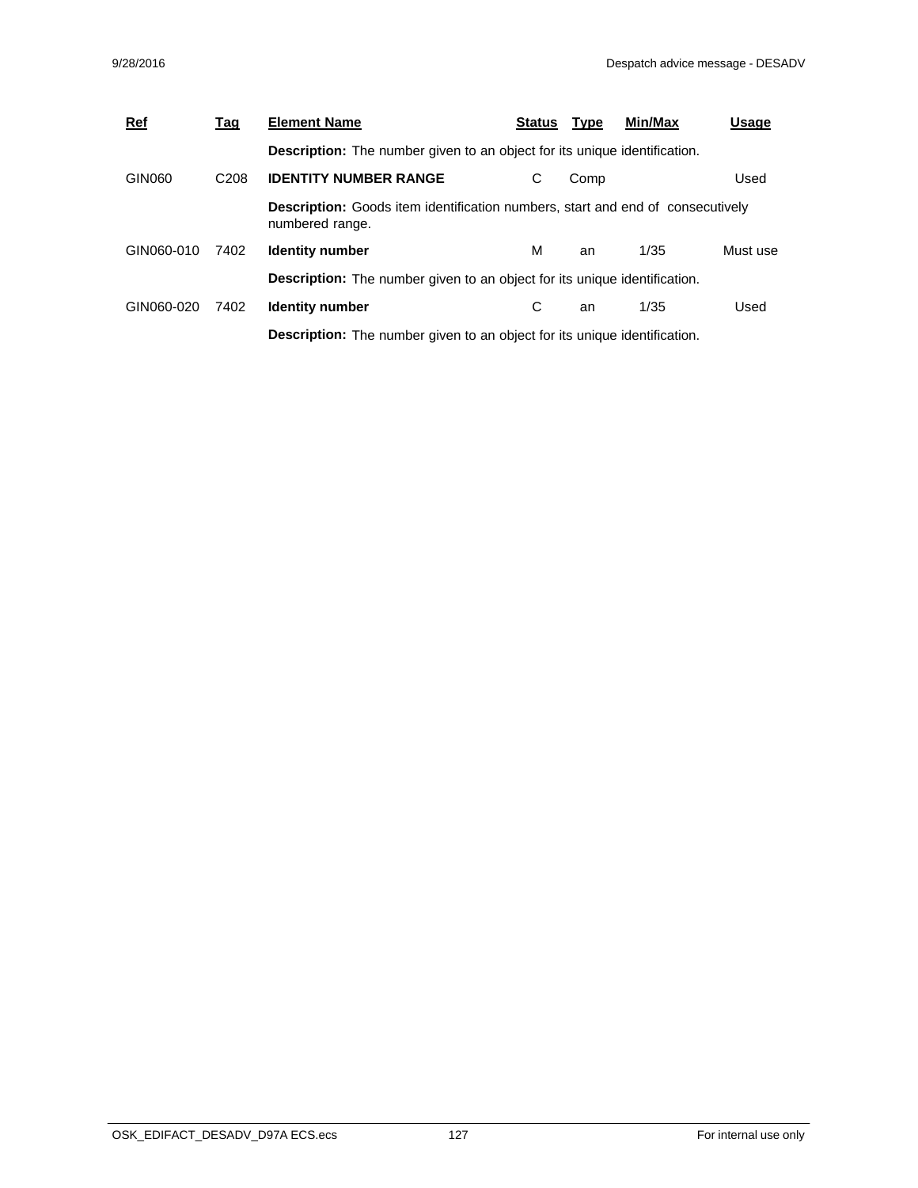| Ref | Tag | Element Name | Status | Type | Min/Max | Usage |
|---|---|---|---|---|---|---|
| | | **Description:** The number given to an object for its unique identification. | | | | |
| GIN060 | C208 | **IDENTITY NUMBER RANGE** | C | Comp | | Used |
| | | **Description:** Goods item identification numbers, start and end of consecutively numbered range. | | | | |
| GIN060-010 | 7402 | **Identity number** | M | an | 1/35 | Must use |
| | | **Description:** The number given to an object for its unique identification. | | | | |
| GIN060-020 | 7402 | **Identity number** | C | an | 1/35 | Used |
| | | **Description:** The number given to an object for its unique identification. | | | | |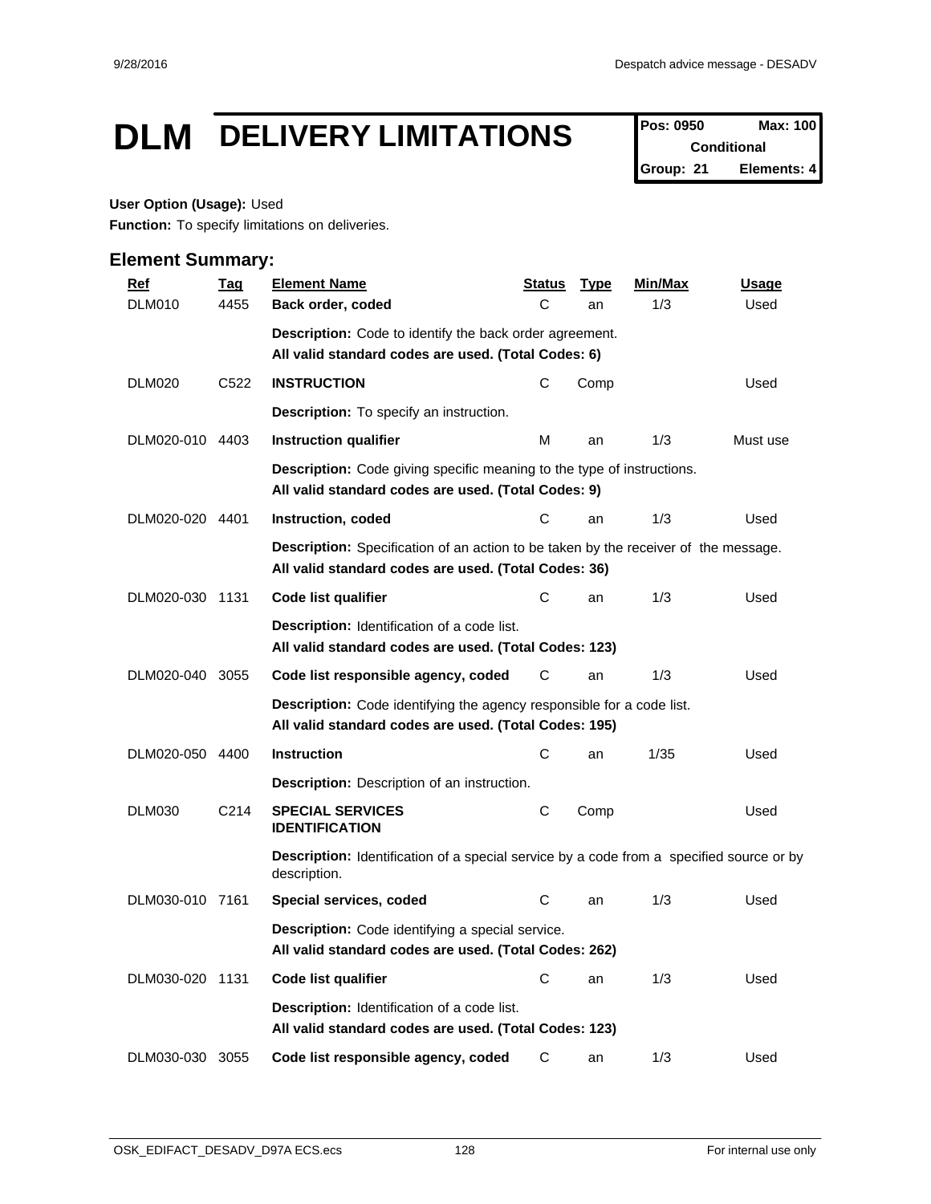# DLM DELIVERY LIMITATIONS

| Pos: 0950 | Max: 100 |
|---|---|
| Conditional | |
| Group: 21 | Elements: 4 |

**User Option (Usage):** Used
**Function:** To specify limitations on deliveries.

## Element Summary:

| Ref | Tag | Element Name | Status | Type | Min/Max | Usage |
|---|---|---|---|---|---|---|
| DLM010 | 4455 | **Back order, coded** | C | an | 1/3 | Used |
| | | **Description:** Code to identify the back order agreement. **All valid standard codes are used. (Total Codes: 6)** | | | | |
| DLM020 | C522 | **INSTRUCTION** | C | Comp | | Used |
| | | **Description:** To specify an instruction. | | | | |
| DLM020-010 | 4403 | **Instruction qualifier** | M | an | 1/3 | Must use |
| | | **Description:** Code giving specific meaning to the type of instructions. **All valid standard codes are used. (Total Codes: 9)** | | | | |
| DLM020-020 | 4401 | **Instruction, coded** | C | an | 1/3 | Used |
| | | **Description:** Specification of an action to be taken by the receiver of the message. **All valid standard codes are used. (Total Codes: 36)** | | | | |
| DLM020-030 | 1131 | **Code list qualifier** | C | an | 1/3 | Used |
| | | **Description:** Identification of a code list. **All valid standard codes are used. (Total Codes: 123)** | | | | |
| DLM020-040 | 3055 | **Code list responsible agency, coded** | C | an | 1/3 | Used |
| | | **Description:** Code identifying the agency responsible for a code list. **All valid standard codes are used. (Total Codes: 195)** | | | | |
| DLM020-050 | 4400 | **Instruction** | C | an | 1/35 | Used |
| | | **Description:** Description of an instruction. | | | | |
| DLM030 | C214 | **SPECIAL SERVICES IDENTIFICATION** | C | Comp | | Used |
| | | **Description:** Identification of a special service by a code from a specified source or by description. | | | | |
| DLM030-010 | 7161 | **Special services, coded** | C | an | 1/3 | Used |
| | | **Description:** Code identifying a special service. **All valid standard codes are used. (Total Codes: 262)** | | | | |
| DLM030-020 | 1131 | **Code list qualifier** | C | an | 1/3 | Used |
| | | **Description:** Identification of a code list. **All valid standard codes are used. (Total Codes: 123)** | | | | |
| DLM030-030 | 3055 | **Code list responsible agency, coded** | C | an | 1/3 | Used |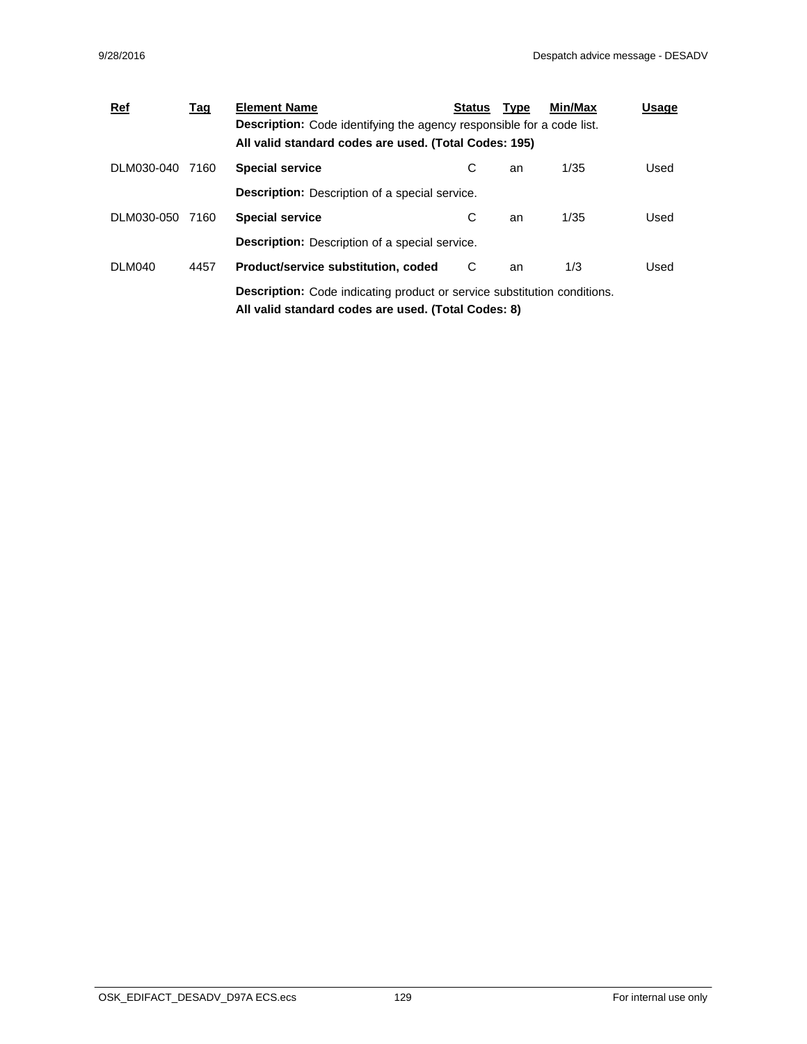| Ref | Tag | Element Name | Status | Type | Min/Max | Usage |
|---|---|---|---|---|---|---|
| | | **Description:** Code identifying the agency responsible for a code list. **All valid standard codes are used. (Total Codes: 195)** | | | | |
| DLM030-040 | 7160 | **Special service** | C | an | 1/35 | Used |
| | | **Description:** Description of a special service. | | | | |
| DLM030-050 | 7160 | **Special service** | C | an | 1/35 | Used |
| | | **Description:** Description of a special service. | | | | |
| DLM040 | 4457 | **Product/service substitution, coded** | C | an | 1/3 | Used |
| | | **Description:** Code indicating product or service substitution conditions. **All valid standard codes are used. (Total Codes: 8)** | | | | |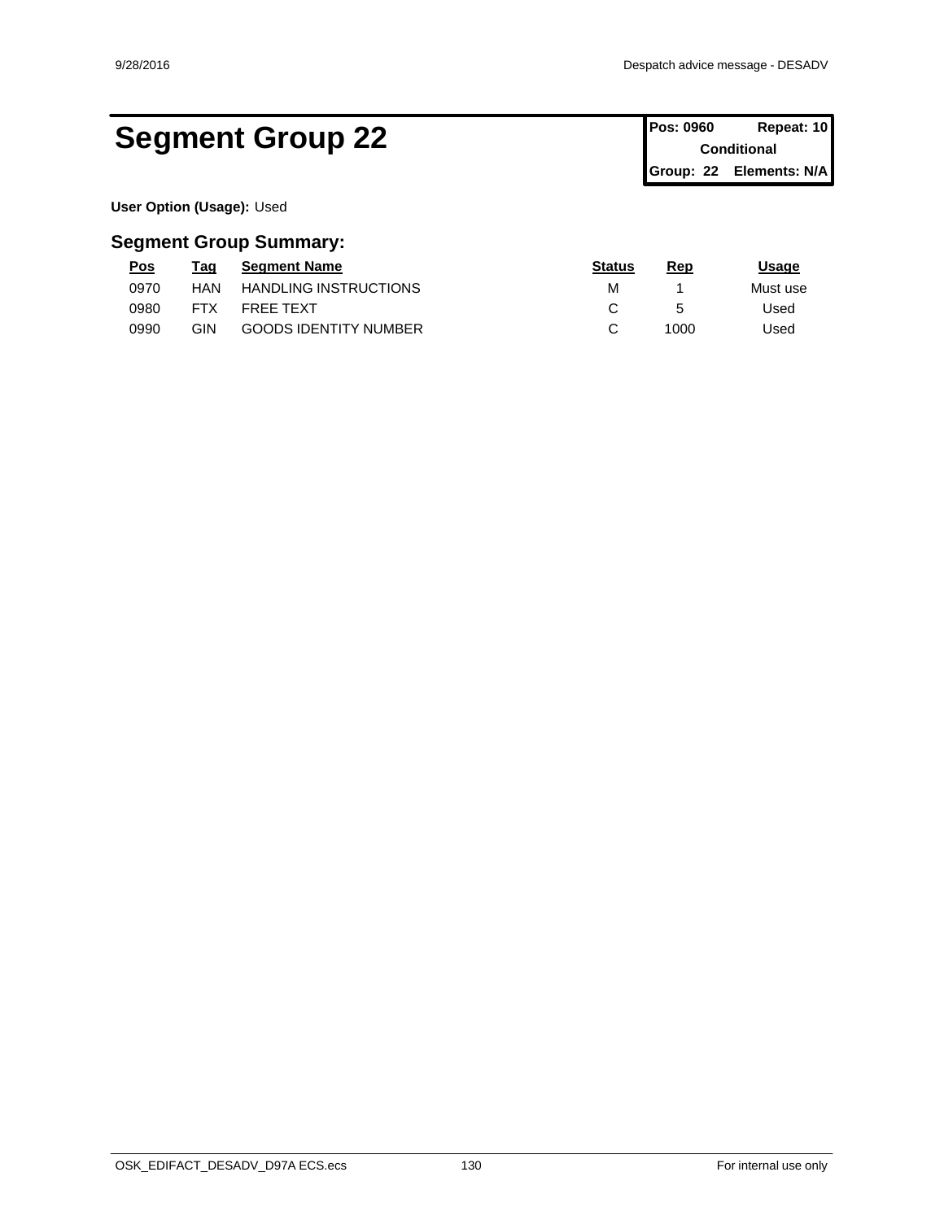# Segment Group 22

| Pos: 0960 | Repeat: 10 |
|---|---|
| Conditional | |
| Group: 22 | Elements: N/A |

**User Option (Usage):** Used

## Segment Group Summary:

| Pos | Tag | Segment Name | Status | Rep | Usage |
|---|---|---|---|---|---|
| 0970 | HAN | HANDLING INSTRUCTIONS | M | 1 | Must use |
| 0980 | FTX | FREE TEXT | C | 5 | Used |
| 0990 | GIN | GOODS IDENTITY NUMBER | C | 1000 | Used |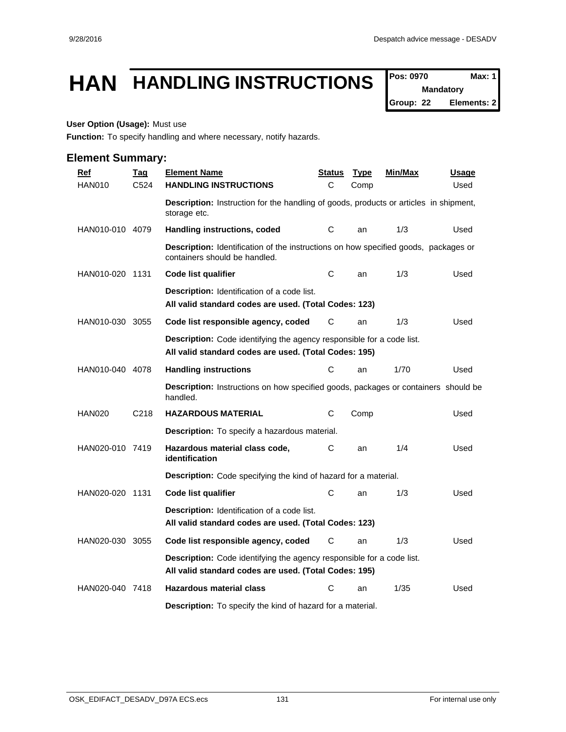# HAN HANDLING INSTRUCTIONS

| Pos: 0970 | Max: 1 |
|---|---|
| Mandatory | |
| Group: 22 | Elements: 2 |

**User Option (Usage):** Must use

**Function:** To specify handling and where necessary, notify hazards.

## Element Summary:

| Ref | Tag | Element Name | Status | Type | Min/Max | Usage |
|---|---|---|---|---|---|---|
| HAN010 | C524 | **HANDLING INSTRUCTIONS** | C | Comp | | Used |
| | | **Description:** Instruction for the handling of goods, products or articles in shipment, storage etc. | | | | |
| HAN010-010 | 4079 | **Handling instructions, coded** | C | an | 1/3 | Used |
| | | **Description:** Identification of the instructions on how specified goods, packages or containers should be handled. | | | | |
| HAN010-020 | 1131 | **Code list qualifier** | C | an | 1/3 | Used |
| | | **Description:** Identification of a code list.<br>**All valid standard codes are used. (Total Codes: 123)** | | | | |
| HAN010-030 | 3055 | **Code list responsible agency, coded** | C | an | 1/3 | Used |
| | | **Description:** Code identifying the agency responsible for a code list.<br>**All valid standard codes are used. (Total Codes: 195)** | | | | |
| HAN010-040 | 4078 | **Handling instructions** | C | an | 1/70 | Used |
| | | **Description:** Instructions on how specified goods, packages or containers should be handled. | | | | |
| HAN020 | C218 | **HAZARDOUS MATERIAL** | C | Comp | | Used |
| | | **Description:** To specify a hazardous material. | | | | |
| HAN020-010 | 7419 | **Hazardous material class code, identification** | C | an | 1/4 | Used |
| | | **Description:** Code specifying the kind of hazard for a material. | | | | |
| HAN020-020 | 1131 | **Code list qualifier** | C | an | 1/3 | Used |
| | | **Description:** Identification of a code list.<br>**All valid standard codes are used. (Total Codes: 123)** | | | | |
| HAN020-030 | 3055 | **Code list responsible agency, coded** | C | an | 1/3 | Used |
| | | **Description:** Code identifying the agency responsible for a code list.<br>**All valid standard codes are used. (Total Codes: 195)** | | | | |
| HAN020-040 | 7418 | **Hazardous material class** | C | an | 1/35 | Used |
| | | **Description:** To specify the kind of hazard for a material. | | | | |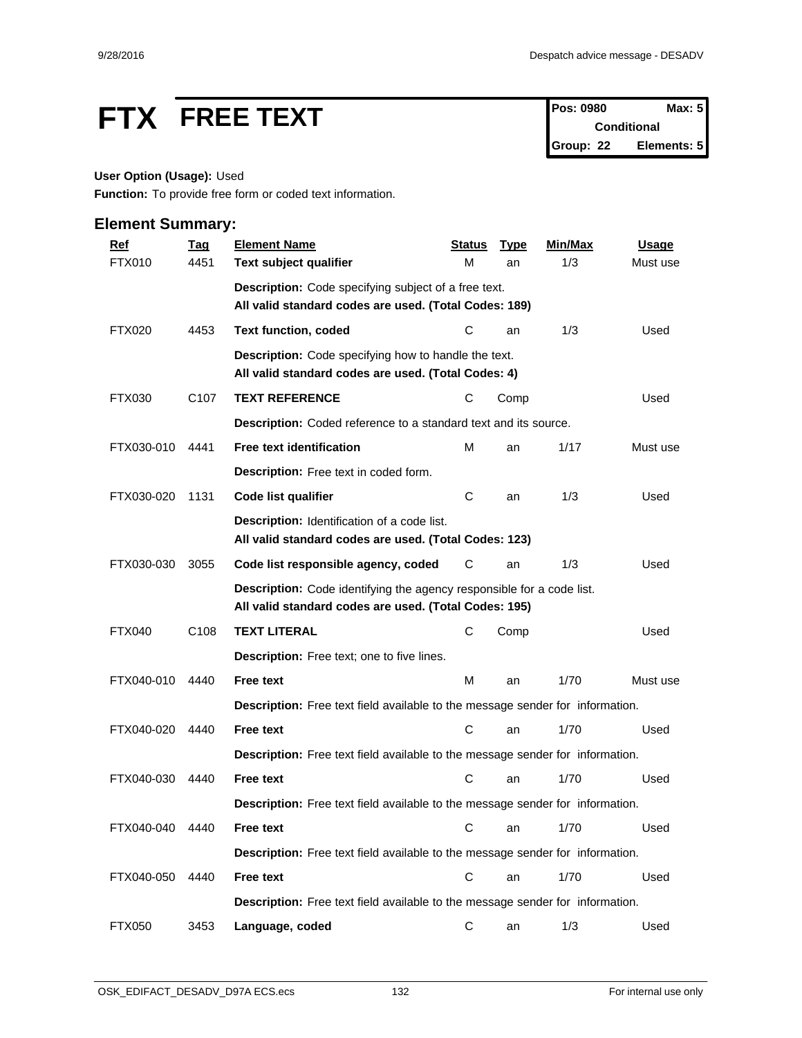# FTX FREE TEXT

| Pos: 0980 | Max: 5 |
|---|---|
| Conditional | |
| Group: 22 | Elements: 5 |

**User Option (Usage):** Used

**Function:** To provide free form or coded text information.

## Element Summary:

| Ref | Tag | Element Name | Status | Type | Min/Max | Usage |
|---|---|---|---|---|---|---|
| FTX010 | 4451 | **Text subject qualifier** | M | an | 1/3 | Must use |
| | | **Description:** Code specifying subject of a free text. **All valid standard codes are used. (Total Codes: 189)** | | | | |
| FTX020 | 4453 | **Text function, coded** | C | an | 1/3 | Used |
| | | **Description:** Code specifying how to handle the text. **All valid standard codes are used. (Total Codes: 4)** | | | | |
| FTX030 | C107 | **TEXT REFERENCE** | C | Comp | | Used |
| | | **Description:** Coded reference to a standard text and its source. | | | | |
| FTX030-010 | 4441 | **Free text identification** | M | an | 1/17 | Must use |
| | | **Description:** Free text in coded form. | | | | |
| FTX030-020 | 1131 | **Code list qualifier** | C | an | 1/3 | Used |
| | | **Description:** Identification of a code list. **All valid standard codes are used. (Total Codes: 123)** | | | | |
| FTX030-030 | 3055 | **Code list responsible agency, coded** | C | an | 1/3 | Used |
| | | **Description:** Code identifying the agency responsible for a code list. **All valid standard codes are used. (Total Codes: 195)** | | | | |
| FTX040 | C108 | **TEXT LITERAL** | C | Comp | | Used |
| | | **Description:** Free text; one to five lines. | | | | |
| FTX040-010 | 4440 | **Free text** | M | an | 1/70 | Must use |
| | | **Description:** Free text field available to the message sender for information. | | | | |
| FTX040-020 | 4440 | **Free text** | C | an | 1/70 | Used |
| | | **Description:** Free text field available to the message sender for information. | | | | |
| FTX040-030 | 4440 | **Free text** | C | an | 1/70 | Used |
| | | **Description:** Free text field available to the message sender for information. | | | | |
| FTX040-040 | 4440 | **Free text** | C | an | 1/70 | Used |
| | | **Description:** Free text field available to the message sender for information. | | | | |
| FTX040-050 | 4440 | **Free text** | C | an | 1/70 | Used |
| | | **Description:** Free text field available to the message sender for information. | | | | |
| FTX050 | 3453 | **Language, coded** | C | an | 1/3 | Used |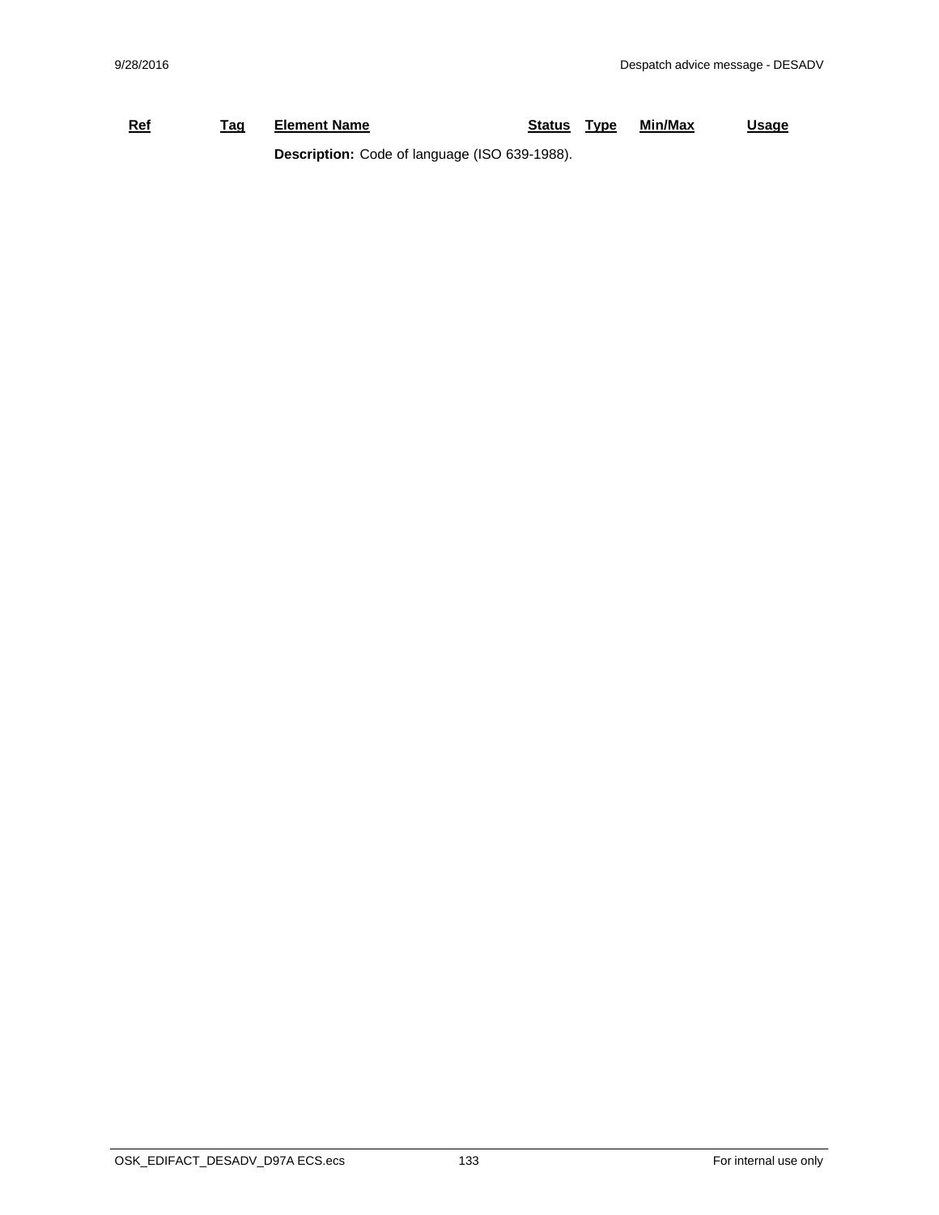| Ref | Tag | Element Name | Status | Type | Min/Max | Usage |
|---|---|---|---|---|---|---|
| | | **Description:** Code of language (ISO 639-1988). | | | | |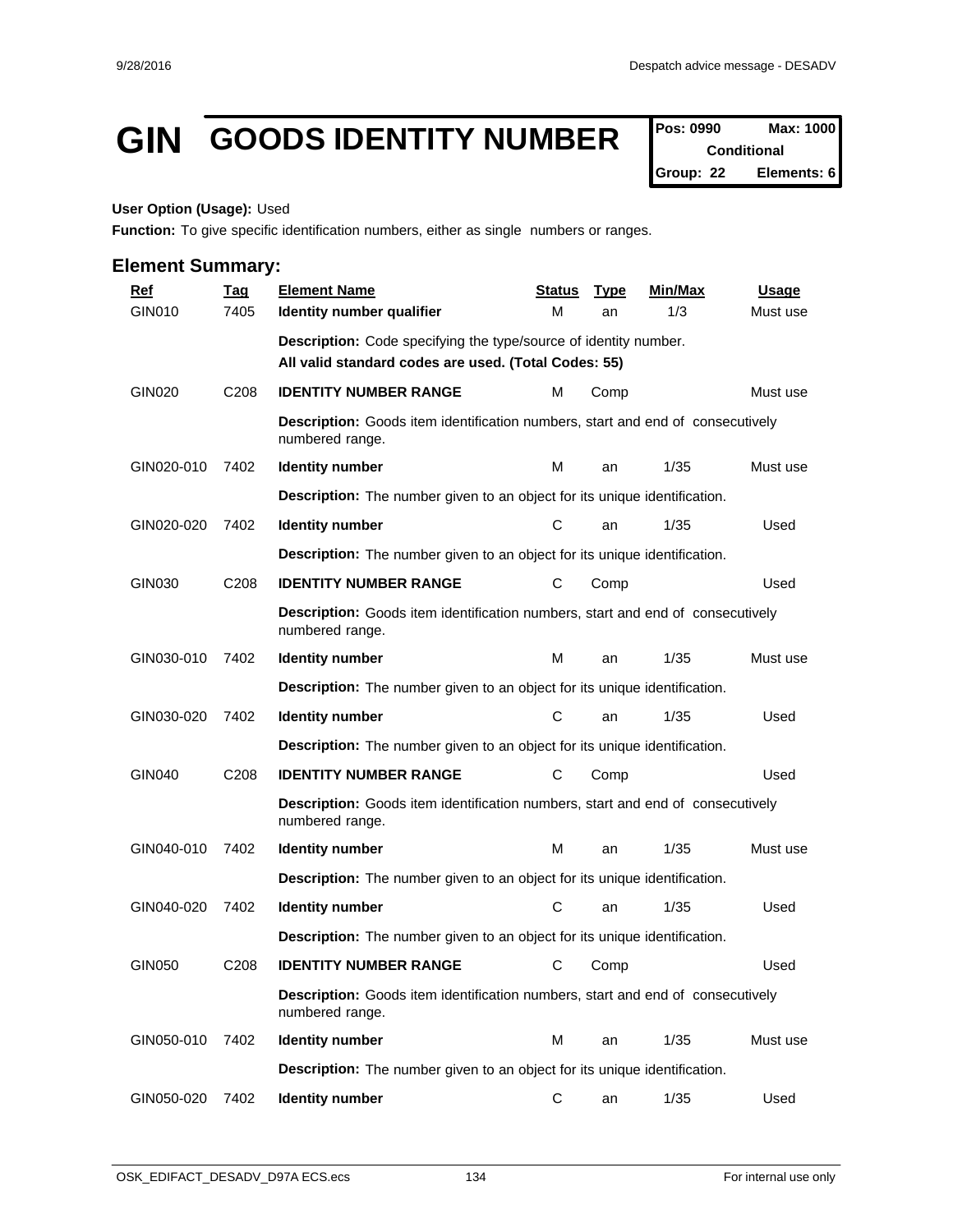# GIN GOODS IDENTITY NUMBER

| Pos: 0990 | Max: 1000 |
| --- | --- |
| Conditional | |
| Group: 22 | Elements: 6 |

**User Option (Usage):** Used

**Function:** To give specific identification numbers, either as single numbers or ranges.

## Element Summary:

| Ref | Tag | Element Name | Status | Type | Min/Max | Usage |
| --- | --- | --- | --- | --- | --- | --- |
| GIN010 | 7405 | **Identity number qualifier** | M | an | 1/3 | Must use |
| | | **Description:** Code specifying the type/source of identity number. **All valid standard codes are used. (Total Codes: 55)** | | | | |
| GIN020 | C208 | **IDENTITY NUMBER RANGE** | M | Comp | | Must use |
| | | **Description:** Goods item identification numbers, start and end of consecutively numbered range. | | | | |
| GIN020-010 | 7402 | **Identity number** | M | an | 1/35 | Must use |
| | | **Description:** The number given to an object for its unique identification. | | | | |
| GIN020-020 | 7402 | **Identity number** | C | an | 1/35 | Used |
| | | **Description:** The number given to an object for its unique identification. | | | | |
| GIN030 | C208 | **IDENTITY NUMBER RANGE** | C | Comp | | Used |
| | | **Description:** Goods item identification numbers, start and end of consecutively numbered range. | | | | |
| GIN030-010 | 7402 | **Identity number** | M | an | 1/35 | Must use |
| | | **Description:** The number given to an object for its unique identification. | | | | |
| GIN030-020 | 7402 | **Identity number** | C | an | 1/35 | Used |
| | | **Description:** The number given to an object for its unique identification. | | | | |
| GIN040 | C208 | **IDENTITY NUMBER RANGE** | C | Comp | | Used |
| | | **Description:** Goods item identification numbers, start and end of consecutively numbered range. | | | | |
| GIN040-010 | 7402 | **Identity number** | M | an | 1/35 | Must use |
| | | **Description:** The number given to an object for its unique identification. | | | | |
| GIN040-020 | 7402 | **Identity number** | C | an | 1/35 | Used |
| | | **Description:** The number given to an object for its unique identification. | | | | |
| GIN050 | C208 | **IDENTITY NUMBER RANGE** | C | Comp | | Used |
| | | **Description:** Goods item identification numbers, start and end of consecutively numbered range. | | | | |
| GIN050-010 | 7402 | **Identity number** | M | an | 1/35 | Must use |
| | | **Description:** The number given to an object for its unique identification. | | | | |
| GIN050-020 | 7402 | **Identity number** | C | an | 1/35 | Used |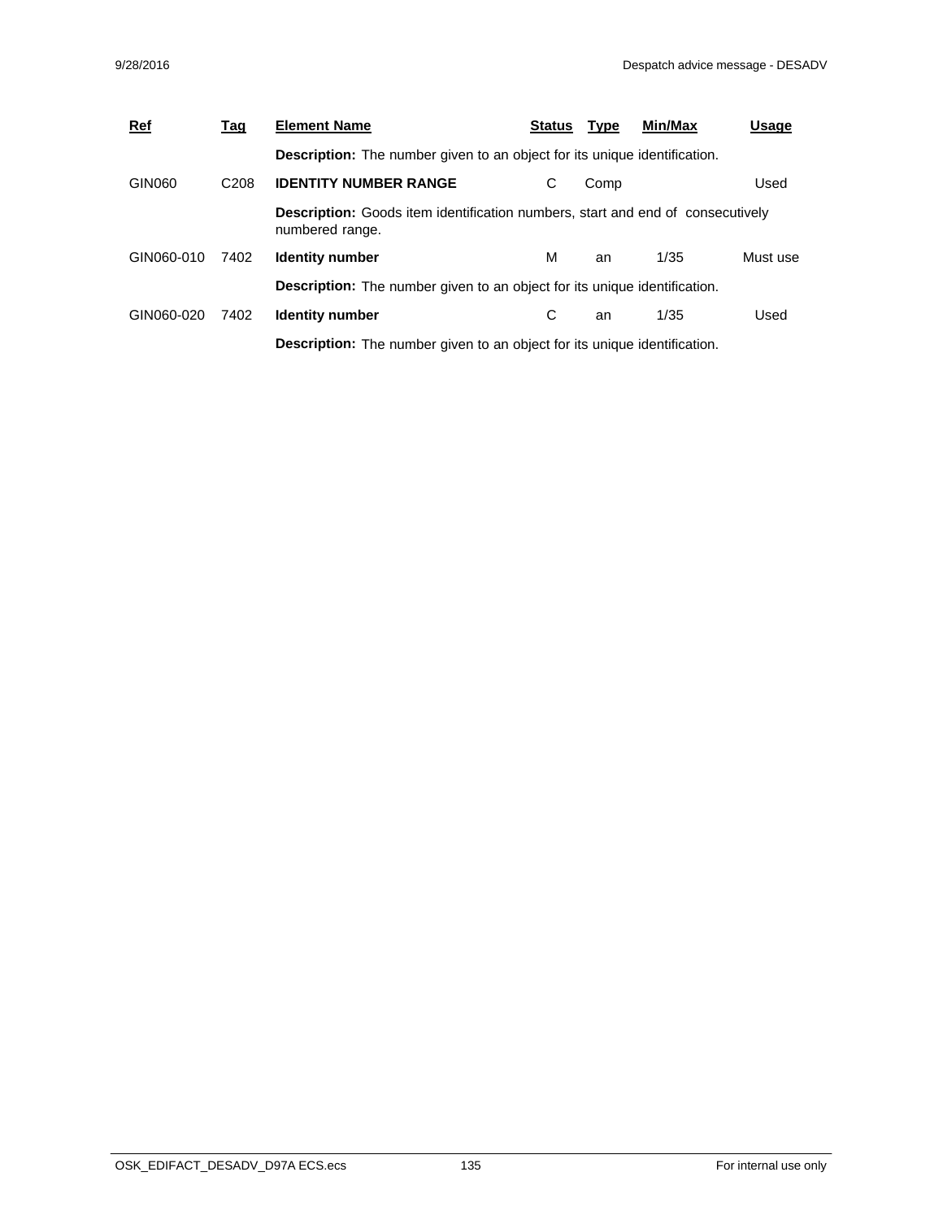| Ref | Tag | Element Name | Status | Type | Min/Max | Usage |
|---|---|---|---|---|---|---|
| | | **Description:** The number given to an object for its unique identification. | | | | |
| GIN060 | C208 | **IDENTITY NUMBER RANGE** | C | Comp | | Used |
| | | **Description:** Goods item identification numbers, start and end of consecutively numbered range. | | | | |
| GIN060-010 | 7402 | **Identity number** | M | an | 1/35 | Must use |
| | | **Description:** The number given to an object for its unique identification. | | | | |
| GIN060-020 | 7402 | **Identity number** | C | an | 1/35 | Used |
| | | **Description:** The number given to an object for its unique identification. | | | | |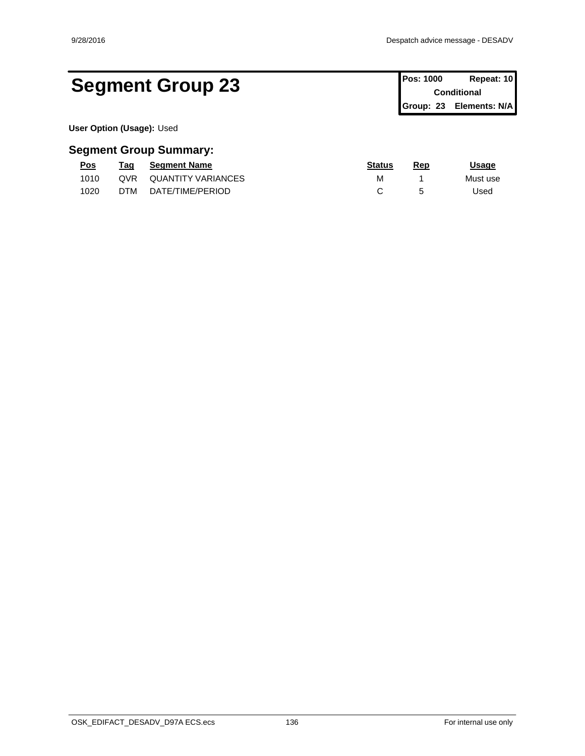# Segment Group 23

| Pos: 1000 | Repeat: 10 |
|---|---|
| Conditional | |
| Group: 23 | Elements: N/A |

**User Option (Usage):** Used

## Segment Group Summary:

| Pos | Tag | Segment Name | Status | Rep | Usage |
|---|---|---|---|---|---|
| 1010 | QVR | QUANTITY VARIANCES | M | 1 | Must use |
| 1020 | DTM | DATE/TIME/PERIOD | C | 5 | Used |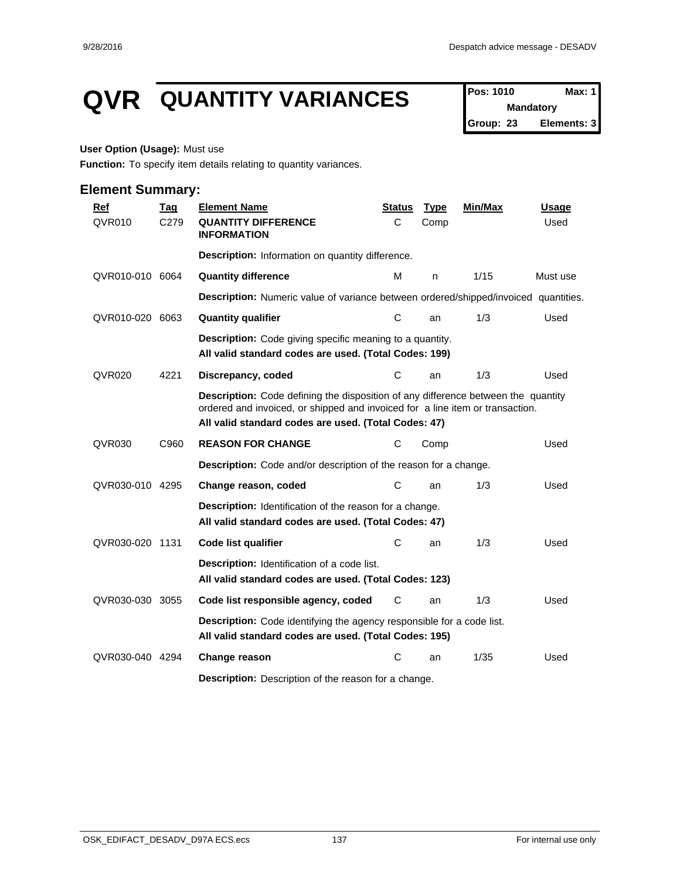# QVR QUANTITY VARIANCES

| Pos: 1010 | Max: 1 |
|---|---|
| Mandatory | |
| Group: 23 | Elements: 3 |

**User Option (Usage):** Must use

**Function:** To specify item details relating to quantity variances.

## Element Summary:

| Ref | Tag | Element Name | Status | Type | Min/Max | Usage |
|---|---|---|---|---|---|---|
| QVR010 | C279 | **QUANTITY DIFFERENCE INFORMATION** | C | Comp | | Used |
| | | **Description:** Information on quantity difference. | | | | |
| QVR010-010 | 6064 | **Quantity difference** | M | n | 1/15 | Must use |
| | | **Description:** Numeric value of variance between ordered/shipped/invoiced quantities. | | | | |
| QVR010-020 | 6063 | **Quantity qualifier** | C | an | 1/3 | Used |
| | | **Description:** Code giving specific meaning to a quantity. **All valid standard codes are used. (Total Codes: 199)** | | | | |
| QVR020 | 4221 | **Discrepancy, coded** | C | an | 1/3 | Used |
| | | **Description:** Code defining the disposition of any difference between the quantity ordered and invoiced, or shipped and invoiced for a line item or transaction. **All valid standard codes are used. (Total Codes: 47)** | | | | |
| QVR030 | C960 | **REASON FOR CHANGE** | C | Comp | | Used |
| | | **Description:** Code and/or description of the reason for a change. | | | | |
| QVR030-010 | 4295 | **Change reason, coded** | C | an | 1/3 | Used |
| | | **Description:** Identification of the reason for a change. **All valid standard codes are used. (Total Codes: 47)** | | | | |
| QVR030-020 | 1131 | **Code list qualifier** | C | an | 1/3 | Used |
| | | **Description:** Identification of a code list. **All valid standard codes are used. (Total Codes: 123)** | | | | |
| QVR030-030 | 3055 | **Code list responsible agency, coded** | C | an | 1/3 | Used |
| | | **Description:** Code identifying the agency responsible for a code list. **All valid standard codes are used. (Total Codes: 195)** | | | | |
| QVR030-040 | 4294 | **Change reason** | C | an | 1/35 | Used |
| | | **Description:** Description of the reason for a change. | | | | |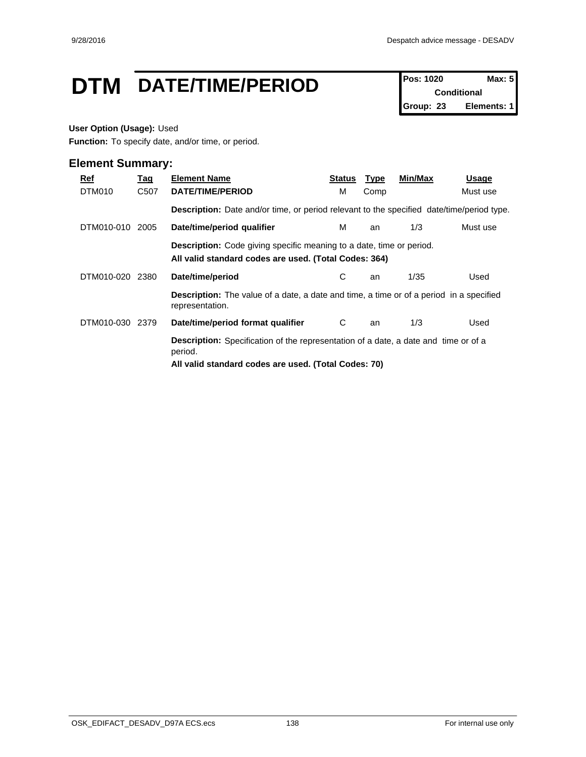# DTM DATE/TIME/PERIOD

| Pos: 1020 | Max: 5 |
|---|---|
| Conditional | |
| Group: 23 | Elements: 1 |

**User Option (Usage):** Used

**Function:** To specify date, and/or time, or period.

## Element Summary:

| Ref | Tag | Element Name | Status | Type | Min/Max | Usage |
|---|---|---|---|---|---|---|
| DTM010 | C507 | **DATE/TIME/PERIOD** | M | Comp | | Must use |
| | | **Description:** Date and/or time, or period relevant to the specified date/time/period type. | | | | |
| DTM010-010 | 2005 | **Date/time/period qualifier** | M | an | 1/3 | Must use |
| | | **Description:** Code giving specific meaning to a date, time or period. **All valid standard codes are used. (Total Codes: 364)** | | | | |
| DTM010-020 | 2380 | **Date/time/period** | C | an | 1/35 | Used |
| | | **Description:** The value of a date, a date and time, a time or of a period in a specified representation. | | | | |
| DTM010-030 | 2379 | **Date/time/period format qualifier** | C | an | 1/3 | Used |
| | | **Description:** Specification of the representation of a date, a date and time or of a period. **All valid standard codes are used. (Total Codes: 70)** | | | | |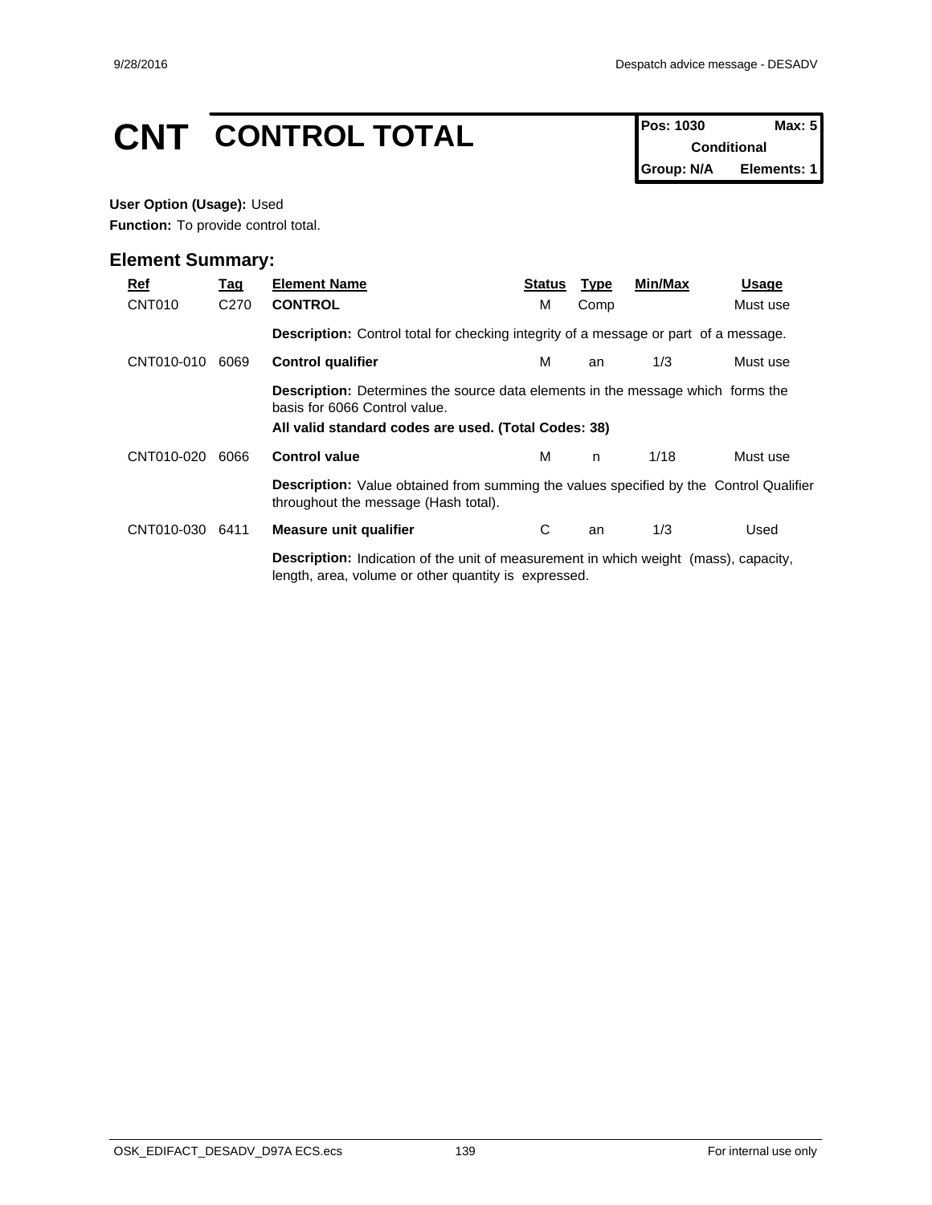# CNT CONTROL TOTAL

| Pos: 1030 | Max: 5 |
|---|---|
| Conditional | |
| Group: N/A | Elements: 1 |

**User Option (Usage):** Used

**Function:** To provide control total.

## Element Summary:

| Ref | Tag | Element Name | Status | Type | Min/Max | Usage |
|---|---|---|---|---|---|---|
| CNT010 | C270 | **CONTROL** | M | Comp | | Must use |
| | | **Description:** Control total for checking integrity of a message or part of a message. | | | | |
| CNT010-010 | 6069 | **Control qualifier** | M | an | 1/3 | Must use |
| | | **Description:** Determines the source data elements in the message which forms the basis for 6066 Control value. **All valid standard codes are used. (Total Codes: 38)** | | | | |
| CNT010-020 | 6066 | **Control value** | M | n | 1/18 | Must use |
| | | **Description:** Value obtained from summing the values specified by the Control Qualifier throughout the message (Hash total). | | | | |
| CNT010-030 | 6411 | **Measure unit qualifier** | C | an | 1/3 | Used |
| | | **Description:** Indication of the unit of measurement in which weight (mass), capacity, length, area, volume or other quantity is expressed. | | | | |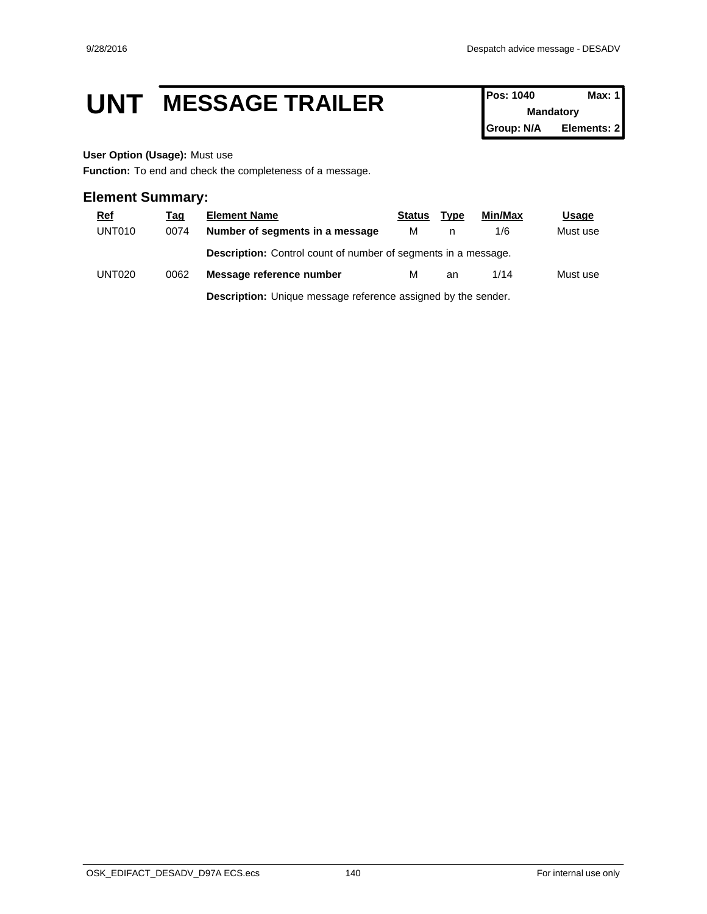# UNT MESSAGE TRAILER

| Pos: 1040 | Max: 1 |
| --- | --- |
| Mandatory | |
| Group: N/A | Elements: 2 |

**User Option (Usage):** Must use

**Function:** To end and check the completeness of a message.

## Element Summary:

| Ref | Tag | Element Name | Status | Type | Min/Max | Usage |
| --- | --- | --- | --- | --- | --- | --- |
| UNT010 | 0074 | **Number of segments in a message** | M | n | 1/6 | Must use |
| | | **Description:** Control count of number of segments in a message. | | | | |
| UNT020 | 0062 | **Message reference number** | M | an | 1/14 | Must use |
| | | **Description:** Unique message reference assigned by the sender. | | | | |